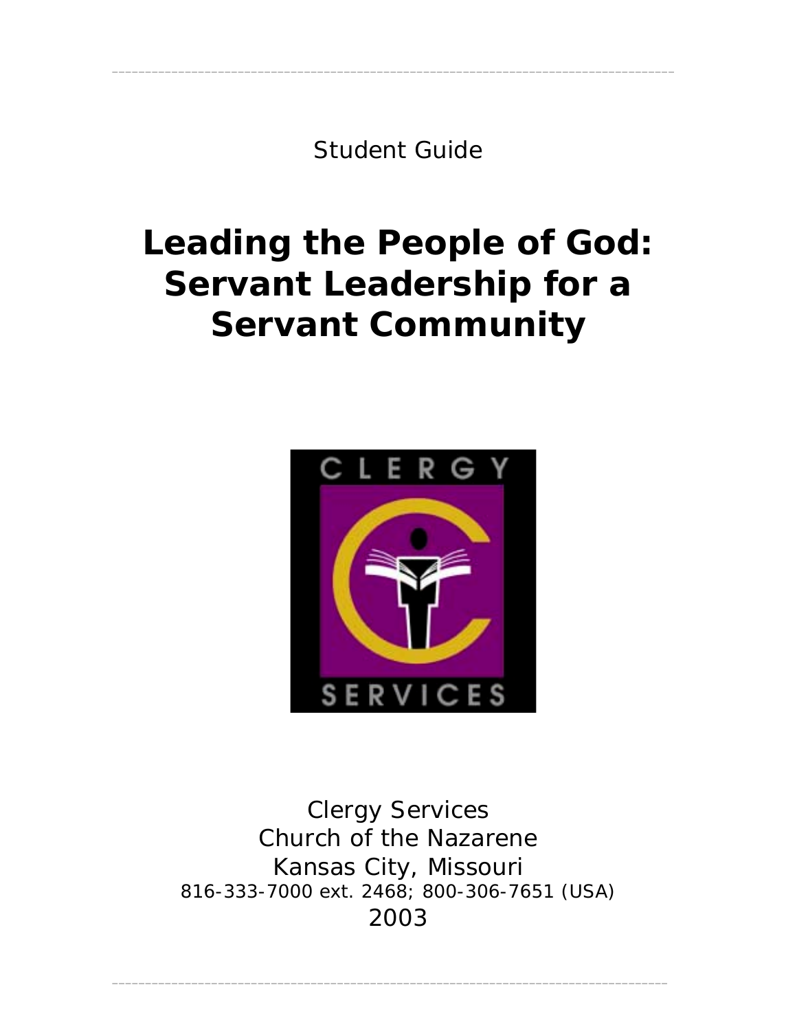Student Guide

# Leading the People of God: Servant Leadership for a Servant Community

Clergy Services
Church of the Nazarene
Kansas City, Missouri
816-333-7000 ext. 2468; 800-306-7651 (USA)
2003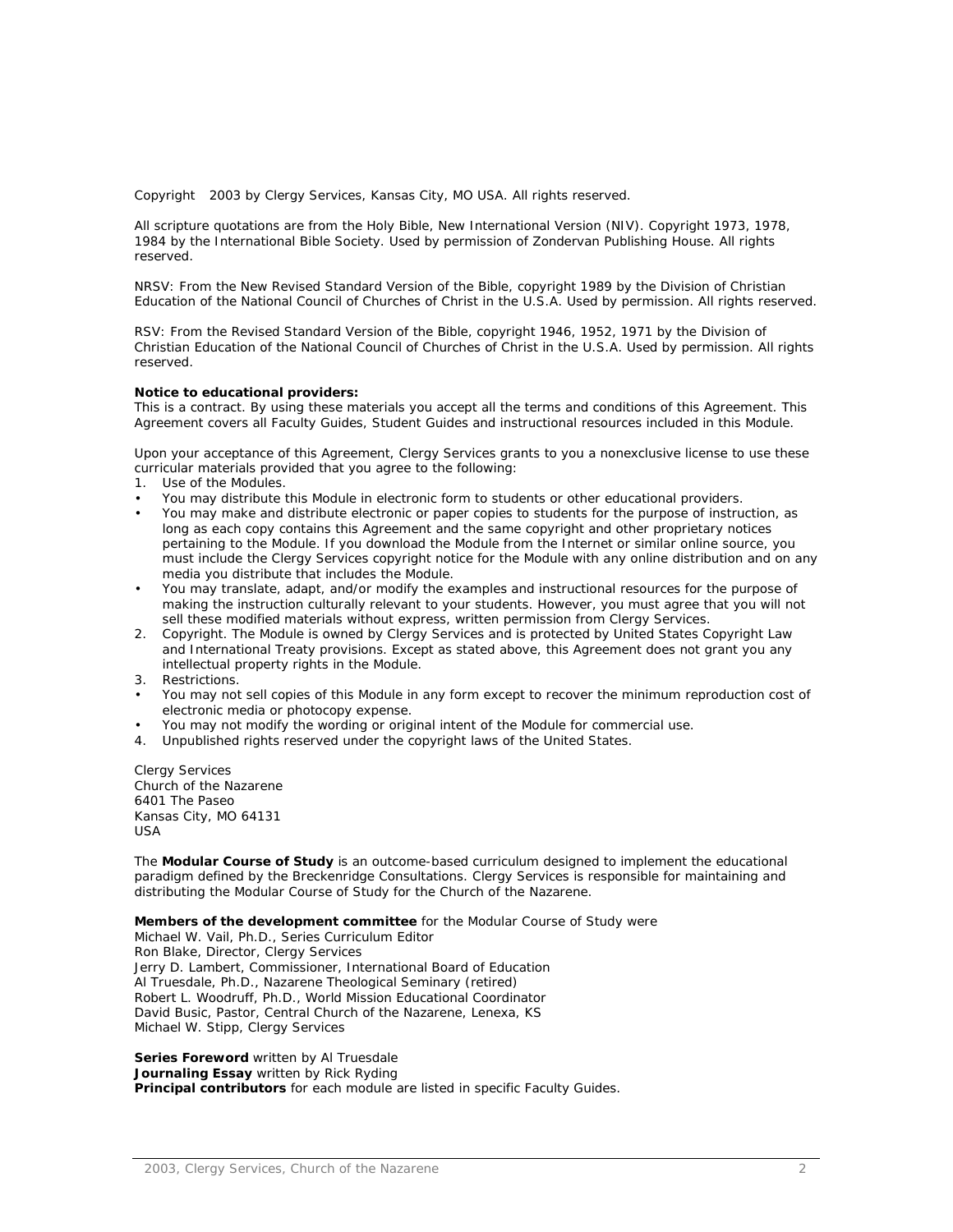Copyright 2003 by Clergy Services, Kansas City, MO USA. All rights reserved.

All scripture quotations are from the Holy Bible, New International Version (NIV). Copyright 1973, 1978, 1984 by the International Bible Society. Used by permission of Zondervan Publishing House. All rights reserved.

NRSV: From the New Revised Standard Version of the Bible, copyright 1989 by the Division of Christian Education of the National Council of Churches of Christ in the U.S.A. Used by permission. All rights reserved.

RSV: From the Revised Standard Version of the Bible, copyright 1946, 1952, 1971 by the Division of Christian Education of the National Council of Churches of Christ in the U.S.A. Used by permission. All rights reserved.

**Notice to educational providers:**
This is a contract. By using these materials you accept all the terms and conditions of this Agreement. This Agreement covers all Faculty Guides, Student Guides and instructional resources included in this Module.

Upon your acceptance of this Agreement, Clergy Services grants to you a nonexclusive license to use these curricular materials provided that you agree to the following:

1. Use of the Modules.
   - You may distribute this Module in electronic form to students or other educational providers.
   - You may make and distribute electronic or paper copies to students for the purpose of instruction, as long as each copy contains this Agreement and the same copyright and other proprietary notices pertaining to the Module. If you download the Module from the Internet or similar online source, you must include the Clergy Services copyright notice for the Module with any online distribution and on any media you distribute that includes the Module.
   - You may translate, adapt, and/or modify the examples and instructional resources for the purpose of making the instruction culturally relevant to your students. However, you must agree that you will not sell these modified materials without express, written permission from Clergy Services.
2. Copyright. The Module is owned by Clergy Services and is protected by United States Copyright Law and International Treaty provisions. Except as stated above, this Agreement does not grant you any intellectual property rights in the Module.
3. Restrictions.
   - You may not sell copies of this Module in any form except to recover the minimum reproduction cost of electronic media or photocopy expense.
   - You may not modify the wording or original intent of the Module for commercial use.
4. Unpublished rights reserved under the copyright laws of the United States.

Clergy Services
Church of the Nazarene
6401 The Paseo
Kansas City, MO 64131
USA

The **Modular Course of Study** is an outcome-based curriculum designed to implement the educational paradigm defined by the Breckenridge Consultations. Clergy Services is responsible for maintaining and distributing the Modular Course of Study for the Church of the Nazarene.

**Members of the development committee** for the Modular Course of Study were
Michael W. Vail, Ph.D., Series Curriculum Editor
Ron Blake, Director, Clergy Services
Jerry D. Lambert, Commissioner, International Board of Education
Al Truesdale, Ph.D., Nazarene Theological Seminary (retired)
Robert L. Woodruff, Ph.D., World Mission Educational Coordinator
David Busic, Pastor, Central Church of the Nazarene, Lenexa, KS
Michael W. Stipp, Clergy Services

**Series Foreword** written by Al Truesdale
**Journaling Essay** written by Rick Ryding
**Principal contributors** for each module are listed in specific Faculty Guides.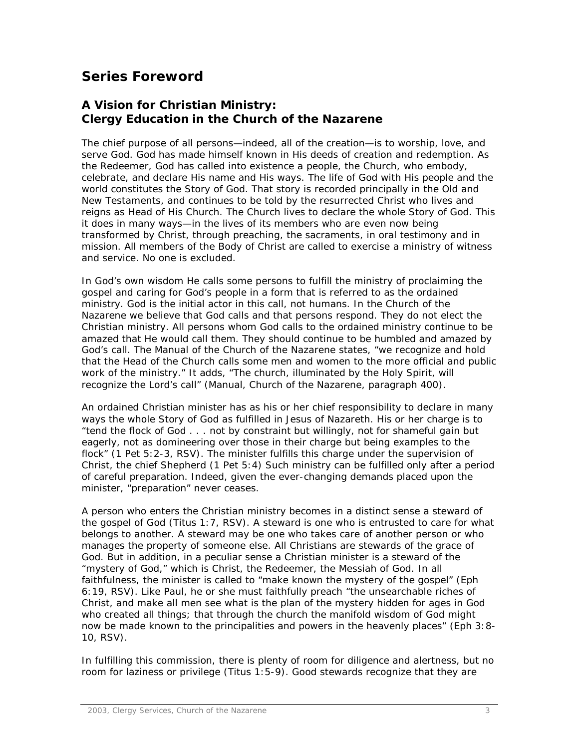# Series Foreword

## A Vision for Christian Ministry: Clergy Education in the Church of the Nazarene

The chief purpose of all persons—indeed, all of the creation—is to worship, love, and serve God. God has made himself known in His deeds of creation and redemption. As the Redeemer, God has called into existence a people, the Church, who embody, celebrate, and declare His name and His ways. The life of God with His people and the world constitutes the Story of God. That story is recorded principally in the Old and New Testaments, and continues to be told by the resurrected Christ who lives and reigns as Head of His Church. The Church lives to declare the whole Story of God. This it does in many ways—in the lives of its members who are even now being transformed by Christ, through preaching, the sacraments, in oral testimony and in mission. All members of the Body of Christ are called to exercise a ministry of witness and service. No one is excluded.

In God's own wisdom He calls some persons to fulfill the ministry of proclaiming the gospel and caring for God's people in a form that is referred to as the ordained ministry. God is the initial actor in this call, not humans. In the Church of the Nazarene we believe that God calls and that persons respond. They do not elect the Christian ministry. All persons whom God calls to the ordained ministry continue to be amazed that He would call them. They should continue to be humbled and amazed by God's call. The Manual of the Church of the Nazarene states, "we recognize and hold that the Head of the Church calls some men and women to the more official and public work of the ministry." It adds, "The church, illuminated by the Holy Spirit, will recognize the Lord's call" (Manual, Church of the Nazarene, paragraph 400).

An ordained Christian minister has as his or her chief responsibility to declare in many ways the whole Story of God as fulfilled in Jesus of Nazareth. His or her charge is to "tend the flock of God . . . not by constraint but willingly, not for shameful gain but eagerly, not as domineering over those in their charge but being examples to the flock" (1 Pet 5:2-3, RSV). The minister fulfills this charge under the supervision of Christ, the chief Shepherd (1 Pet 5:4) Such ministry can be fulfilled only after a period of careful preparation. Indeed, given the ever-changing demands placed upon the minister, "preparation" never ceases.

A person who enters the Christian ministry becomes in a distinct sense a steward of the gospel of God (Titus 1:7, RSV). A steward is one who is entrusted to care for what belongs to another. A steward may be one who takes care of another person or who manages the property of someone else. All Christians are stewards of the grace of God. But in addition, in a peculiar sense a Christian minister is a steward of the "mystery of God," which is Christ, the Redeemer, the Messiah of God. In all faithfulness, the minister is called to "make known the mystery of the gospel" (Eph 6:19, RSV). Like Paul, he or she must faithfully preach "the unsearchable riches of Christ, and make all men see what is the plan of the mystery hidden for ages in God who created all things; that through the church the manifold wisdom of God might now be made known to the principalities and powers in the heavenly places" (Eph 3:8-10, RSV).

In fulfilling this commission, there is plenty of room for diligence and alertness, but no room for laziness or privilege (Titus 1:5-9). Good stewards recognize that they are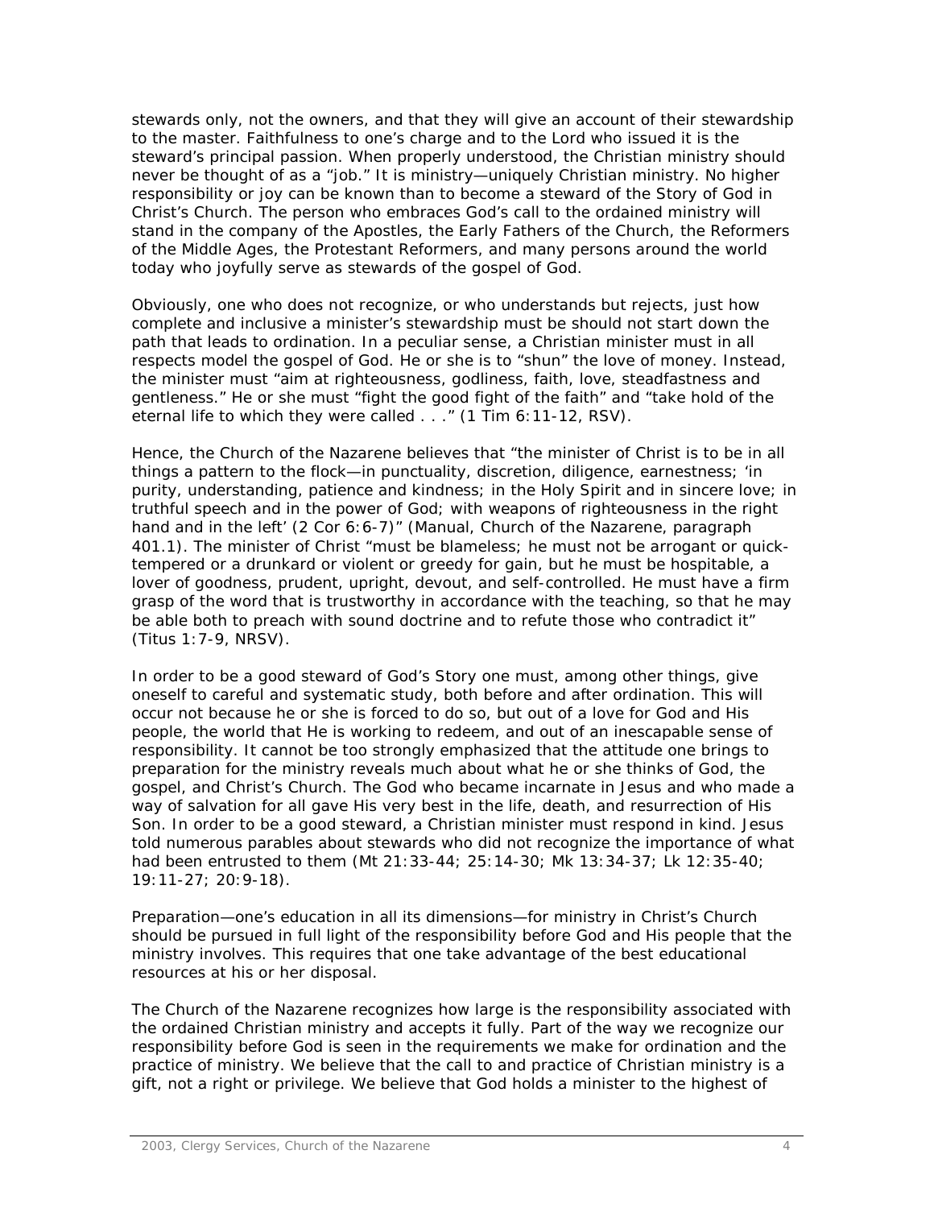stewards only, not the owners, and that they will give an account of their stewardship to the master. Faithfulness to one's charge and to the Lord who issued it is the steward's principal passion. When properly understood, the Christian ministry should never be thought of as a "job." It is ministry—uniquely Christian ministry. No higher responsibility or joy can be known than to become a steward of the Story of God in Christ's Church. The person who embraces God's call to the ordained ministry will stand in the company of the Apostles, the Early Fathers of the Church, the Reformers of the Middle Ages, the Protestant Reformers, and many persons around the world today who joyfully serve as stewards of the gospel of God.

Obviously, one who does not recognize, or who understands but rejects, just how complete and inclusive a minister's stewardship must be should not start down the path that leads to ordination. In a peculiar sense, a Christian minister must in all respects model the gospel of God. He or she is to "shun" the love of money. Instead, the minister must "aim at righteousness, godliness, faith, love, steadfastness and gentleness." He or she must "fight the good fight of the faith" and "take hold of the eternal life to which they were called . . ." (1 Tim 6:11-12, RSV).

Hence, the Church of the Nazarene believes that "the minister of Christ is to be in all things a pattern to the flock—in punctuality, discretion, diligence, earnestness; 'in purity, understanding, patience and kindness; in the Holy Spirit and in sincere love; in truthful speech and in the power of God; with weapons of righteousness in the right hand and in the left' (2 Cor 6:6-7)" (Manual, Church of the Nazarene, paragraph 401.1). The minister of Christ "must be blameless; he must not be arrogant or quick-tempered or a drunkard or violent or greedy for gain, but he must be hospitable, a lover of goodness, prudent, upright, devout, and self-controlled. He must have a firm grasp of the word that is trustworthy in accordance with the teaching, so that he may be able both to preach with sound doctrine and to refute those who contradict it" (Titus 1:7-9, NRSV).

In order to be a good steward of God's Story one must, among other things, give oneself to careful and systematic study, both before and after ordination. This will occur not because he or she is forced to do so, but out of a love for God and His people, the world that He is working to redeem, and out of an inescapable sense of responsibility. It cannot be too strongly emphasized that the attitude one brings to preparation for the ministry reveals much about what he or she thinks of God, the gospel, and Christ's Church. The God who became incarnate in Jesus and who made a way of salvation for all gave His very best in the life, death, and resurrection of His Son. In order to be a good steward, a Christian minister must respond in kind. Jesus told numerous parables about stewards who did not recognize the importance of what had been entrusted to them (Mt 21:33-44; 25:14-30; Mk 13:34-37; Lk 12:35-40; 19:11-27; 20:9-18).

Preparation—one's education in all its dimensions—for ministry in Christ's Church should be pursued in full light of the responsibility before God and His people that the ministry involves. This requires that one take advantage of the best educational resources at his or her disposal.

The Church of the Nazarene recognizes how large is the responsibility associated with the ordained Christian ministry and accepts it fully. Part of the way we recognize our responsibility before God is seen in the requirements we make for ordination and the practice of ministry. We believe that the call to and practice of Christian ministry is a gift, not a right or privilege. We believe that God holds a minister to the highest of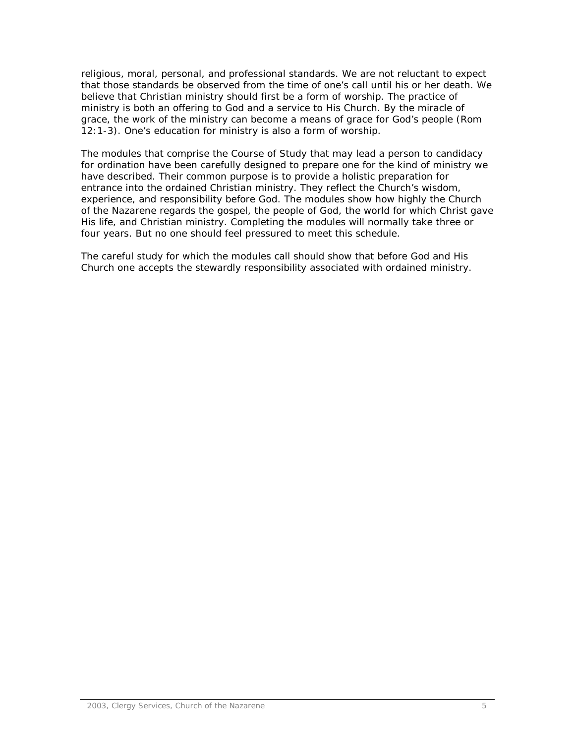religious, moral, personal, and professional standards. We are not reluctant to expect that those standards be observed from the time of one's call until his or her death. We believe that Christian ministry should first be a form of worship. The practice of ministry is both an offering to God and a service to His Church. By the miracle of grace, the work of the ministry can become a means of grace for God's people (Rom 12:1-3). One's education for ministry is also a form of worship.

The modules that comprise the Course of Study that may lead a person to candidacy for ordination have been carefully designed to prepare one for the kind of ministry we have described. Their common purpose is to provide a holistic preparation for entrance into the ordained Christian ministry. They reflect the Church's wisdom, experience, and responsibility before God. The modules show how highly the Church of the Nazarene regards the gospel, the people of God, the world for which Christ gave His life, and Christian ministry. Completing the modules will normally take three or four years. But no one should feel pressured to meet this schedule.

The careful study for which the modules call should show that before God and His Church one accepts the stewardly responsibility associated with ordained ministry.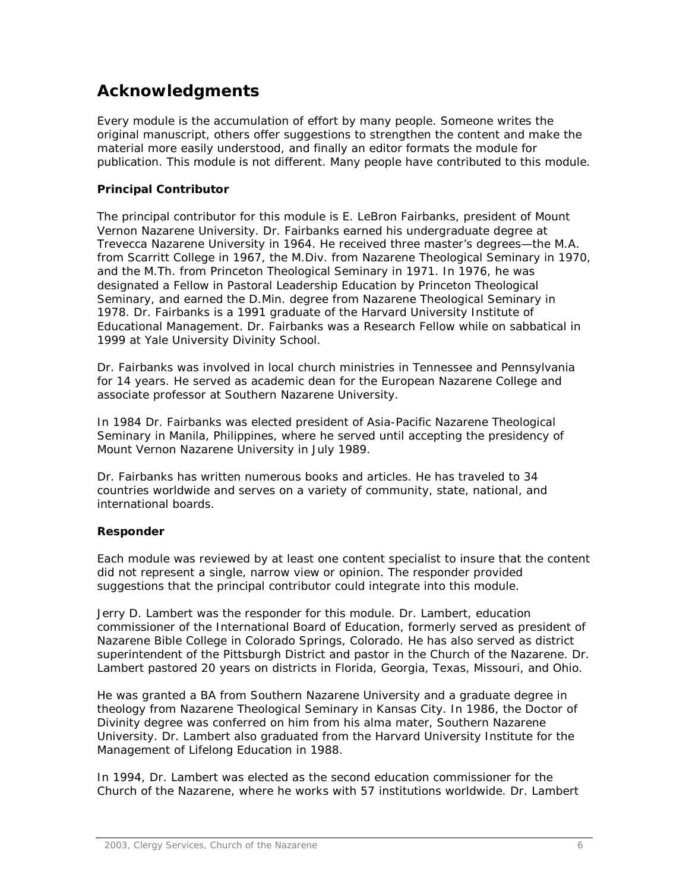## Acknowledgments

Every module is the accumulation of effort by many people. Someone writes the original manuscript, others offer suggestions to strengthen the content and make the material more easily understood, and finally an editor formats the module for publication. This module is not different. Many people have contributed to this module.

### Principal Contributor

The principal contributor for this module is E. LeBron Fairbanks, president of Mount Vernon Nazarene University. Dr. Fairbanks earned his undergraduate degree at Trevecca Nazarene University in 1964. He received three master's degrees—the M.A. from Scarritt College in 1967, the M.Div. from Nazarene Theological Seminary in 1970, and the M.Th. from Princeton Theological Seminary in 1971. In 1976, he was designated a Fellow in Pastoral Leadership Education by Princeton Theological Seminary, and earned the D.Min. degree from Nazarene Theological Seminary in 1978. Dr. Fairbanks is a 1991 graduate of the Harvard University Institute of Educational Management. Dr. Fairbanks was a Research Fellow while on sabbatical in 1999 at Yale University Divinity School.

Dr. Fairbanks was involved in local church ministries in Tennessee and Pennsylvania for 14 years. He served as academic dean for the European Nazarene College and associate professor at Southern Nazarene University.

In 1984 Dr. Fairbanks was elected president of Asia-Pacific Nazarene Theological Seminary in Manila, Philippines, where he served until accepting the presidency of Mount Vernon Nazarene University in July 1989.

Dr. Fairbanks has written numerous books and articles. He has traveled to 34 countries worldwide and serves on a variety of community, state, national, and international boards.

### Responder

Each module was reviewed by at least one content specialist to insure that the content did not represent a single, narrow view or opinion. The responder provided suggestions that the principal contributor could integrate into this module.

Jerry D. Lambert was the responder for this module. Dr. Lambert, education commissioner of the International Board of Education, formerly served as president of Nazarene Bible College in Colorado Springs, Colorado. He has also served as district superintendent of the Pittsburgh District and pastor in the Church of the Nazarene. Dr. Lambert pastored 20 years on districts in Florida, Georgia, Texas, Missouri, and Ohio.

He was granted a BA from Southern Nazarene University and a graduate degree in theology from Nazarene Theological Seminary in Kansas City. In 1986, the Doctor of Divinity degree was conferred on him from his alma mater, Southern Nazarene University. Dr. Lambert also graduated from the Harvard University Institute for the Management of Lifelong Education in 1988.

In 1994, Dr. Lambert was elected as the second education commissioner for the Church of the Nazarene, where he works with 57 institutions worldwide. Dr. Lambert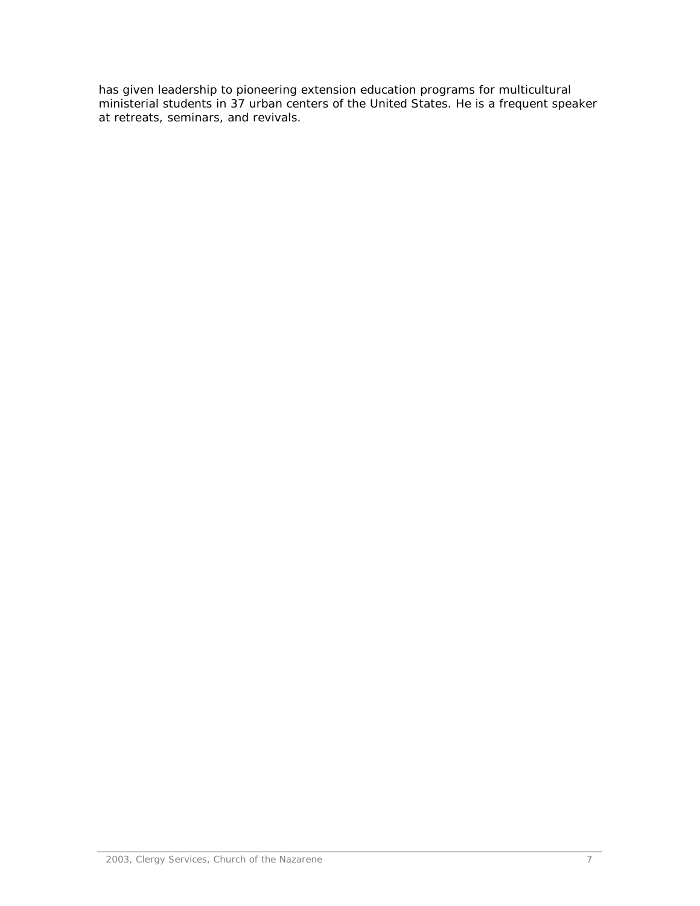has given leadership to pioneering extension education programs for multicultural ministerial students in 37 urban centers of the United States. He is a frequent speaker at retreats, seminars, and revivals.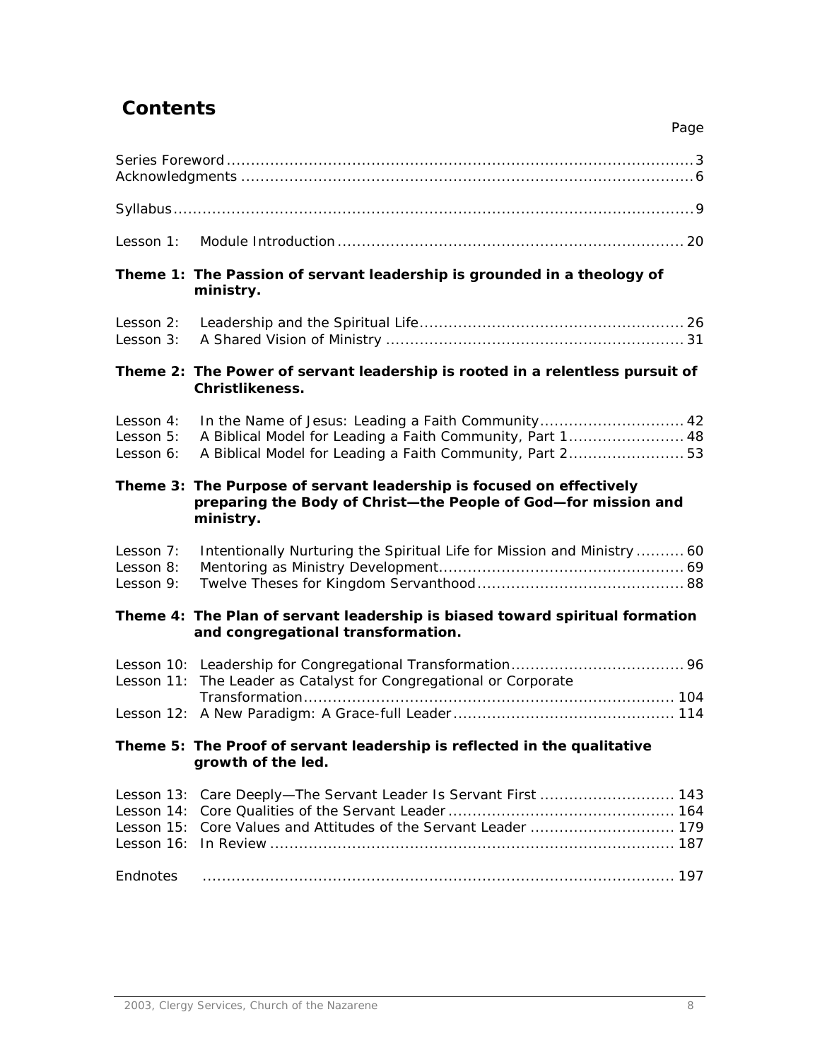# Contents

Page

Series Foreword ........................................................................................3
Acknowledgments .....................................................................................6

Syllabus....................................................................................................9

Lesson 1: Module Introduction ................................................................20

**Theme 1: The Passion of servant leadership is grounded in a theology of ministry.**

Lesson 2: Leadership and the Spiritual Life ................................................26
Lesson 3: A Shared Vision of Ministry .......................................................31

**Theme 2: The Power of servant leadership is rooted in a relentless pursuit of Christlikeness.**

Lesson 4: In the Name of Jesus: Leading a Faith Community ........................42
Lesson 5: A Biblical Model for Leading a Faith Community, Part 1 ..................48
Lesson 6: A Biblical Model for Leading a Faith Community, Part 2 ..................53

**Theme 3: The Purpose of servant leadership is focused on effectively preparing the Body of Christ—the People of God—for mission and ministry.**

Lesson 7: Intentionally Nurturing the Spiritual Life for Mission and Ministry ..........60
Lesson 8: Mentoring as Ministry Development ..............................................69
Lesson 9: Twelve Theses for Kingdom Servanthood .......................................88

**Theme 4: The Plan of servant leadership is biased toward spiritual formation and congregational transformation.**

Lesson 10: Leadership for Congregational Transformation ...............................96
Lesson 11: The Leader as Catalyst for Congregational or Corporate Transformation ......................................................................... 104
Lesson 12: A New Paradigm: A Grace-full Leader ......................................... 114

**Theme 5: The Proof of servant leadership is reflected in the qualitative growth of the led.**

Lesson 13: Care Deeply—The Servant Leader Is Servant First ........................ 143
Lesson 14: Core Qualities of the Servant Leader ........................................... 164
Lesson 15: Core Values and Attitudes of the Servant Leader .......................... 179
Lesson 16: In Review ................................................................................ 187

Endnotes ............................................................................................... 197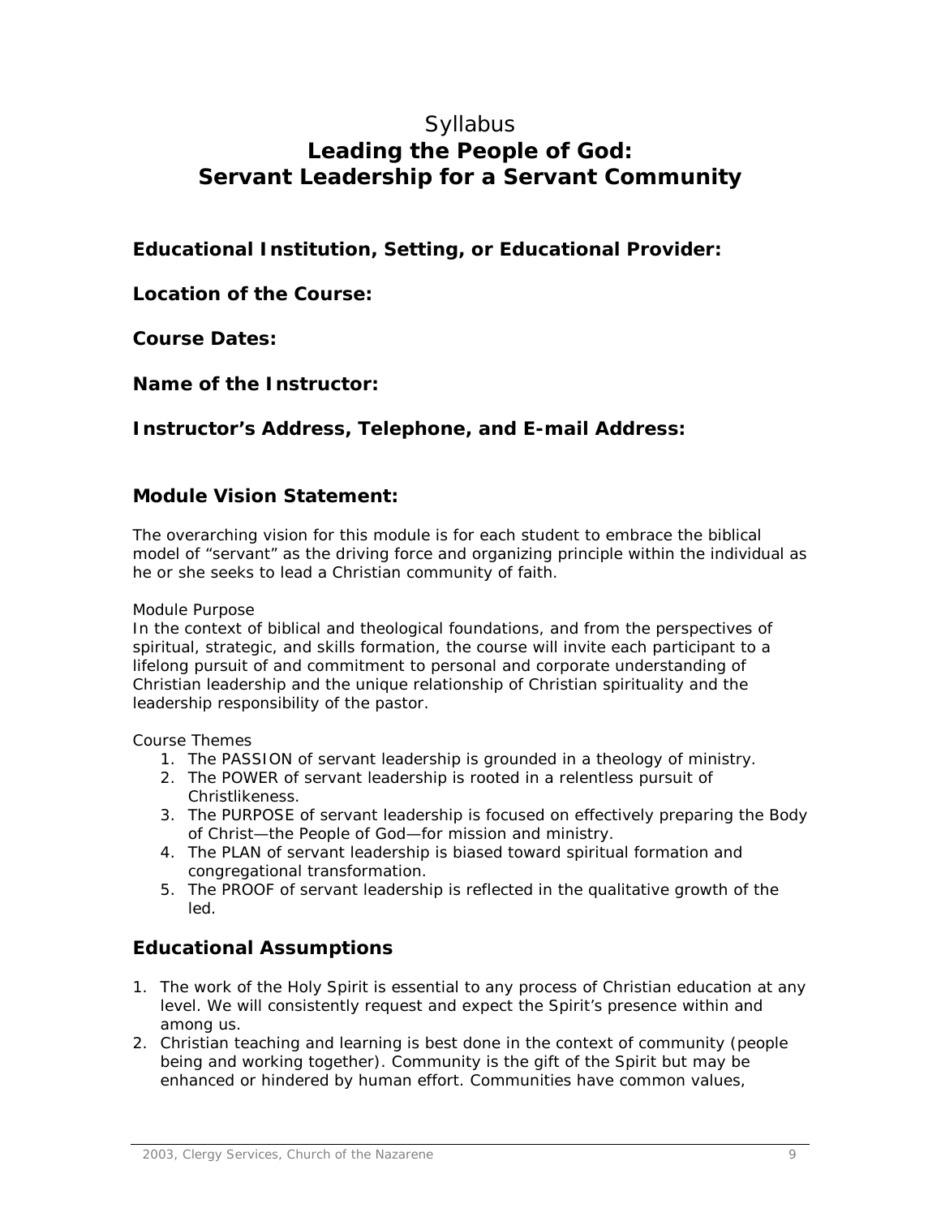# Syllabus
# Leading the People of God: Servant Leadership for a Servant Community

## Educational Institution, Setting, or Educational Provider:

## Location of the Course:

## Course Dates:

## Name of the Instructor:

## Instructor's Address, Telephone, and E-mail Address:

## Module Vision Statement:

The overarching vision for this module is for each student to embrace the biblical model of "servant" as the driving force and organizing principle within the individual as he or she seeks to lead a Christian community of faith.

Module Purpose

In the context of biblical and theological foundations, and from the perspectives of spiritual, strategic, and skills formation, the course will invite each participant to a lifelong pursuit of and commitment to personal and corporate understanding of Christian leadership and the unique relationship of Christian spirituality and the leadership responsibility of the pastor.

Course Themes

1. The PASSION of servant leadership is grounded in a theology of ministry.
2. The POWER of servant leadership is rooted in a relentless pursuit of Christlikeness.
3. The PURPOSE of servant leadership is focused on effectively preparing the Body of Christ—the People of God—for mission and ministry.
4. The PLAN of servant leadership is biased toward spiritual formation and congregational transformation.
5. The PROOF of servant leadership is reflected in the qualitative growth of the led.

## Educational Assumptions

1. The work of the Holy Spirit is essential to any process of Christian education at any level. We will consistently request and expect the Spirit's presence within and among us.
2. Christian teaching and learning is best done in the context of community (people being and working together). Community is the gift of the Spirit but may be enhanced or hindered by human effort. Communities have common values,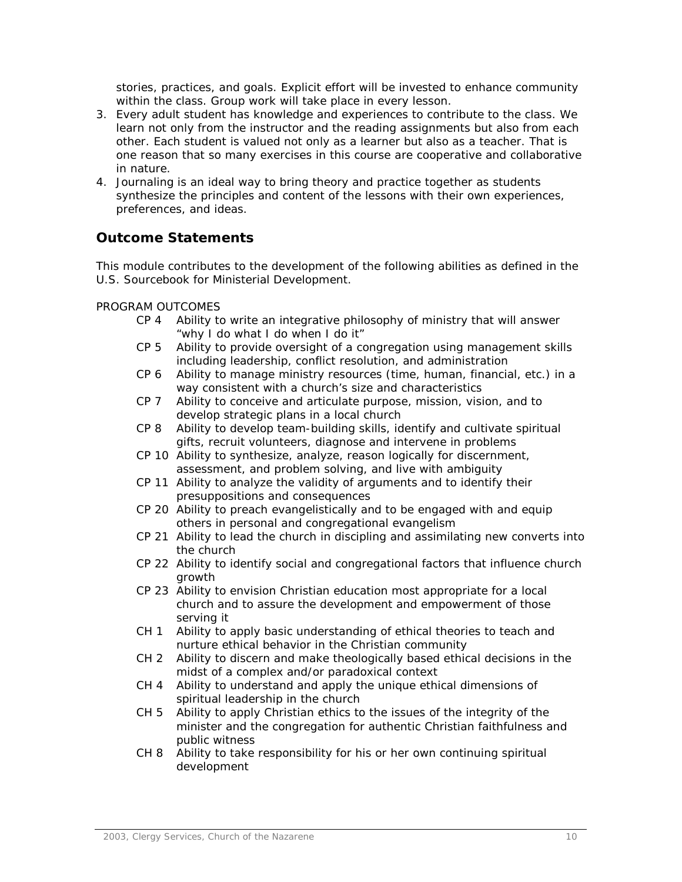stories, practices, and goals. Explicit effort will be invested to enhance community within the class. Group work will take place in every lesson.

3. Every adult student has knowledge and experiences to contribute to the class. We learn not only from the instructor and the reading assignments but also from each other. Each student is valued not only as a learner but also as a teacher. That is one reason that so many exercises in this course are cooperative and collaborative in nature.
4. Journaling is an ideal way to bring theory and practice together as students synthesize the principles and content of the lessons with their own experiences, preferences, and ideas.

## Outcome Statements

This module contributes to the development of the following abilities as defined in the U.S. Sourcebook for Ministerial Development.

PROGRAM OUTCOMES

- CP 4 Ability to write an integrative philosophy of ministry that will answer "why I do what I do when I do it"
- CP 5 Ability to provide oversight of a congregation using management skills including leadership, conflict resolution, and administration
- CP 6 Ability to manage ministry resources (time, human, financial, etc.) in a way consistent with a church's size and characteristics
- CP 7 Ability to conceive and articulate purpose, mission, vision, and to develop strategic plans in a local church
- CP 8 Ability to develop team-building skills, identify and cultivate spiritual gifts, recruit volunteers, diagnose and intervene in problems
- CP 10 Ability to synthesize, analyze, reason logically for discernment, assessment, and problem solving, and live with ambiguity
- CP 11 Ability to analyze the validity of arguments and to identify their presuppositions and consequences
- CP 20 Ability to preach evangelistically and to be engaged with and equip others in personal and congregational evangelism
- CP 21 Ability to lead the church in discipling and assimilating new converts into the church
- CP 22 Ability to identify social and congregational factors that influence church growth
- CP 23 Ability to envision Christian education most appropriate for a local church and to assure the development and empowerment of those serving it
- CH 1 Ability to apply basic understanding of ethical theories to teach and nurture ethical behavior in the Christian community
- CH 2 Ability to discern and make theologically based ethical decisions in the midst of a complex and/or paradoxical context
- CH 4 Ability to understand and apply the unique ethical dimensions of spiritual leadership in the church
- CH 5 Ability to apply Christian ethics to the issues of the integrity of the minister and the congregation for authentic Christian faithfulness and public witness
- CH 8 Ability to take responsibility for his or her own continuing spiritual development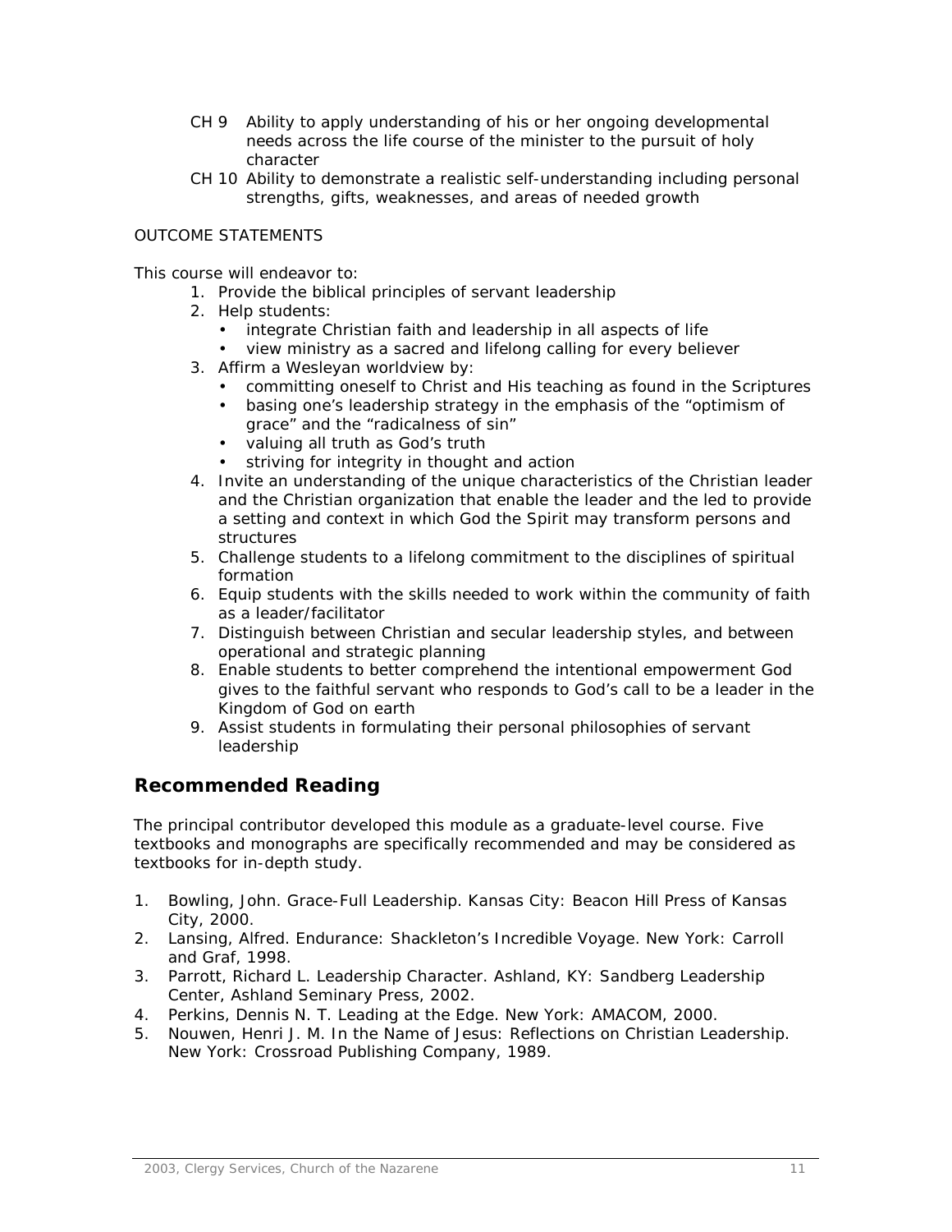- CH 9 Ability to apply understanding of his or her ongoing developmental needs across the life course of the minister to the pursuit of holy character
- CH 10 Ability to demonstrate a realistic self-understanding including personal strengths, gifts, weaknesses, and areas of needed growth

OUTCOME STATEMENTS

This course will endeavor to:

1. Provide the biblical principles of servant leadership
2. Help students:
   - integrate Christian faith and leadership in all aspects of life
   - view ministry as a sacred and lifelong calling for every believer
3. Affirm a Wesleyan worldview by:
   - committing oneself to Christ and His teaching as found in the Scriptures
   - basing one's leadership strategy in the emphasis of the "optimism of grace" and the "radicalness of sin"
   - valuing all truth as God's truth
   - striving for integrity in thought and action
4. Invite an understanding of the unique characteristics of the Christian leader and the Christian organization that enable the leader and the led to provide a setting and context in which God the Spirit may transform persons and structures
5. Challenge students to a lifelong commitment to the disciplines of spiritual formation
6. Equip students with the skills needed to work within the community of faith as a leader/facilitator
7. Distinguish between Christian and secular leadership styles, and between operational and strategic planning
8. Enable students to better comprehend the intentional empowerment God gives to the faithful servant who responds to God's call to be a leader in the Kingdom of God on earth
9. Assist students in formulating their personal philosophies of servant leadership

## Recommended Reading

The principal contributor developed this module as a graduate-level course. Five textbooks and monographs are specifically recommended and may be considered as textbooks for in-depth study.

1. Bowling, John. Grace-Full Leadership. Kansas City: Beacon Hill Press of Kansas City, 2000.
2. Lansing, Alfred. Endurance: Shackleton's Incredible Voyage. New York: Carroll and Graf, 1998.
3. Parrott, Richard L. Leadership Character. Ashland, KY: Sandberg Leadership Center, Ashland Seminary Press, 2002.
4. Perkins, Dennis N. T. Leading at the Edge. New York: AMACOM, 2000.
5. Nouwen, Henri J. M. In the Name of Jesus: Reflections on Christian Leadership. New York: Crossroad Publishing Company, 1989.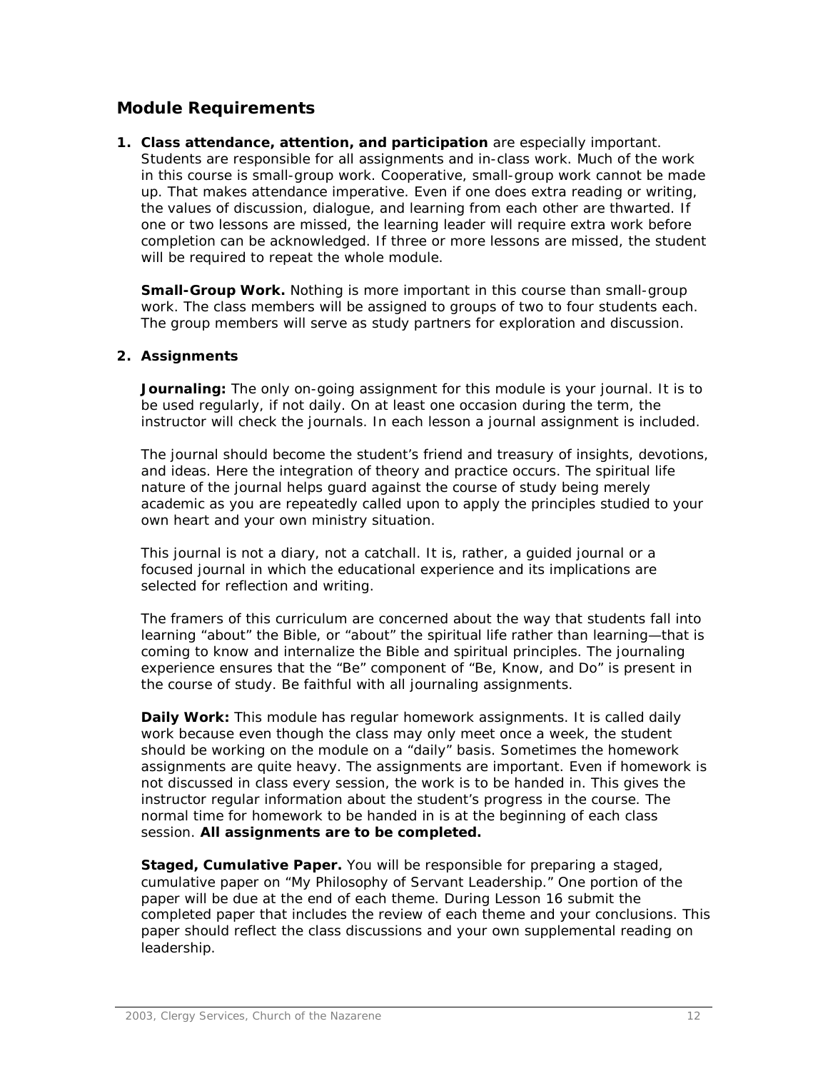## Module Requirements

1. **Class attendance, attention, and participation** are especially important. Students are responsible for all assignments and in-class work. Much of the work in this course is small-group work. Cooperative, small-group work cannot be made up. That makes attendance imperative. Even if one does extra reading or writing, the values of discussion, dialogue, and learning from each other are thwarted. If one or two lessons are missed, the learning leader will require extra work before completion can be acknowledged. If three or more lessons are missed, the student will be required to repeat the whole module.

   **Small-Group Work.** Nothing is more important in this course than small-group work. The class members will be assigned to groups of two to four students each. The group members will serve as study partners for exploration and discussion.

2. **Assignments**

   **Journaling:** The only on-going assignment for this module is your journal. It is to be used regularly, if not daily. On at least one occasion during the term, the instructor will check the journals. In each lesson a journal assignment is included.

   The journal should become the student's friend and treasury of insights, devotions, and ideas. Here the integration of theory and practice occurs. The spiritual life nature of the journal helps guard against the course of study being merely academic as you are repeatedly called upon to apply the principles studied to your own heart and your own ministry situation.

   This journal is not a diary, not a catchall. It is, rather, a guided journal or a focused journal in which the educational experience and its implications are selected for reflection and writing.

   The framers of this curriculum are concerned about the way that students fall into learning "about" the Bible, or "about" the spiritual life rather than learning—that is coming to know and internalize the Bible and spiritual principles. The journaling experience ensures that the "Be" component of "Be, Know, and Do" is present in the course of study. Be faithful with all journaling assignments.

   **Daily Work:** This module has regular homework assignments. It is called daily work because even though the class may only meet once a week, the student should be working on the module on a "daily" basis. Sometimes the homework assignments are quite heavy. The assignments are important. Even if homework is not discussed in class every session, the work is to be handed in. This gives the instructor regular information about the student's progress in the course. The normal time for homework to be handed in is at the beginning of each class session. **All assignments are to be completed.**

   **Staged, Cumulative Paper.** You will be responsible for preparing a staged, cumulative paper on "My Philosophy of Servant Leadership." One portion of the paper will be due at the end of each theme. During Lesson 16 submit the completed paper that includes the review of each theme and your conclusions. This paper should reflect the class discussions and your own supplemental reading on leadership.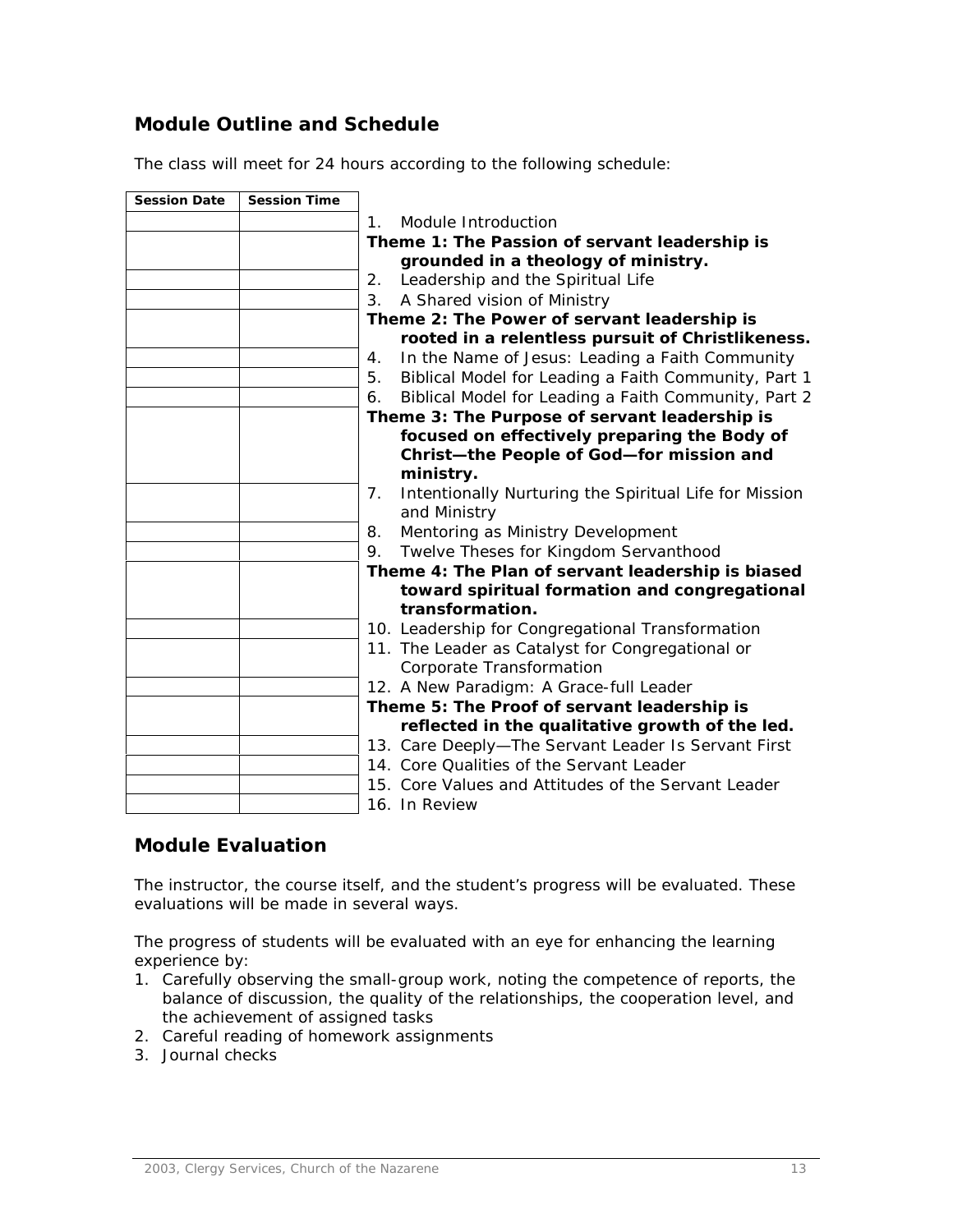## Module Outline and Schedule

The class will meet for 24 hours according to the following schedule:

| Session Date | Session Time | |
|---|---|---|
| | | 1. Module Introduction |
| | | **Theme 1: The Passion of servant leadership is grounded in a theology of ministry.** |
| | | 2. Leadership and the Spiritual Life |
| | | 3. A Shared vision of Ministry |
| | | **Theme 2: The Power of servant leadership is rooted in a relentless pursuit of Christlikeness.** |
| | | 4. In the Name of Jesus: Leading a Faith Community |
| | | 5. Biblical Model for Leading a Faith Community, Part 1 |
| | | 6. Biblical Model for Leading a Faith Community, Part 2 |
| | | **Theme 3: The Purpose of servant leadership is focused on effectively preparing the Body of Christ—the People of God—for mission and ministry.** |
| | | 7. Intentionally Nurturing the Spiritual Life for Mission and Ministry |
| | | 8. Mentoring as Ministry Development |
| | | 9. Twelve Theses for Kingdom Servanthood |
| | | **Theme 4: The Plan of servant leadership is biased toward spiritual formation and congregational transformation.** |
| | | 10. Leadership for Congregational Transformation |
| | | 11. The Leader as Catalyst for Congregational or Corporate Transformation |
| | | 12. A New Paradigm: A Grace-full Leader |
| | | **Theme 5: The Proof of servant leadership is reflected in the qualitative growth of the led.** |
| | | 13. Care Deeply—The Servant Leader Is Servant First |
| | | 14. Core Qualities of the Servant Leader |
| | | 15. Core Values and Attitudes of the Servant Leader |
| | | 16. In Review |

## Module Evaluation

The instructor, the course itself, and the student's progress will be evaluated. These evaluations will be made in several ways.

The progress of students will be evaluated with an eye for enhancing the learning experience by:

1. Carefully observing the small-group work, noting the competence of reports, the balance of discussion, the quality of the relationships, the cooperation level, and the achievement of assigned tasks
2. Careful reading of homework assignments
3. Journal checks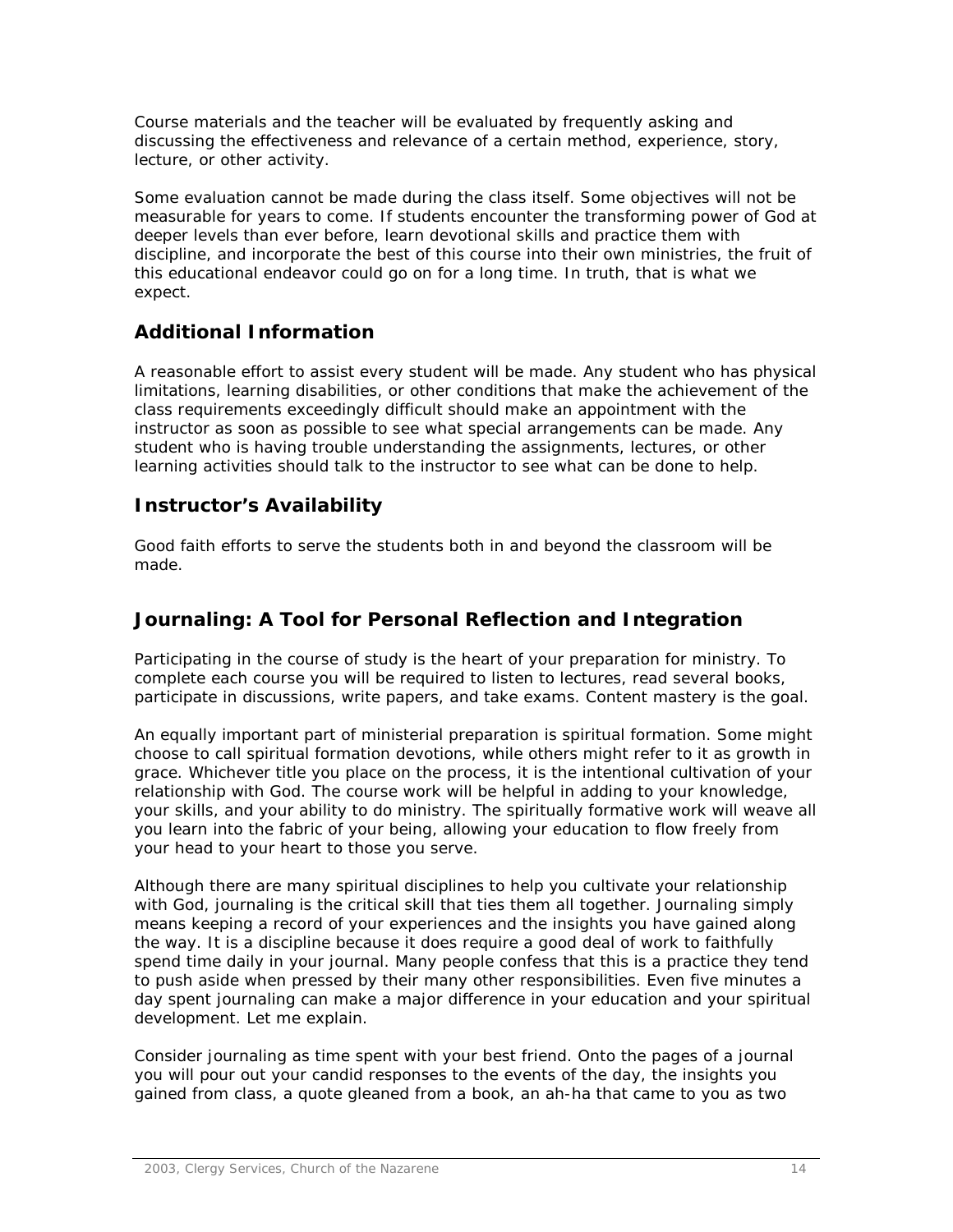Course materials and the teacher will be evaluated by frequently asking and discussing the effectiveness and relevance of a certain method, experience, story, lecture, or other activity.

Some evaluation cannot be made during the class itself. Some objectives will not be measurable for years to come. If students encounter the transforming power of God at deeper levels than ever before, learn devotional skills and practice them with discipline, and incorporate the best of this course into their own ministries, the fruit of this educational endeavor could go on for a long time. In truth, that is what we expect.

## Additional Information

A reasonable effort to assist every student will be made. Any student who has physical limitations, learning disabilities, or other conditions that make the achievement of the class requirements exceedingly difficult should make an appointment with the instructor as soon as possible to see what special arrangements can be made. Any student who is having trouble understanding the assignments, lectures, or other learning activities should talk to the instructor to see what can be done to help.

## Instructor's Availability

Good faith efforts to serve the students both in and beyond the classroom will be made.

## Journaling: A Tool for Personal Reflection and Integration

Participating in the course of study is the heart of your preparation for ministry. To complete each course you will be required to listen to lectures, read several books, participate in discussions, write papers, and take exams. Content mastery is the goal.

An equally important part of ministerial preparation is spiritual formation. Some might choose to call spiritual formation devotions, while others might refer to it as growth in grace. Whichever title you place on the process, it is the intentional cultivation of your relationship with God. The course work will be helpful in adding to your knowledge, your skills, and your ability to do ministry. The spiritually formative work will weave all you learn into the fabric of your being, allowing your education to flow freely from your head to your heart to those you serve.

Although there are many spiritual disciplines to help you cultivate your relationship with God, journaling is the critical skill that ties them all together. Journaling simply means keeping a record of your experiences and the insights you have gained along the way. It is a discipline because it does require a good deal of work to faithfully spend time daily in your journal. Many people confess that this is a practice they tend to push aside when pressed by their many other responsibilities. Even five minutes a day spent journaling can make a major difference in your education and your spiritual development. Let me explain.

Consider journaling as time spent with your best friend. Onto the pages of a journal you will pour out your candid responses to the events of the day, the insights you gained from class, a quote gleaned from a book, an ah-ha that came to you as two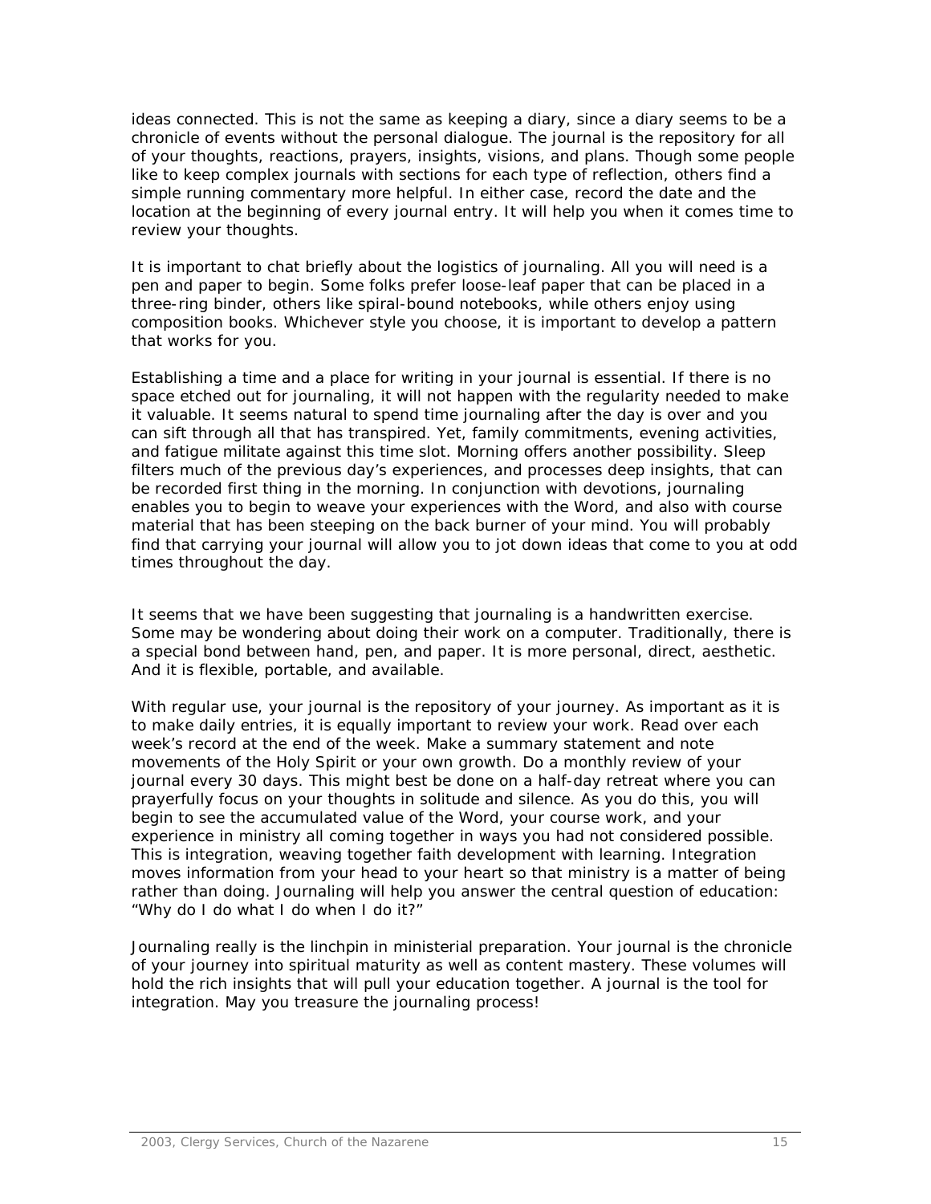ideas connected. This is not the same as keeping a diary, since a diary seems to be a chronicle of events without the personal dialogue. The journal is the repository for all of your thoughts, reactions, prayers, insights, visions, and plans. Though some people like to keep complex journals with sections for each type of reflection, others find a simple running commentary more helpful. In either case, record the date and the location at the beginning of every journal entry. It will help you when it comes time to review your thoughts.

It is important to chat briefly about the logistics of journaling. All you will need is a pen and paper to begin. Some folks prefer loose-leaf paper that can be placed in a three-ring binder, others like spiral-bound notebooks, while others enjoy using composition books. Whichever style you choose, it is important to develop a pattern that works for you.

Establishing a time and a place for writing in your journal is essential. If there is no space etched out for journaling, it will not happen with the regularity needed to make it valuable. It seems natural to spend time journaling after the day is over and you can sift through all that has transpired. Yet, family commitments, evening activities, and fatigue militate against this time slot. Morning offers another possibility. Sleep filters much of the previous day's experiences, and processes deep insights, that can be recorded first thing in the morning. In conjunction with devotions, journaling enables you to begin to weave your experiences with the Word, and also with course material that has been steeping on the back burner of your mind. You will probably find that carrying your journal will allow you to jot down ideas that come to you at odd times throughout the day.

It seems that we have been suggesting that journaling is a handwritten exercise. Some may be wondering about doing their work on a computer. Traditionally, there is a special bond between hand, pen, and paper. It is more personal, direct, aesthetic. And it is flexible, portable, and available.

With regular use, your journal is the repository of your journey. As important as it is to make daily entries, it is equally important to review your work. Read over each week's record at the end of the week. Make a summary statement and note movements of the Holy Spirit or your own growth. Do a monthly review of your journal every 30 days. This might best be done on a half-day retreat where you can prayerfully focus on your thoughts in solitude and silence. As you do this, you will begin to see the accumulated value of the Word, your course work, and your experience in ministry all coming together in ways you had not considered possible. This is integration, weaving together faith development with learning. Integration moves information from your head to your heart so that ministry is a matter of being rather than doing. Journaling will help you answer the central question of education: "Why do I do what I do when I do it?"

Journaling really is the linchpin in ministerial preparation. Your journal is the chronicle of your journey into spiritual maturity as well as content mastery. These volumes will hold the rich insights that will pull your education together. A journal is the tool for integration. May you treasure the journaling process!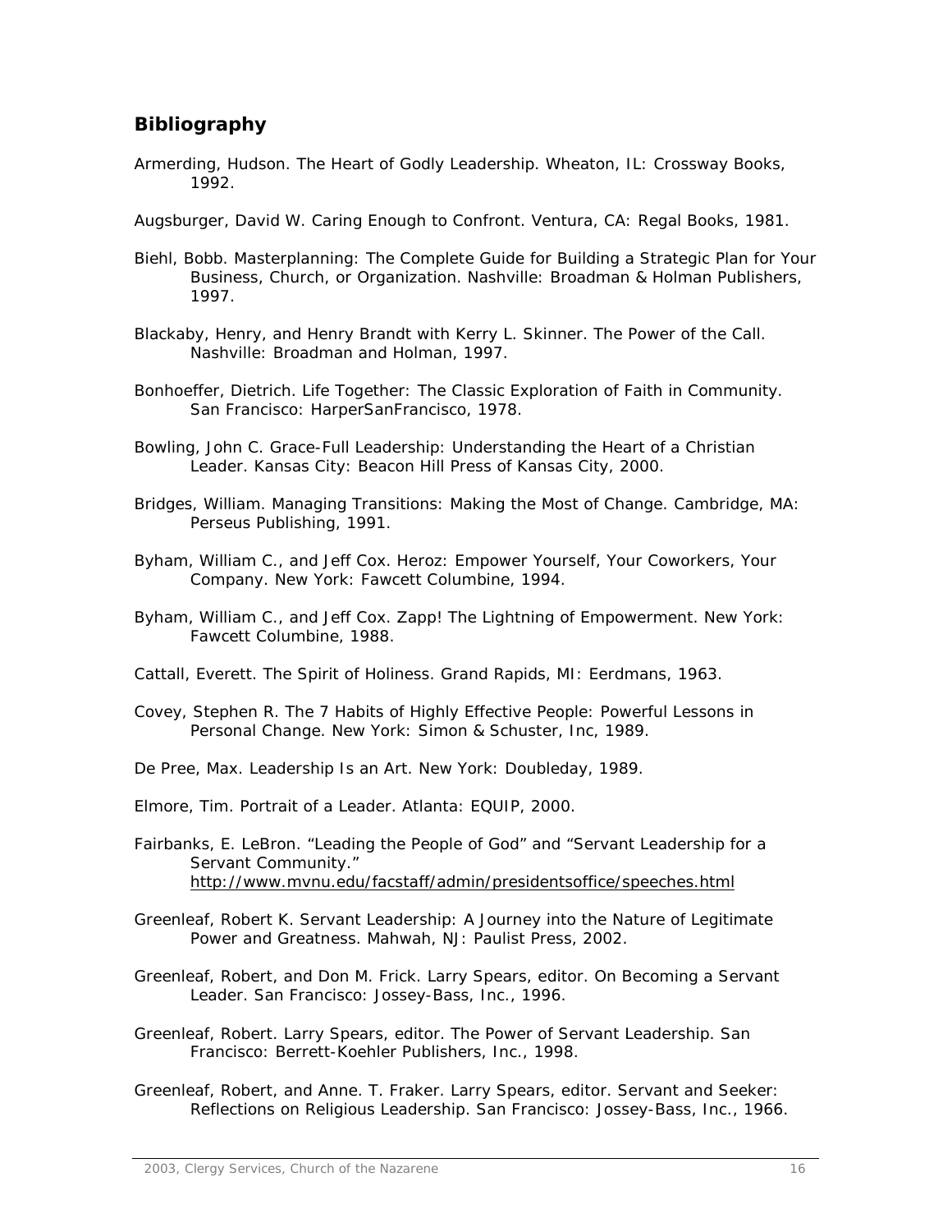## Bibliography

Armerding, Hudson. The Heart of Godly Leadership. Wheaton, IL: Crossway Books, 1992.

Augsburger, David W. Caring Enough to Confront. Ventura, CA: Regal Books, 1981.

Biehl, Bobb. Masterplanning: The Complete Guide for Building a Strategic Plan for Your Business, Church, or Organization. Nashville: Broadman & Holman Publishers, 1997.

Blackaby, Henry, and Henry Brandt with Kerry L. Skinner. The Power of the Call. Nashville: Broadman and Holman, 1997.

Bonhoeffer, Dietrich. Life Together: The Classic Exploration of Faith in Community. San Francisco: HarperSanFrancisco, 1978.

Bowling, John C. Grace-Full Leadership: Understanding the Heart of a Christian Leader. Kansas City: Beacon Hill Press of Kansas City, 2000.

Bridges, William. Managing Transitions: Making the Most of Change. Cambridge, MA: Perseus Publishing, 1991.

Byham, William C., and Jeff Cox. Heroz: Empower Yourself, Your Coworkers, Your Company. New York: Fawcett Columbine, 1994.

Byham, William C., and Jeff Cox. Zapp! The Lightning of Empowerment. New York: Fawcett Columbine, 1988.

Cattall, Everett. The Spirit of Holiness. Grand Rapids, MI: Eerdmans, 1963.

Covey, Stephen R. The 7 Habits of Highly Effective People: Powerful Lessons in Personal Change. New York: Simon & Schuster, Inc, 1989.

De Pree, Max. Leadership Is an Art. New York: Doubleday, 1989.

Elmore, Tim. Portrait of a Leader. Atlanta: EQUIP, 2000.

Fairbanks, E. LeBron. "Leading the People of God" and "Servant Leadership for a Servant Community." http://www.mvnu.edu/facstaff/admin/presidentsoffice/speeches.html

Greenleaf, Robert K. Servant Leadership: A Journey into the Nature of Legitimate Power and Greatness. Mahwah, NJ: Paulist Press, 2002.

Greenleaf, Robert, and Don M. Frick. Larry Spears, editor. On Becoming a Servant Leader. San Francisco: Jossey-Bass, Inc., 1996.

Greenleaf, Robert. Larry Spears, editor. The Power of Servant Leadership. San Francisco: Berrett-Koehler Publishers, Inc., 1998.

Greenleaf, Robert, and Anne. T. Fraker. Larry Spears, editor. Servant and Seeker: Reflections on Religious Leadership. San Francisco: Jossey-Bass, Inc., 1966.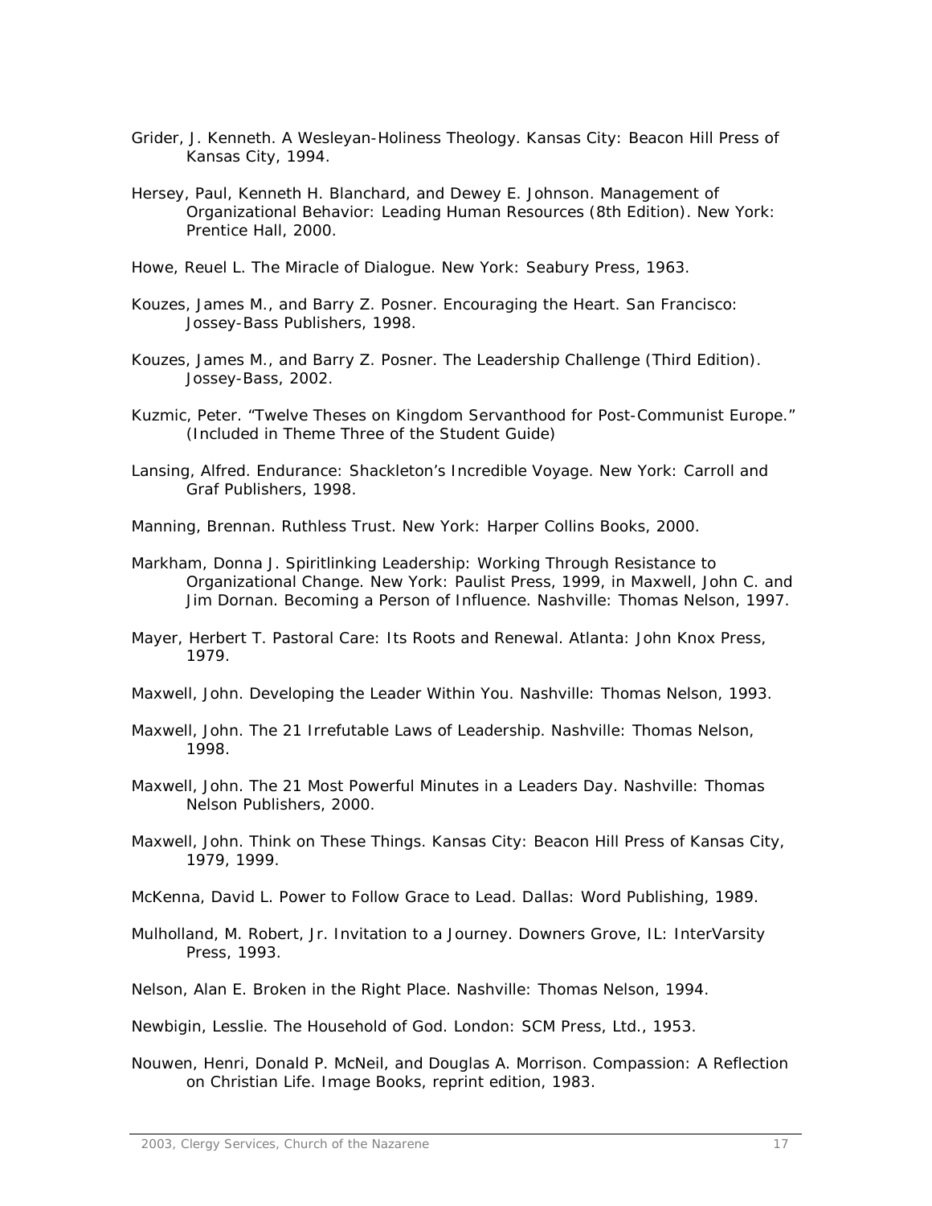Grider, J. Kenneth. A Wesleyan-Holiness Theology. Kansas City: Beacon Hill Press of Kansas City, 1994.

Hersey, Paul, Kenneth H. Blanchard, and Dewey E. Johnson. Management of Organizational Behavior: Leading Human Resources (8th Edition). New York: Prentice Hall, 2000.

Howe, Reuel L. The Miracle of Dialogue. New York: Seabury Press, 1963.

Kouzes, James M., and Barry Z. Posner. Encouraging the Heart. San Francisco: Jossey-Bass Publishers, 1998.

Kouzes, James M., and Barry Z. Posner. The Leadership Challenge (Third Edition). Jossey-Bass, 2002.

Kuzmic, Peter. "Twelve Theses on Kingdom Servanthood for Post-Communist Europe." (Included in Theme Three of the Student Guide)

Lansing, Alfred. Endurance: Shackleton's Incredible Voyage. New York: Carroll and Graf Publishers, 1998.

Manning, Brennan. Ruthless Trust. New York: Harper Collins Books, 2000.

Markham, Donna J. Spiritlinking Leadership: Working Through Resistance to Organizational Change. New York: Paulist Press, 1999, in Maxwell, John C. and Jim Dornan. Becoming a Person of Influence. Nashville: Thomas Nelson, 1997.

Mayer, Herbert T. Pastoral Care: Its Roots and Renewal. Atlanta: John Knox Press, 1979.

Maxwell, John. Developing the Leader Within You. Nashville: Thomas Nelson, 1993.

Maxwell, John. The 21 Irrefutable Laws of Leadership. Nashville: Thomas Nelson, 1998.

Maxwell, John. The 21 Most Powerful Minutes in a Leaders Day. Nashville: Thomas Nelson Publishers, 2000.

Maxwell, John. Think on These Things. Kansas City: Beacon Hill Press of Kansas City, 1979, 1999.

McKenna, David L. Power to Follow Grace to Lead. Dallas: Word Publishing, 1989.

Mulholland, M. Robert, Jr. Invitation to a Journey. Downers Grove, IL: InterVarsity Press, 1993.

Nelson, Alan E. Broken in the Right Place. Nashville: Thomas Nelson, 1994.

Newbigin, Lesslie. The Household of God. London: SCM Press, Ltd., 1953.

Nouwen, Henri, Donald P. McNeil, and Douglas A. Morrison. Compassion: A Reflection on Christian Life. Image Books, reprint edition, 1983.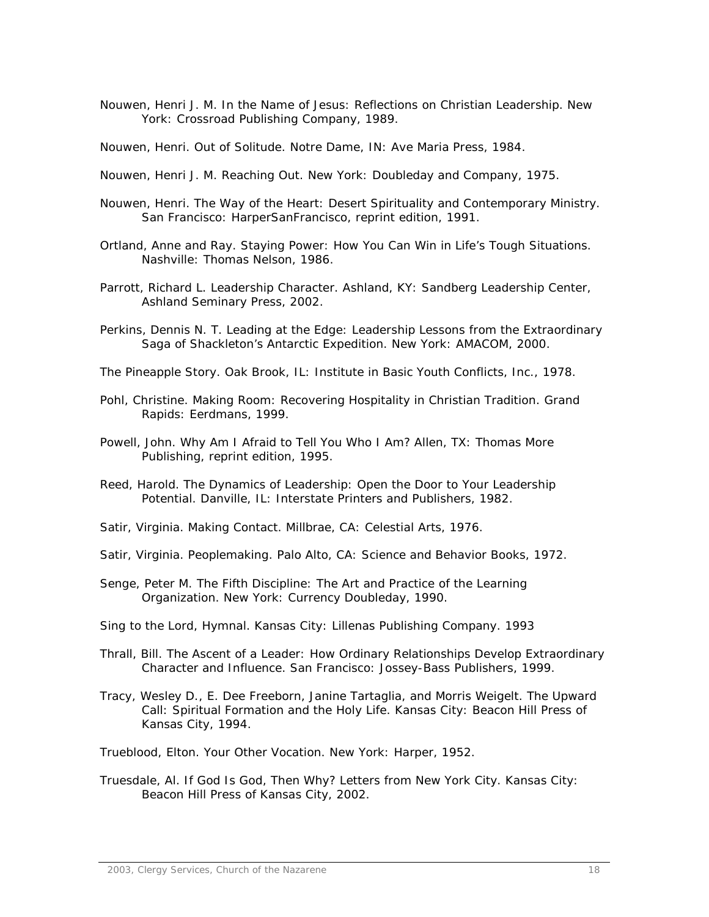Nouwen, Henri J. M. In the Name of Jesus: Reflections on Christian Leadership. New York: Crossroad Publishing Company, 1989.

Nouwen, Henri. Out of Solitude. Notre Dame, IN: Ave Maria Press, 1984.

Nouwen, Henri J. M. Reaching Out. New York: Doubleday and Company, 1975.

Nouwen, Henri. The Way of the Heart: Desert Spirituality and Contemporary Ministry. San Francisco: HarperSanFrancisco, reprint edition, 1991.

Ortland, Anne and Ray. Staying Power: How You Can Win in Life's Tough Situations. Nashville: Thomas Nelson, 1986.

Parrott, Richard L. Leadership Character. Ashland, KY: Sandberg Leadership Center, Ashland Seminary Press, 2002.

Perkins, Dennis N. T. Leading at the Edge: Leadership Lessons from the Extraordinary Saga of Shackleton's Antarctic Expedition. New York: AMACOM, 2000.

The Pineapple Story. Oak Brook, IL: Institute in Basic Youth Conflicts, Inc., 1978.

Pohl, Christine. Making Room: Recovering Hospitality in Christian Tradition. Grand Rapids: Eerdmans, 1999.

Powell, John. Why Am I Afraid to Tell You Who I Am? Allen, TX: Thomas More Publishing, reprint edition, 1995.

Reed, Harold. The Dynamics of Leadership: Open the Door to Your Leadership Potential. Danville, IL: Interstate Printers and Publishers, 1982.

Satir, Virginia. Making Contact. Millbrae, CA: Celestial Arts, 1976.

Satir, Virginia. Peoplemaking. Palo Alto, CA: Science and Behavior Books, 1972.

Senge, Peter M. The Fifth Discipline: The Art and Practice of the Learning Organization. New York: Currency Doubleday, 1990.

Sing to the Lord, Hymnal. Kansas City: Lillenas Publishing Company. 1993

Thrall, Bill. The Ascent of a Leader: How Ordinary Relationships Develop Extraordinary Character and Influence. San Francisco: Jossey-Bass Publishers, 1999.

Tracy, Wesley D., E. Dee Freeborn, Janine Tartaglia, and Morris Weigelt. The Upward Call: Spiritual Formation and the Holy Life. Kansas City: Beacon Hill Press of Kansas City, 1994.

Trueblood, Elton. Your Other Vocation. New York: Harper, 1952.

Truesdale, Al. If God Is God, Then Why? Letters from New York City. Kansas City: Beacon Hill Press of Kansas City, 2002.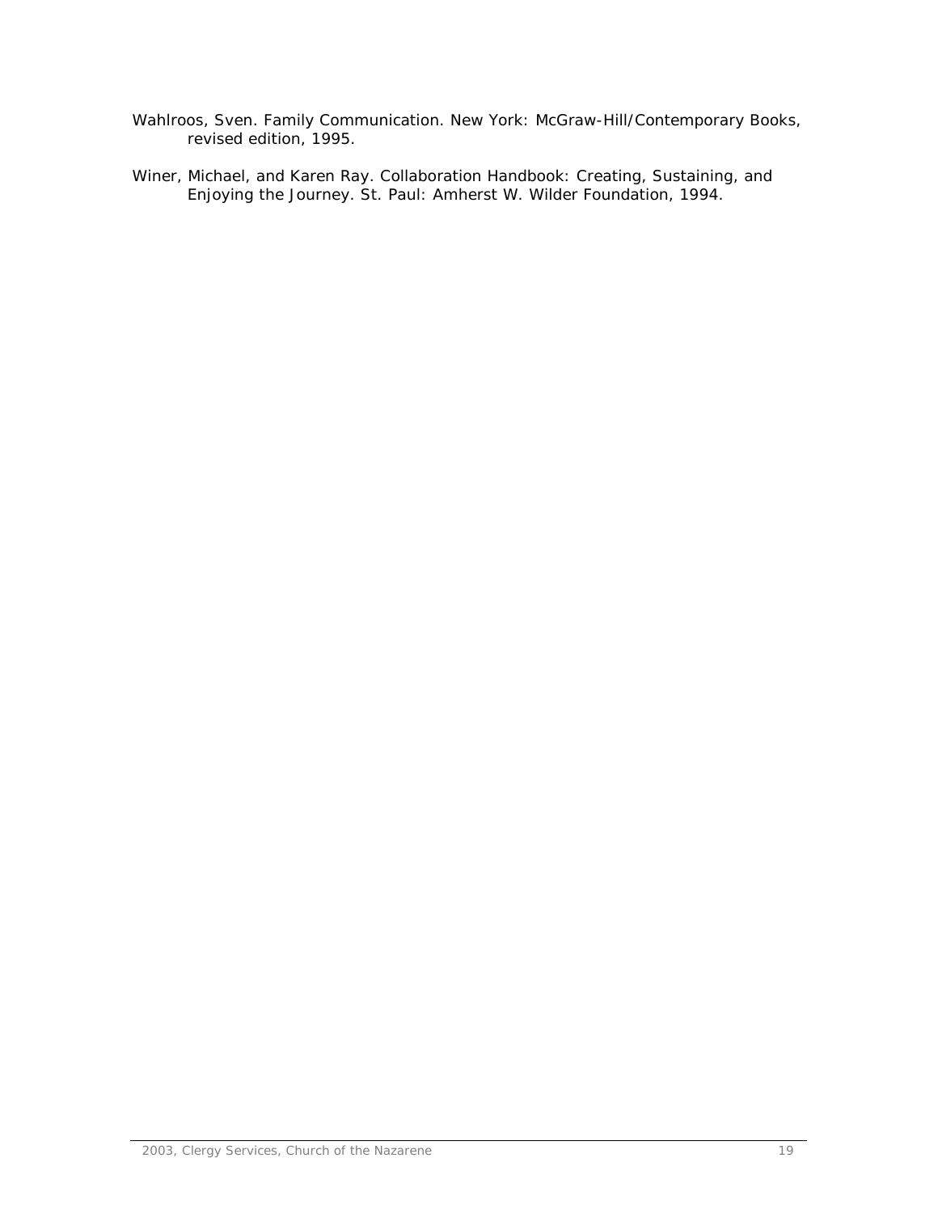Wahlroos, Sven. Family Communication. New York: McGraw-Hill/Contemporary Books, revised edition, 1995.

Winer, Michael, and Karen Ray. Collaboration Handbook: Creating, Sustaining, and Enjoying the Journey. St. Paul: Amherst W. Wilder Foundation, 1994.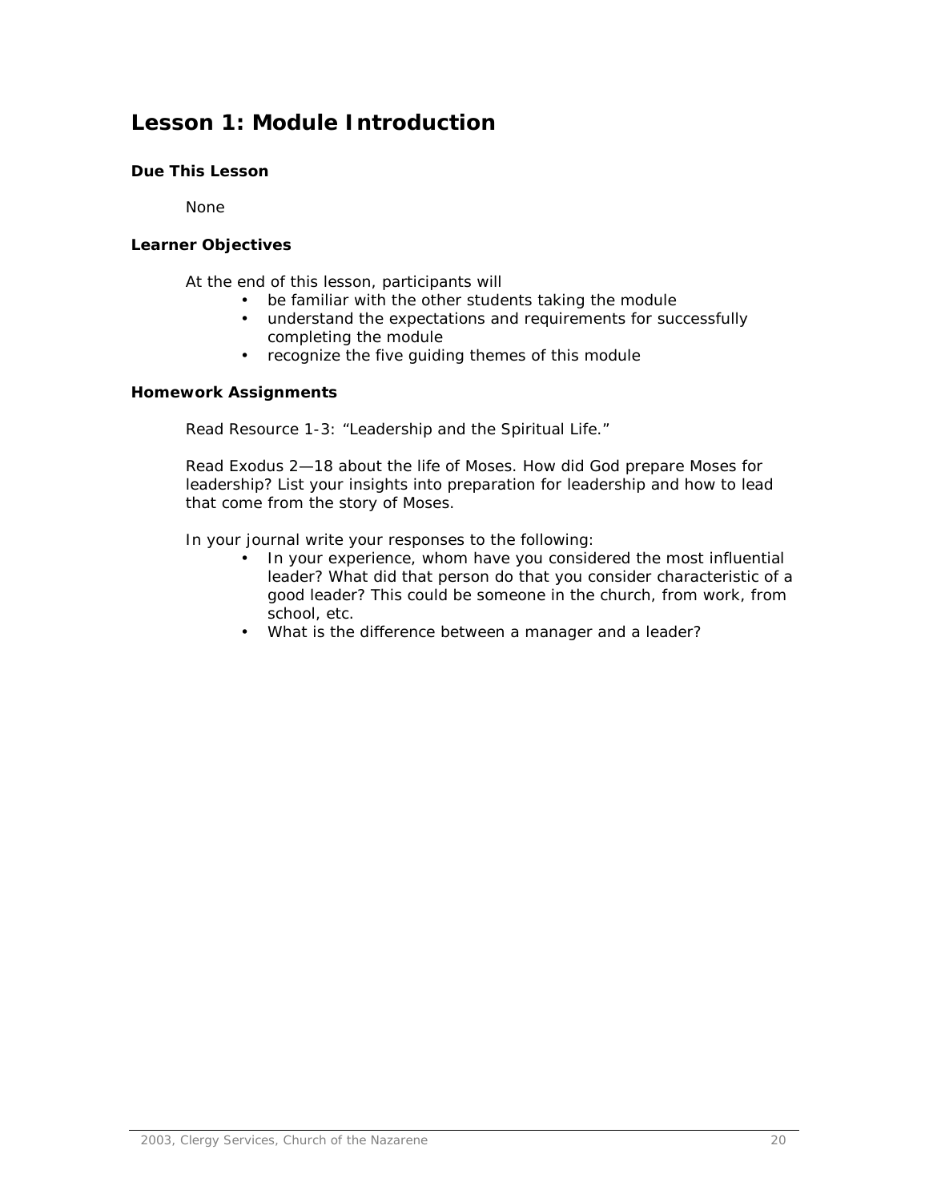# Lesson 1: Module Introduction

### Due This Lesson

None

### Learner Objectives

At the end of this lesson, participants will

- be familiar with the other students taking the module
- understand the expectations and requirements for successfully completing the module
- recognize the five guiding themes of this module

### Homework Assignments

Read Resource 1-3: “Leadership and the Spiritual Life.”

Read Exodus 2—18 about the life of Moses. How did God prepare Moses for leadership? List your insights into preparation for leadership and how to lead that come from the story of Moses.

In your journal write your responses to the following:

- In your experience, whom have you considered the most influential leader? What did that person do that you consider characteristic of a good leader? This could be someone in the church, from work, from school, etc.
- What is the difference between a manager and a leader?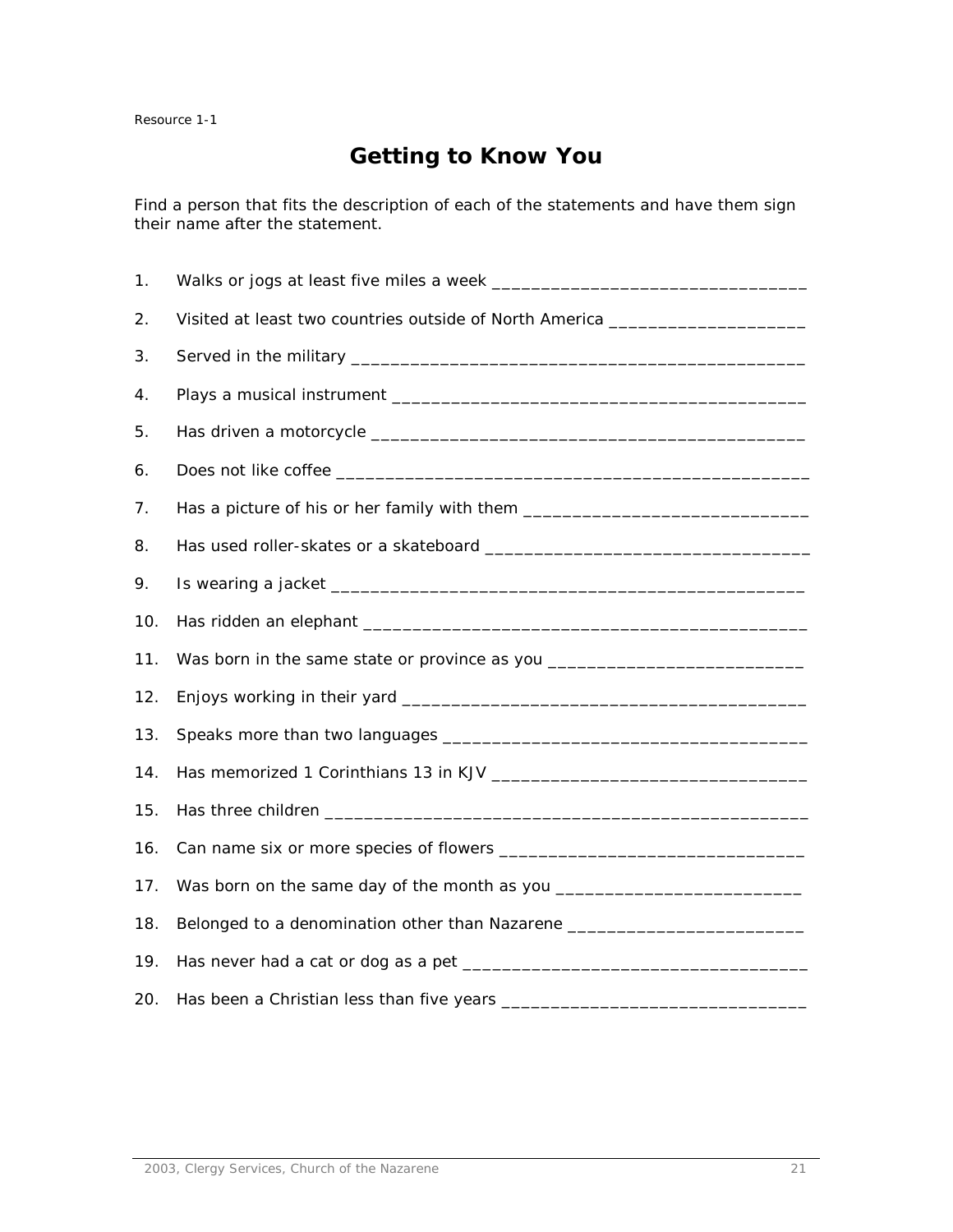Resource 1-1

# Getting to Know You

Find a person that fits the description of each of the statements and have them sign their name after the statement.

1. Walks or jogs at least five miles a week ________________________________
2. Visited at least two countries outside of North America ____________________
3. Served in the military ______________________________________________
4. Plays a musical instrument ___________________________________________
5. Has driven a motorcycle _____________________________________________
6. Does not like coffee ________________________________________________
7. Has a picture of his or her family with them ____________________________
8. Has used roller-skates or a skateboard ________________________________
9. Is wearing a jacket ________________________________________________
10. Has ridden an elephant _____________________________________________
11. Was born in the same state or province as you ___________________________
12. Enjoys working in their yard __________________________________________
13. Speaks more than two languages ______________________________________
14. Has memorized 1 Corinthians 13 in KJV ________________________________
15. Has three children _________________________________________________
16. Can name six or more species of flowers ________________________________
17. Was born on the same day of the month as you __________________________
18. Belonged to a denomination other than Nazarene _________________________
19. Has never had a cat or dog as a pet ___________________________________
20. Has been a Christian less than five years ________________________________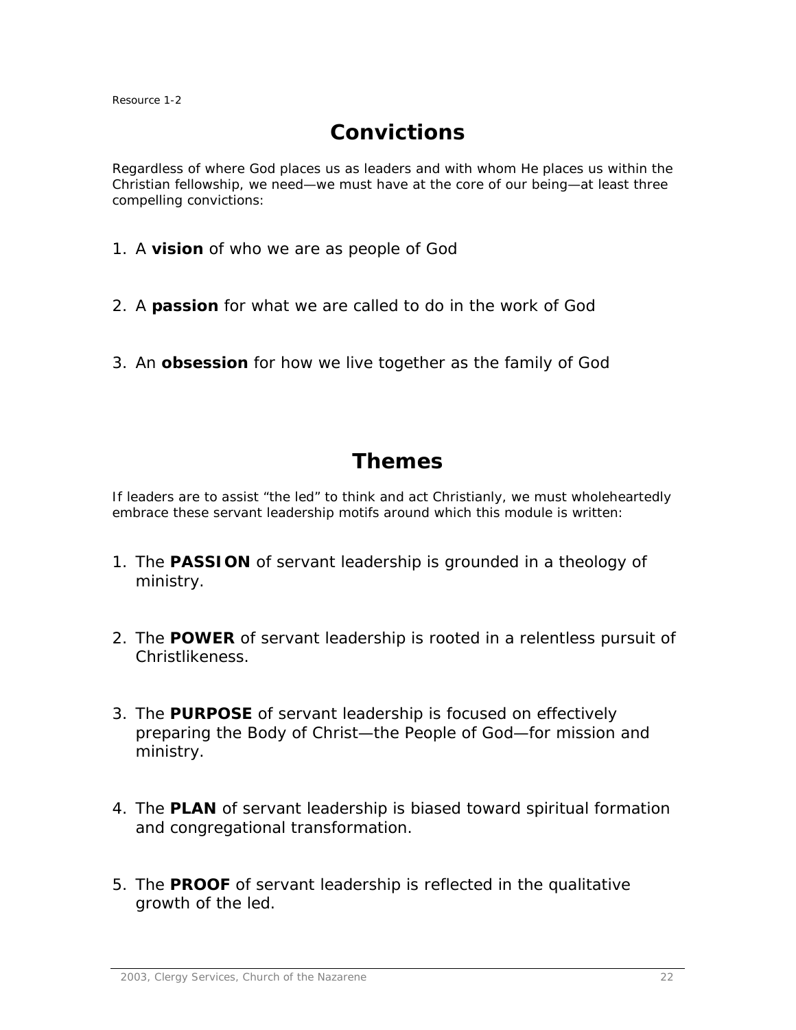Resource 1-2

# Convictions

Regardless of where God places us as leaders and with whom He places us within the Christian fellowship, we need—we must have at the core of our being—at least three compelling convictions:

1. A **vision** of who we are as people of God

2. A **passion** for what we are called to do in the work of God

3. An **obsession** for how we live together as the family of God

# Themes

If leaders are to assist "the led" to think and act Christianly, we must wholeheartedly embrace these servant leadership motifs around which this module is written:

1. The **PASSION** of servant leadership is grounded in a theology of ministry.

2. The **POWER** of servant leadership is rooted in a relentless pursuit of Christlikeness.

3. The **PURPOSE** of servant leadership is focused on effectively preparing the Body of Christ—the People of God—for mission and ministry.

4. The **PLAN** of servant leadership is biased toward spiritual formation and congregational transformation.

5. The **PROOF** of servant leadership is reflected in the qualitative growth of the led.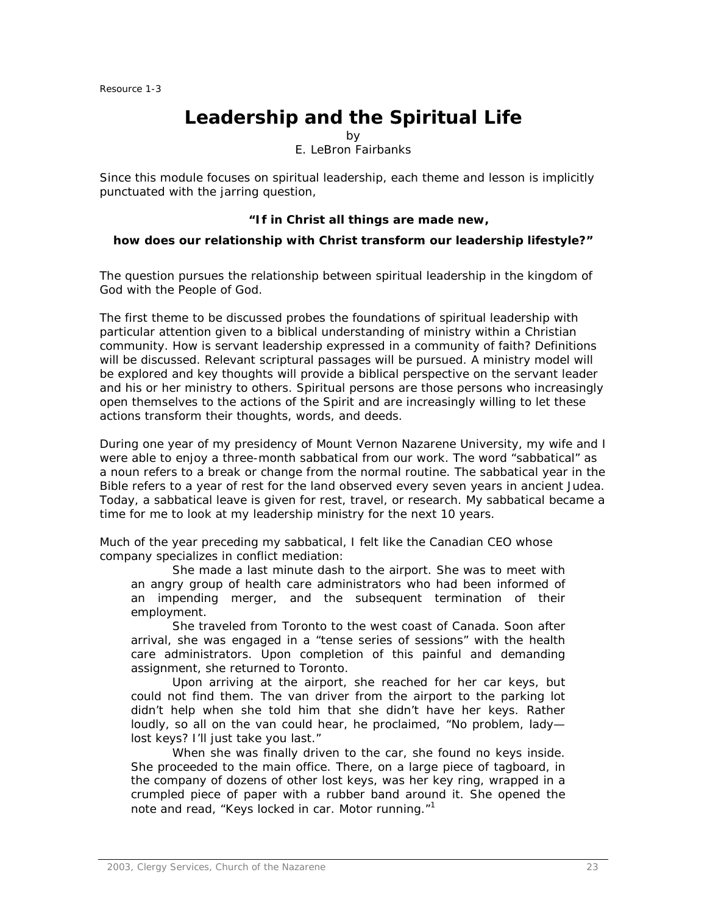Resource 1-3

# Leadership and the Spiritual Life

by
E. LeBron Fairbanks

Since this module focuses on spiritual leadership, each theme and lesson is implicitly punctuated with the jarring question,

**"If in Christ all things are made new,**

**how does our relationship with Christ transform our leadership lifestyle?"**

The question pursues the relationship between spiritual leadership in the kingdom of God with the People of God.

The first theme to be discussed probes the foundations of spiritual leadership with particular attention given to a biblical understanding of ministry within a Christian community. How is servant leadership expressed in a community of faith? Definitions will be discussed. Relevant scriptural passages will be pursued. A ministry model will be explored and key thoughts will provide a biblical perspective on the servant leader and his or her ministry to others. Spiritual persons are those persons who increasingly open themselves to the actions of the Spirit and are increasingly willing to let these actions transform their thoughts, words, and deeds.

During one year of my presidency of Mount Vernon Nazarene University, my wife and I were able to enjoy a three-month sabbatical from our work. The word "sabbatical" as a noun refers to a break or change from the normal routine. The sabbatical year in the Bible refers to a year of rest for the land observed every seven years in ancient Judea. Today, a sabbatical leave is given for rest, travel, or research. My sabbatical became a time for me to look at my leadership ministry for the next 10 years.

Much of the year preceding my sabbatical, I felt like the Canadian CEO whose company specializes in conflict mediation:

> She made a last minute dash to the airport. She was to meet with an angry group of health care administrators who had been informed of an impending merger, and the subsequent termination of their employment.
>
> She traveled from Toronto to the west coast of Canada. Soon after arrival, she was engaged in a "tense series of sessions" with the health care administrators. Upon completion of this painful and demanding assignment, she returned to Toronto.
>
> Upon arriving at the airport, she reached for her car keys, but could not find them. The van driver from the airport to the parking lot didn't help when she told him that she didn't have her keys. Rather loudly, so all on the van could hear, he proclaimed, "No problem, lady—lost keys? I'll just take you last."
>
> When she was finally driven to the car, she found no keys inside. She proceeded to the main office. There, on a large piece of tagboard, in the company of dozens of other lost keys, was her key ring, wrapped in a crumpled piece of paper with a rubber band around it. She opened the note and read, "Keys locked in car. Motor running."[1]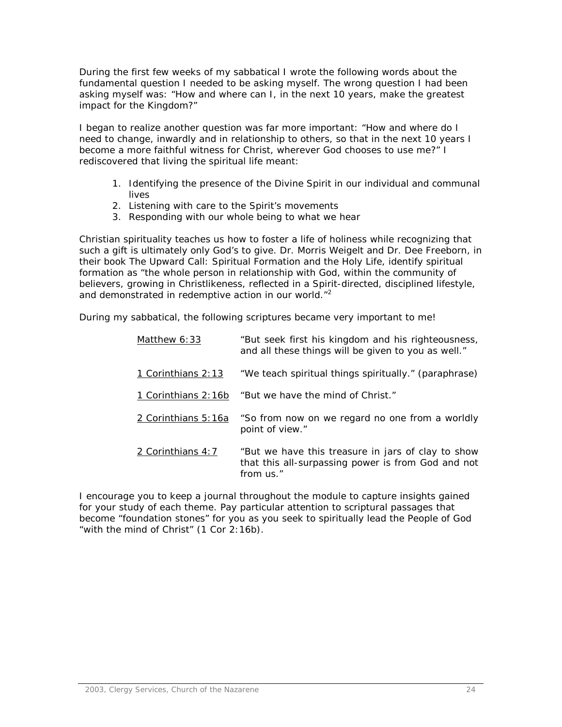During the first few weeks of my sabbatical I wrote the following words about the fundamental question I needed to be asking myself. The wrong question I had been asking myself was: “How and where can I, in the next 10 years, make the greatest impact for the Kingdom?”

I began to realize another question was far more important: “How and where do I need to change, inwardly and in relationship to others, so that in the next 10 years I become a more faithful witness for Christ, wherever God chooses to use me?” I rediscovered that living the spiritual life meant:

1. Identifying the presence of the Divine Spirit in our individual and communal lives
2. Listening with care to the Spirit’s movements
3. Responding with our whole being to what we hear

Christian spirituality teaches us how to foster a life of holiness while recognizing that such a gift is ultimately only God’s to give. Dr. Morris Weigelt and Dr. Dee Freeborn, in their book The Upward Call: Spiritual Formation and the Holy Life, identify spiritual formation as “the whole person in relationship with God, within the community of believers, growing in Christlikeness, reflected in a Spirit-directed, disciplined lifestyle, and demonstrated in redemptive action in our world.”[2]

During my sabbatical, the following scriptures became very important to me!

| | |
|---|---|
| Matthew 6:33 | “But seek first his kingdom and his righteousness, and all these things will be given to you as well.” |
| 1 Corinthians 2:13 | “We teach spiritual things spiritually.” (paraphrase) |
| 1 Corinthians 2:16b | “But we have the mind of Christ.” |
| 2 Corinthians 5:16a | “So from now on we regard no one from a worldly point of view.” |
| 2 Corinthians 4:7 | “But we have this treasure in jars of clay to show that this all-surpassing power is from God and not from us.” |

I encourage you to keep a journal throughout the module to capture insights gained for your study of each theme. Pay particular attention to scriptural passages that become “foundation stones” for you as you seek to spiritually lead the People of God “with the mind of Christ” (1 Cor 2:16b).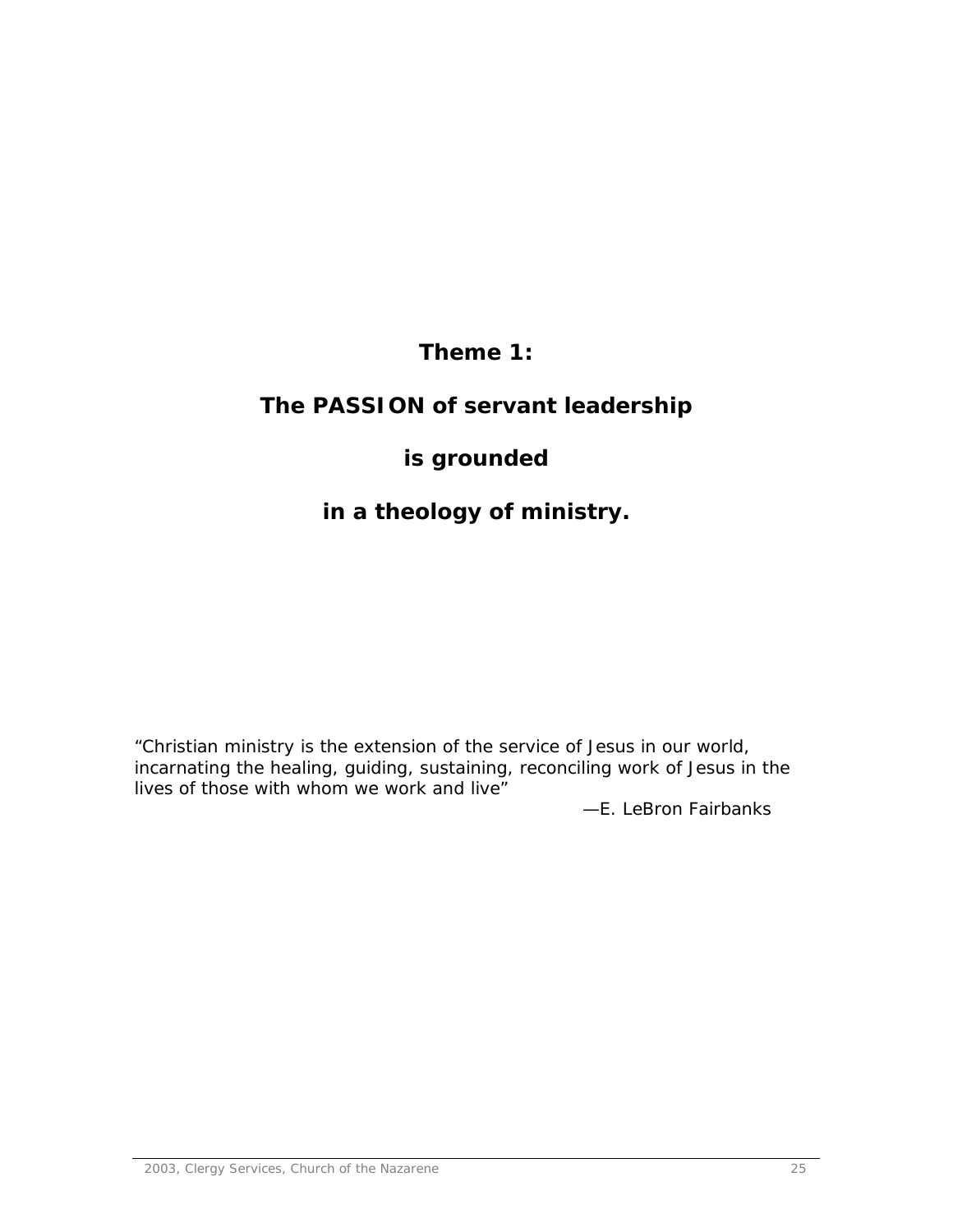# Theme 1:

# The PASSION of servant leadership

# is grounded

# in a theology of ministry.

"Christian ministry is the extension of the service of Jesus in our world, incarnating the healing, guiding, sustaining, reconciling work of Jesus in the lives of those with whom we work and live"

—E. LeBron Fairbanks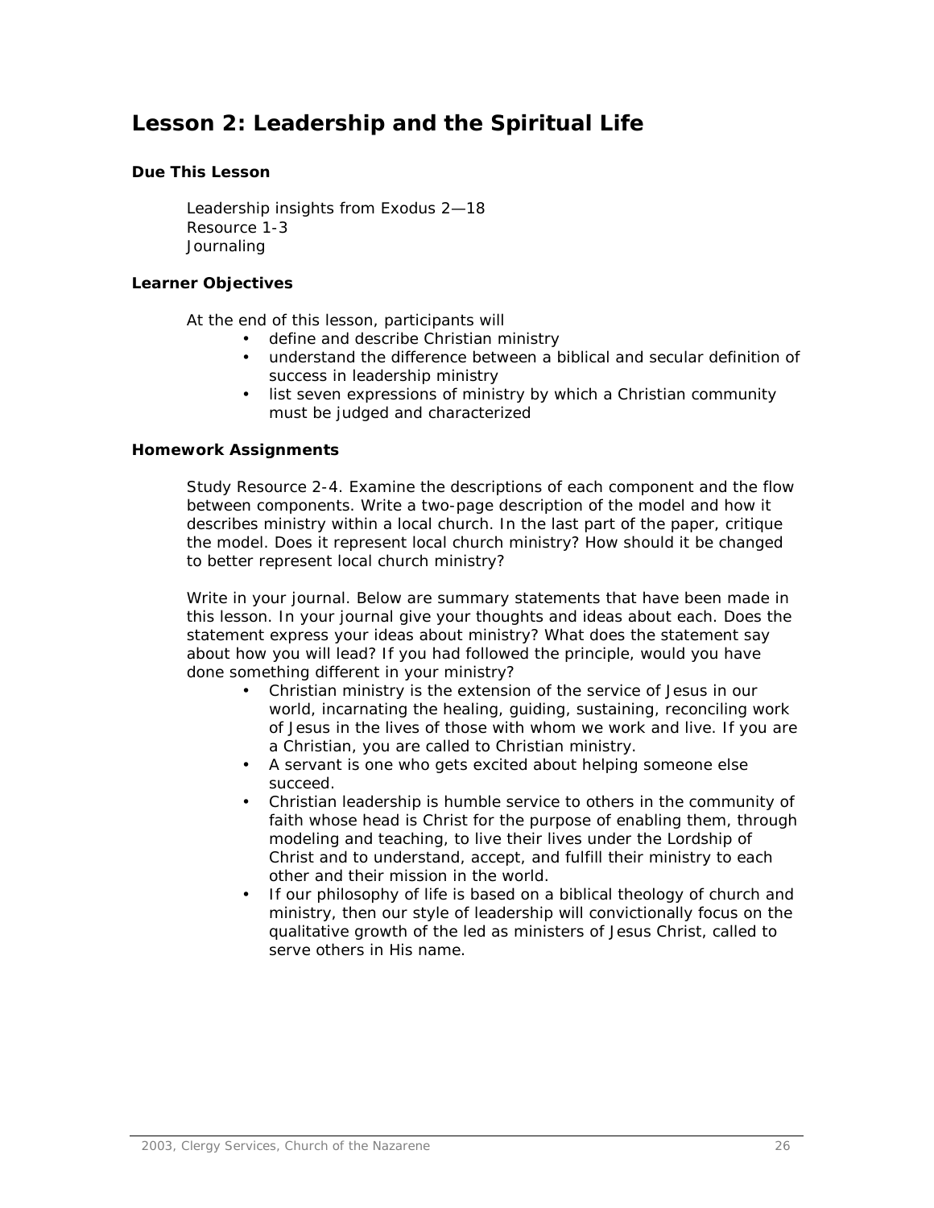# Lesson 2: Leadership and the Spiritual Life

### Due This Lesson

Leadership insights from Exodus 2—18
Resource 1-3
Journaling

### Learner Objectives

At the end of this lesson, participants will

- define and describe Christian ministry
- understand the difference between a biblical and secular definition of success in leadership ministry
- list seven expressions of ministry by which a Christian community must be judged and characterized

### Homework Assignments

Study Resource 2-4. Examine the descriptions of each component and the flow between components. Write a two-page description of the model and how it describes ministry within a local church. In the last part of the paper, critique the model. Does it represent local church ministry? How should it be changed to better represent local church ministry?

Write in your journal. Below are summary statements that have been made in this lesson. In your journal give your thoughts and ideas about each. Does the statement express your ideas about ministry? What does the statement say about how you will lead? If you had followed the principle, would you have done something different in your ministry?

- Christian ministry is the extension of the service of Jesus in our world, incarnating the healing, guiding, sustaining, reconciling work of Jesus in the lives of those with whom we work and live. If you are a Christian, you are called to Christian ministry.
- A servant is one who gets excited about helping someone else succeed.
- Christian leadership is humble service to others in the community of faith whose head is Christ for the purpose of enabling them, through modeling and teaching, to live their lives under the Lordship of Christ and to understand, accept, and fulfill their ministry to each other and their mission in the world.
- If our philosophy of life is based on a biblical theology of church and ministry, then our style of leadership will convictionally focus on the qualitative growth of the led as ministers of Jesus Christ, called to serve others in His name.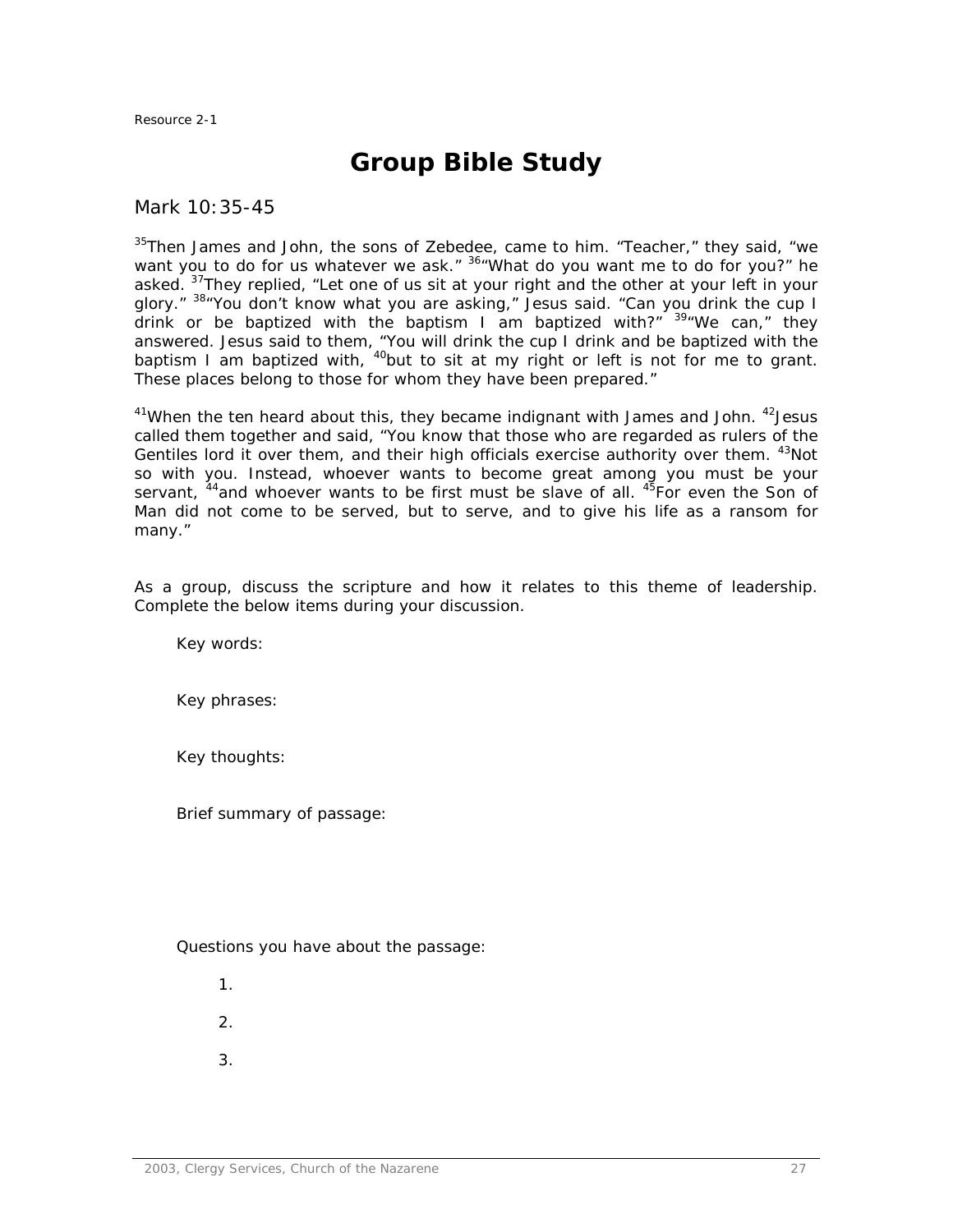Resource 2-1

# Group Bible Study

Mark 10:35-45

[35]Then James and John, the sons of Zebedee, came to him. "Teacher," they said, "we want you to do for us whatever we ask." [36]"What do you want me to do for you?" he asked. [37]They replied, "Let one of us sit at your right and the other at your left in your glory." [38]"You don't know what you are asking," Jesus said. "Can you drink the cup I drink or be baptized with the baptism I am baptized with?" [39]"We can," they answered. Jesus said to them, "You will drink the cup I drink and be baptized with the baptism I am baptized with, [40]but to sit at my right or left is not for me to grant. These places belong to those for whom they have been prepared."

[41]When the ten heard about this, they became indignant with James and John. [42]Jesus called them together and said, "You know that those who are regarded as rulers of the Gentiles lord it over them, and their high officials exercise authority over them. [43]Not so with you. Instead, whoever wants to become great among you must be your servant, [44]and whoever wants to be first must be slave of all. [45]For even the Son of Man did not come to be served, but to serve, and to give his life as a ransom for many."

As a group, discuss the scripture and how it relates to this theme of leadership. Complete the below items during your discussion.

Key words:

Key phrases:

Key thoughts:

Brief summary of passage:

Questions you have about the passage:

1.

2.

3.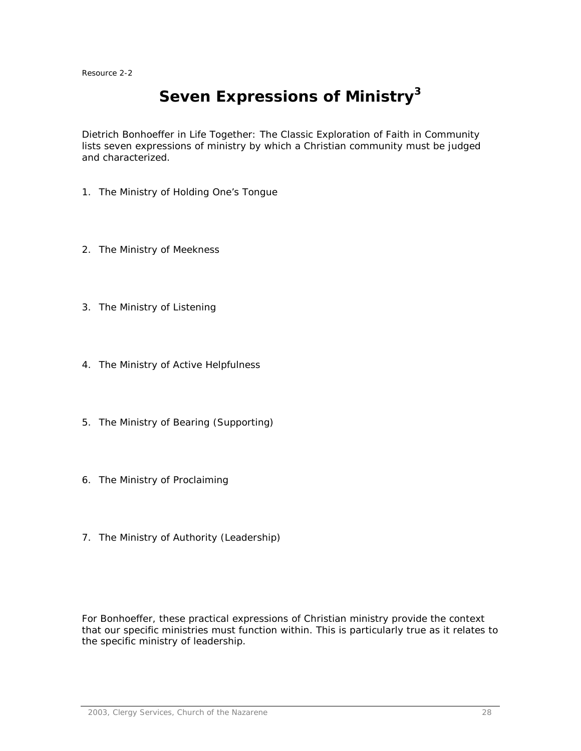Resource 2-2

# Seven Expressions of Ministry[3]

Dietrich Bonhoeffer in Life Together: The Classic Exploration of Faith in Community lists seven expressions of ministry by which a Christian community must be judged and characterized.

1. The Ministry of Holding One's Tongue

2. The Ministry of Meekness

3. The Ministry of Listening

4. The Ministry of Active Helpfulness

5. The Ministry of Bearing (Supporting)

6. The Ministry of Proclaiming

7. The Ministry of Authority (Leadership)

For Bonhoeffer, these practical expressions of Christian ministry provide the context that our specific ministries must function within. This is particularly true as it relates to the specific ministry of leadership.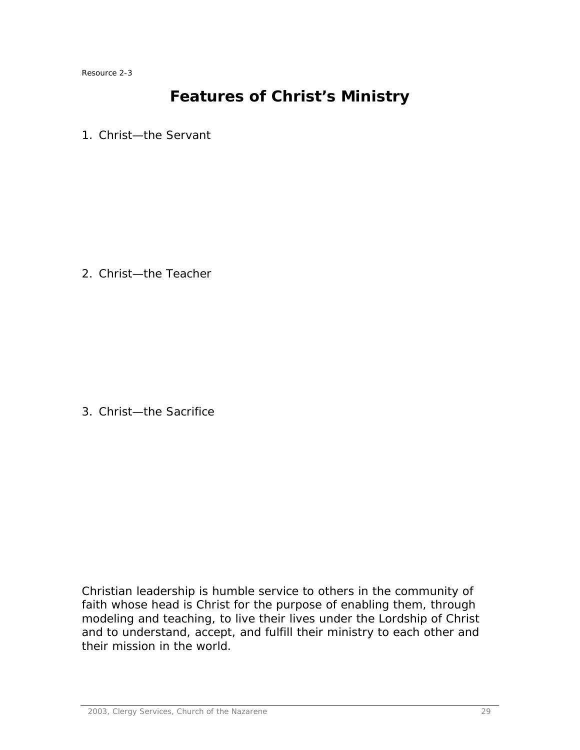Resource 2-3

# Features of Christ's Ministry

1. Christ—the Servant

2. Christ—the Teacher

3. Christ—the Sacrifice

Christian leadership is humble service to others in the community of faith whose head is Christ for the purpose of enabling them, through modeling and teaching, to live their lives under the Lordship of Christ and to understand, accept, and fulfill their ministry to each other and their mission in the world.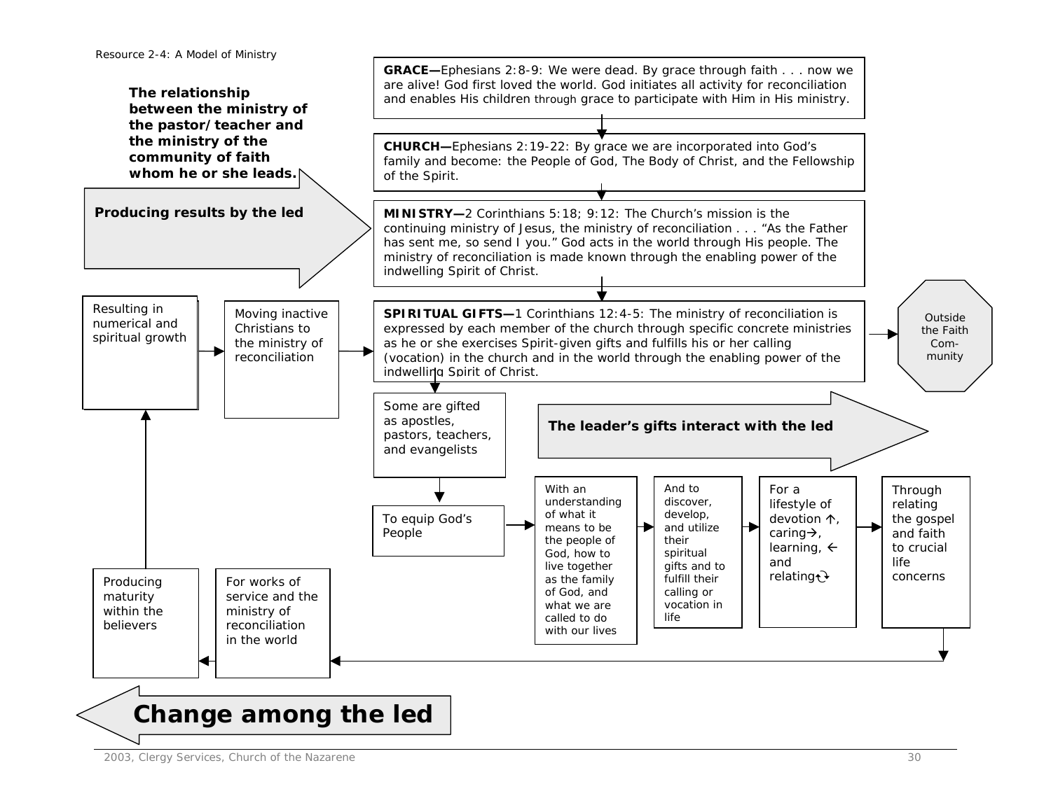Resource 2-4: A Model of Ministry

**The relationship between the ministry of the pastor/teacher and the ministry of the community of faith whom he or she leads.**

**Producing results by the led**

**GRACE—**Ephesians 2:8-9: We were dead. By grace through faith . . . now we are alive! God first loved the world. God initiates all activity for reconciliation and enables His children through grace to participate with Him in His ministry.

**CHURCH—**Ephesians 2:19-22: By grace we are incorporated into God's family and become: the People of God, The Body of Christ, and the Fellowship of the Spirit.

**MINISTRY—**2 Corinthians 5:18; 9:12: The Church's mission is the continuing ministry of Jesus, the ministry of reconciliation . . . "As the Father has sent me, so send I you." God acts in the world through His people. The ministry of reconciliation is made known through the enabling power of the indwelling Spirit of Christ.

**SPIRITUAL GIFTS—**1 Corinthians 12:4-5: The ministry of reconciliation is expressed by each member of the church through specific concrete ministries as he or she exercises Spirit-given gifts and fulfills his or her calling (vocation) in the church and in the world through the enabling power of the indwelling Spirit of Christ.

Outside the Faith Community

Some are gifted as apostles, pastors, teachers, and evangelists

**The leader's gifts interact with the led**

To equip God's People

With an understanding of what it means to be the people of God, how to live together as the family of God, and what we are called to do with our lives

And to discover, develop, and utilize their spiritual gifts and to fulfill their calling or vocation in life

For a lifestyle of devotion ↑, caring→, learning, ← and relating↻

Through relating the gospel and faith to crucial life concerns

For works of service and the ministry of reconciliation in the world

Producing maturity within the believers

Resulting in numerical and spiritual growth

Moving inactive Christians to the ministry of reconciliation

**Change among the led**

2003, Clergy Services, Church of the Nazarene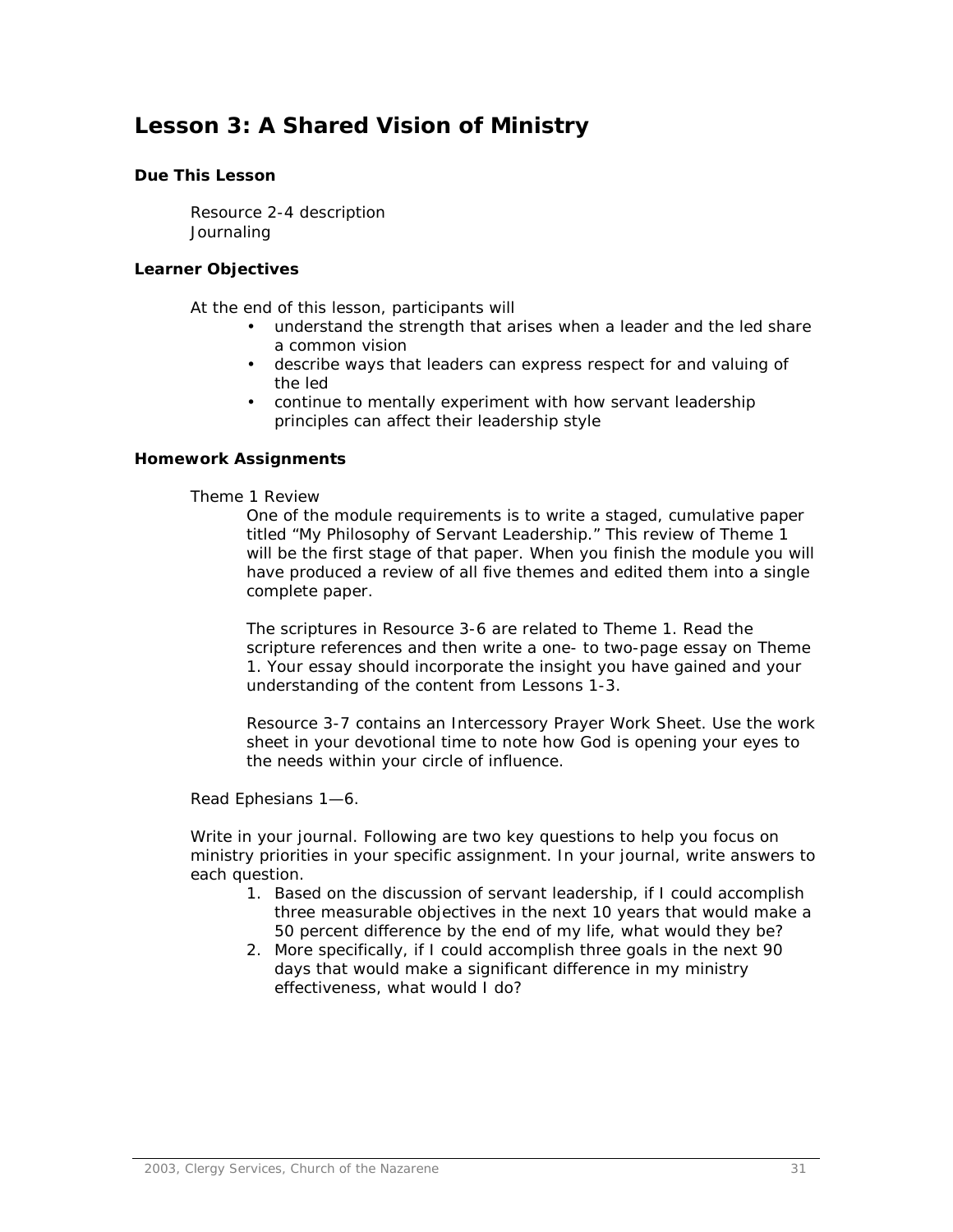# Lesson 3: A Shared Vision of Ministry

### Due This Lesson

Resource 2-4 description
Journaling

### Learner Objectives

At the end of this lesson, participants will

- understand the strength that arises when a leader and the led share a common vision
- describe ways that leaders can express respect for and valuing of the led
- continue to mentally experiment with how servant leadership principles can affect their leadership style

### Homework Assignments

Theme 1 Review

One of the module requirements is to write a staged, cumulative paper titled "My Philosophy of Servant Leadership." This review of Theme 1 will be the first stage of that paper. When you finish the module you will have produced a review of all five themes and edited them into a single complete paper.

The scriptures in Resource 3-6 are related to Theme 1. Read the scripture references and then write a one- to two-page essay on Theme 1. Your essay should incorporate the insight you have gained and your understanding of the content from Lessons 1-3.

Resource 3-7 contains an Intercessory Prayer Work Sheet. Use the work sheet in your devotional time to note how God is opening your eyes to the needs within your circle of influence.

Read Ephesians 1—6.

Write in your journal. Following are two key questions to help you focus on ministry priorities in your specific assignment. In your journal, write answers to each question.

1. Based on the discussion of servant leadership, if I could accomplish three measurable objectives in the next 10 years that would make a 50 percent difference by the end of my life, what would they be?
2. More specifically, if I could accomplish three goals in the next 90 days that would make a significant difference in my ministry effectiveness, what would I do?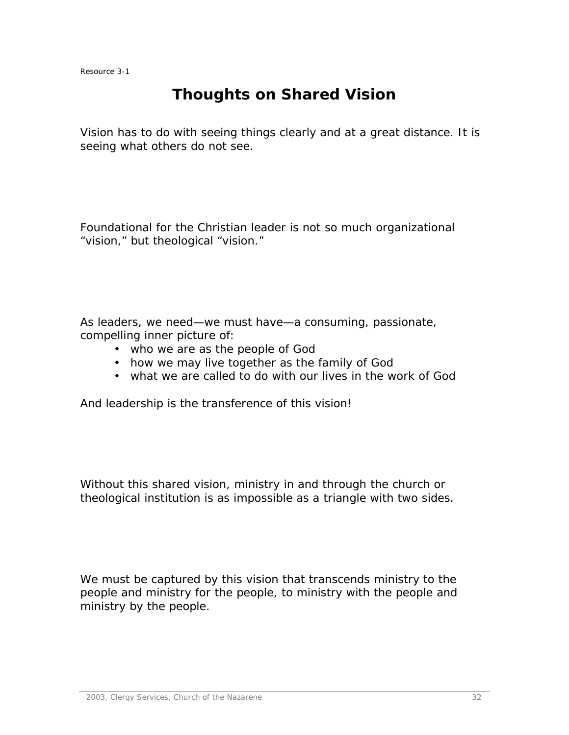Resource 3-1

# Thoughts on Shared Vision

Vision has to do with seeing things clearly and at a great distance. It is seeing what others do not see.

Foundational for the Christian leader is not so much organizational "vision," but theological "vision."

As leaders, we need—we must have—a consuming, passionate, compelling inner picture of:

- who we are as the people of God
- how we may live together as the family of God
- what we are called to do with our lives in the work of God

And leadership is the transference of this vision!

Without this shared vision, ministry in and through the church or theological institution is as impossible as a triangle with two sides.

We must be captured by this vision that transcends ministry to the people and ministry for the people, to ministry with the people and ministry by the people.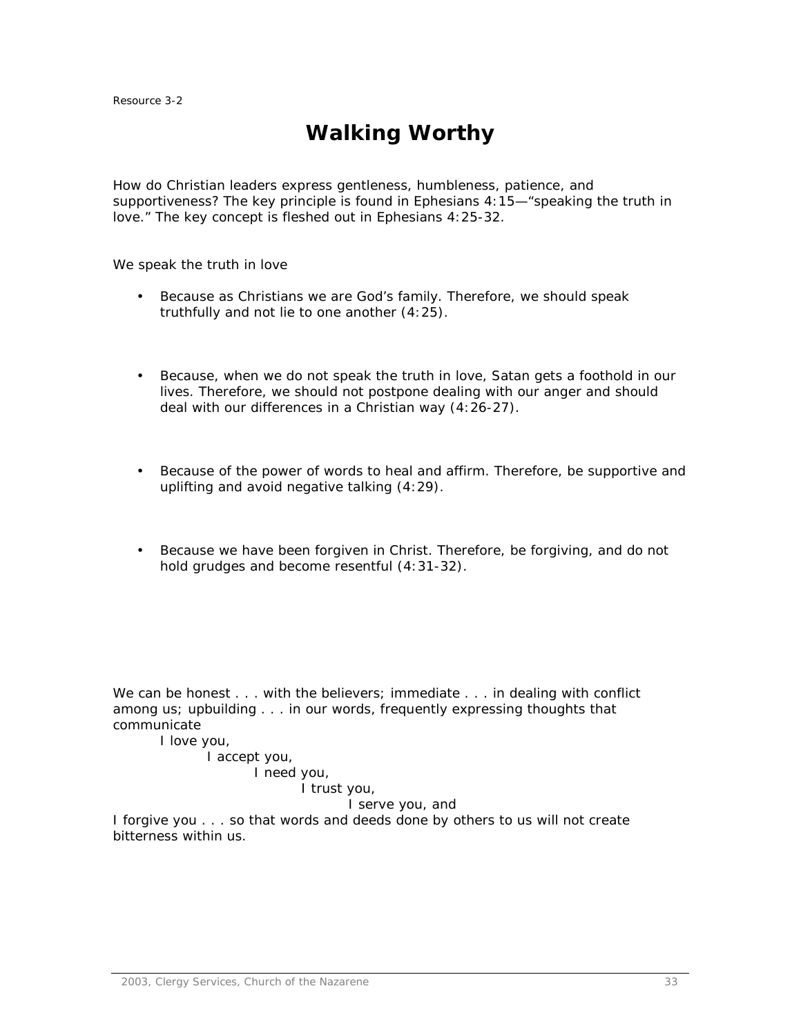Resource 3-2

# Walking Worthy

How do Christian leaders express gentleness, humbleness, patience, and supportiveness? The key principle is found in Ephesians 4:15—“speaking the truth in love.” The key concept is fleshed out in Ephesians 4:25-32.

We speak the truth in love

- Because as Christians we are God’s family. Therefore, we should speak truthfully and not lie to one another (4:25).
- Because, when we do not speak the truth in love, Satan gets a foothold in our lives. Therefore, we should not postpone dealing with our anger and should deal with our differences in a Christian way (4:26-27).
- Because of the power of words to heal and affirm. Therefore, be supportive and uplifting and avoid negative talking (4:29).
- Because we have been forgiven in Christ. Therefore, be forgiving, and do not hold grudges and become resentful (4:31-32).

We can be honest . . . with the believers; immediate . . . in dealing with conflict among us; upbuilding . . . in our words, frequently expressing thoughts that communicate

I love you,
I accept you,
I need you,
I trust you,
I serve you, and

I forgive you . . . so that words and deeds done by others to us will not create bitterness within us.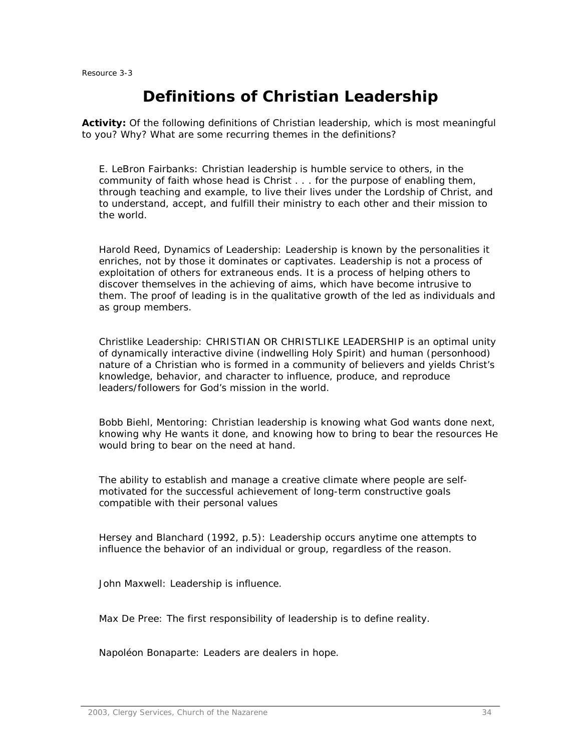Resource 3-3

# Definitions of Christian Leadership

**Activity:** Of the following definitions of Christian leadership, which is most meaningful to you? Why? What are some recurring themes in the definitions?

E. LeBron Fairbanks: Christian leadership is humble service to others, in the community of faith whose head is Christ . . . for the purpose of enabling them, through teaching and example, to live their lives under the Lordship of Christ, and to understand, accept, and fulfill their ministry to each other and their mission to the world.

Harold Reed, Dynamics of Leadership: Leadership is known by the personalities it enriches, not by those it dominates or captivates. Leadership is not a process of exploitation of others for extraneous ends. It is a process of helping others to discover themselves in the achieving of aims, which have become intrusive to them. The proof of leading is in the qualitative growth of the led as individuals and as group members.

Christlike Leadership: CHRISTIAN OR CHRISTLIKE LEADERSHIP is an optimal unity of dynamically interactive divine (indwelling Holy Spirit) and human (personhood) nature of a Christian who is formed in a community of believers and yields Christ's knowledge, behavior, and character to influence, produce, and reproduce leaders/followers for God's mission in the world.

Bobb Biehl, Mentoring: Christian leadership is knowing what God wants done next, knowing why He wants it done, and knowing how to bring to bear the resources He would bring to bear on the need at hand.

The ability to establish and manage a creative climate where people are self-motivated for the successful achievement of long-term constructive goals compatible with their personal values

Hersey and Blanchard (1992, p.5): Leadership occurs anytime one attempts to influence the behavior of an individual or group, regardless of the reason.

John Maxwell: Leadership is influence.

Max De Pree: The first responsibility of leadership is to define reality.

Napoléon Bonaparte: Leaders are dealers in hope.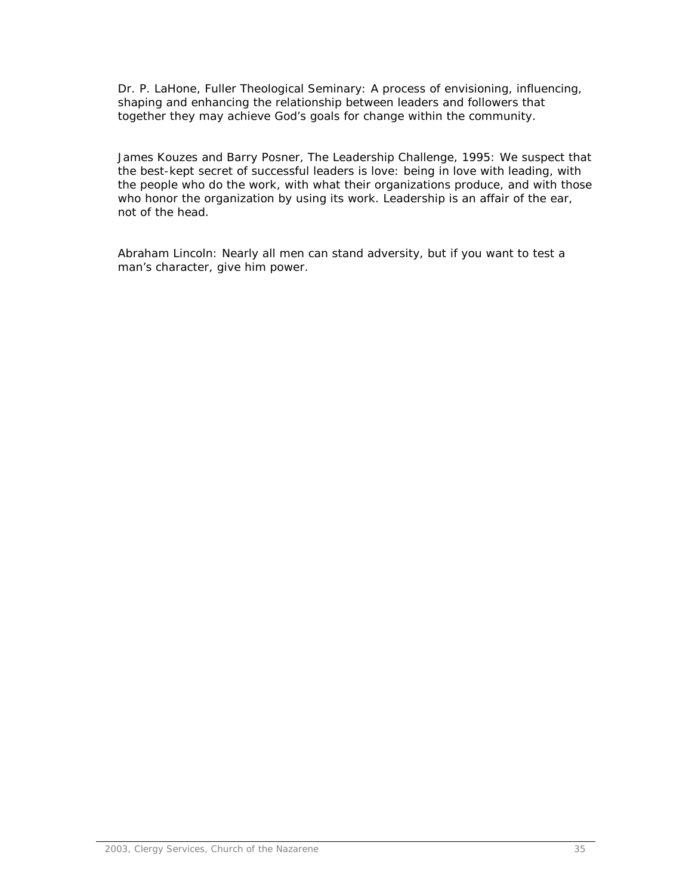Dr. P. LaHone, Fuller Theological Seminary: A process of envisioning, influencing, shaping and enhancing the relationship between leaders and followers that together they may achieve God's goals for change within the community.

James Kouzes and Barry Posner, The Leadership Challenge, 1995: We suspect that the best-kept secret of successful leaders is love: being in love with leading, with the people who do the work, with what their organizations produce, and with those who honor the organization by using its work. Leadership is an affair of the ear, not of the head.

Abraham Lincoln: Nearly all men can stand adversity, but if you want to test a man's character, give him power.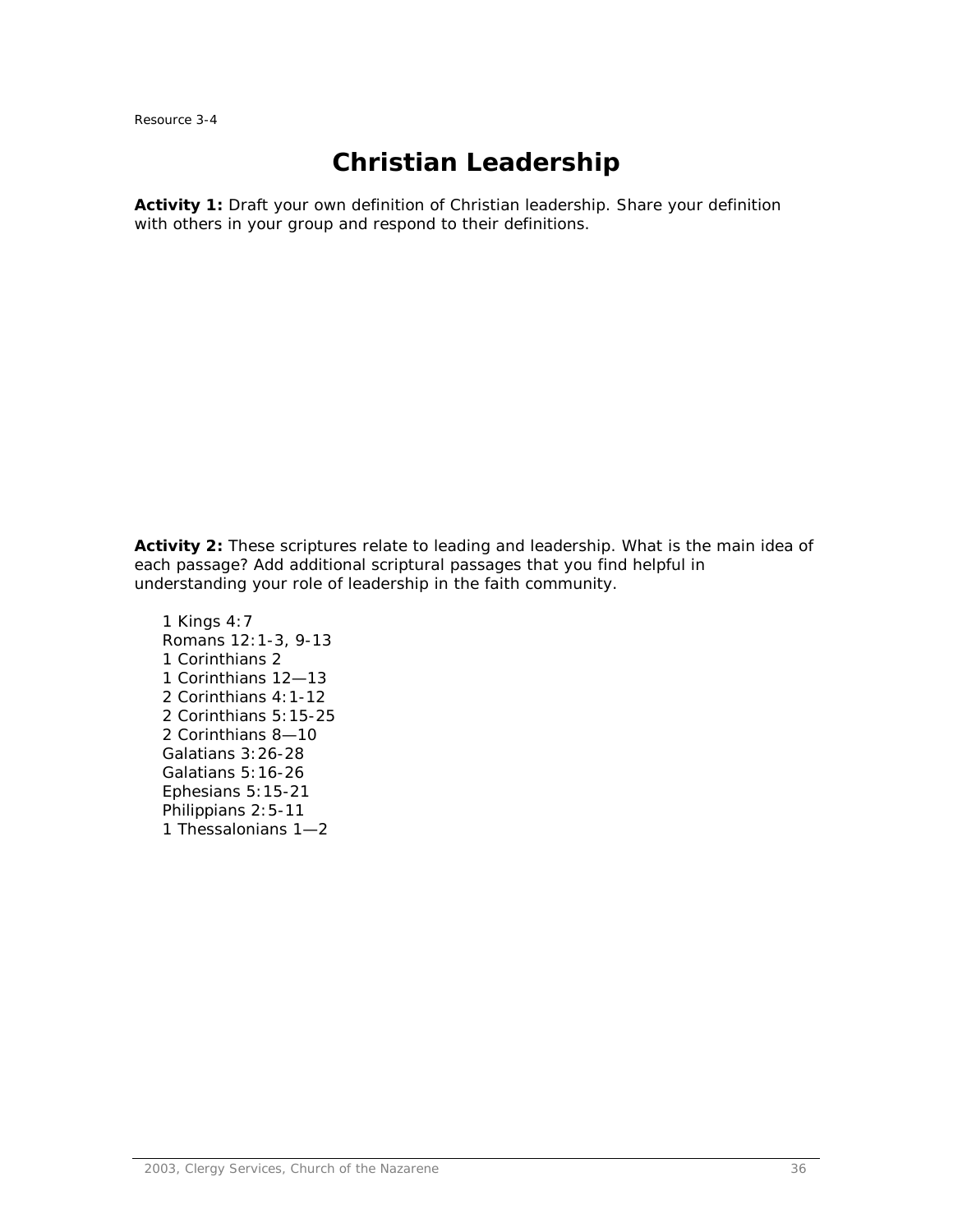Resource 3-4

# Christian Leadership

**Activity 1:** Draft your own definition of Christian leadership. Share your definition with others in your group and respond to their definitions.

**Activity 2:** These scriptures relate to leading and leadership. What is the main idea of each passage? Add additional scriptural passages that you find helpful in understanding your role of leadership in the faith community.

1 Kings 4:7
Romans 12:1-3, 9-13
1 Corinthians 2
1 Corinthians 12—13
2 Corinthians 4:1-12
2 Corinthians 5:15-25
2 Corinthians 8—10
Galatians 3:26-28
Galatians 5:16-26
Ephesians 5:15-21
Philippians 2:5-11
1 Thessalonians 1—2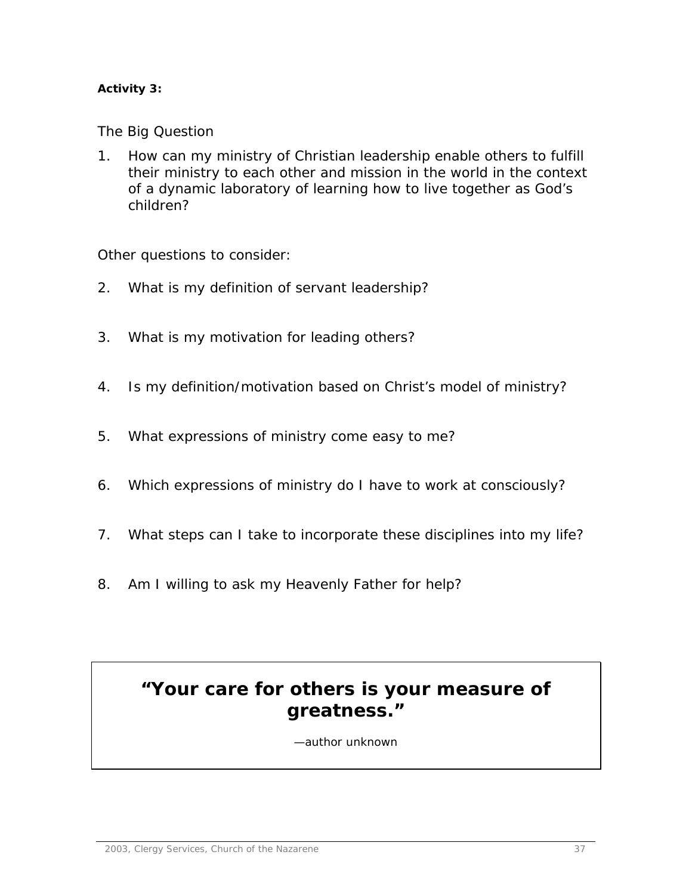**Activity 3:**

The Big Question

1. How can my ministry of Christian leadership enable others to fulfill their ministry to each other and mission in the world in the context of a dynamic laboratory of learning how to live together as God's children?

Other questions to consider:

2. What is my definition of servant leadership?

3. What is my motivation for leading others?

4. Is my definition/motivation based on Christ's model of ministry?

5. What expressions of ministry come easy to me?

6. Which expressions of ministry do I have to work at consciously?

7. What steps can I take to incorporate these disciplines into my life?

8. Am I willing to ask my Heavenly Father for help?

> **"Your care for others is your measure of greatness."**
>
> —author unknown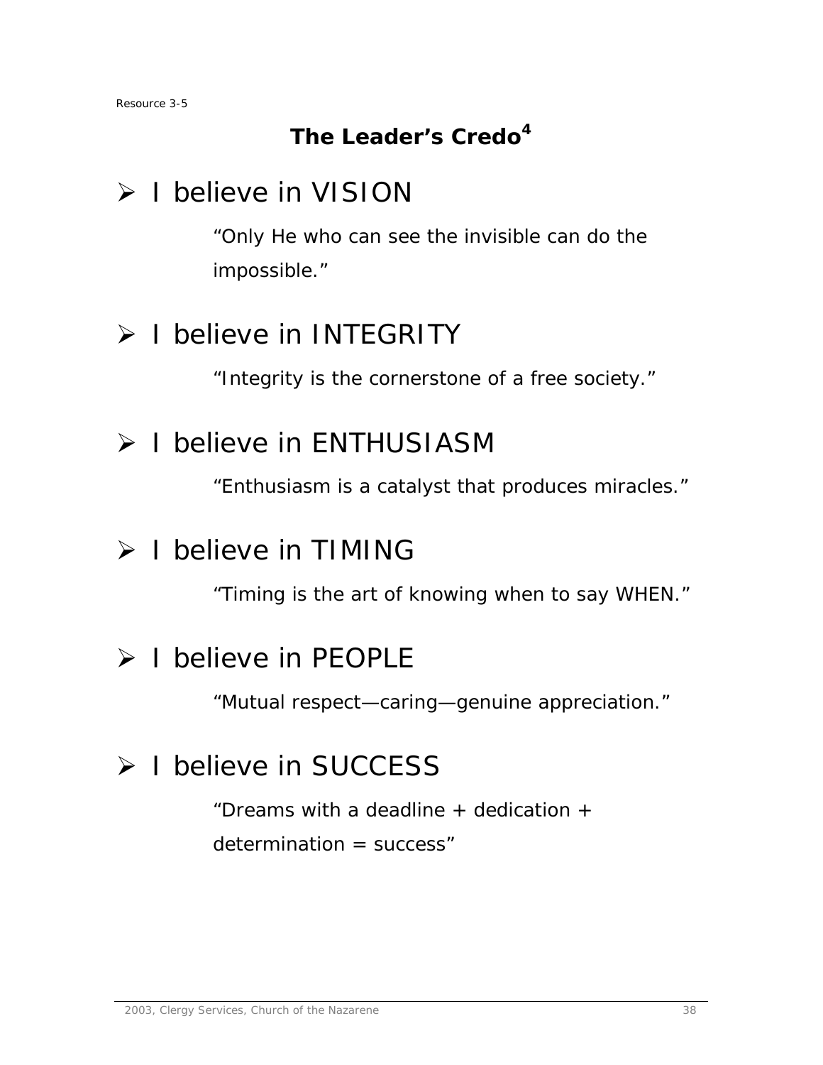Resource 3-5

## The Leader's Credo[4]

- I believe in VISION

  *"Only He who can see the invisible can do the impossible."*

- I believe in INTEGRITY

  *"Integrity is the cornerstone of a free society."*

- I believe in ENTHUSIASM

  *"Enthusiasm is a catalyst that produces miracles."*

- I believe in TIMING

  *"Timing is the art of knowing when to say WHEN."*

- I believe in PEOPLE

  *"Mutual respect—caring—genuine appreciation."*

- I believe in SUCCESS

  *"Dreams with a deadline + dedication + determination = success"*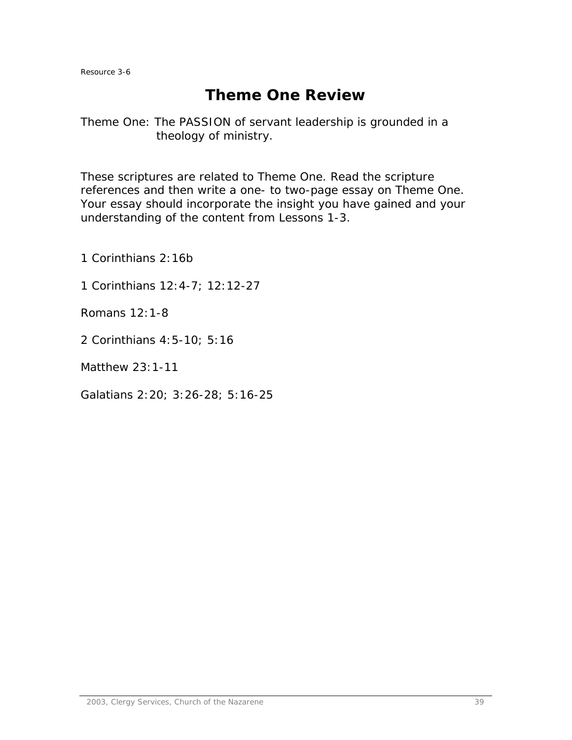Resource 3-6

# Theme One Review

Theme One: The PASSION of servant leadership is grounded in a theology of ministry.

These scriptures are related to Theme One. Read the scripture references and then write a one- to two-page essay on Theme One. Your essay should incorporate the insight you have gained and your understanding of the content from Lessons 1-3.

1 Corinthians 2:16b

1 Corinthians 12:4-7; 12:12-27

Romans 12:1-8

2 Corinthians 4:5-10; 5:16

Matthew 23:1-11

Galatians 2:20; 3:26-28; 5:16-25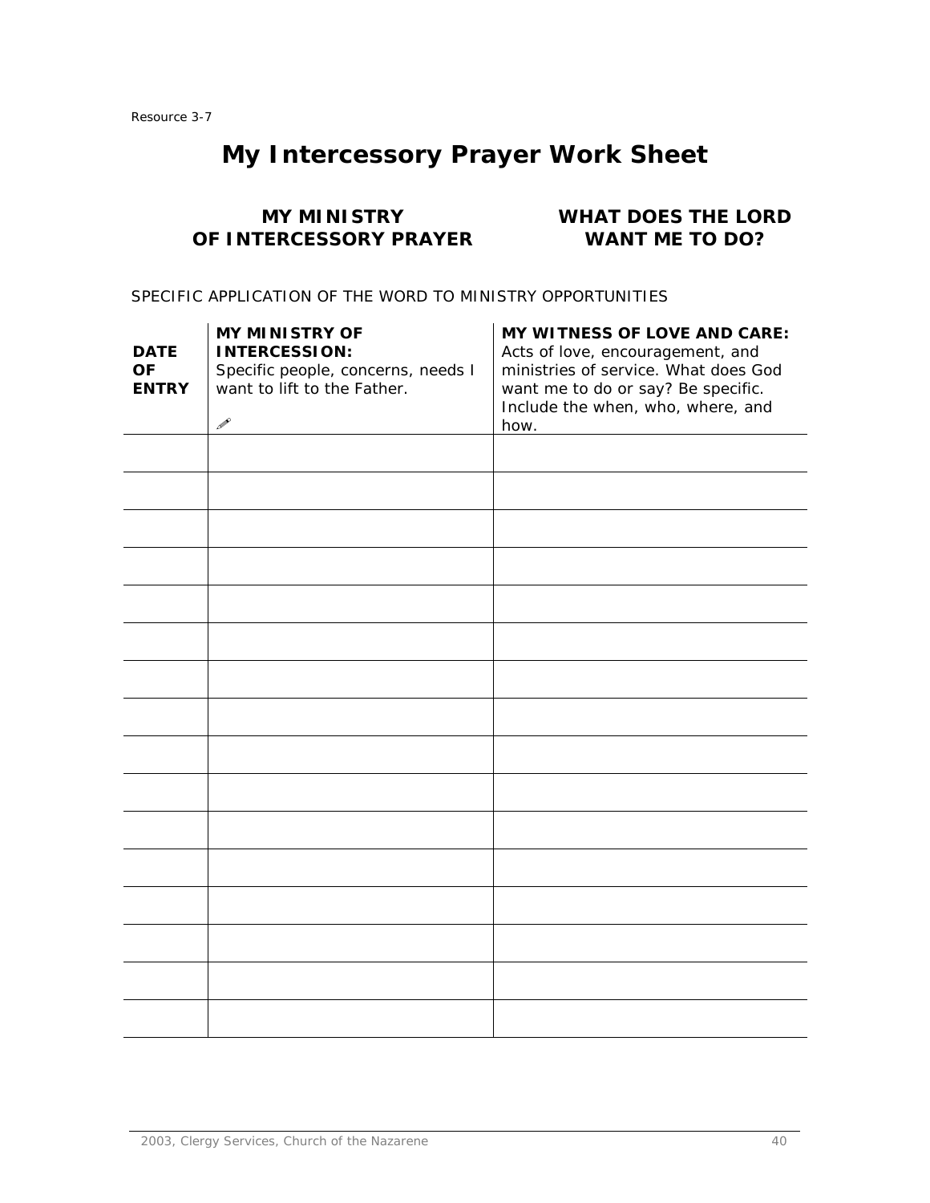Resource 3-7

# My Intercessory Prayer Work Sheet

**MY MINISTRY OF INTERCESSORY PRAYER**

**WHAT DOES THE LORD WANT ME TO DO?**

SPECIFIC APPLICATION OF THE WORD TO MINISTRY OPPORTUNITIES

| **DATE OF ENTRY** | **MY MINISTRY OF INTERCESSION:** Specific people, concerns, needs I want to lift to the Father. ✏ | **MY WITNESS OF LOVE AND CARE:** Acts of love, encouragement, and ministries of service. What does God want me to do or say? Be specific. Include the when, who, where, and how. |
|---|---|---|
| | | |
| | | |
| | | |
| | | |
| | | |
| | | |
| | | |
| | | |
| | | |
| | | |
| | | |
| | | |
| | | |
| | | |
| | | |
| | | |

2003, Clergy Services, Church of the Nazarene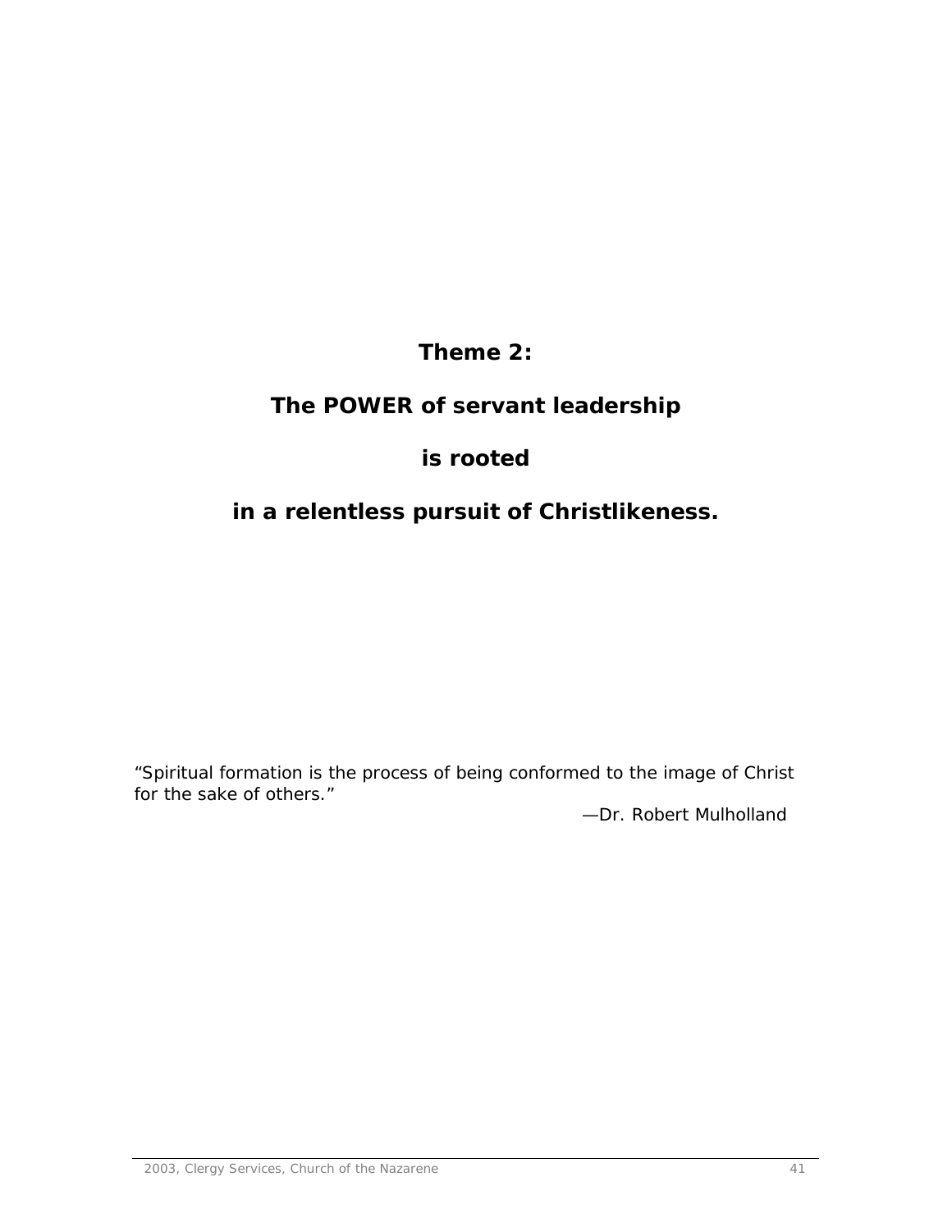# Theme 2:

## The POWER of servant leadership

## is rooted

## in a relentless pursuit of Christlikeness.

"Spiritual formation is the process of being conformed to the image of Christ for the sake of others."

—Dr. Robert Mulholland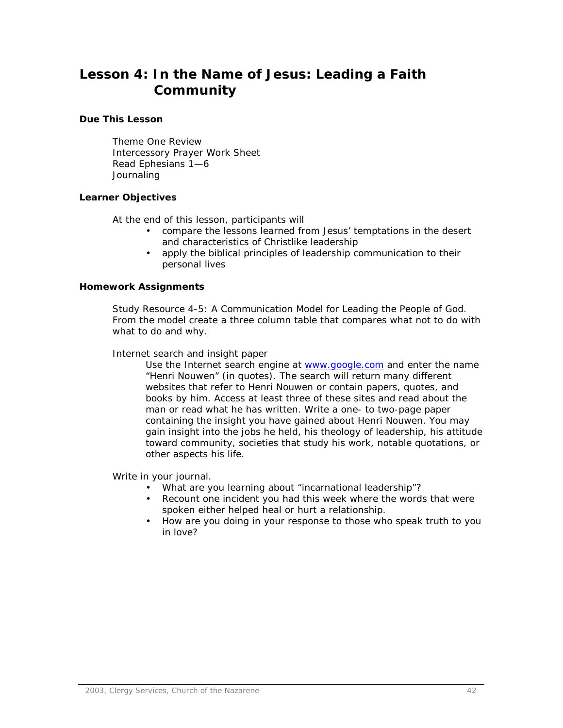# Lesson 4: In the Name of Jesus: Leading a Faith Community

### Due This Lesson

Theme One Review
Intercessory Prayer Work Sheet
Read Ephesians 1—6
Journaling

### Learner Objectives

At the end of this lesson, participants will

- compare the lessons learned from Jesus' temptations in the desert and characteristics of Christlike leadership
- apply the biblical principles of leadership communication to their personal lives

### Homework Assignments

Study Resource 4-5: A Communication Model for Leading the People of God. From the model create a three column table that compares what not to do with what to do and why.

Internet search and insight paper

Use the Internet search engine at www.google.com and enter the name "Henri Nouwen" (in quotes). The search will return many different websites that refer to Henri Nouwen or contain papers, quotes, and books by him. Access at least three of these sites and read about the man or read what he has written. Write a one- to two-page paper containing the insight you have gained about Henri Nouwen. You may gain insight into the jobs he held, his theology of leadership, his attitude toward community, societies that study his work, notable quotations, or other aspects his life.

Write in your journal.

- What are you learning about "incarnational leadership"?
- Recount one incident you had this week where the words that were spoken either helped heal or hurt a relationship.
- How are you doing in your response to those who speak truth to you in love?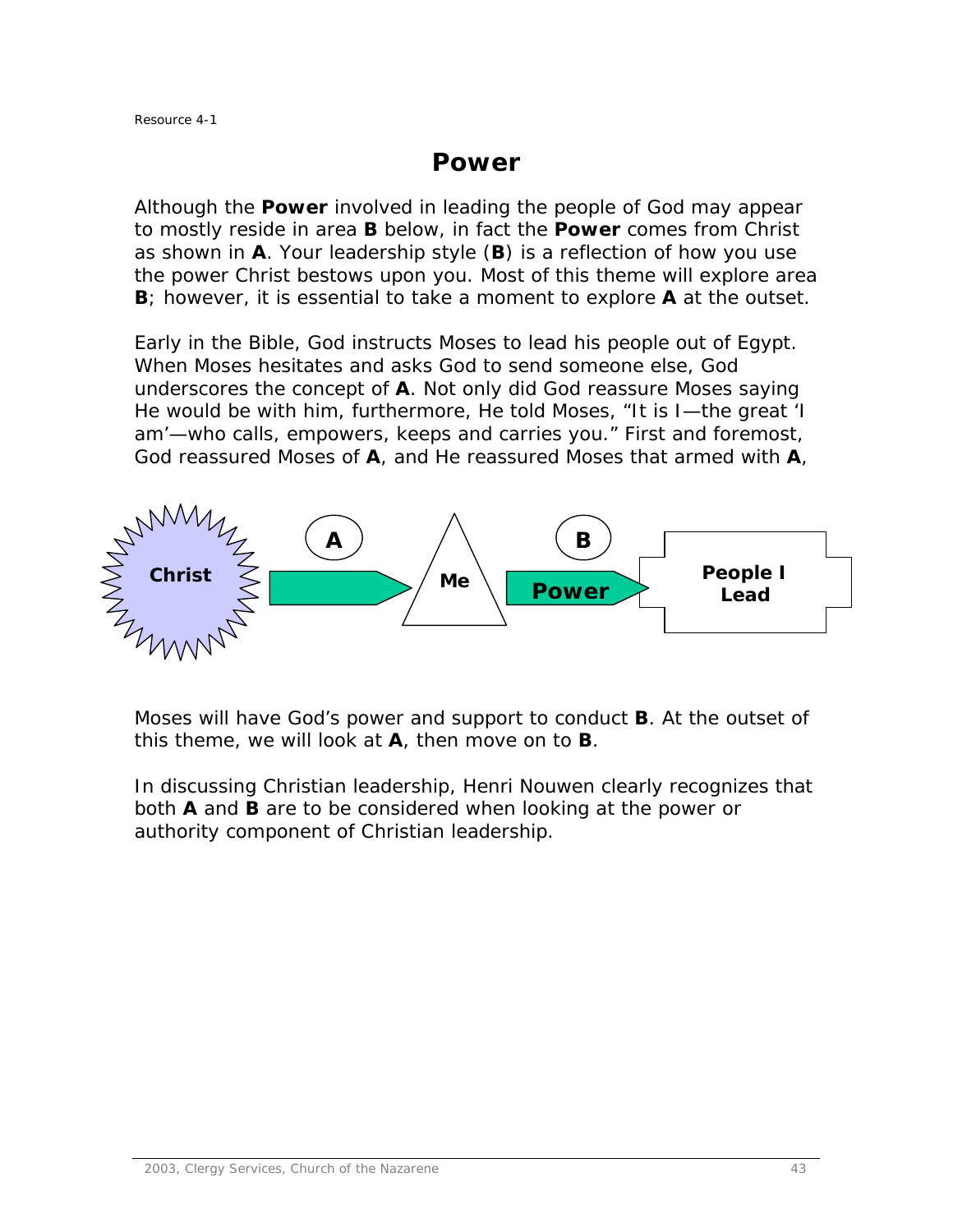Resource 4-1

# Power

Although the **Power** involved in leading the people of God may appear to mostly reside in area **B** below, in fact the **Power** comes from Christ as shown in **A**. Your leadership style (**B**) is a reflection of how you use the power Christ bestows upon you. Most of this theme will explore area **B**; however, it is essential to take a moment to explore **A** at the outset.

Early in the Bible, God instructs Moses to lead his people out of Egypt. When Moses hesitates and asks God to send someone else, God underscores the concept of **A**. Not only did God reassure Moses saying He would be with him, furthermore, He told Moses, "It is I—the great 'I am'—who calls, empowers, keeps and carries you." First and foremost, God reassured Moses of **A**, and He reassured Moses that armed with **A**,

**Christ** → (**A**) → **Me** → (**B**) **Power** → **People I Lead**

Moses will have God's power and support to conduct **B**. At the outset of this theme, we will look at **A**, then move on to **B**.

In discussing Christian leadership, Henri Nouwen clearly recognizes that both **A** and **B** are to be considered when looking at the power or authority component of Christian leadership.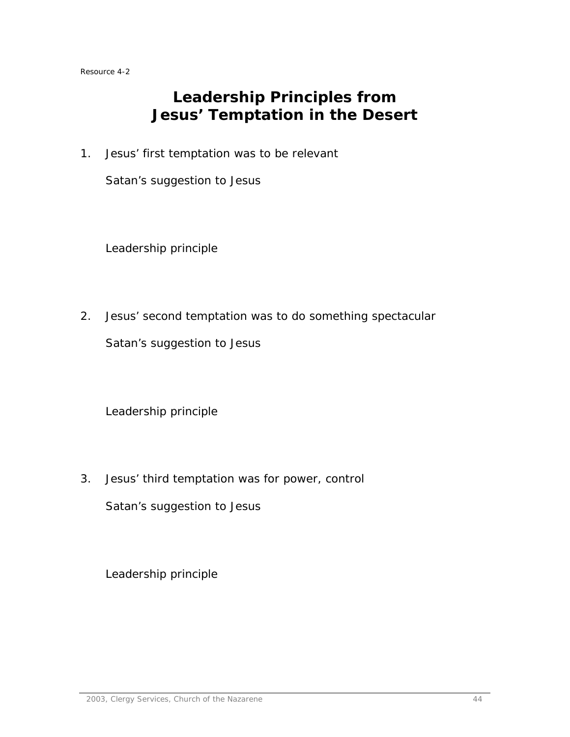Resource 4-2

# Leadership Principles from Jesus' Temptation in the Desert

1. Jesus' first temptation was to be relevant

   Satan's suggestion to Jesus

   Leadership principle

2. Jesus' second temptation was to do something spectacular

   Satan's suggestion to Jesus

   Leadership principle

3. Jesus' third temptation was for power, control

   Satan's suggestion to Jesus

   Leadership principle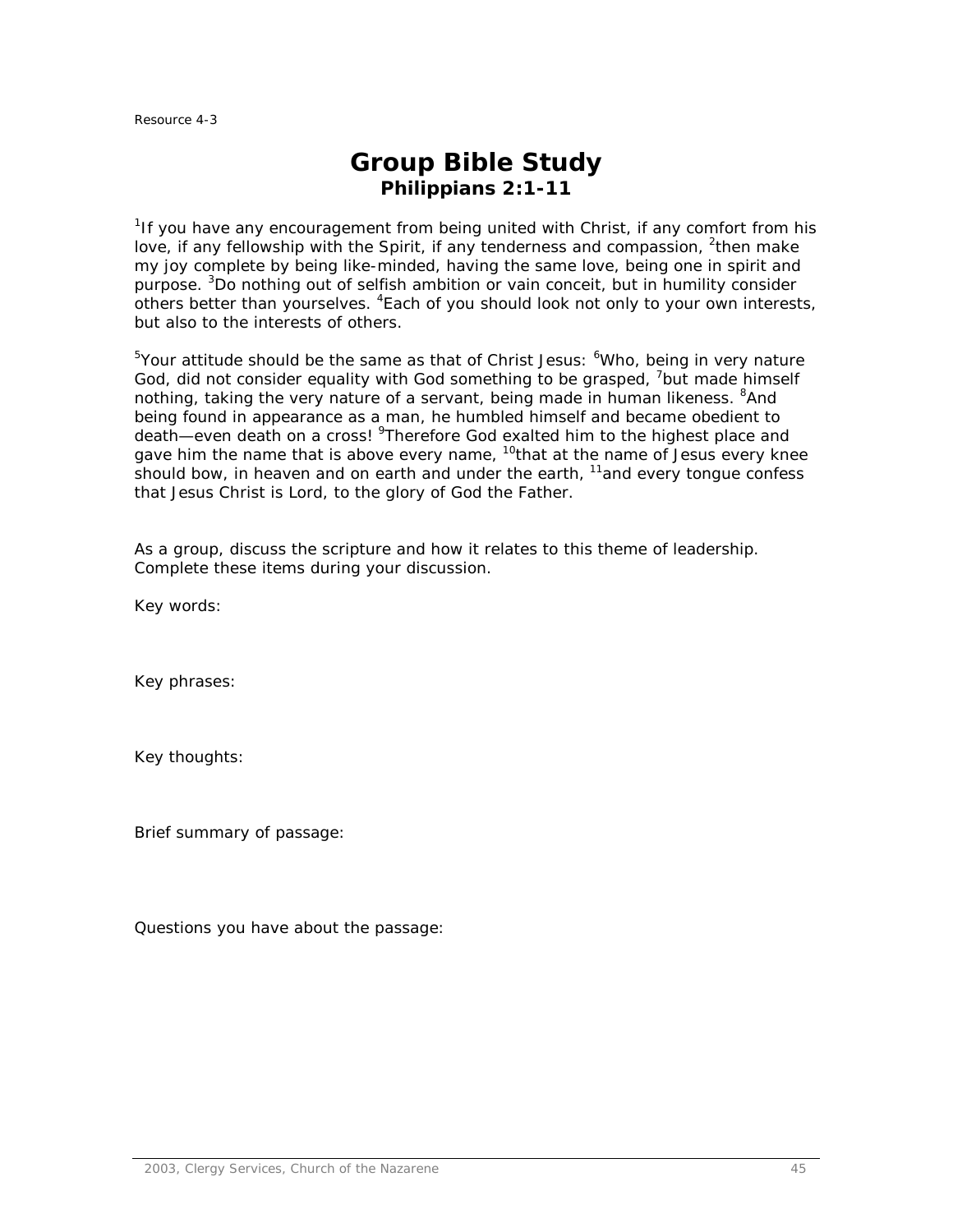Resource 4-3

# Group Bible Study
## Philippians 2:1-11

[1]If you have any encouragement from being united with Christ, if any comfort from his love, if any fellowship with the Spirit, if any tenderness and compassion, [2]then make my joy complete by being like-minded, having the same love, being one in spirit and purpose. [3]Do nothing out of selfish ambition or vain conceit, but in humility consider others better than yourselves. [4]Each of you should look not only to your own interests, but also to the interests of others.

[5]Your attitude should be the same as that of Christ Jesus: [6]Who, being in very nature God, did not consider equality with God something to be grasped, [7]but made himself nothing, taking the very nature of a servant, being made in human likeness. [8]And being found in appearance as a man, he humbled himself and became obedient to death—even death on a cross! [9]Therefore God exalted him to the highest place and gave him the name that is above every name, [10]that at the name of Jesus every knee should bow, in heaven and on earth and under the earth, [11]and every tongue confess that Jesus Christ is Lord, to the glory of God the Father.

As a group, discuss the scripture and how it relates to this theme of leadership. Complete these items during your discussion.

Key words:

Key phrases:

Key thoughts:

Brief summary of passage:

Questions you have about the passage: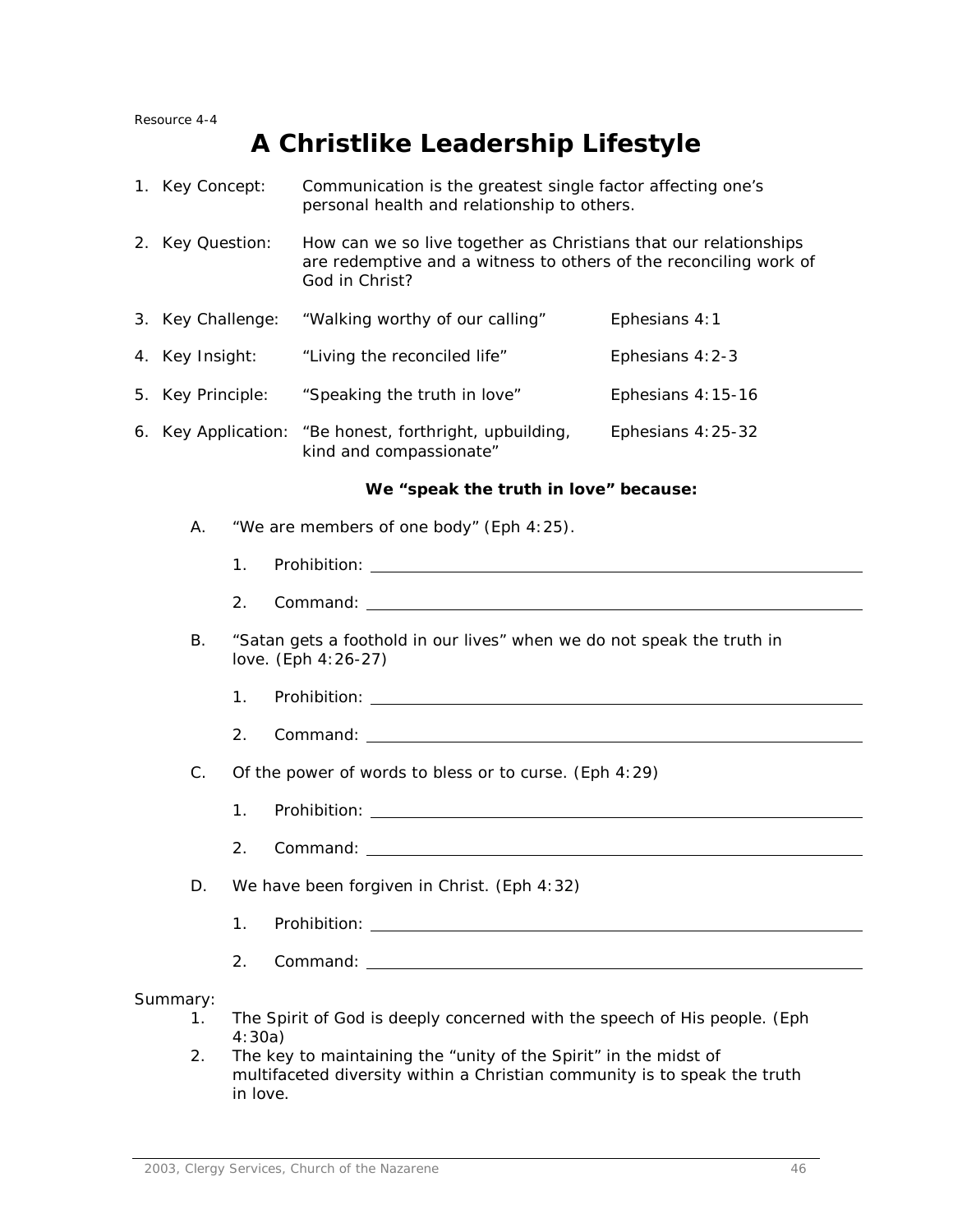Resource 4-4

# A Christlike Leadership Lifestyle

1. Key Concept: Communication is the greatest single factor affecting one's personal health and relationship to others.

2. Key Question: How can we so live together as Christians that our relationships are redemptive and a witness to others of the reconciling work of God in Christ?

3. Key Challenge: "Walking worthy of our calling" Ephesians 4:1

4. Key Insight: "Living the reconciled life" Ephesians 4:2-3

5. Key Principle: "Speaking the truth in love" Ephesians 4:15-16

6. Key Application: "Be honest, forthright, upbuilding, kind and compassionate" Ephesians 4:25-32

**We "speak the truth in love" because:**

A. "We are members of one body" (Eph 4:25).

   1. Prohibition: ______________________________

   2. Command: ______________________________

B. "Satan gets a foothold in our lives" when we do not speak the truth in love. (Eph 4:26-27)

   1. Prohibition: ______________________________

   2. Command: ______________________________

C. Of the power of words to bless or to curse. (Eph 4:29)

   1. Prohibition: ______________________________

   2. Command: ______________________________

D. We have been forgiven in Christ. (Eph 4:32)

   1. Prohibition: ______________________________

   2. Command: ______________________________

Summary:

1. The Spirit of God is deeply concerned with the speech of His people. (Eph 4:30a)
2. The key to maintaining the "unity of the Spirit" in the midst of multifaceted diversity within a Christian community is to speak the truth in love.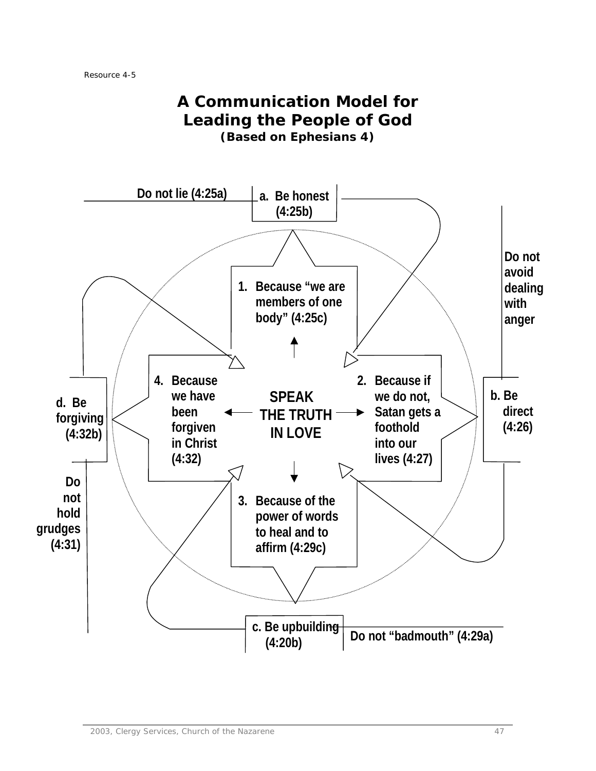Resource 4-5

# A Communication Model for Leading the People of God

**(Based on Ephesians 4)**

**SPEAK THE TRUTH IN LOVE**

1. **Because "we are members of one body" (4:25c)**
2. **Because if we do not, Satan gets a foothold into our lives (4:27)**
3. **Because of the power of words to heal and to affirm (4:29c)**
4. **Because we have been forgiven in Christ (4:32)**

- **a. Be honest (4:25b)** — Do not lie (4:25a)
- **b. Be direct (4:26)** — Do not avoid dealing with anger
- **c. Be upbuilding (4:20b)** — Do not "badmouth" (4:29a)
- **d. Be forgiving (4:32b)** — Do not hold grudges (4:31)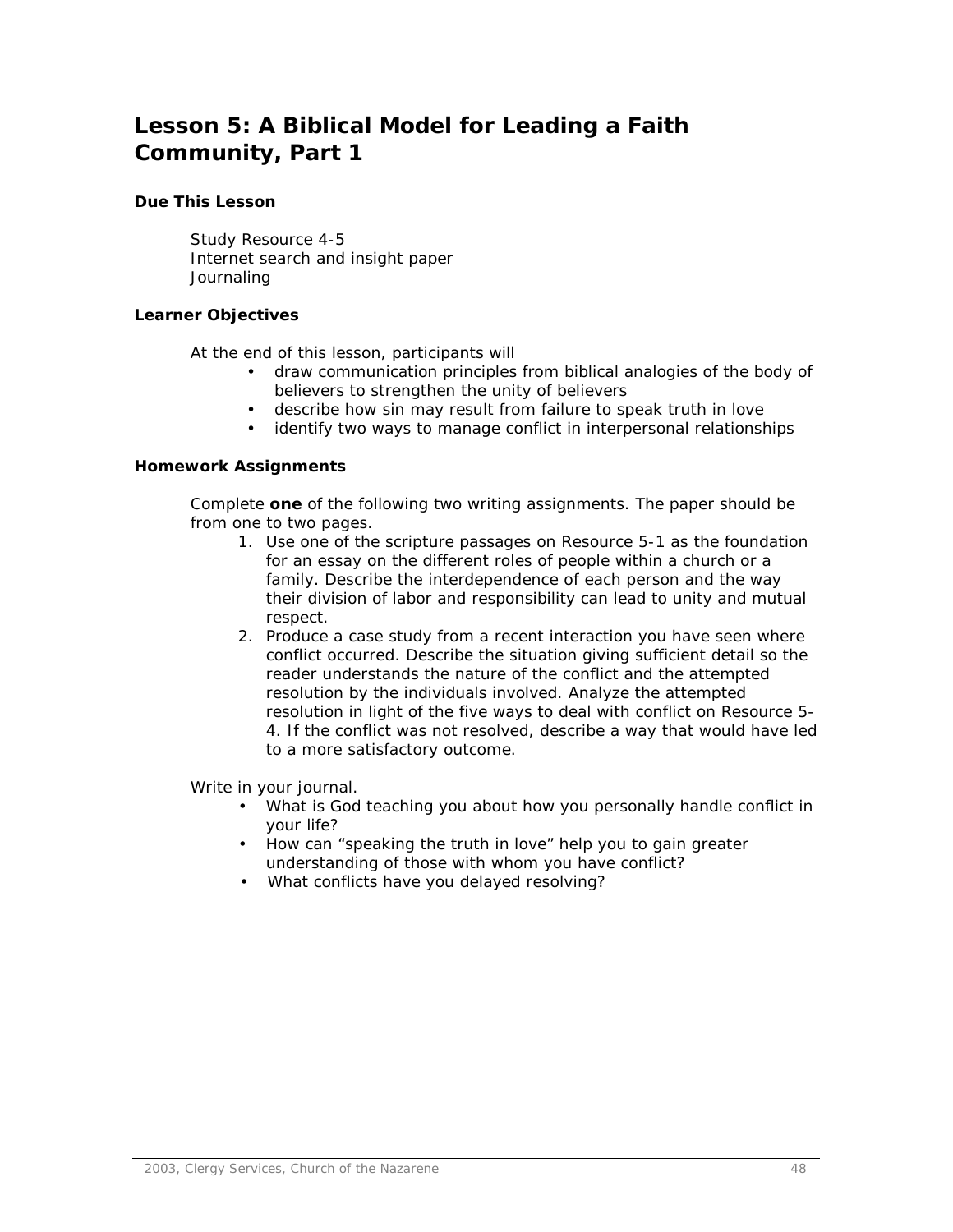# Lesson 5: A Biblical Model for Leading a Faith Community, Part 1

### Due This Lesson

Study Resource 4-5
Internet search and insight paper
Journaling

### Learner Objectives

At the end of this lesson, participants will

- draw communication principles from biblical analogies of the body of believers to strengthen the unity of believers
- describe how sin may result from failure to speak truth in love
- identify two ways to manage conflict in interpersonal relationships

### Homework Assignments

Complete **one** of the following two writing assignments. The paper should be from one to two pages.

1. Use one of the scripture passages on Resource 5-1 as the foundation for an essay on the different roles of people within a church or a family. Describe the interdependence of each person and the way their division of labor and responsibility can lead to unity and mutual respect.
2. Produce a case study from a recent interaction you have seen where conflict occurred. Describe the situation giving sufficient detail so the reader understands the nature of the conflict and the attempted resolution by the individuals involved. Analyze the attempted resolution in light of the five ways to deal with conflict on Resource 5-4. If the conflict was not resolved, describe a way that would have led to a more satisfactory outcome.

Write in your journal.

- What is God teaching you about how you personally handle conflict in your life?
- How can “speaking the truth in love” help you to gain greater understanding of those with whom you have conflict?
- What conflicts have you delayed resolving?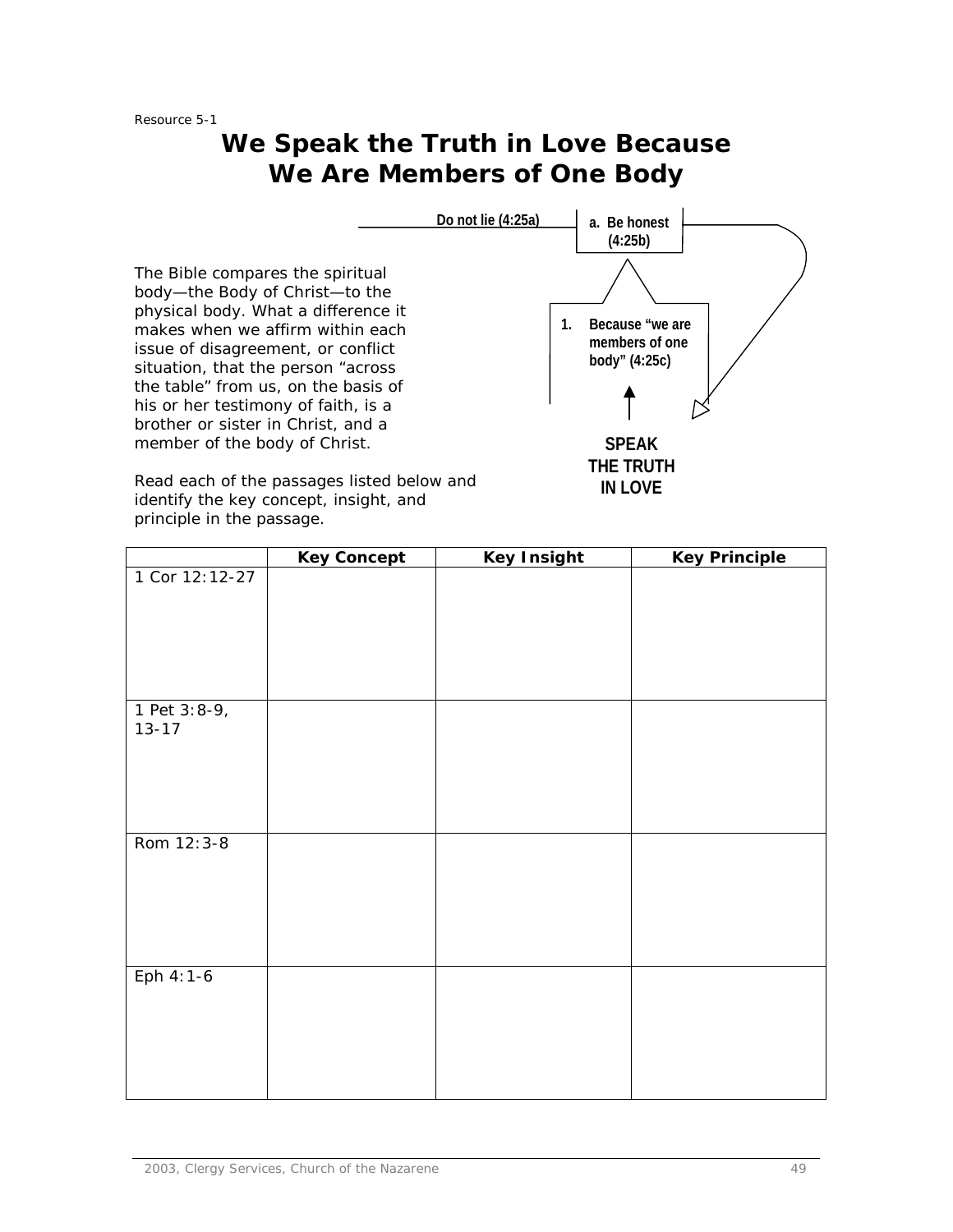Resource 5-1

# We Speak the Truth in Love Because We Are Members of One Body

Do not lie (4:25a)

a. Be honest (4:25b)

1. Because "we are members of one body" (4:25c)

SPEAK THE TRUTH IN LOVE

The Bible compares the spiritual body—the Body of Christ—to the physical body. What a difference it makes when we affirm within each issue of disagreement, or conflict situation, that the person "across the table" from us, on the basis of his or her testimony of faith, is a brother or sister in Christ, and a member of the body of Christ.

Read each of the passages listed below and identify the key concept, insight, and principle in the passage.

| | Key Concept | Key Insight | Key Principle |
|---|---|---|---|
| 1 Cor 12:12-27 | | | |
| 1 Pet 3:8-9, 13-17 | | | |
| Rom 12:3-8 | | | |
| Eph 4:1-6 | | | |

2003, Clergy Services, Church of the Nazarene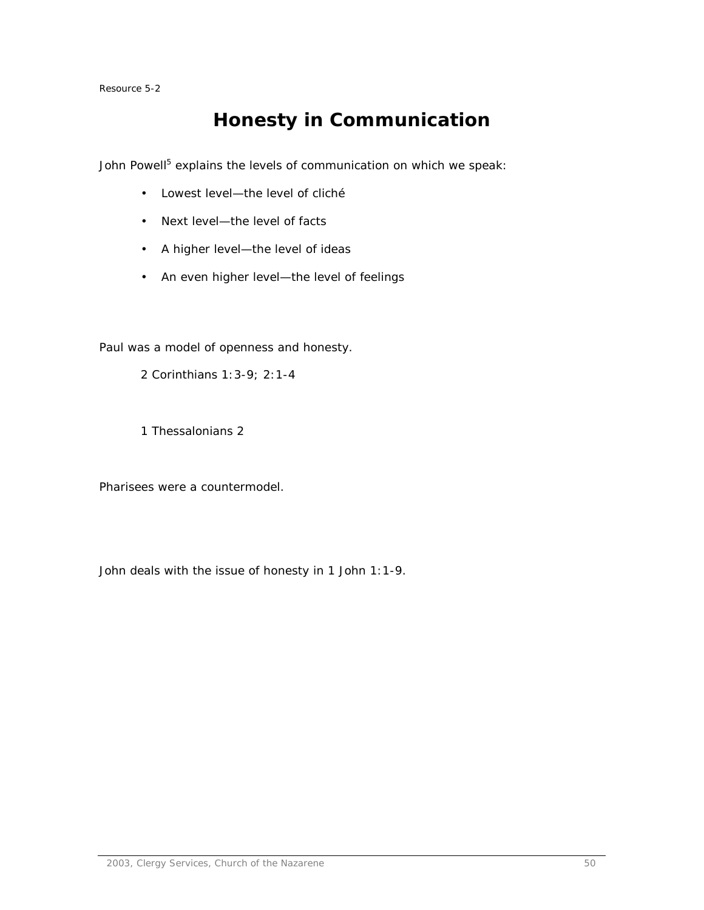Resource 5-2

# Honesty in Communication

John Powell[5] explains the levels of communication on which we speak:

- Lowest level—the level of cliché
- Next level—the level of facts
- A higher level—the level of ideas
- An even higher level—the level of feelings

Paul was a model of openness and honesty.

2 Corinthians 1:3-9; 2:1-4

1 Thessalonians 2

Pharisees were a countermodel.

John deals with the issue of honesty in 1 John 1:1-9.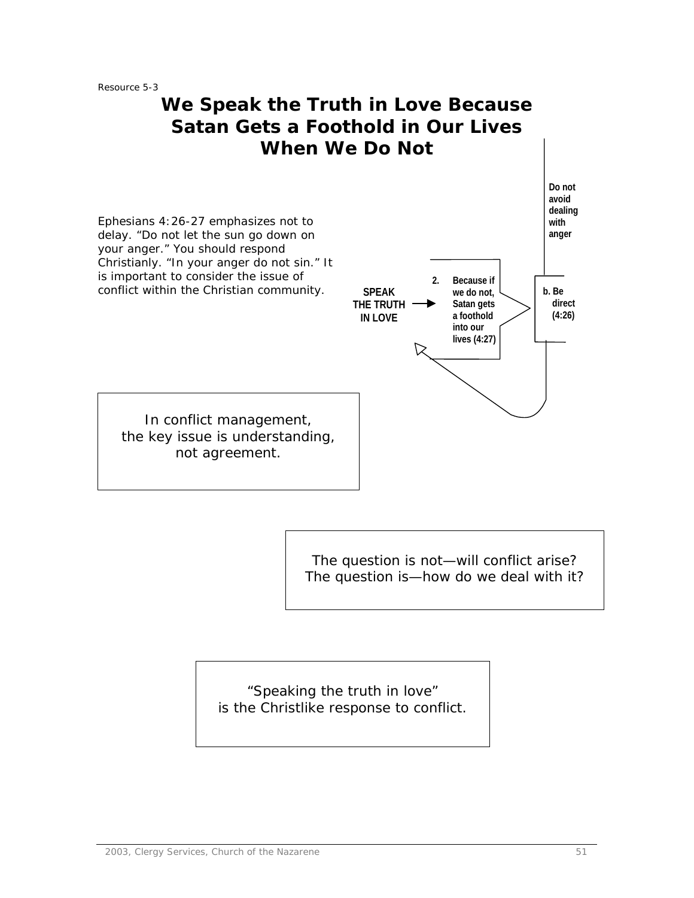Resource 5-3

# We Speak the Truth in Love Because Satan Gets a Foothold in Our Lives When We Do Not

Ephesians 4:26-27 emphasizes not to delay. "Do not let the sun go down on your anger." You should respond Christianly. "In your anger do not sin." It is important to consider the issue of conflict within the Christian community.

**SPEAK THE TRUTH IN LOVE** → **2. Because if we do not, Satan gets a foothold into our lives (4:27)**

**b. Be direct (4:26)**

**Do not avoid dealing with anger**

In conflict management, the key issue is understanding, not agreement.

The question is not—will conflict arise? The question is—how do we deal with it?

"Speaking the truth in love" is the Christlike response to conflict.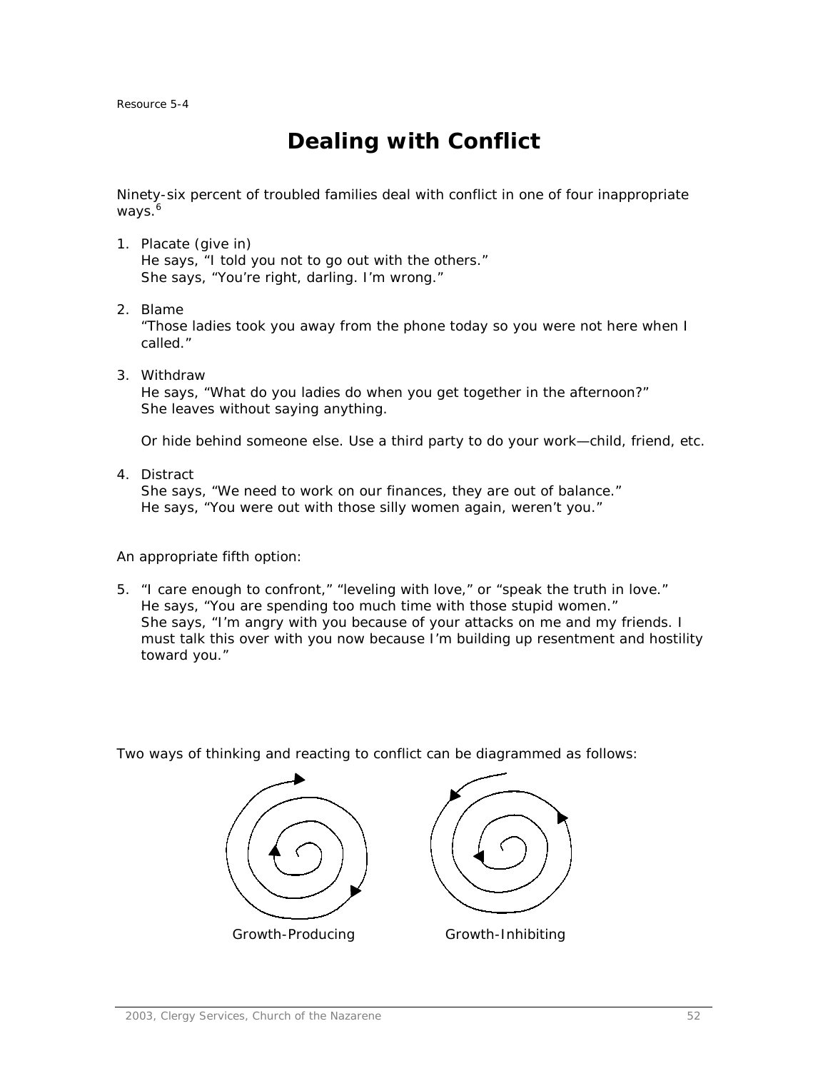Resource 5-4

# Dealing with Conflict

Ninety-six percent of troubled families deal with conflict in one of four inappropriate ways.[6]

1. Placate (give in)
   He says, "I told you not to go out with the others."
   She says, "You're right, darling. I'm wrong."

2. Blame
   "Those ladies took you away from the phone today so you were not here when I called."

3. Withdraw
   He says, "What do you ladies do when you get together in the afternoon?"
   She leaves without saying anything.

   Or hide behind someone else. Use a third party to do your work—child, friend, etc.

4. Distract
   She says, "We need to work on our finances, they are out of balance."
   He says, "You were out with those silly women again, weren't you."

An appropriate fifth option:

5. "I care enough to confront," "leveling with love," or "speak the truth in love."
   He says, "You are spending too much time with those stupid women."
   She says, "I'm angry with you because of your attacks on me and my friends. I must talk this over with you now because I'm building up resentment and hostility toward you."

Two ways of thinking and reacting to conflict can be diagrammed as follows:

Growth-Producing

Growth-Inhibiting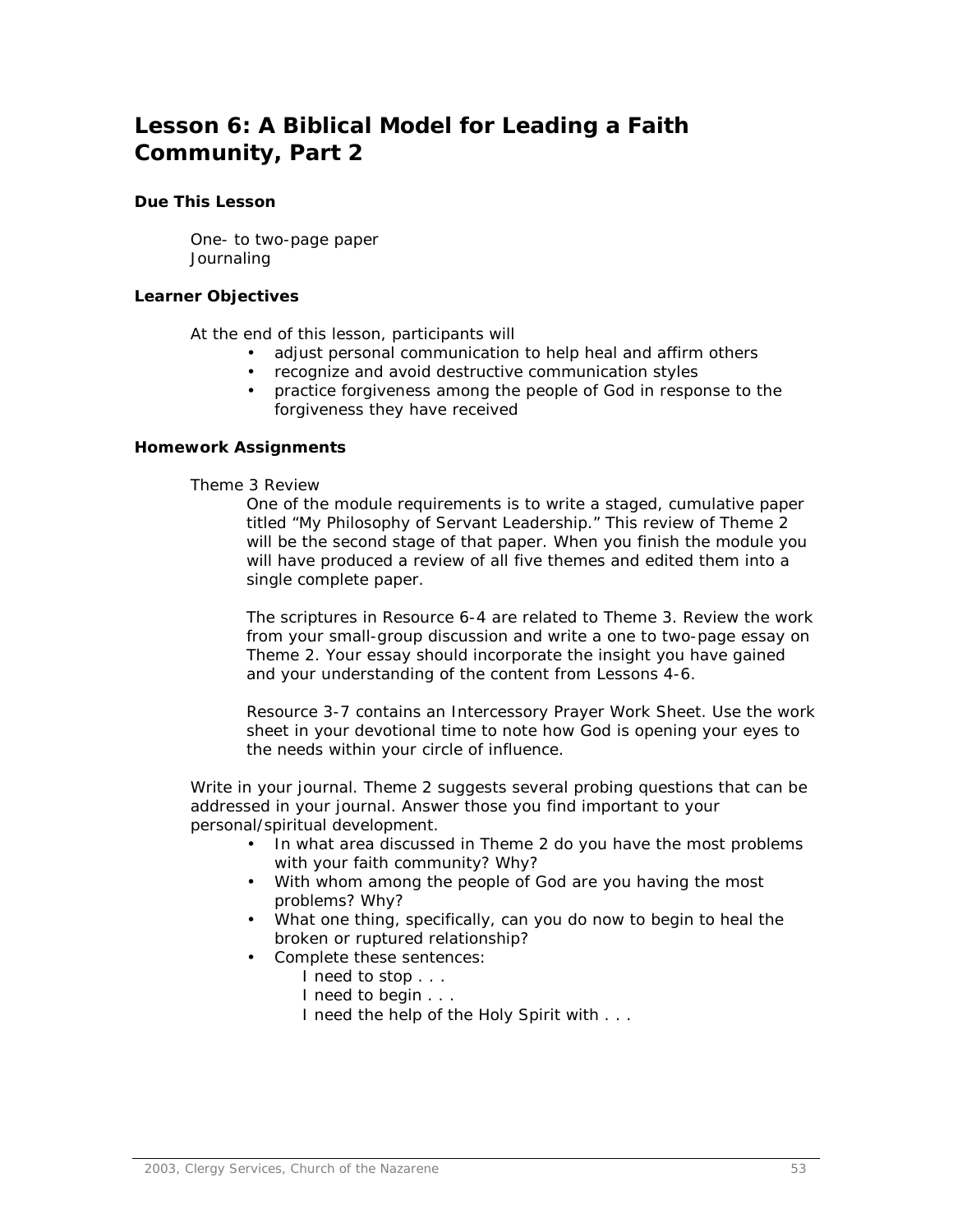# Lesson 6: A Biblical Model for Leading a Faith Community, Part 2

### Due This Lesson

One- to two-page paper
Journaling

### Learner Objectives

At the end of this lesson, participants will

- adjust personal communication to help heal and affirm others
- recognize and avoid destructive communication styles
- practice forgiveness among the people of God in response to the forgiveness they have received

### Homework Assignments

Theme 3 Review

One of the module requirements is to write a staged, cumulative paper titled "My Philosophy of Servant Leadership." This review of Theme 2 will be the second stage of that paper. When you finish the module you will have produced a review of all five themes and edited them into a single complete paper.

The scriptures in Resource 6-4 are related to Theme 3. Review the work from your small-group discussion and write a one to two-page essay on Theme 2. Your essay should incorporate the insight you have gained and your understanding of the content from Lessons 4-6.

Resource 3-7 contains an Intercessory Prayer Work Sheet. Use the work sheet in your devotional time to note how God is opening your eyes to the needs within your circle of influence.

Write in your journal. Theme 2 suggests several probing questions that can be addressed in your journal. Answer those you find important to your personal/spiritual development.

- In what area discussed in Theme 2 do you have the most problems with your faith community? Why?
- With whom among the people of God are you having the most problems? Why?
- What one thing, specifically, can you do now to begin to heal the broken or ruptured relationship?
- Complete these sentences:
  - I need to stop . . .
  - I need to begin . . .
  - I need the help of the Holy Spirit with . . .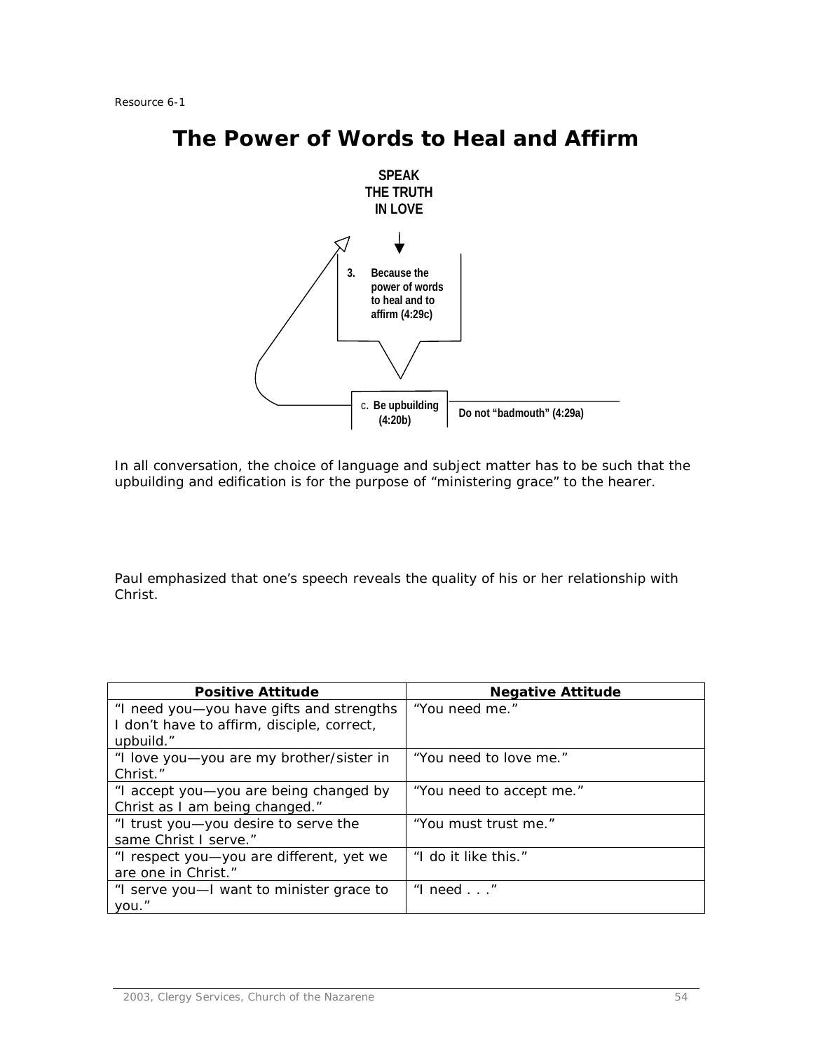Resource 6-1

# The Power of Words to Heal and Affirm

**SPEAK THE TRUTH IN LOVE**

**3. Because the power of words to heal and to affirm (4:29c)**

c. **Be upbuilding (4:20b)**

**Do not "badmouth" (4:29a)**

In all conversation, the choice of language and subject matter has to be such that the upbuilding and edification is for the purpose of "ministering grace" to the hearer.

Paul emphasized that one's speech reveals the quality of his or her relationship with Christ.

| Positive Attitude | Negative Attitude |
|---|---|
| "I need you—you have gifts and strengths I don't have to affirm, disciple, correct, upbuild." | "You need me." |
| "I love you—you are my brother/sister in Christ." | "You need to love me." |
| "I accept you—you are being changed by Christ as I am being changed." | "You need to accept me." |
| "I trust you—you desire to serve the same Christ I serve." | "You must trust me." |
| "I respect you—you are different, yet we are one in Christ." | "I do it like this." |
| "I serve you—I want to minister grace to you." | "I need . . ." |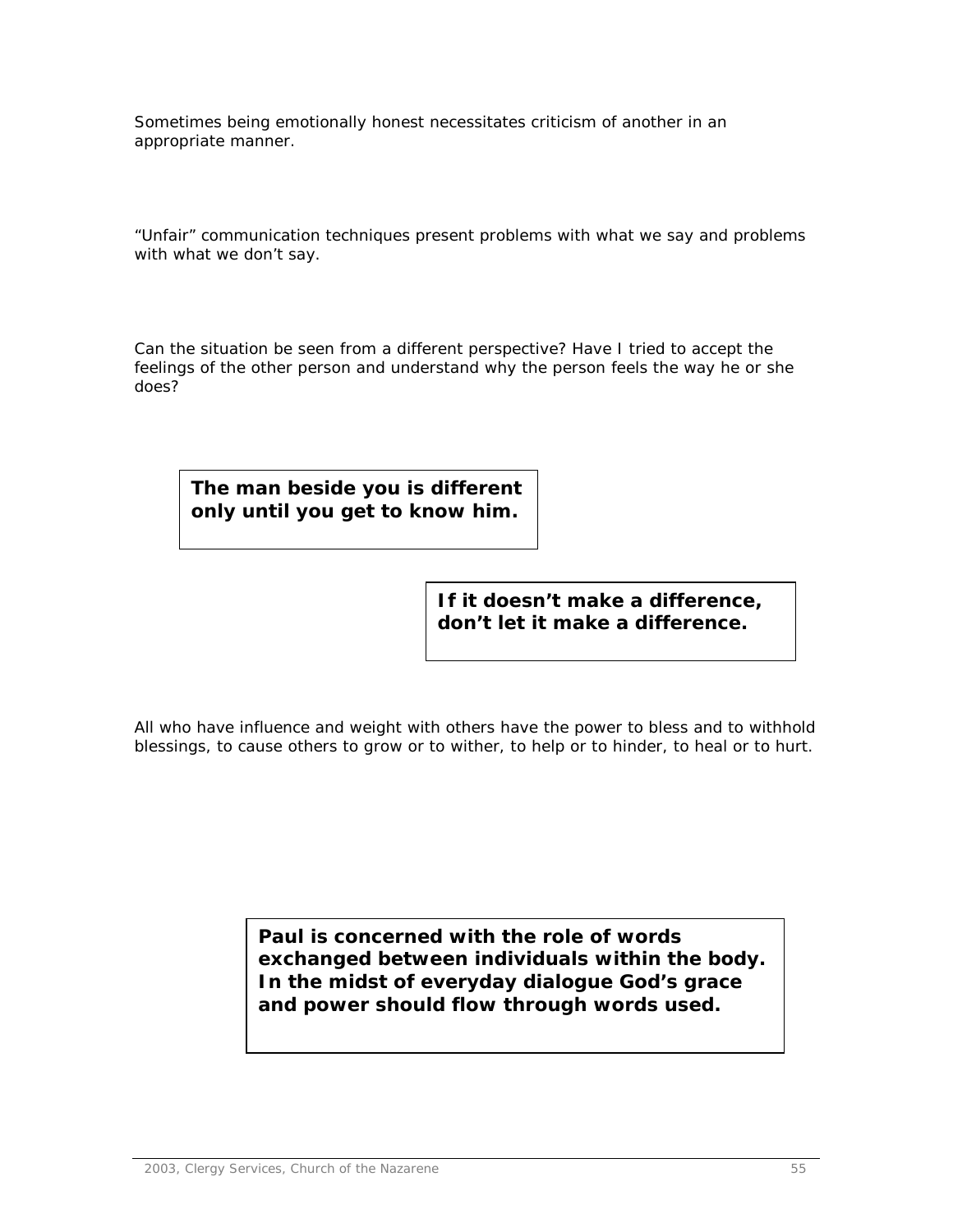*Sometimes being emotionally honest necessitates criticism of another in an appropriate manner.*

*"Unfair" communication techniques present problems with what we say and problems with what we don't say.*

*Can the situation be seen from a different perspective? Have I tried to accept the feelings of the other person and understand why the person feels the way he or she does?*

**The man beside you is different only until you get to know him.**

**If it doesn't make a difference, don't let it make a difference.**

*All who have influence and weight with others have the power to bless and to withhold blessings, to cause others to grow or to wither, to help or to hinder, to heal or to hurt.*

**Paul is concerned with the role of words exchanged between individuals within the body. In the midst of everyday dialogue God's grace and power should flow through words used.**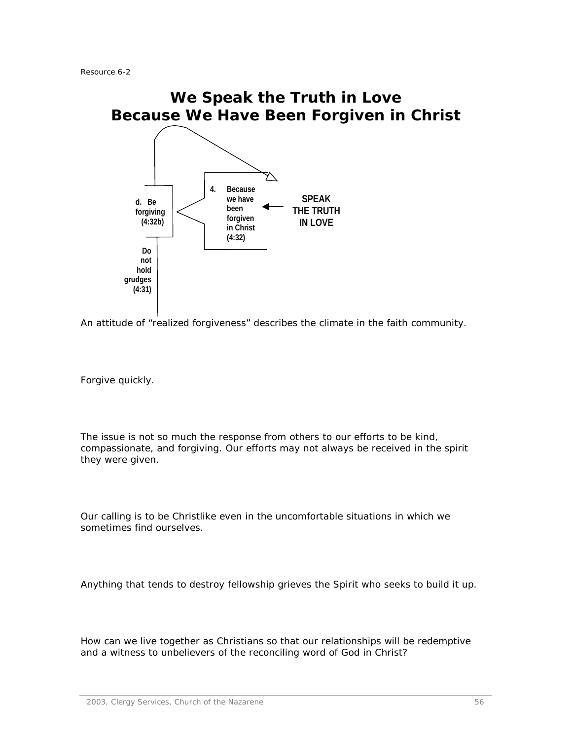Resource 6-2

# We Speak the Truth in Love Because We Have Been Forgiven in Christ

d. Be forgiving (4:32b)

4. Because we have been forgiven in Christ (4:32)

SPEAK THE TRUTH IN LOVE

Do not hold grudges (4:31)

An attitude of "realized forgiveness" describes the climate in the faith community.

Forgive quickly.

The issue is not so much the response from others to our efforts to be kind, compassionate, and forgiving. Our efforts may not always be received in the spirit they were given.

Our calling is to be Christlike even in the uncomfortable situations in which we sometimes find ourselves.

Anything that tends to destroy fellowship grieves the Spirit who seeks to build it up.

How can we live together as Christians so that our relationships will be redemptive and a witness to unbelievers of the reconciling word of God in Christ?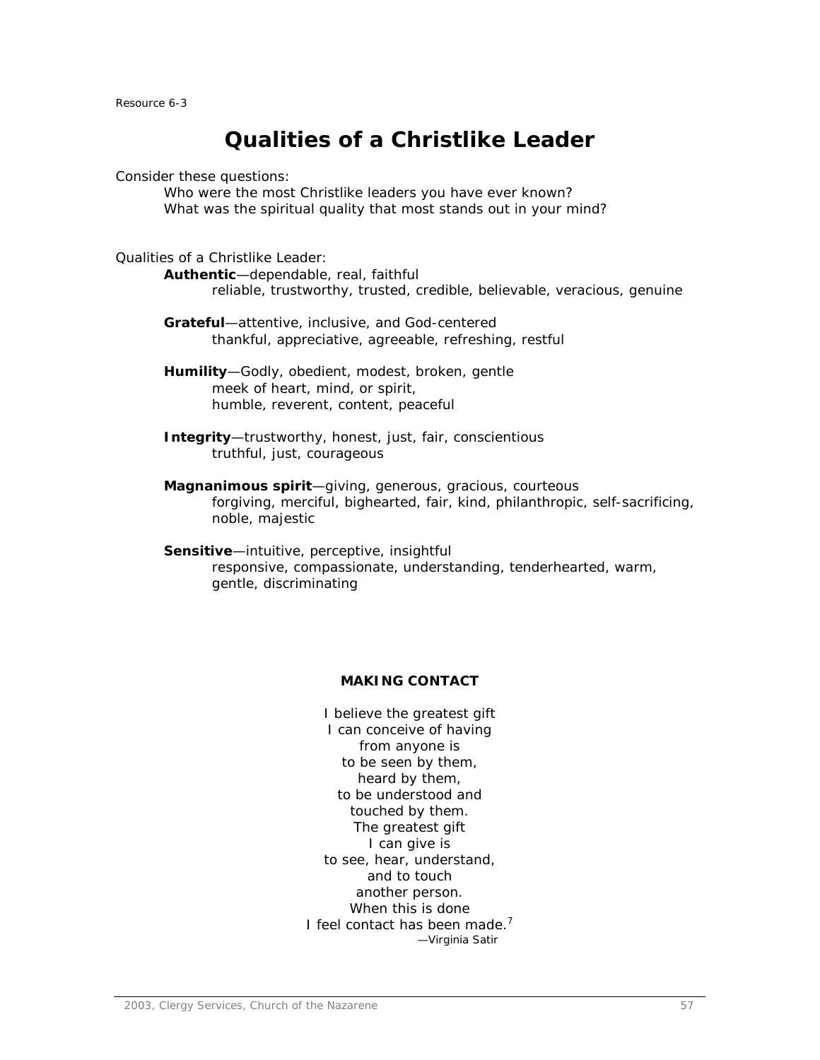Resource 6-3

# Qualities of a Christlike Leader

Consider these questions:

Who were the most Christlike leaders you have ever known?
What was the spiritual quality that most stands out in your mind?

Qualities of a Christlike Leader:

**Authentic**—dependable, real, faithful
reliable, trustworthy, trusted, credible, believable, veracious, genuine

**Grateful**—attentive, inclusive, and God-centered
thankful, appreciative, agreeable, refreshing, restful

**Humility**—Godly, obedient, modest, broken, gentle
meek of heart, mind, or spirit,
humble, reverent, content, peaceful

**Integrity**—trustworthy, honest, just, fair, conscientious
truthful, just, courageous

**Magnanimous spirit**—giving, generous, gracious, courteous
forgiving, merciful, bighearted, fair, kind, philanthropic, self-sacrificing, noble, majestic

**Sensitive**—intuitive, perceptive, insightful
responsive, compassionate, understanding, tenderhearted, warm, gentle, discriminating

**MAKING CONTACT**

I believe the greatest gift
I can conceive of having
from anyone is
to be seen by them,
heard by them,
to be understood and
touched by them.
The greatest gift
I can give is
to see, hear, understand,
and to touch
another person.
When this is done
I feel contact has been made.[7]

—Virginia Satir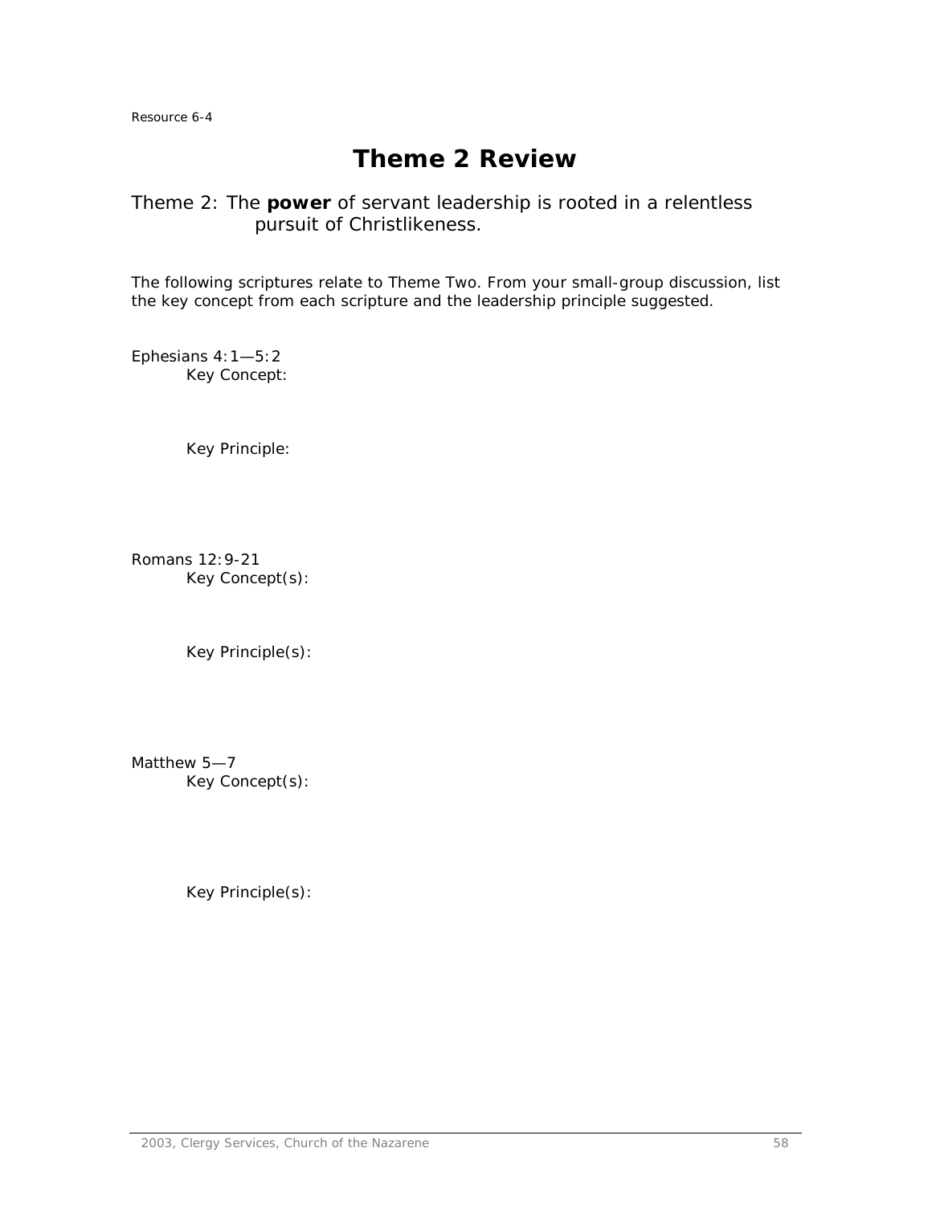Resource 6-4

# Theme 2 Review

Theme 2: The **power** of servant leadership is rooted in a relentless pursuit of Christlikeness.

The following scriptures relate to Theme Two. From your small-group discussion, list the key concept from each scripture and the leadership principle suggested.

Ephesians 4:1—5:2

Key Concept:

Key Principle:

Romans 12:9-21

Key Concept(s):

Key Principle(s):

Matthew 5—7

Key Concept(s):

Key Principle(s):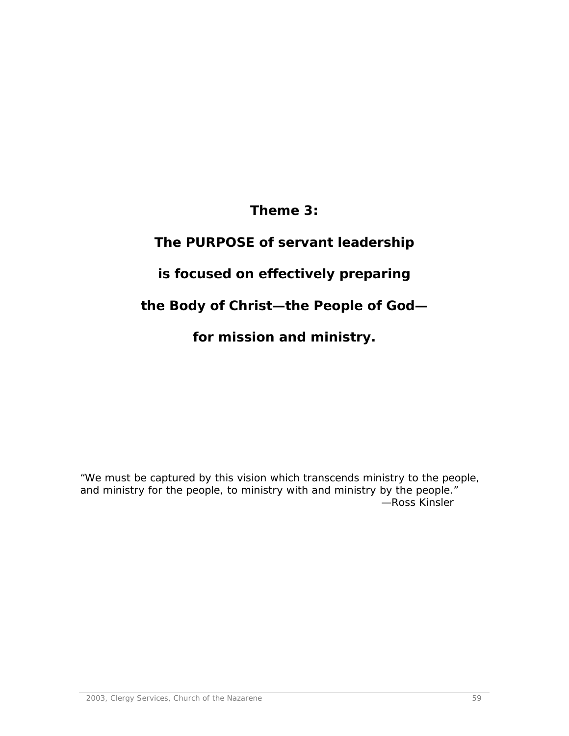# Theme 3:

# The PURPOSE of servant leadership is focused on effectively preparing the Body of Christ—the People of God—for mission and ministry.

*“We must be captured by this vision which transcends ministry to the people, and ministry for the people, to ministry with and ministry by the people.”*

—Ross Kinsler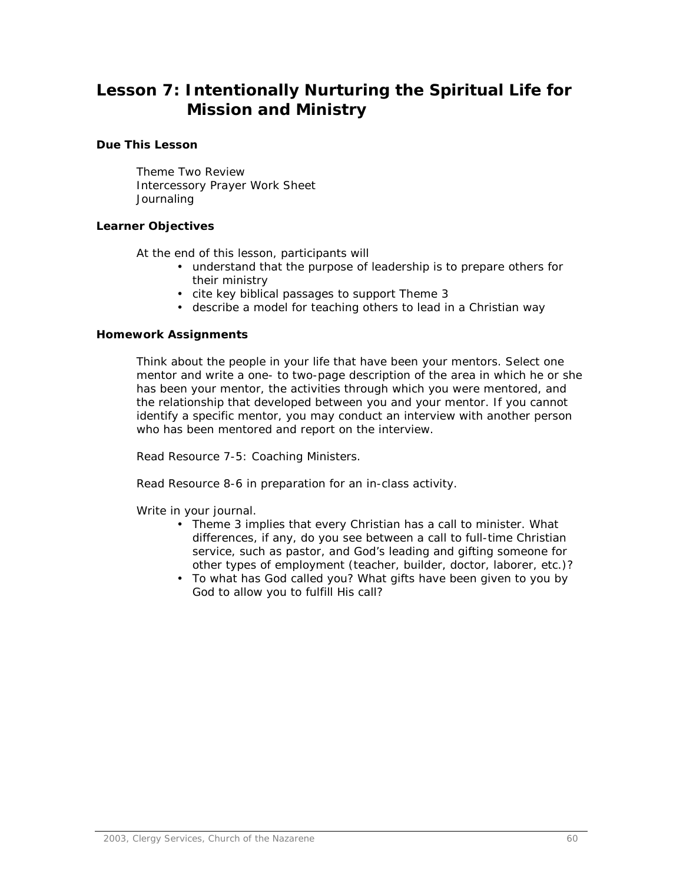# Lesson 7: Intentionally Nurturing the Spiritual Life for Mission and Ministry

### Due This Lesson

Theme Two Review
Intercessory Prayer Work Sheet
Journaling

### Learner Objectives

At the end of this lesson, participants will

- understand that the purpose of leadership is to prepare others for their ministry
- cite key biblical passages to support Theme 3
- describe a model for teaching others to lead in a Christian way

### Homework Assignments

Think about the people in your life that have been your mentors. Select one mentor and write a one- to two-page description of the area in which he or she has been your mentor, the activities through which you were mentored, and the relationship that developed between you and your mentor. If you cannot identify a specific mentor, you may conduct an interview with another person who has been mentored and report on the interview.

Read Resource 7-5: Coaching Ministers.

Read Resource 8-6 in preparation for an in-class activity.

Write in your journal.

- Theme 3 implies that every Christian has a call to minister. What differences, if any, do you see between a call to full-time Christian service, such as pastor, and God's leading and gifting someone for other types of employment (teacher, builder, doctor, laborer, etc.)?
- To what has God called you? What gifts have been given to you by God to allow you to fulfill His call?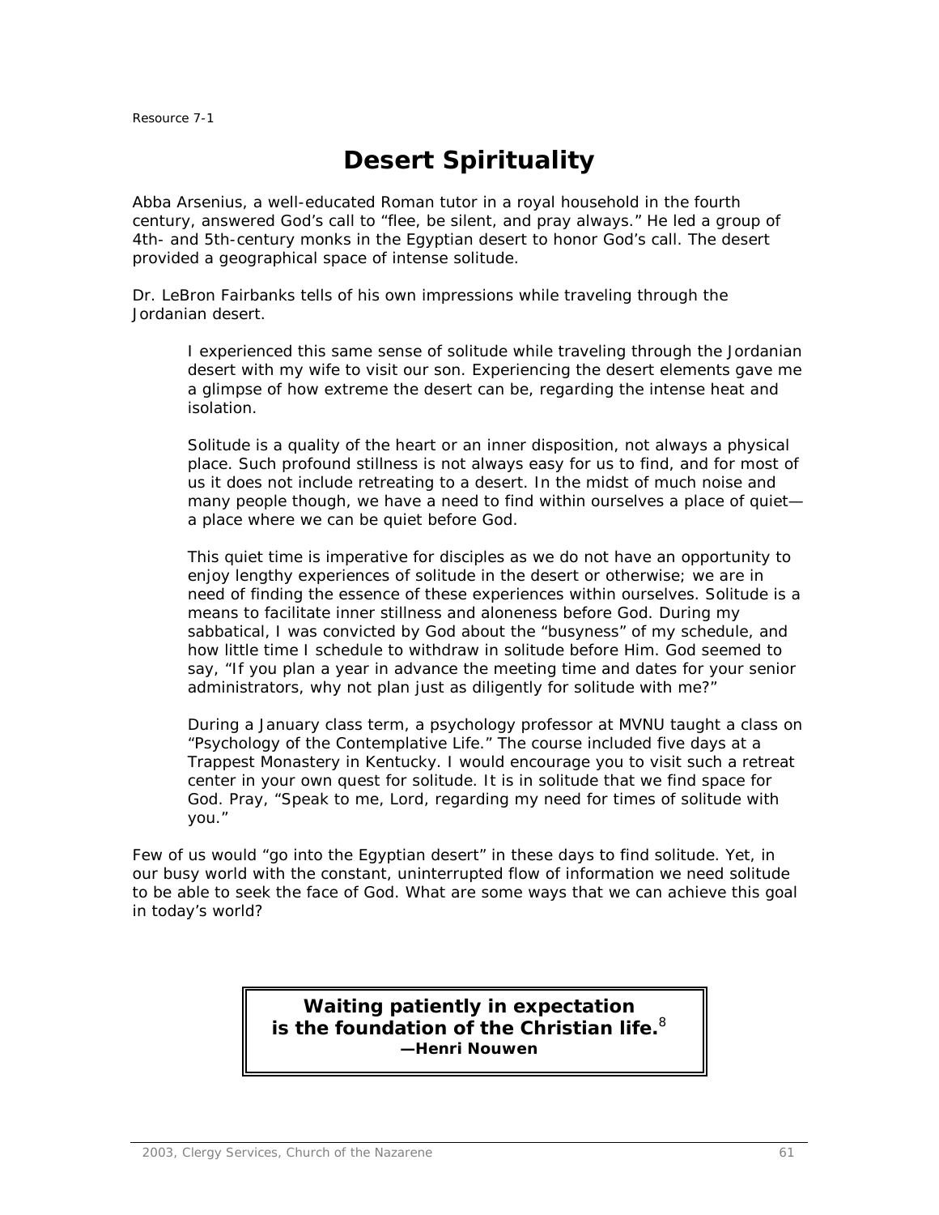Resource 7-1

# Desert Spirituality

Abba Arsenius, a well-educated Roman tutor in a royal household in the fourth century, answered God's call to "flee, be silent, and pray always." He led a group of 4th- and 5th-century monks in the Egyptian desert to honor God's call. The desert provided a geographical space of intense solitude.

Dr. LeBron Fairbanks tells of his own impressions while traveling through the Jordanian desert.

> I experienced this same sense of solitude while traveling through the Jordanian desert with my wife to visit our son. Experiencing the desert elements gave me a glimpse of how extreme the desert can be, regarding the intense heat and isolation.
>
> Solitude is a quality of the heart or an inner disposition, not always a physical place. Such profound stillness is not always easy for us to find, and for most of us it does not include retreating to a desert. In the midst of much noise and many people though, we have a need to find within ourselves a place of quiet—a place where we can be quiet before God.
>
> This quiet time is imperative for disciples as we do not have an opportunity to enjoy lengthy experiences of solitude in the desert or otherwise; we are in need of finding the essence of these experiences within ourselves. Solitude is a means to facilitate inner stillness and aloneness before God. During my sabbatical, I was convicted by God about the "busyness" of my schedule, and how little time I schedule to withdraw in solitude before Him. God seemed to say, "If you plan a year in advance the meeting time and dates for your senior administrators, why not plan just as diligently for solitude with me?"
>
> During a January class term, a psychology professor at MVNU taught a class on "Psychology of the Contemplative Life." The course included five days at a Trappest Monastery in Kentucky. I would encourage you to visit such a retreat center in your own quest for solitude. It is in solitude that we find space for God. Pray, "Speak to me, Lord, regarding my need for times of solitude with you."

Few of us would "go into the Egyptian desert" in these days to find solitude. Yet, in our busy world with the constant, uninterrupted flow of information we need solitude to be able to seek the face of God. What are some ways that we can achieve this goal in today's world?

**Waiting patiently in expectation is the foundation of the Christian life.**[8]
**—Henri Nouwen**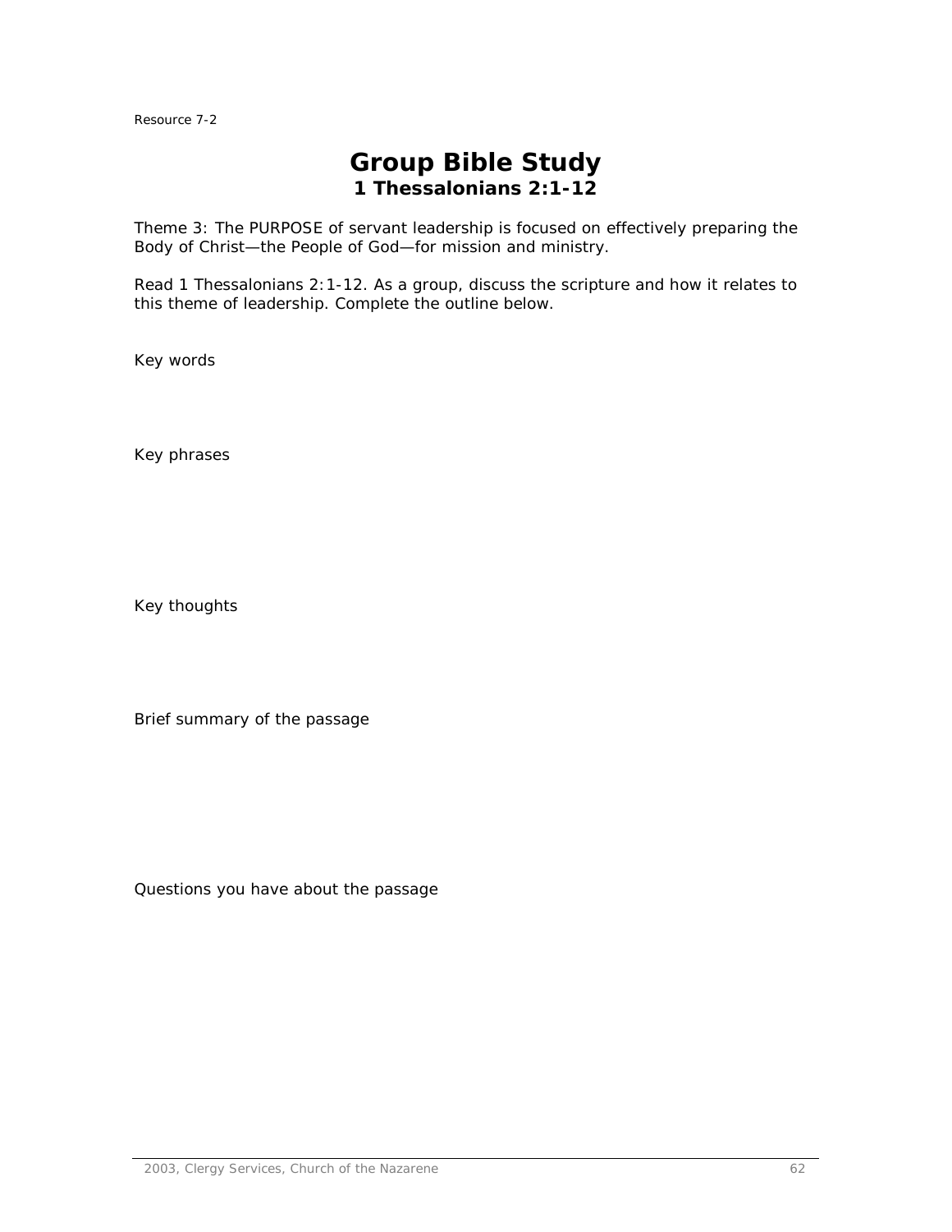Resource 7-2

# Group Bible Study
## 1 Thessalonians 2:1-12

Theme 3: The PURPOSE of servant leadership is focused on effectively preparing the Body of Christ—the People of God—for mission and ministry.

Read 1 Thessalonians 2:1-12. As a group, discuss the scripture and how it relates to this theme of leadership. Complete the outline below.

Key words

Key phrases

Key thoughts

Brief summary of the passage

Questions you have about the passage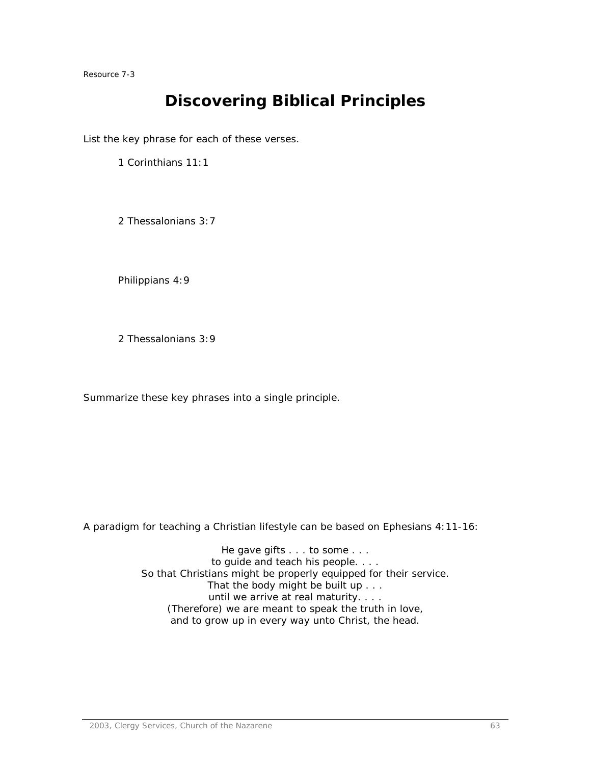Resource 7-3

# Discovering Biblical Principles

List the key phrase for each of these verses.

1 Corinthians 11:1

2 Thessalonians 3:7

Philippians 4:9

2 Thessalonians 3:9

Summarize these key phrases into a single principle.

A paradigm for teaching a Christian lifestyle can be based on Ephesians 4:11-16:

He gave gifts . . . to some . . .  
to guide and teach his people. . . .  
So that Christians might be properly equipped for their service.  
That the body might be built up . . .  
until we arrive at real maturity. . . .  
(Therefore) we are meant to speak the truth in love,  
and to grow up in every way unto Christ, the head.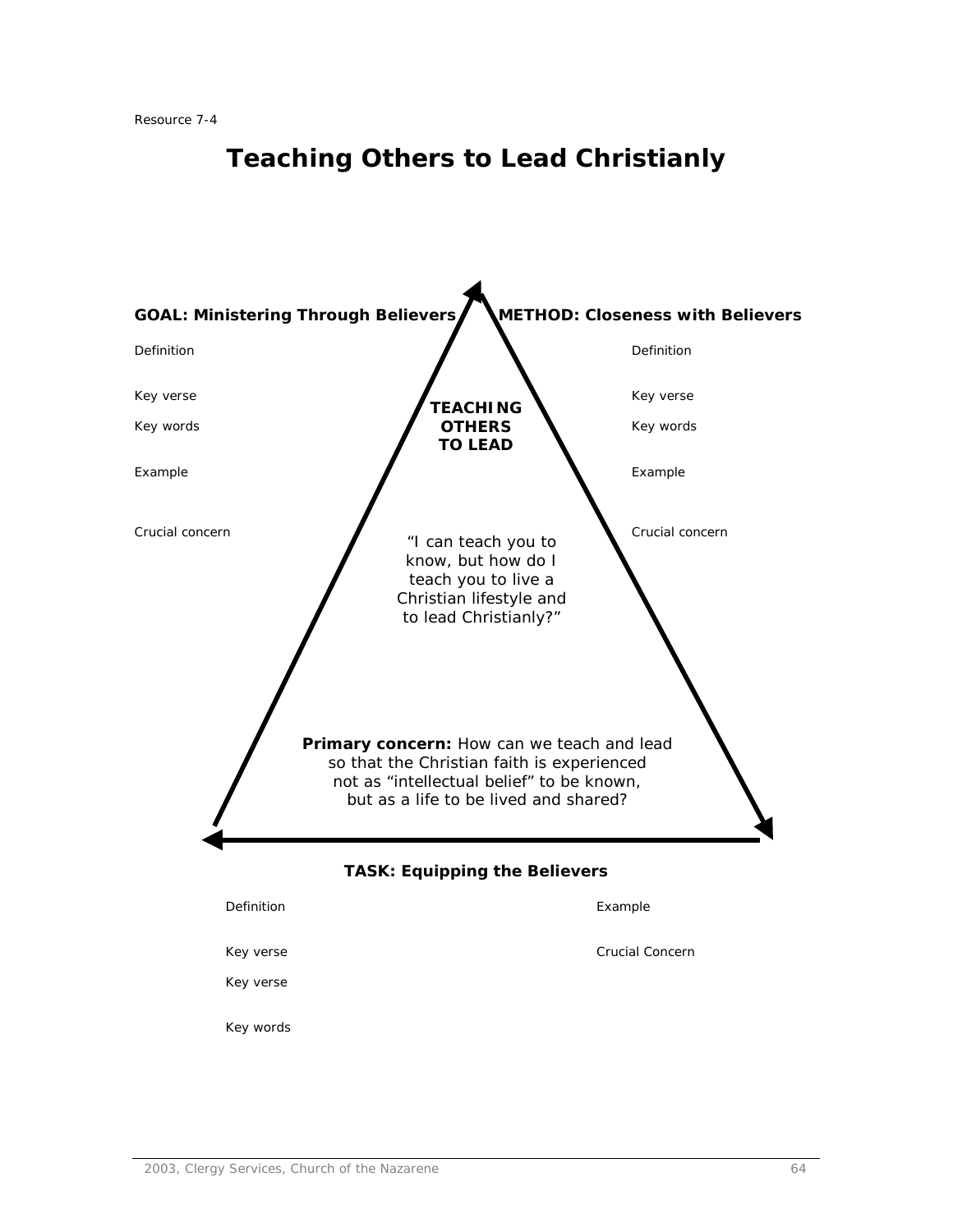Resource 7-4

# Teaching Others to Lead Christianly

**GOAL: Ministering Through Believers**

Definition

Key verse

Key words

Example

Crucial concern

**METHOD: Closeness with Believers**

Definition

Key verse

Key words

Example

Crucial concern

**TEACHING OTHERS TO LEAD**

"I can teach you to know, but how do I teach you to live a Christian lifestyle and to lead Christianly?"

**Primary concern:** How can we teach and lead so that the Christian faith is experienced not as "intellectual belief" to be known, but as a life to be lived and shared?

**TASK: Equipping the Believers**

Definition

Key verse

Key verse

Key words

Example

Crucial Concern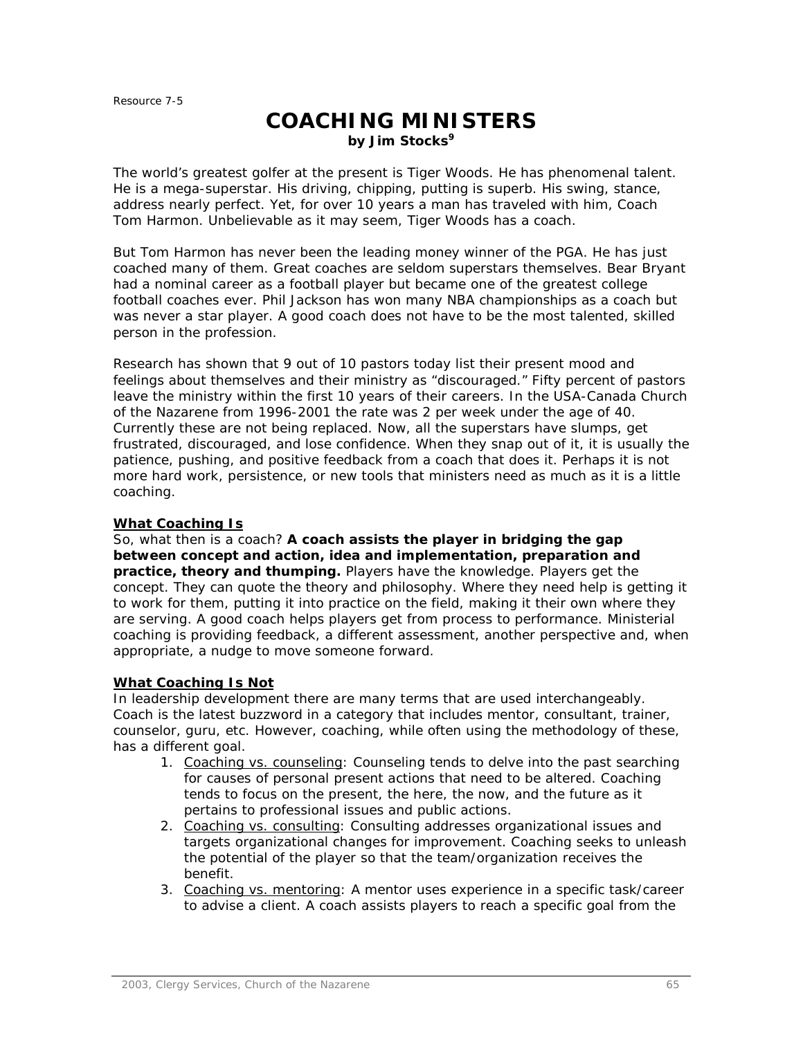Resource 7-5

# COACHING MINISTERS

**by Jim Stocks[9]**

The world's greatest golfer at the present is Tiger Woods. He has phenomenal talent. He is a mega-superstar. His driving, chipping, putting is superb. His swing, stance, address nearly perfect. Yet, for over 10 years a man has traveled with him, Coach Tom Harmon. Unbelievable as it may seem, Tiger Woods has a coach.

But Tom Harmon has never been the leading money winner of the PGA. He has just coached many of them. Great coaches are seldom superstars themselves. Bear Bryant had a nominal career as a football player but became one of the greatest college football coaches ever. Phil Jackson has won many NBA championships as a coach but was never a star player. A good coach does not have to be the most talented, skilled person in the profession.

Research has shown that 9 out of 10 pastors today list their present mood and feelings about themselves and their ministry as "discouraged." Fifty percent of pastors leave the ministry within the first 10 years of their careers. In the USA-Canada Church of the Nazarene from 1996-2001 the rate was 2 per week under the age of 40. Currently these are not being replaced. Now, all the superstars have slumps, get frustrated, discouraged, and lose confidence. When they snap out of it, it is usually the patience, pushing, and positive feedback from a coach that does it. Perhaps it is not more hard work, persistence, or new tools that ministers need as much as it is a little coaching.

**What Coaching Is**

So, what then is a coach? **A coach assists the player in bridging the gap between concept and action, idea and implementation, preparation and practice, theory and thumping.** Players have the knowledge. Players get the concept. They can quote the theory and philosophy. Where they need help is getting it to work for them, putting it into practice on the field, making it their own where they are serving. A good coach helps players get from process to performance. Ministerial coaching is providing feedback, a different assessment, another perspective and, when appropriate, a nudge to move someone forward.

**What Coaching Is Not**

In leadership development there are many terms that are used interchangeably. Coach is the latest buzzword in a category that includes mentor, consultant, trainer, counselor, guru, etc. However, coaching, while often using the methodology of these, has a different goal.

1. Coaching vs. counseling: Counseling tends to delve into the past searching for causes of personal present actions that need to be altered. Coaching tends to focus on the present, the here, the now, and the future as it pertains to professional issues and public actions.
2. Coaching vs. consulting: Consulting addresses organizational issues and targets organizational changes for improvement. Coaching seeks to unleash the potential of the player so that the team/organization receives the benefit.
3. Coaching vs. mentoring: A mentor uses experience in a specific task/career to advise a client. A coach assists players to reach a specific goal from the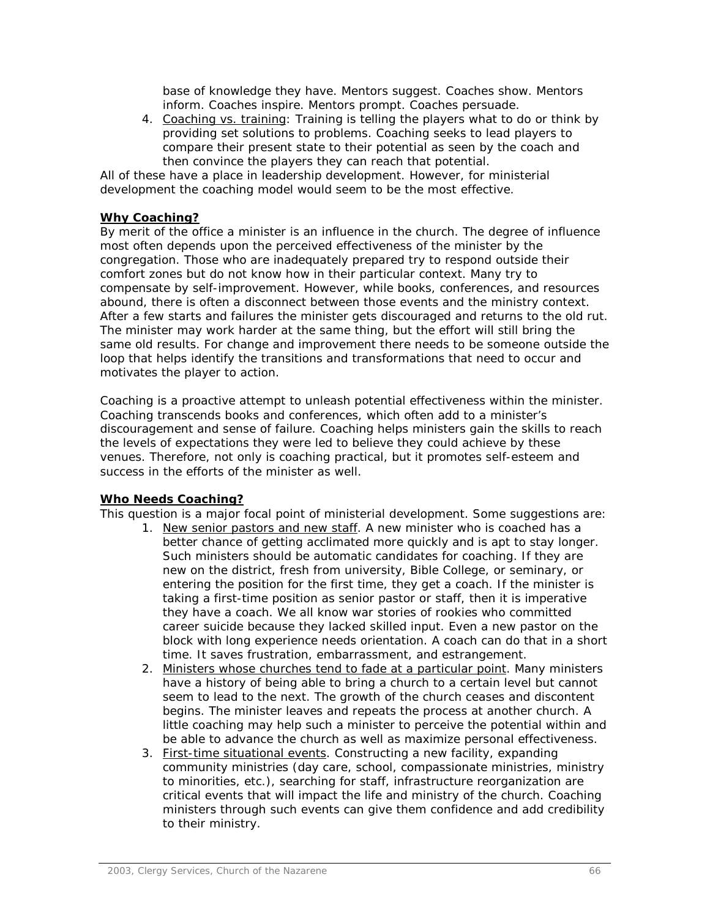base of knowledge they have. Mentors suggest. Coaches show. Mentors inform. Coaches inspire. Mentors prompt. Coaches persuade.

4. Coaching vs. training: Training is telling the players what to do or think by providing set solutions to problems. Coaching seeks to lead players to compare their present state to their potential as seen by the coach and then convince the players they can reach that potential.

All of these have a place in leadership development. However, for ministerial development the coaching model would seem to be the most effective.

**Why Coaching?**

By merit of the office a minister is an influence in the church. The degree of influence most often depends upon the perceived effectiveness of the minister by the congregation. Those who are inadequately prepared try to respond outside their comfort zones but do not know how in their particular context. Many try to compensate by self-improvement. However, while books, conferences, and resources abound, there is often a disconnect between those events and the ministry context. After a few starts and failures the minister gets discouraged and returns to the old rut. The minister may work harder at the same thing, but the effort will still bring the same old results. For change and improvement there needs to be someone outside the loop that helps identify the transitions and transformations that need to occur and motivates the player to action.

Coaching is a proactive attempt to unleash potential effectiveness within the minister. Coaching transcends books and conferences, which often add to a minister's discouragement and sense of failure. Coaching helps ministers gain the skills to reach the levels of expectations they were led to believe they could achieve by these venues. Therefore, not only is coaching practical, but it promotes self-esteem and success in the efforts of the minister as well.

**Who Needs Coaching?**

This question is a major focal point of ministerial development. Some suggestions are:

1. New senior pastors and new staff. A new minister who is coached has a better chance of getting acclimated more quickly and is apt to stay longer. Such ministers should be automatic candidates for coaching. If they are new on the district, fresh from university, Bible College, or seminary, or entering the position for the first time, they get a coach. If the minister is taking a first-time position as senior pastor or staff, then it is imperative they have a coach. We all know war stories of rookies who committed career suicide because they lacked skilled input. Even a new pastor on the block with long experience needs orientation. A coach can do that in a short time. It saves frustration, embarrassment, and estrangement.
2. Ministers whose churches tend to fade at a particular point. Many ministers have a history of being able to bring a church to a certain level but cannot seem to lead to the next. The growth of the church ceases and discontent begins. The minister leaves and repeats the process at another church. A little coaching may help such a minister to perceive the potential within and be able to advance the church as well as maximize personal effectiveness.
3. First-time situational events. Constructing a new facility, expanding community ministries (day care, school, compassionate ministries, ministry to minorities, etc.), searching for staff, infrastructure reorganization are critical events that will impact the life and ministry of the church. Coaching ministers through such events can give them confidence and add credibility to their ministry.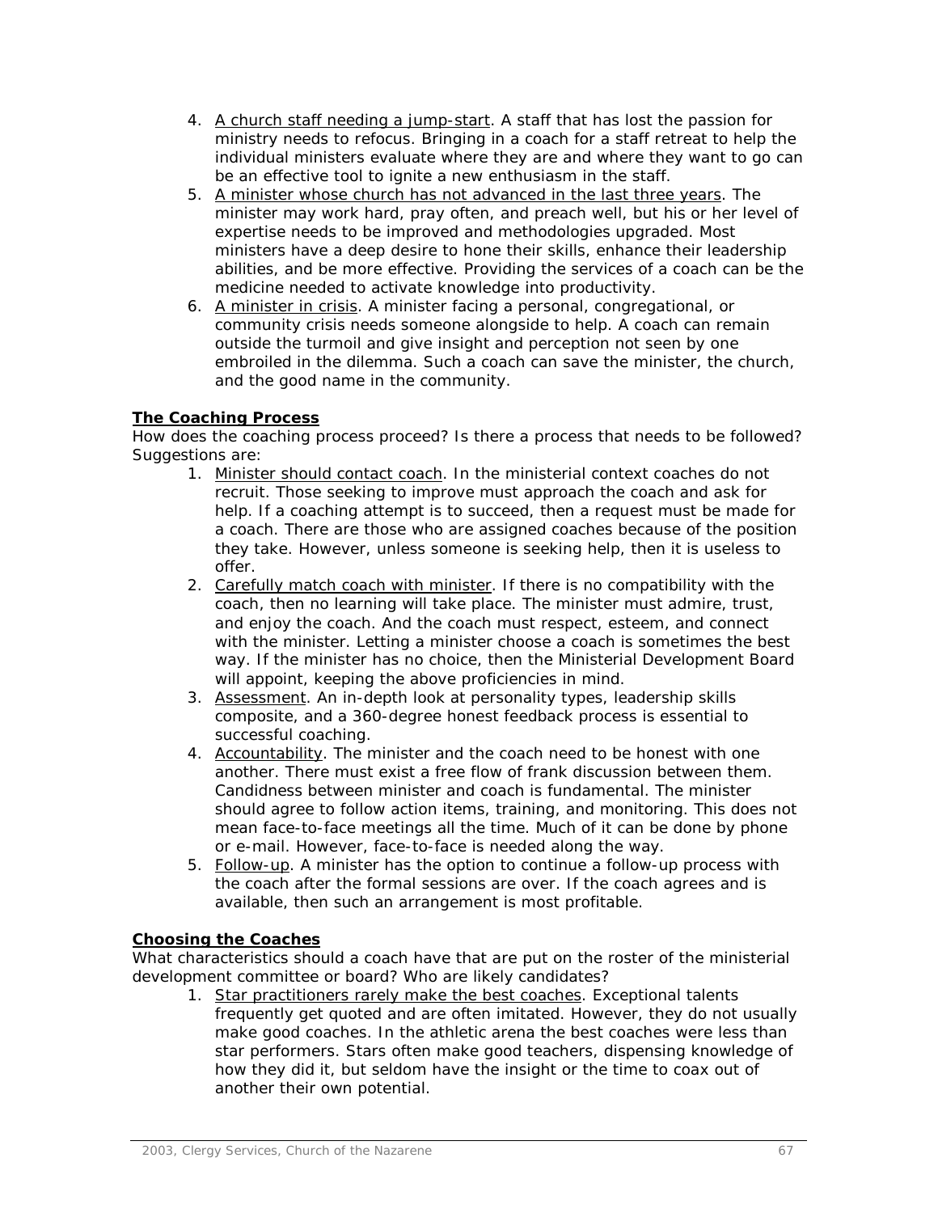4. A church staff needing a jump-start. A staff that has lost the passion for ministry needs to refocus. Bringing in a coach for a staff retreat to help the individual ministers evaluate where they are and where they want to go can be an effective tool to ignite a new enthusiasm in the staff.
5. A minister whose church has not advanced in the last three years. The minister may work hard, pray often, and preach well, but his or her level of expertise needs to be improved and methodologies upgraded. Most ministers have a deep desire to hone their skills, enhance their leadership abilities, and be more effective. Providing the services of a coach can be the medicine needed to activate knowledge into productivity.
6. A minister in crisis. A minister facing a personal, congregational, or community crisis needs someone alongside to help. A coach can remain outside the turmoil and give insight and perception not seen by one embroiled in the dilemma. Such a coach can save the minister, the church, and the good name in the community.

**The Coaching Process**

How does the coaching process proceed? Is there a process that needs to be followed? Suggestions are:

1. Minister should contact coach. In the ministerial context coaches do not recruit. Those seeking to improve must approach the coach and ask for help. If a coaching attempt is to succeed, then a request must be made for a coach. There are those who are assigned coaches because of the position they take. However, unless someone is seeking help, then it is useless to offer.
2. Carefully match coach with minister. If there is no compatibility with the coach, then no learning will take place. The minister must admire, trust, and enjoy the coach. And the coach must respect, esteem, and connect with the minister. Letting a minister choose a coach is sometimes the best way. If the minister has no choice, then the Ministerial Development Board will appoint, keeping the above proficiencies in mind.
3. Assessment. An in-depth look at personality types, leadership skills composite, and a 360-degree honest feedback process is essential to successful coaching.
4. Accountability. The minister and the coach need to be honest with one another. There must exist a free flow of frank discussion between them. Candidness between minister and coach is fundamental. The minister should agree to follow action items, training, and monitoring. This does not mean face-to-face meetings all the time. Much of it can be done by phone or e-mail. However, face-to-face is needed along the way.
5. Follow-up. A minister has the option to continue a follow-up process with the coach after the formal sessions are over. If the coach agrees and is available, then such an arrangement is most profitable.

**Choosing the Coaches**

What characteristics should a coach have that are put on the roster of the ministerial development committee or board? Who are likely candidates?

1. Star practitioners rarely make the best coaches. Exceptional talents frequently get quoted and are often imitated. However, they do not usually make good coaches. In the athletic arena the best coaches were less than star performers. Stars often make good teachers, dispensing knowledge of how they did it, but seldom have the insight or the time to coax out of another their own potential.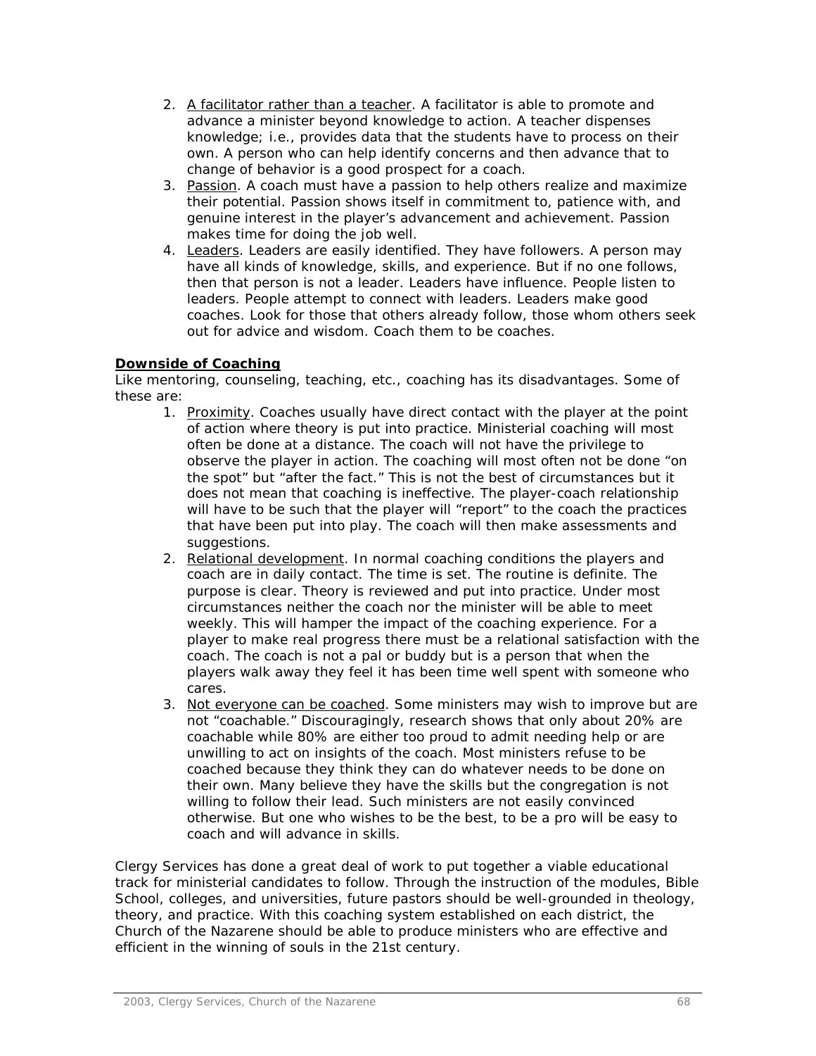2. A facilitator rather than a teacher. A facilitator is able to promote and advance a minister beyond knowledge to action. A teacher dispenses knowledge; i.e., provides data that the students have to process on their own. A person who can help identify concerns and then advance that to change of behavior is a good prospect for a coach.
3. Passion. A coach must have a passion to help others realize and maximize their potential. Passion shows itself in commitment to, patience with, and genuine interest in the player's advancement and achievement. Passion makes time for doing the job well.
4. Leaders. Leaders are easily identified. They have followers. A person may have all kinds of knowledge, skills, and experience. But if no one follows, then that person is not a leader. Leaders have influence. People listen to leaders. People attempt to connect with leaders. Leaders make good coaches. Look for those that others already follow, those whom others seek out for advice and wisdom. Coach them to be coaches.

**Downside of Coaching**

Like mentoring, counseling, teaching, etc., coaching has its disadvantages. Some of these are:

1. Proximity. Coaches usually have direct contact with the player at the point of action where theory is put into practice. Ministerial coaching will most often be done at a distance. The coach will not have the privilege to observe the player in action. The coaching will most often not be done "on the spot" but "after the fact." This is not the best of circumstances but it does not mean that coaching is ineffective. The player-coach relationship will have to be such that the player will "report" to the coach the practices that have been put into play. The coach will then make assessments and suggestions.
2. Relational development. In normal coaching conditions the players and coach are in daily contact. The time is set. The routine is definite. The purpose is clear. Theory is reviewed and put into practice. Under most circumstances neither the coach nor the minister will be able to meet weekly. This will hamper the impact of the coaching experience. For a player to make real progress there must be a relational satisfaction with the coach. The coach is not a pal or buddy but is a person that when the players walk away they feel it has been time well spent with someone who cares.
3. Not everyone can be coached. Some ministers may wish to improve but are not "coachable." Discouragingly, research shows that only about 20% are coachable while 80% are either too proud to admit needing help or are unwilling to act on insights of the coach. Most ministers refuse to be coached because they think they can do whatever needs to be done on their own. Many believe they have the skills but the congregation is not willing to follow their lead. Such ministers are not easily convinced otherwise. But one who wishes to be the best, to be a pro will be easy to coach and will advance in skills.

Clergy Services has done a great deal of work to put together a viable educational track for ministerial candidates to follow. Through the instruction of the modules, Bible School, colleges, and universities, future pastors should be well-grounded in theology, theory, and practice. With this coaching system established on each district, the Church of the Nazarene should be able to produce ministers who are effective and efficient in the winning of souls in the 21st century.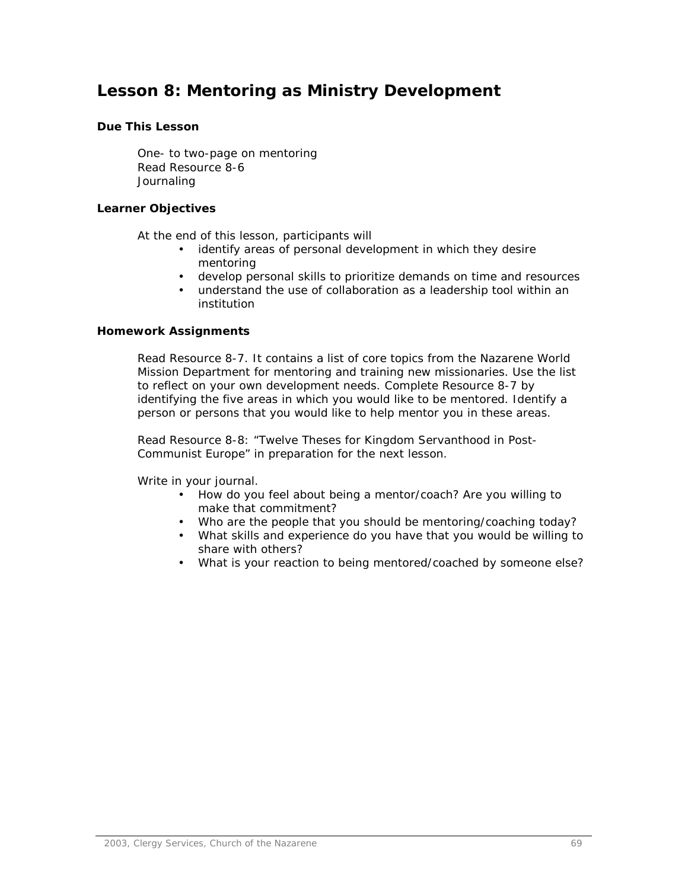## Lesson 8: Mentoring as Ministry Development

### Due This Lesson

One- to two-page on mentoring
Read Resource 8-6
Journaling

### Learner Objectives

At the end of this lesson, participants will

- identify areas of personal development in which they desire mentoring
- develop personal skills to prioritize demands on time and resources
- understand the use of collaboration as a leadership tool within an institution

### Homework Assignments

Read Resource 8-7. It contains a list of core topics from the Nazarene World Mission Department for mentoring and training new missionaries. Use the list to reflect on your own development needs. Complete Resource 8-7 by identifying the five areas in which you would like to be mentored. Identify a person or persons that you would like to help mentor you in these areas.

Read Resource 8-8: "Twelve Theses for Kingdom Servanthood in Post-Communist Europe" in preparation for the next lesson.

Write in your journal.

- How do you feel about being a mentor/coach? Are you willing to make that commitment?
- Who are the people that you should be mentoring/coaching today?
- What skills and experience do you have that you would be willing to share with others?
- What is your reaction to being mentored/coached by someone else?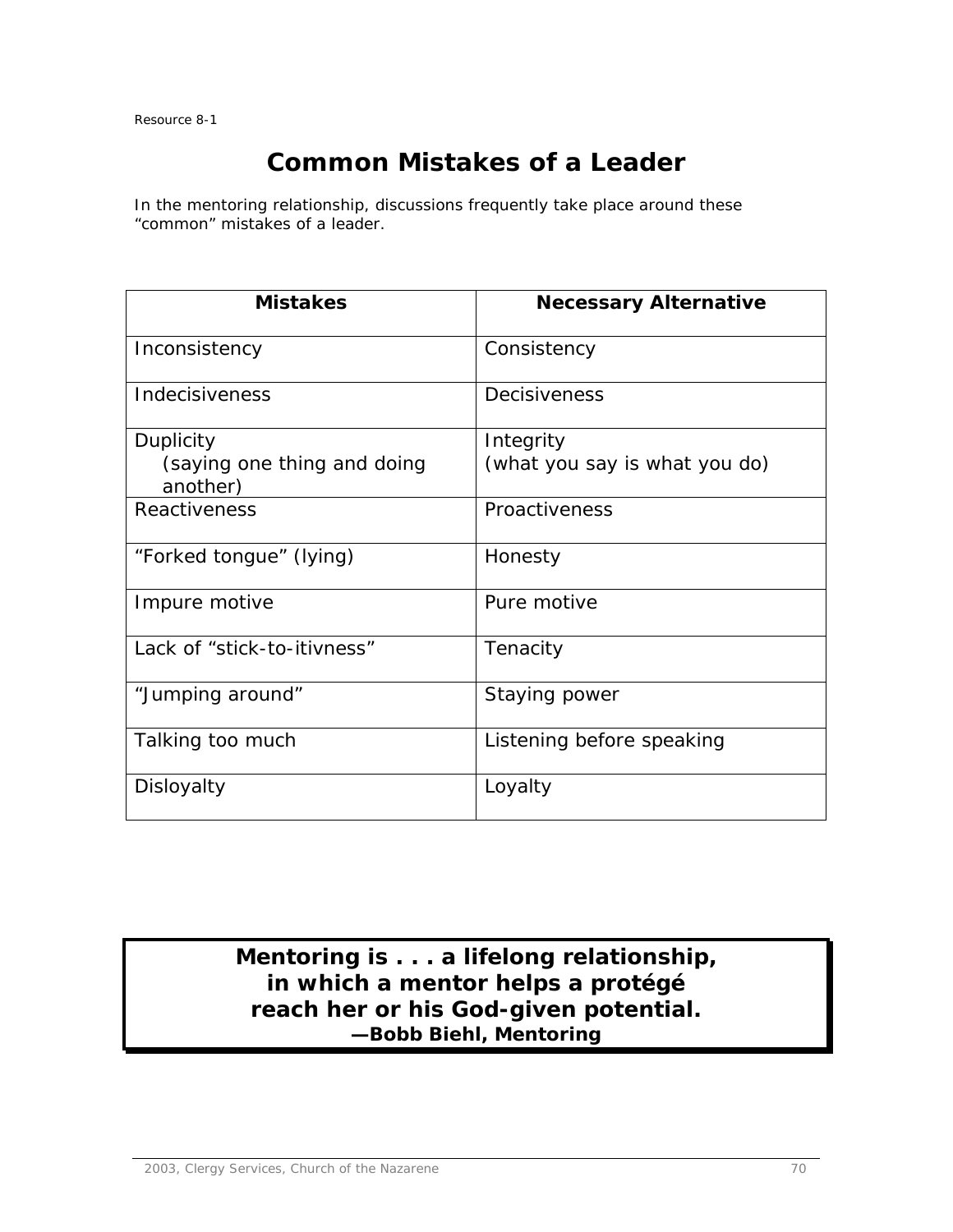Resource 8-1

# Common Mistakes of a Leader

In the mentoring relationship, discussions frequently take place around these "common" mistakes of a leader.

| Mistakes | Necessary Alternative |
|---|---|
| Inconsistency | Consistency |
| Indecisiveness | Decisiveness |
| Duplicity (saying one thing and doing another) | Integrity (what you say is what you do) |
| Reactiveness | Proactiveness |
| "Forked tongue" (lying) | Honesty |
| Impure motive | Pure motive |
| Lack of "stick-to-itivness" | Tenacity |
| "Jumping around" | Staying power |
| Talking too much | Listening before speaking |
| Disloyalty | Loyalty |

**Mentoring is . . . a lifelong relationship, in which a mentor helps a protégé reach her or his God-given potential.**
**—Bobb Biehl, *Mentoring***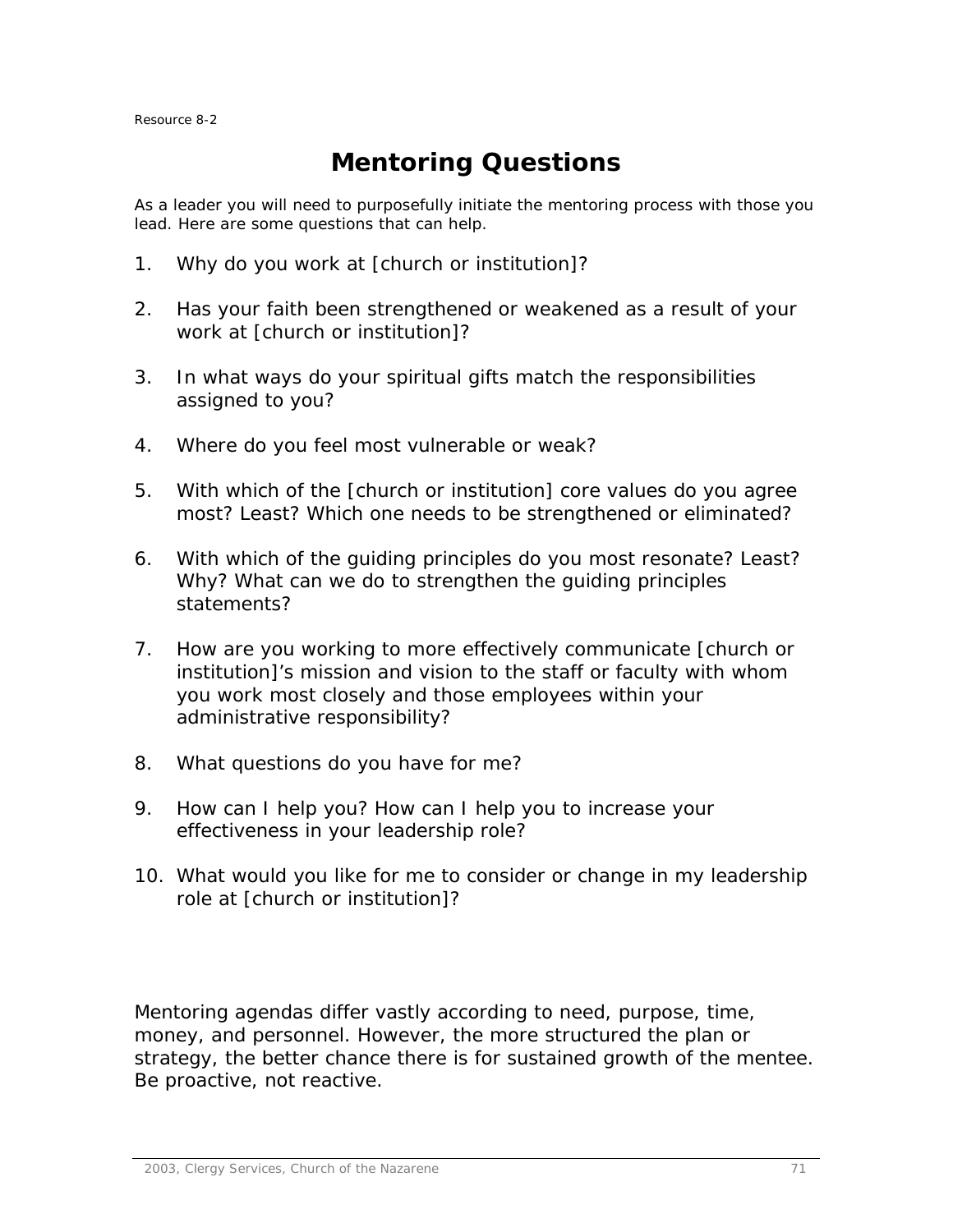Resource 8-2

# Mentoring Questions

As a leader you will need to purposefully initiate the mentoring process with those you lead. Here are some questions that can help.

1. Why do you work at [church or institution]?

2. Has your faith been strengthened or weakened as a result of your work at [church or institution]?

3. In what ways do your spiritual gifts match the responsibilities assigned to you?

4. Where do you feel most vulnerable or weak?

5. With which of the [church or institution] core values do you agree most? Least? Which one needs to be strengthened or eliminated?

6. With which of the guiding principles do you most resonate? Least? Why? What can we do to strengthen the guiding principles statements?

7. How are you working to more effectively communicate [church or institution]'s mission and vision to the staff or faculty with whom you work most closely and those employees within your administrative responsibility?

8. What questions do you have for me?

9. How can I help you? How can I help you to increase your effectiveness in your leadership role?

10. What would you like for me to consider or change in my leadership role at [church or institution]?

Mentoring agendas differ vastly according to need, purpose, time, money, and personnel. However, the more structured the plan or strategy, the better chance there is for sustained growth of the mentee. Be proactive, not reactive.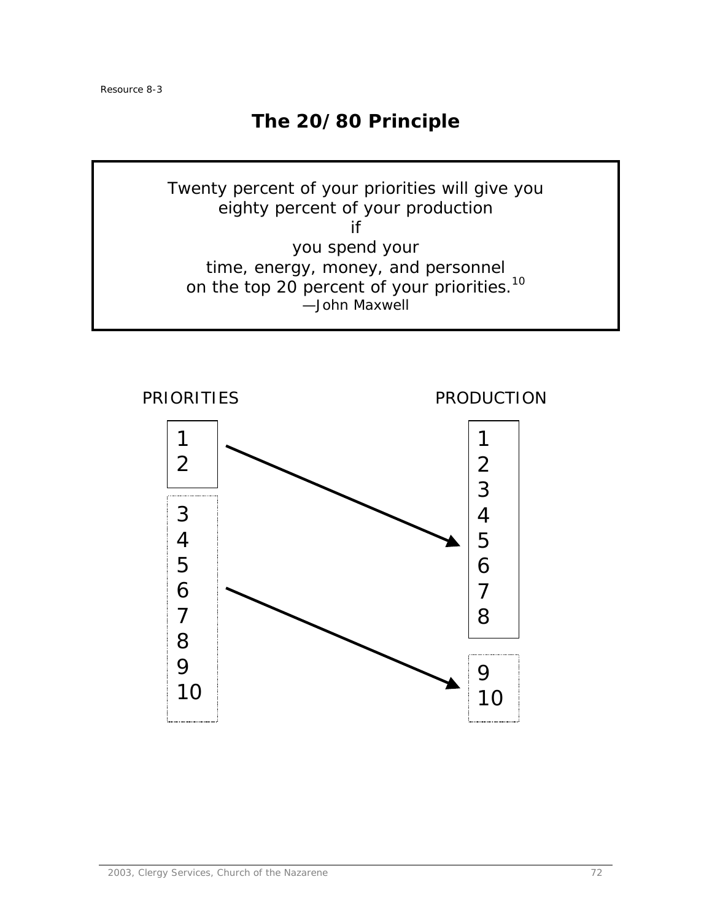Resource 8-3

# The 20/80 Principle

> Twenty percent of your priorities will give you
> eighty percent of your production
> if
> you spend your
> time, energy, money, and personnel
> on the top 20 percent of your priorities.[10]
> —John Maxwell

| PRIORITIES | | PRODUCTION |
|---|---|---|
| 1<br>2 | → | 1<br>2<br>3<br>4<br>5<br>6<br>7<br>8 |
| 3<br>4<br>5<br>6<br>7<br>8<br>9<br>10 | → | 9<br>10 |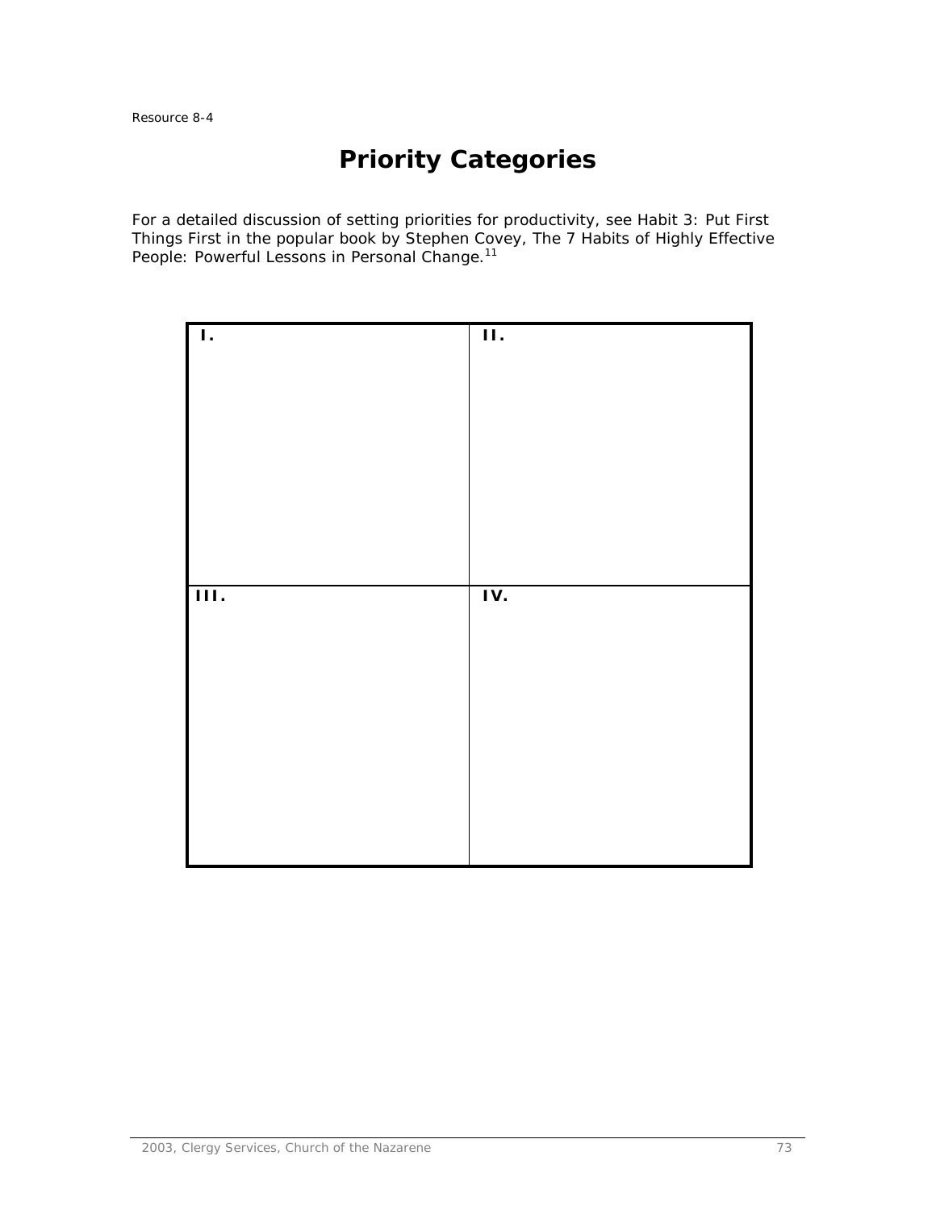Resource 8-4

# Priority Categories

For a detailed discussion of setting priorities for productivity, see Habit 3: Put First Things First in the popular book by Stephen Covey, The 7 Habits of Highly Effective People: Powerful Lessons in Personal Change.[11]

| **I.** | **II.** |
|---|---|
| **III.** | **IV.** |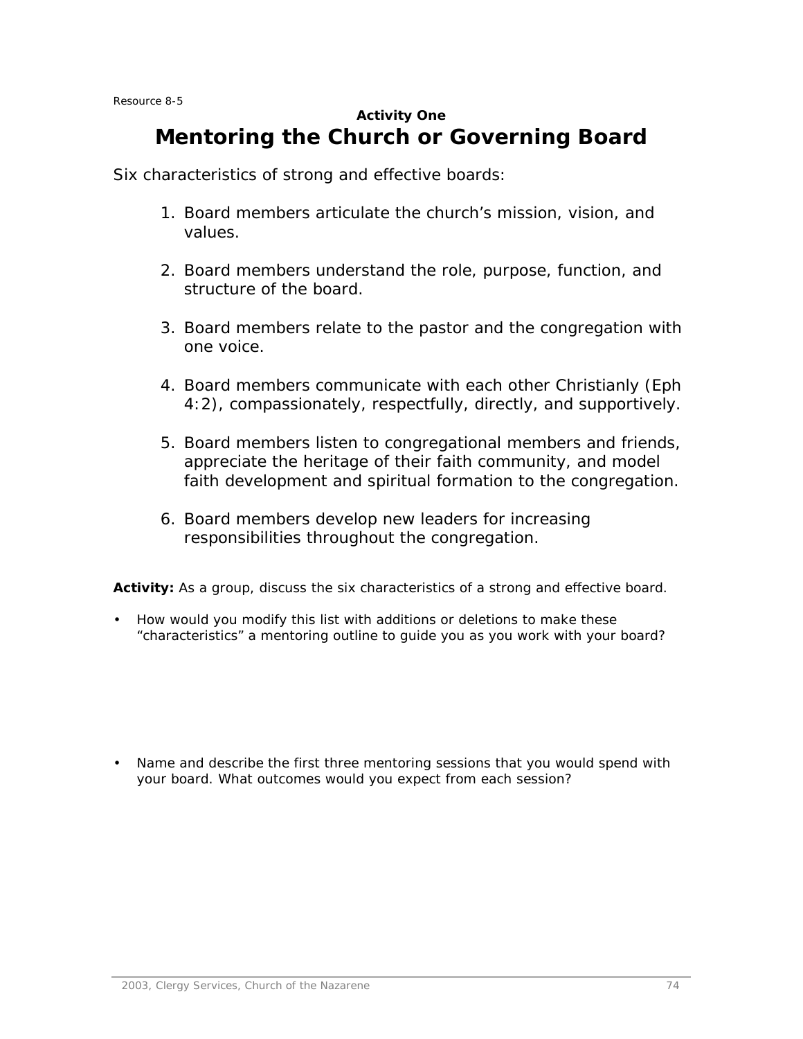Resource 8-5

**Activity One**

# Mentoring the Church or Governing Board

Six characteristics of strong and effective boards:

1. Board members articulate the church's mission, vision, and values.

2. Board members understand the role, purpose, function, and structure of the board.

3. Board members relate to the pastor and the congregation with one voice.

4. Board members communicate with each other Christianly (Eph 4:2), compassionately, respectfully, directly, and supportively.

5. Board members listen to congregational members and friends, appreciate the heritage of their faith community, and model faith development and spiritual formation to the congregation.

6. Board members develop new leaders for increasing responsibilities throughout the congregation.

**Activity:** As a group, discuss the six characteristics of a strong and effective board.

- How would you modify this list with additions or deletions to make these "characteristics" a mentoring outline to guide you as you work with your board?

- Name and describe the first three mentoring sessions that you would spend with your board. What outcomes would you expect from each session?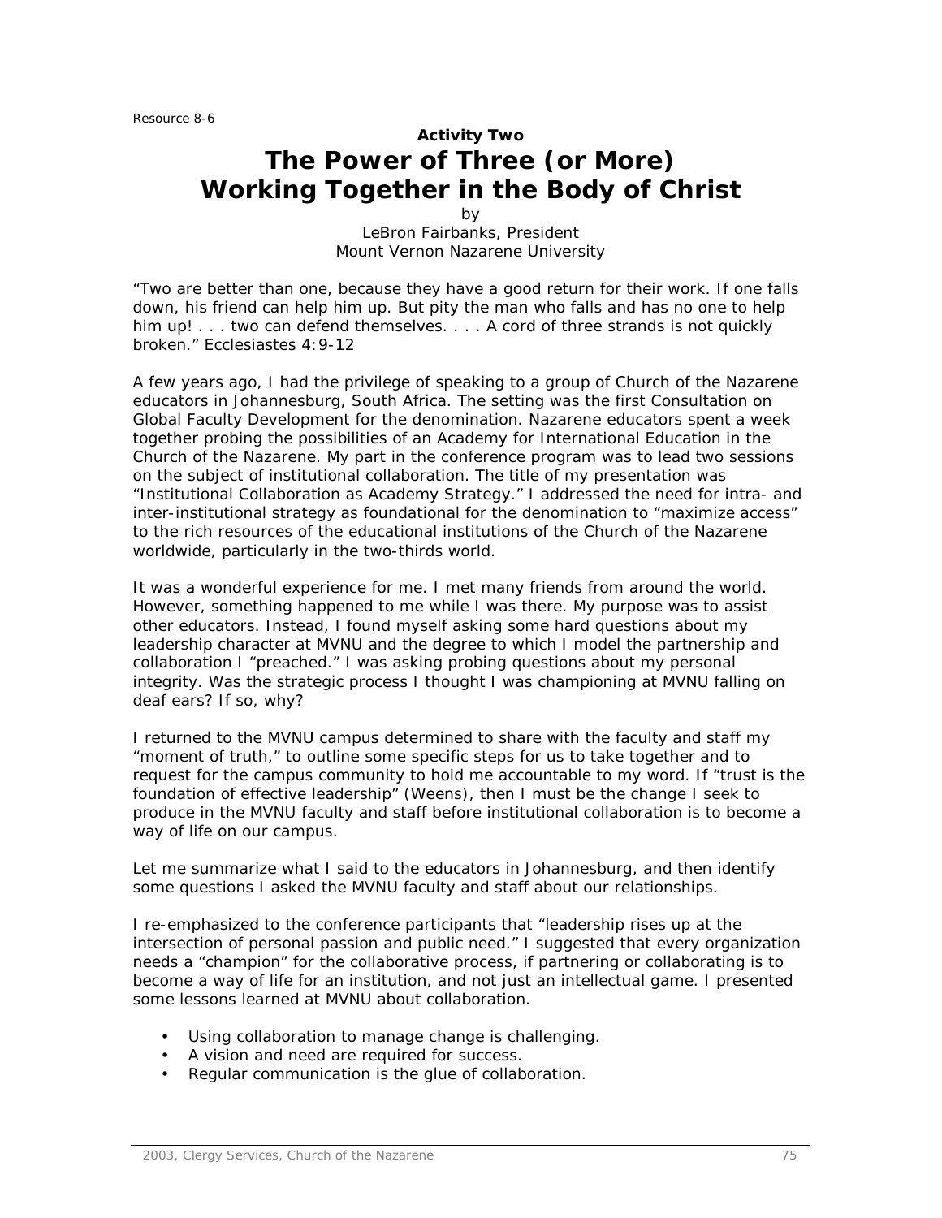Resource 8-6

**Activity Two**

# The Power of Three (or More) Working Together in the Body of Christ

by
LeBron Fairbanks, President
Mount Vernon Nazarene University

"Two are better than one, because they have a good return for their work. If one falls down, his friend can help him up. But pity the man who falls and has no one to help him up! . . . two can defend themselves. . . . A cord of three strands is not quickly broken." Ecclesiastes 4:9-12

A few years ago, I had the privilege of speaking to a group of Church of the Nazarene educators in Johannesburg, South Africa. The setting was the first Consultation on Global Faculty Development for the denomination. Nazarene educators spent a week together probing the possibilities of an Academy for International Education in the Church of the Nazarene. My part in the conference program was to lead two sessions on the subject of institutional collaboration. The title of my presentation was "Institutional Collaboration as Academy Strategy." I addressed the need for intra- and inter-institutional strategy as foundational for the denomination to "maximize access" to the rich resources of the educational institutions of the Church of the Nazarene worldwide, particularly in the two-thirds world.

It was a wonderful experience for me. I met many friends from around the world. However, something happened to me while I was there. My purpose was to assist other educators. Instead, I found myself asking some hard questions about my leadership character at MVNU and the degree to which I model the partnership and collaboration I "preached." I was asking probing questions about my personal integrity. Was the strategic process I thought I was championing at MVNU falling on deaf ears? If so, why?

I returned to the MVNU campus determined to share with the faculty and staff my "moment of truth," to outline some specific steps for us to take together and to request for the campus community to hold me accountable to my word. If "trust is the foundation of effective leadership" (Weens), then I must be the change I seek to produce in the MVNU faculty and staff before institutional collaboration is to become a way of life on our campus.

Let me summarize what I said to the educators in Johannesburg, and then identify some questions I asked the MVNU faculty and staff about our relationships.

I re-emphasized to the conference participants that "leadership rises up at the intersection of personal passion and public need." I suggested that every organization needs a "champion" for the collaborative process, if partnering or collaborating is to become a way of life for an institution, and not just an intellectual game. I presented some lessons learned at MVNU about collaboration.

- Using collaboration to manage change is challenging.
- A vision and need are required for success.
- Regular communication is the glue of collaboration.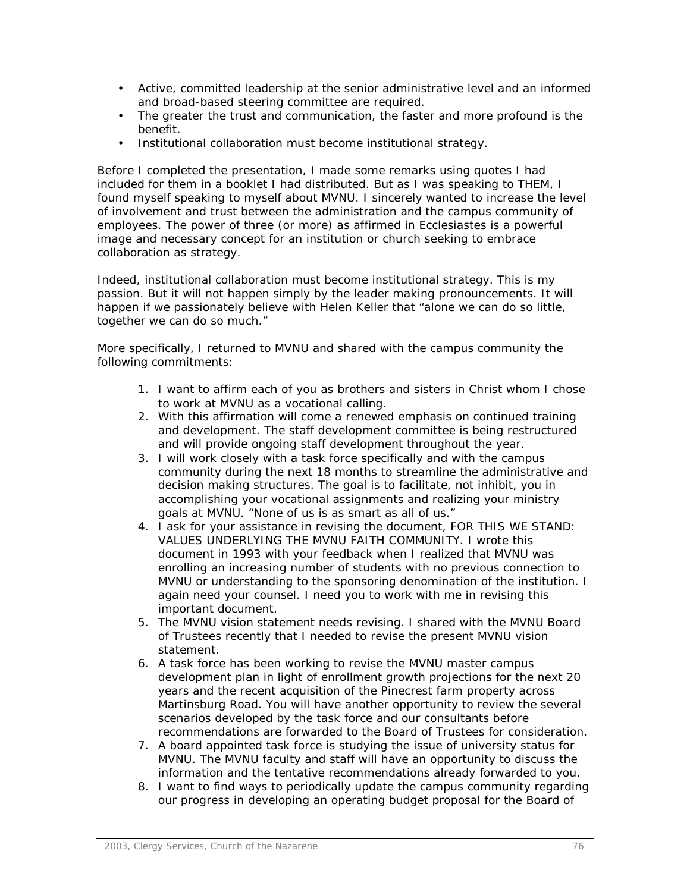- Active, committed leadership at the senior administrative level and an informed and broad-based steering committee are required.
- The greater the trust and communication, the faster and more profound is the benefit.
- Institutional collaboration must become institutional strategy.

Before I completed the presentation, I made some remarks using quotes I had included for them in a booklet I had distributed. But as I was speaking to THEM, I found myself speaking to myself about MVNU. I sincerely wanted to increase the level of involvement and trust between the administration and the campus community of employees. The power of three (or more) as affirmed in Ecclesiastes is a powerful image and necessary concept for an institution or church seeking to embrace collaboration as strategy.

Indeed, institutional collaboration must become institutional strategy. This is my passion. But it will not happen simply by the leader making pronouncements. It will happen if we passionately believe with Helen Keller that "alone we can do so little, together we can do so much."

More specifically, I returned to MVNU and shared with the campus community the following commitments:

1. I want to affirm each of you as brothers and sisters in Christ whom I chose to work at MVNU as a vocational calling.
2. With this affirmation will come a renewed emphasis on continued training and development. The staff development committee is being restructured and will provide ongoing staff development throughout the year.
3. I will work closely with a task force specifically and with the campus community during the next 18 months to streamline the administrative and decision making structures. The goal is to facilitate, not inhibit, you in accomplishing your vocational assignments and realizing your ministry goals at MVNU. "None of us is as smart as all of us."
4. I ask for your assistance in revising the document, FOR THIS WE STAND: VALUES UNDERLYING THE MVNU FAITH COMMUNITY. I wrote this document in 1993 with your feedback when I realized that MVNU was enrolling an increasing number of students with no previous connection to MVNU or understanding to the sponsoring denomination of the institution. I again need your counsel. I need you to work with me in revising this important document.
5. The MVNU vision statement needs revising. I shared with the MVNU Board of Trustees recently that I needed to revise the present MVNU vision statement.
6. A task force has been working to revise the MVNU master campus development plan in light of enrollment growth projections for the next 20 years and the recent acquisition of the Pinecrest farm property across Martinsburg Road. You will have another opportunity to review the several scenarios developed by the task force and our consultants before recommendations are forwarded to the Board of Trustees for consideration.
7. A board appointed task force is studying the issue of university status for MVNU. The MVNU faculty and staff will have an opportunity to discuss the information and the tentative recommendations already forwarded to you.
8. I want to find ways to periodically update the campus community regarding our progress in developing an operating budget proposal for the Board of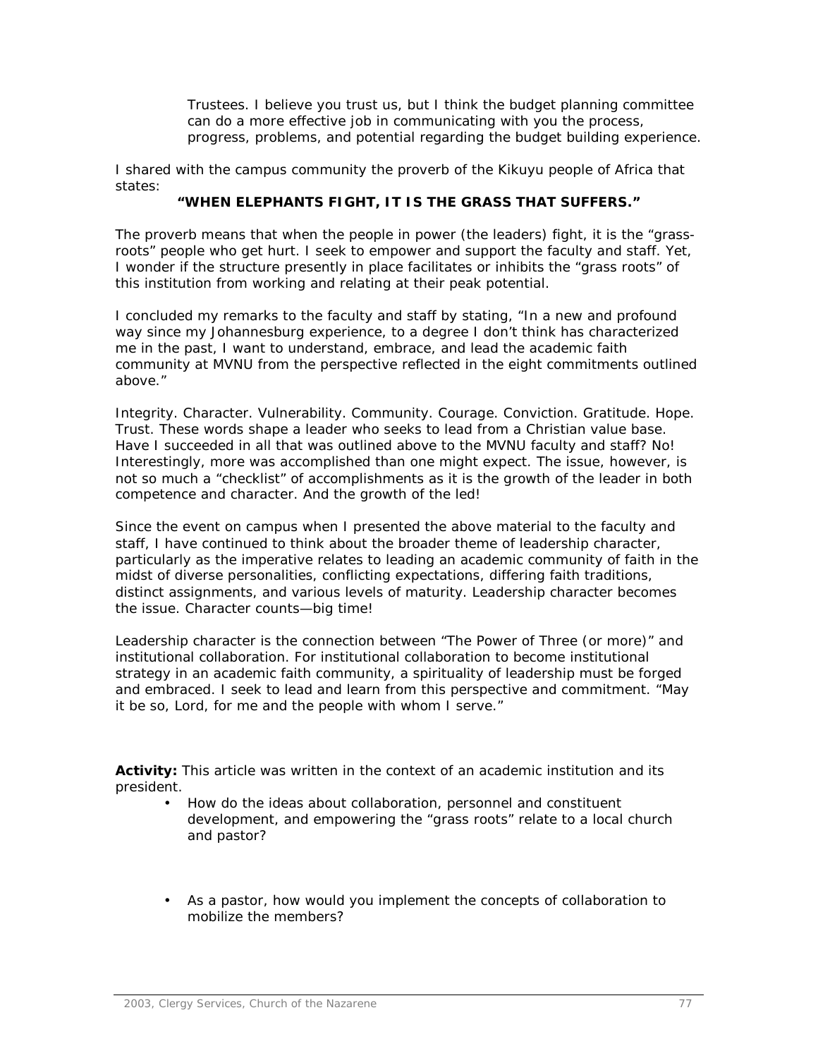> Trustees. I believe you trust us, but I think the budget planning committee can do a more effective job in communicating with you the process, progress, problems, and potential regarding the budget building experience.

I shared with the campus community the proverb of the Kikuyu people of Africa that states:

**"WHEN ELEPHANTS FIGHT, IT IS THE GRASS THAT SUFFERS."**

The proverb means that when the people in power (the leaders) fight, it is the "grass-roots" people who get hurt. I seek to empower and support the faculty and staff. Yet, I wonder if the structure presently in place facilitates or inhibits the "grass roots" of this institution from working and relating at their peak potential.

I concluded my remarks to the faculty and staff by stating, "In a new and profound way since my Johannesburg experience, to a degree I don't think has characterized me in the past, I want to understand, embrace, and lead the academic faith community at MVNU from the perspective reflected in the eight commitments outlined above."

Integrity. Character. Vulnerability. Community. Courage. Conviction. Gratitude. Hope. Trust. These words shape a leader who seeks to lead from a Christian value base. Have I succeeded in all that was outlined above to the MVNU faculty and staff? No! Interestingly, more was accomplished than one might expect. The issue, however, is not so much a "checklist" of accomplishments as it is the growth of the leader in both competence and character. And the growth of the led!

Since the event on campus when I presented the above material to the faculty and staff, I have continued to think about the broader theme of leadership character, particularly as the imperative relates to leading an academic community of faith in the midst of diverse personalities, conflicting expectations, differing faith traditions, distinct assignments, and various levels of maturity. Leadership character becomes the issue. Character counts—big time!

Leadership character is the connection between "The Power of Three (or more)" and institutional collaboration. For institutional collaboration to become institutional strategy in an academic faith community, a spirituality of leadership must be forged and embraced. I seek to lead and learn from this perspective and commitment. "May it be so, Lord, for me and the people with whom I serve."

**Activity:** This article was written in the context of an academic institution and its president.

- How do the ideas about collaboration, personnel and constituent development, and empowering the "grass roots" relate to a local church and pastor?

- As a pastor, how would you implement the concepts of collaboration to mobilize the members?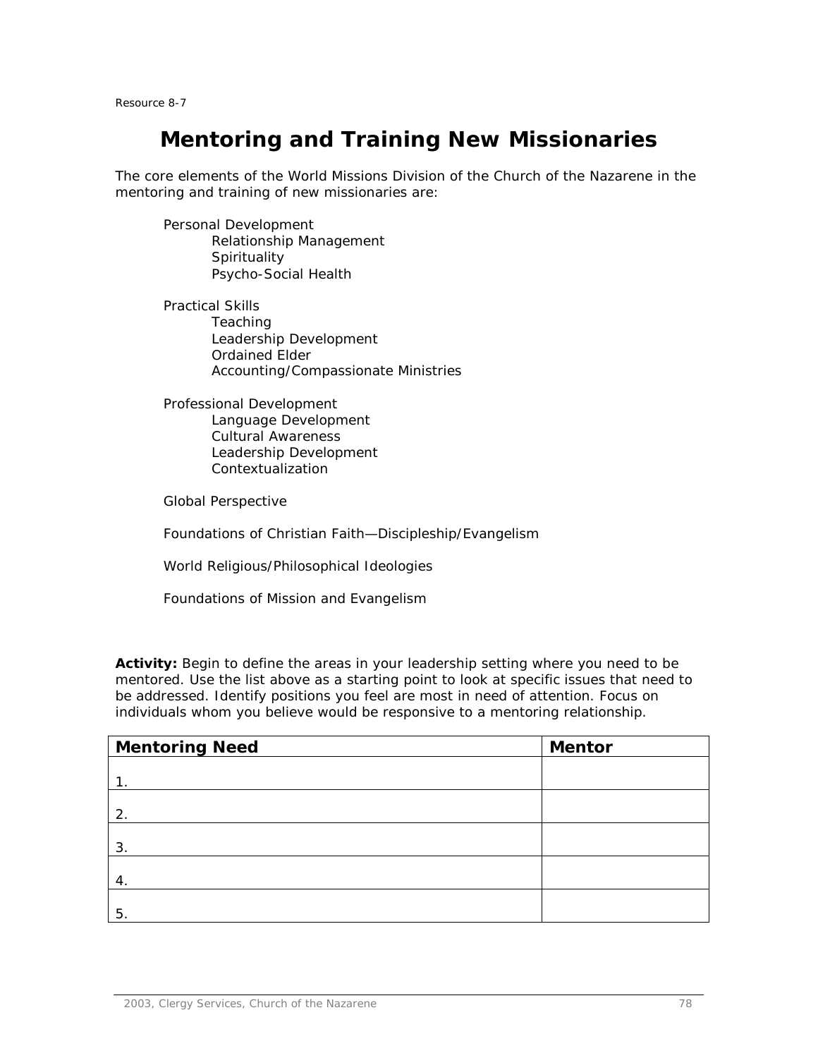Resource 8-7

# Mentoring and Training New Missionaries

The core elements of the World Missions Division of the Church of the Nazarene in the mentoring and training of new missionaries are:

- Personal Development
  - Relationship Management
  - Spirituality
  - Psycho-Social Health
- Practical Skills
  - Teaching
  - Leadership Development
  - Ordained Elder
  - Accounting/Compassionate Ministries
- Professional Development
  - Language Development
  - Cultural Awareness
  - Leadership Development
  - Contextualization
- Global Perspective
- Foundations of Christian Faith—Discipleship/Evangelism
- World Religious/Philosophical Ideologies
- Foundations of Mission and Evangelism

**Activity:** Begin to define the areas in your leadership setting where you need to be mentored. Use the list above as a starting point to look at specific issues that need to be addressed. Identify positions you feel are most in need of attention. Focus on individuals whom you believe would be responsive to a mentoring relationship.

| Mentoring Need | Mentor |
| --- | --- |
| 1. | |
| 2. | |
| 3. | |
| 4. | |
| 5. | |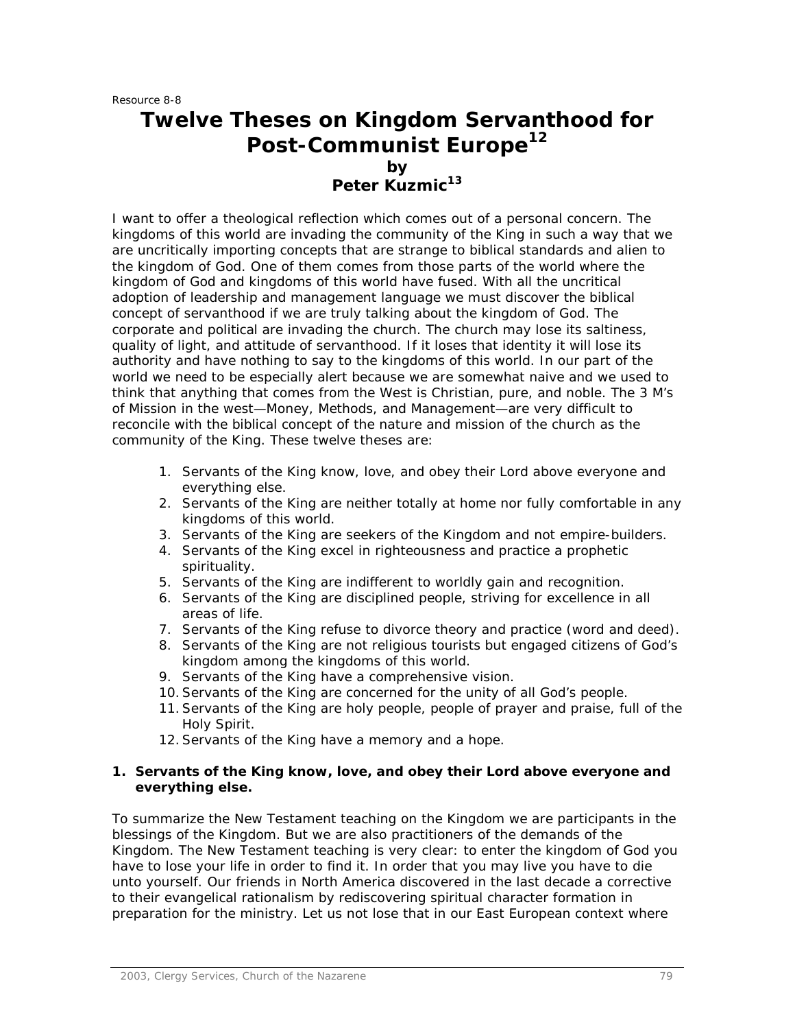Resource 8-8

# Twelve Theses on Kingdom Servanthood for Post-Communist Europe[12]

## by Peter Kuzmic[13]

I want to offer a theological reflection which comes out of a personal concern. The kingdoms of this world are invading the community of the King in such a way that we are uncritically importing concepts that are strange to biblical standards and alien to the kingdom of God. One of them comes from those parts of the world where the kingdom of God and kingdoms of this world have fused. With all the uncritical adoption of leadership and management language we must discover the biblical concept of servanthood if we are truly talking about the kingdom of God. The corporate and political are invading the church. The church may lose its saltiness, quality of light, and attitude of servanthood. If it loses that identity it will lose its authority and have nothing to say to the kingdoms of this world. In our part of the world we need to be especially alert because we are somewhat naive and we used to think that anything that comes from the West is Christian, pure, and noble. The 3 M's of Mission in the west—Money, Methods, and Management—are very difficult to reconcile with the biblical concept of the nature and mission of the church as the community of the King. These twelve theses are:

1. Servants of the King know, love, and obey their Lord above everyone and everything else.
2. Servants of the King are neither totally at home nor fully comfortable in any kingdoms of this world.
3. Servants of the King are seekers of the Kingdom and not empire-builders.
4. Servants of the King excel in righteousness and practice a prophetic spirituality.
5. Servants of the King are indifferent to worldly gain and recognition.
6. Servants of the King are disciplined people, striving for excellence in all areas of life.
7. Servants of the King refuse to divorce theory and practice (word and deed).
8. Servants of the King are not religious tourists but engaged citizens of God's kingdom among the kingdoms of this world.
9. Servants of the King have a comprehensive vision.
10. Servants of the King are concerned for the unity of all God's people.
11. Servants of the King are holy people, people of prayer and praise, full of the Holy Spirit.
12. Servants of the King have a memory and a hope.

### 1. Servants of the King know, love, and obey their Lord above everyone and everything else.

To summarize the New Testament teaching on the Kingdom we are participants in the blessings of the Kingdom. But we are also practitioners of the demands of the Kingdom. The New Testament teaching is very clear: to enter the kingdom of God you have to lose your life in order to find it. In order that you may live you have to die unto yourself. Our friends in North America discovered in the last decade a corrective to their evangelical rationalism by rediscovering spiritual character formation in preparation for the ministry. Let us not lose that in our East European context where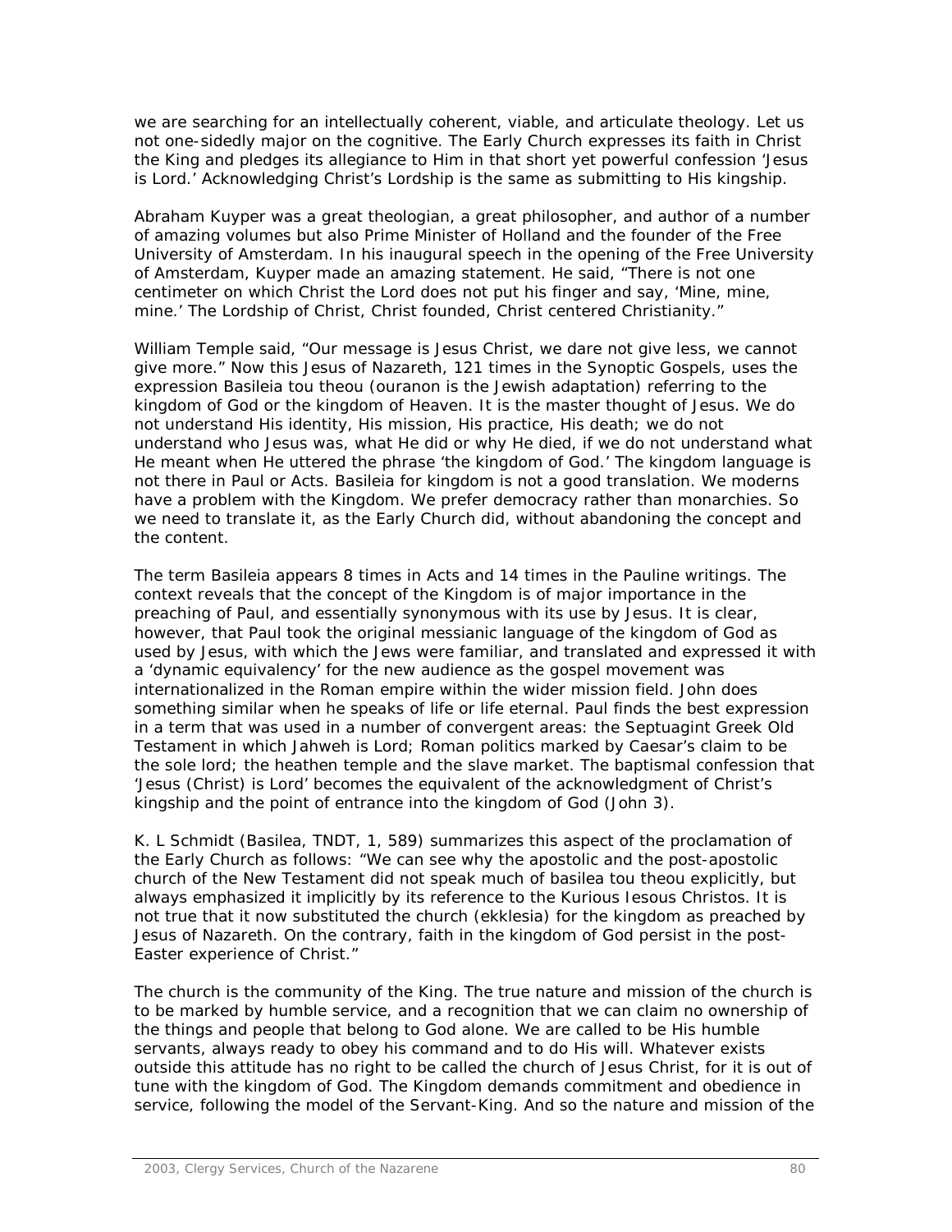we are searching for an intellectually coherent, viable, and articulate theology. Let us not one-sidedly major on the cognitive. The Early Church expresses its faith in Christ the King and pledges its allegiance to Him in that short yet powerful confession 'Jesus is Lord.' Acknowledging Christ's Lordship is the same as submitting to His kingship.

Abraham Kuyper was a great theologian, a great philosopher, and author of a number of amazing volumes but also Prime Minister of Holland and the founder of the Free University of Amsterdam. In his inaugural speech in the opening of the Free University of Amsterdam, Kuyper made an amazing statement. He said, "There is not one centimeter on which Christ the Lord does not put his finger and say, 'Mine, mine, mine.' The Lordship of Christ, Christ founded, Christ centered Christianity."

William Temple said, "Our message is Jesus Christ, we dare not give less, we cannot give more." Now this Jesus of Nazareth, 121 times in the Synoptic Gospels, uses the expression Basileia tou theou (ouranon is the Jewish adaptation) referring to the kingdom of God or the kingdom of Heaven. It is the master thought of Jesus. We do not understand His identity, His mission, His practice, His death; we do not understand who Jesus was, what He did or why He died, if we do not understand what He meant when He uttered the phrase 'the kingdom of God.' The kingdom language is not there in Paul or Acts. Basileia for kingdom is not a good translation. We moderns have a problem with the Kingdom. We prefer democracy rather than monarchies. So we need to translate it, as the Early Church did, without abandoning the concept and the content.

The term Basileia appears 8 times in Acts and 14 times in the Pauline writings. The context reveals that the concept of the Kingdom is of major importance in the preaching of Paul, and essentially synonymous with its use by Jesus. It is clear, however, that Paul took the original messianic language of the kingdom of God as used by Jesus, with which the Jews were familiar, and translated and expressed it with a 'dynamic equivalency' for the new audience as the gospel movement was internationalized in the Roman empire within the wider mission field. John does something similar when he speaks of life or life eternal. Paul finds the best expression in a term that was used in a number of convergent areas: the Septuagint Greek Old Testament in which Jahweh is Lord; Roman politics marked by Caesar's claim to be the sole lord; the heathen temple and the slave market. The baptismal confession that 'Jesus (Christ) is Lord' becomes the equivalent of the acknowledgment of Christ's kingship and the point of entrance into the kingdom of God (John 3).

K. L Schmidt (Basilea, TNDT, 1, 589) summarizes this aspect of the proclamation of the Early Church as follows: "We can see why the apostolic and the post-apostolic church of the New Testament did not speak much of basilea tou theou explicitly, but always emphasized it implicitly by its reference to the Kurious Iesous Christos. It is not true that it now substituted the church (ekklesia) for the kingdom as preached by Jesus of Nazareth. On the contrary, faith in the kingdom of God persist in the post-Easter experience of Christ."

The church is the community of the King. The true nature and mission of the church is to be marked by humble service, and a recognition that we can claim no ownership of the things and people that belong to God alone. We are called to be His humble servants, always ready to obey his command and to do His will. Whatever exists outside this attitude has no right to be called the church of Jesus Christ, for it is out of tune with the kingdom of God. The Kingdom demands commitment and obedience in service, following the model of the Servant-King. And so the nature and mission of the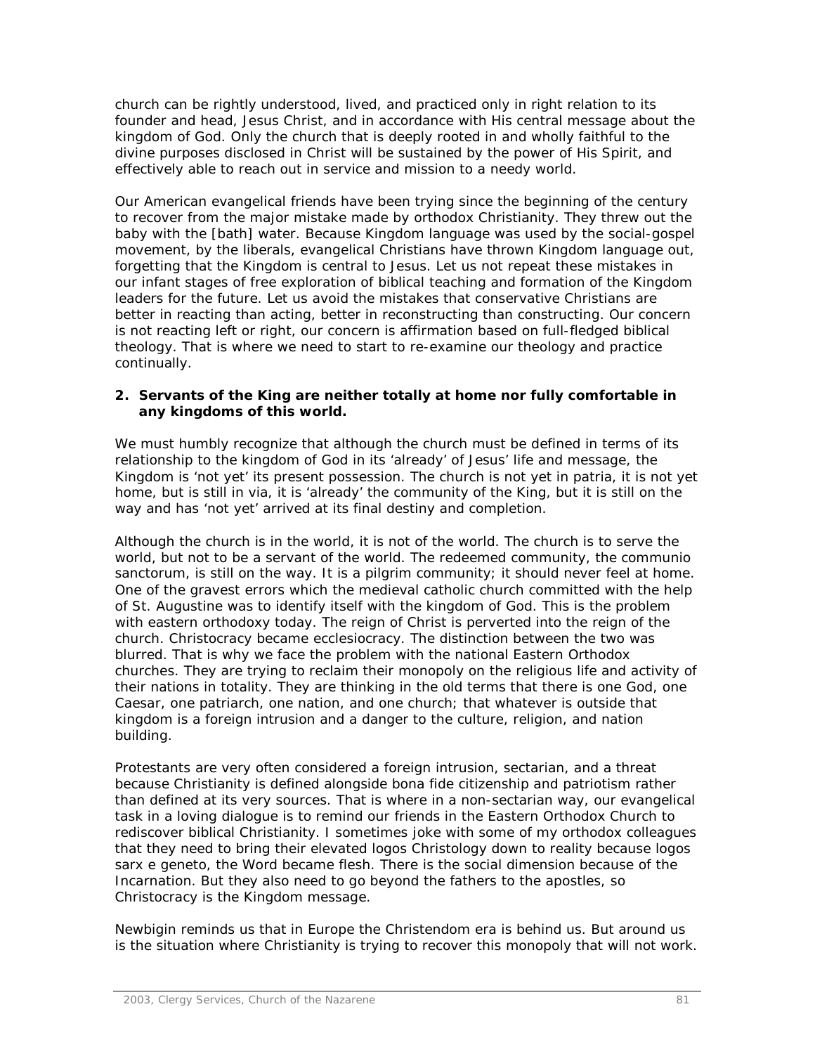church can be rightly understood, lived, and practiced only in right relation to its founder and head, Jesus Christ, and in accordance with His central message about the kingdom of God. Only the church that is deeply rooted in and wholly faithful to the divine purposes disclosed in Christ will be sustained by the power of His Spirit, and effectively able to reach out in service and mission to a needy world.

Our American evangelical friends have been trying since the beginning of the century to recover from the major mistake made by orthodox Christianity. They threw out the baby with the [bath] water. Because Kingdom language was used by the social-gospel movement, by the liberals, evangelical Christians have thrown Kingdom language out, forgetting that the Kingdom is central to Jesus. Let us not repeat these mistakes in our infant stages of free exploration of biblical teaching and formation of the Kingdom leaders for the future. Let us avoid the mistakes that conservative Christians are better in reacting than acting, better in reconstructing than constructing. Our concern is not reacting left or right, our concern is affirmation based on full-fledged biblical theology. That is where we need to start to re-examine our theology and practice continually.

**2. Servants of the King are neither totally at home nor fully comfortable in any kingdoms of this world.**

We must humbly recognize that although the church must be defined in terms of its relationship to the kingdom of God in its 'already' of Jesus' life and message, the Kingdom is 'not yet' its present possession. The church is not yet in patria, it is not yet home, but is still in via, it is 'already' the community of the King, but it is still on the way and has 'not yet' arrived at its final destiny and completion.

Although the church is in the world, it is not of the world. The church is to serve the world, but not to be a servant of the world. The redeemed community, the communio sanctorum, is still on the way. It is a pilgrim community; it should never feel at home. One of the gravest errors which the medieval catholic church committed with the help of St. Augustine was to identify itself with the kingdom of God. This is the problem with eastern orthodoxy today. The reign of Christ is perverted into the reign of the church. Christocracy became ecclesiocracy. The distinction between the two was blurred. That is why we face the problem with the national Eastern Orthodox churches. They are trying to reclaim their monopoly on the religious life and activity of their nations in totality. They are thinking in the old terms that there is one God, one Caesar, one patriarch, one nation, and one church; that whatever is outside that kingdom is a foreign intrusion and a danger to the culture, religion, and nation building.

Protestants are very often considered a foreign intrusion, sectarian, and a threat because Christianity is defined alongside bona fide citizenship and patriotism rather than defined at its very sources. That is where in a non-sectarian way, our evangelical task in a loving dialogue is to remind our friends in the Eastern Orthodox Church to rediscover biblical Christianity. I sometimes joke with some of my orthodox colleagues that they need to bring their elevated logos Christology down to reality because logos sarx e geneto, the Word became flesh. There is the social dimension because of the Incarnation. But they also need to go beyond the fathers to the apostles, so Christocracy is the Kingdom message.

Newbigin reminds us that in Europe the Christendom era is behind us. But around us is the situation where Christianity is trying to recover this monopoly that will not work.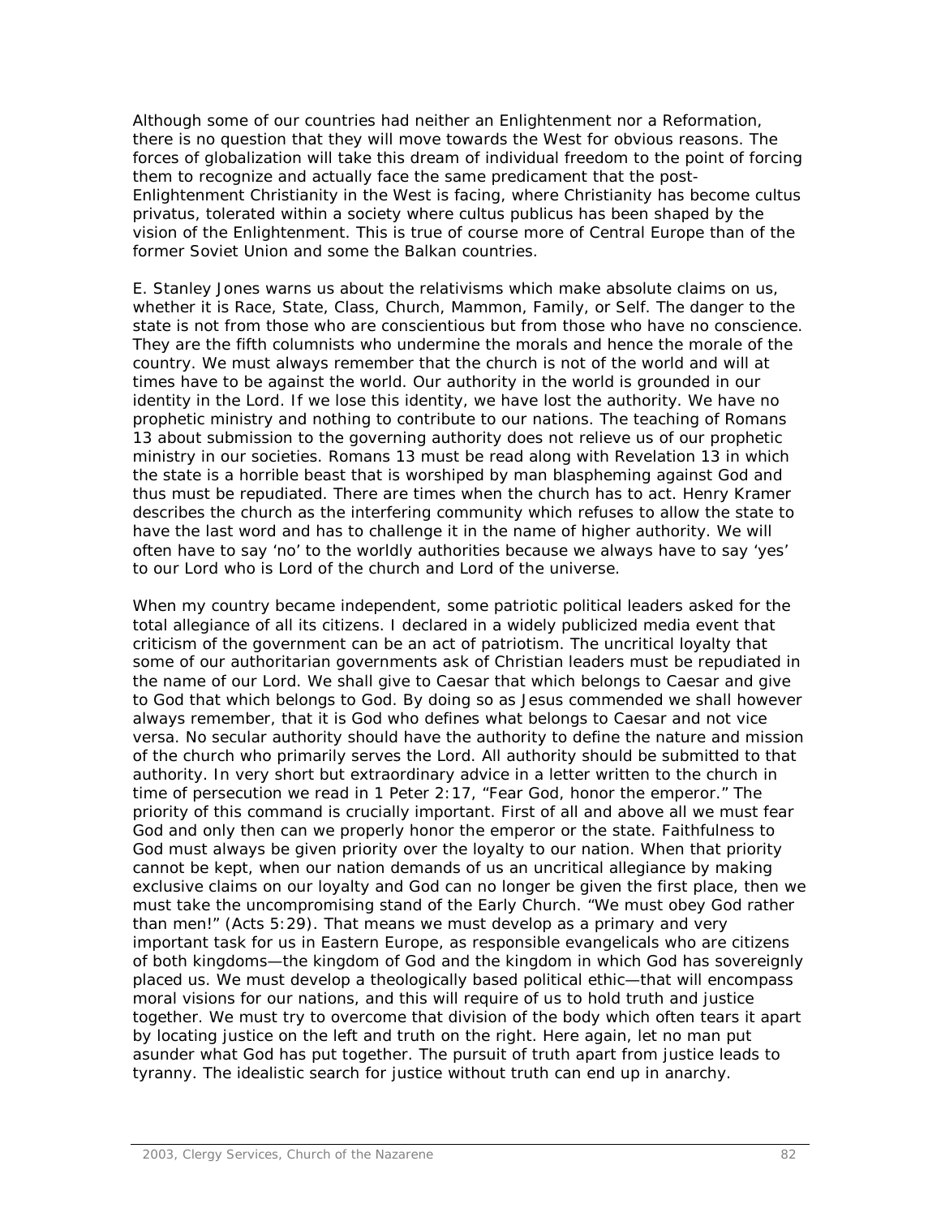Although some of our countries had neither an Enlightenment nor a Reformation, there is no question that they will move towards the West for obvious reasons. The forces of globalization will take this dream of individual freedom to the point of forcing them to recognize and actually face the same predicament that the post-Enlightenment Christianity in the West is facing, where Christianity has become cultus privatus, tolerated within a society where cultus publicus has been shaped by the vision of the Enlightenment. This is true of course more of Central Europe than of the former Soviet Union and some the Balkan countries.

E. Stanley Jones warns us about the relativisms which make absolute claims on us, whether it is Race, State, Class, Church, Mammon, Family, or Self. The danger to the state is not from those who are conscientious but from those who have no conscience. They are the fifth columnists who undermine the morals and hence the morale of the country. We must always remember that the church is not of the world and will at times have to be against the world. Our authority in the world is grounded in our identity in the Lord. If we lose this identity, we have lost the authority. We have no prophetic ministry and nothing to contribute to our nations. The teaching of Romans 13 about submission to the governing authority does not relieve us of our prophetic ministry in our societies. Romans 13 must be read along with Revelation 13 in which the state is a horrible beast that is worshiped by man blaspheming against God and thus must be repudiated. There are times when the church has to act. Henry Kramer describes the church as the interfering community which refuses to allow the state to have the last word and has to challenge it in the name of higher authority. We will often have to say 'no' to the worldly authorities because we always have to say 'yes' to our Lord who is Lord of the church and Lord of the universe.

When my country became independent, some patriotic political leaders asked for the total allegiance of all its citizens. I declared in a widely publicized media event that criticism of the government can be an act of patriotism. The uncritical loyalty that some of our authoritarian governments ask of Christian leaders must be repudiated in the name of our Lord. We shall give to Caesar that which belongs to Caesar and give to God that which belongs to God. By doing so as Jesus commended we shall however always remember, that it is God who defines what belongs to Caesar and not vice versa. No secular authority should have the authority to define the nature and mission of the church who primarily serves the Lord. All authority should be submitted to that authority. In very short but extraordinary advice in a letter written to the church in time of persecution we read in 1 Peter 2:17, "Fear God, honor the emperor." The priority of this command is crucially important. First of all and above all we must fear God and only then can we properly honor the emperor or the state. Faithfulness to God must always be given priority over the loyalty to our nation. When that priority cannot be kept, when our nation demands of us an uncritical allegiance by making exclusive claims on our loyalty and God can no longer be given the first place, then we must take the uncompromising stand of the Early Church. "We must obey God rather than men!" (Acts 5:29). That means we must develop as a primary and very important task for us in Eastern Europe, as responsible evangelicals who are citizens of both kingdoms—the kingdom of God and the kingdom in which God has sovereignly placed us. We must develop a theologically based political ethic—that will encompass moral visions for our nations, and this will require of us to hold truth and justice together. We must try to overcome that division of the body which often tears it apart by locating justice on the left and truth on the right. Here again, let no man put asunder what God has put together. The pursuit of truth apart from justice leads to tyranny. The idealistic search for justice without truth can end up in anarchy.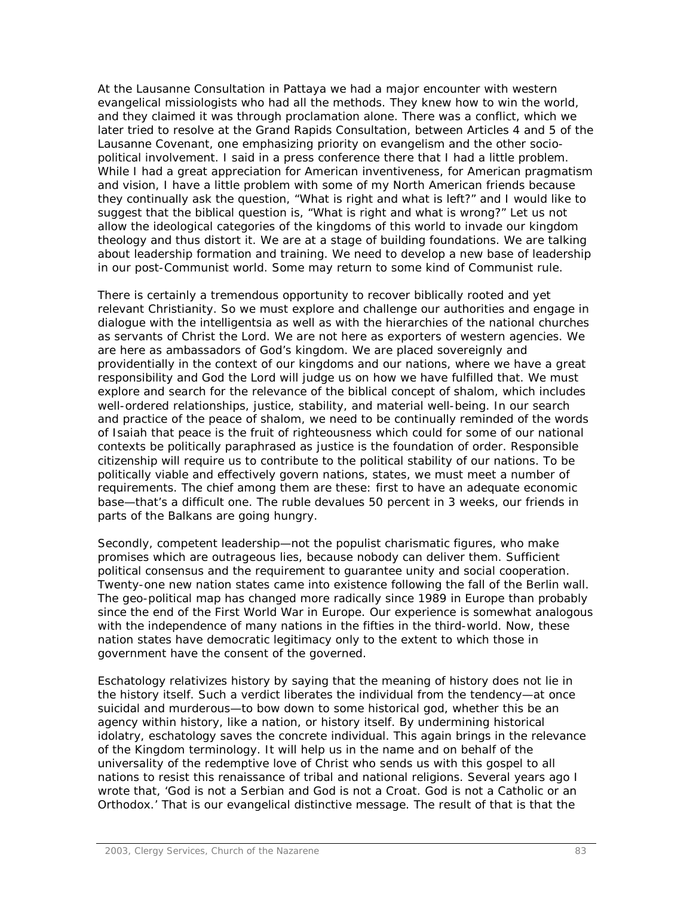At the Lausanne Consultation in Pattaya we had a major encounter with western evangelical missiologists who had all the methods. They knew how to win the world, and they claimed it was through proclamation alone. There was a conflict, which we later tried to resolve at the Grand Rapids Consultation, between Articles 4 and 5 of the Lausanne Covenant, one emphasizing priority on evangelism and the other socio-political involvement. I said in a press conference there that I had a little problem. While I had a great appreciation for American inventiveness, for American pragmatism and vision, I have a little problem with some of my North American friends because they continually ask the question, "What is right and what is left?" and I would like to suggest that the biblical question is, "What is right and what is wrong?" Let us not allow the ideological categories of the kingdoms of this world to invade our kingdom theology and thus distort it. We are at a stage of building foundations. We are talking about leadership formation and training. We need to develop a new base of leadership in our post-Communist world. Some may return to some kind of Communist rule.

There is certainly a tremendous opportunity to recover biblically rooted and yet relevant Christianity. So we must explore and challenge our authorities and engage in dialogue with the intelligentsia as well as with the hierarchies of the national churches as servants of Christ the Lord. We are not here as exporters of western agencies. We are here as ambassadors of God's kingdom. We are placed sovereignly and providentially in the context of our kingdoms and our nations, where we have a great responsibility and God the Lord will judge us on how we have fulfilled that. We must explore and search for the relevance of the biblical concept of shalom, which includes well-ordered relationships, justice, stability, and material well-being. In our search and practice of the peace of shalom, we need to be continually reminded of the words of Isaiah that peace is the fruit of righteousness which could for some of our national contexts be politically paraphrased as justice is the foundation of order. Responsible citizenship will require us to contribute to the political stability of our nations. To be politically viable and effectively govern nations, states, we must meet a number of requirements. The chief among them are these: first to have an adequate economic base—that's a difficult one. The ruble devalues 50 percent in 3 weeks, our friends in parts of the Balkans are going hungry.

Secondly, competent leadership—not the populist charismatic figures, who make promises which are outrageous lies, because nobody can deliver them. Sufficient political consensus and the requirement to guarantee unity and social cooperation. Twenty-one new nation states came into existence following the fall of the Berlin wall. The geo-political map has changed more radically since 1989 in Europe than probably since the end of the First World War in Europe. Our experience is somewhat analogous with the independence of many nations in the fifties in the third-world. Now, these nation states have democratic legitimacy only to the extent to which those in government have the consent of the governed.

Eschatology relativizes history by saying that the meaning of history does not lie in the history itself. Such a verdict liberates the individual from the tendency—at once suicidal and murderous—to bow down to some historical god, whether this be an agency within history, like a nation, or history itself. By undermining historical idolatry, eschatology saves the concrete individual. This again brings in the relevance of the Kingdom terminology. It will help us in the name and on behalf of the universality of the redemptive love of Christ who sends us with this gospel to all nations to resist this renaissance of tribal and national religions. Several years ago I wrote that, 'God is not a Serbian and God is not a Croat. God is not a Catholic or an Orthodox.' That is our evangelical distinctive message. The result of that is that the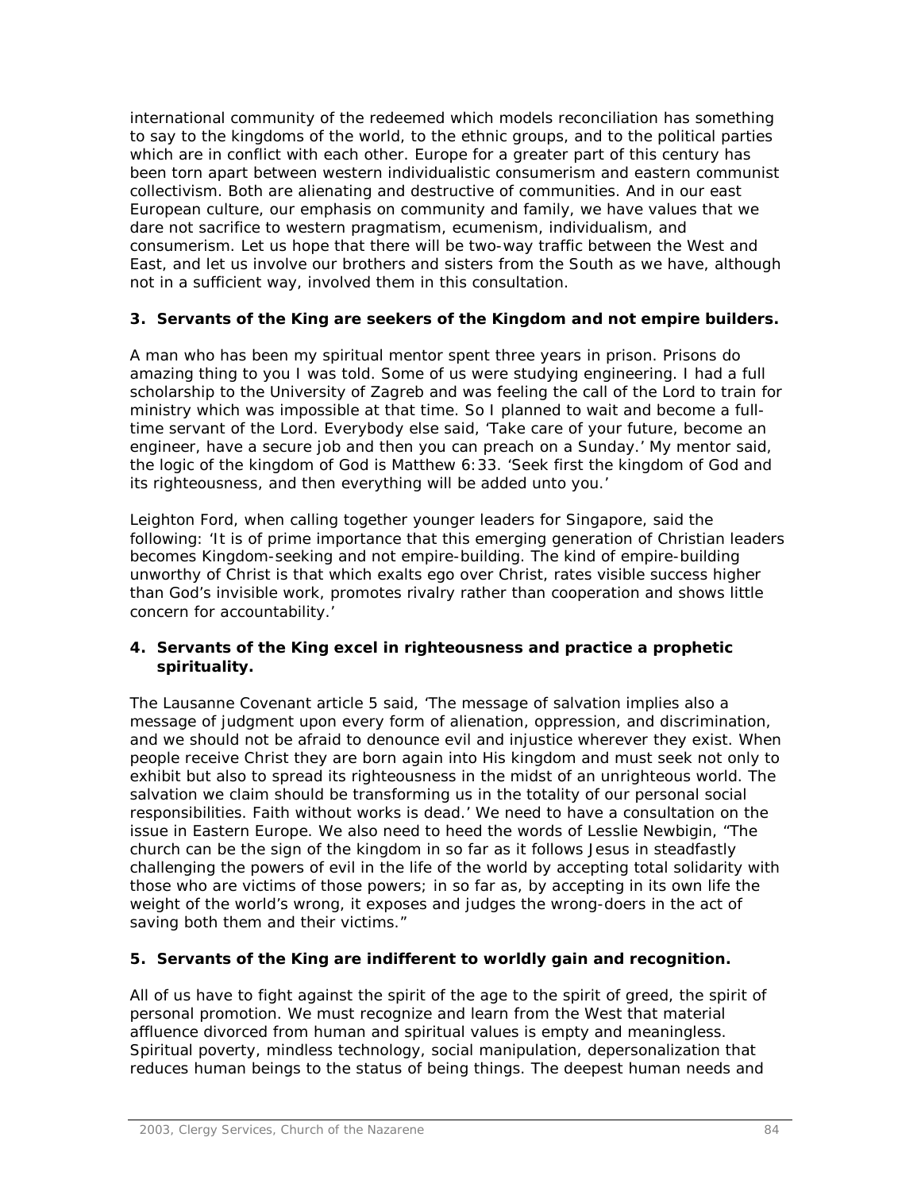international community of the redeemed which models reconciliation has something to say to the kingdoms of the world, to the ethnic groups, and to the political parties which are in conflict with each other. Europe for a greater part of this century has been torn apart between western individualistic consumerism and eastern communist collectivism. Both are alienating and destructive of communities. And in our east European culture, our emphasis on community and family, we have values that we dare not sacrifice to western pragmatism, ecumenism, individualism, and consumerism. Let us hope that there will be two-way traffic between the West and East, and let us involve our brothers and sisters from the South as we have, although not in a sufficient way, involved them in this consultation.

**3. Servants of the King are seekers of the Kingdom and not empire builders.**

A man who has been my spiritual mentor spent three years in prison. Prisons do amazing thing to you I was told. Some of us were studying engineering. I had a full scholarship to the University of Zagreb and was feeling the call of the Lord to train for ministry which was impossible at that time. So I planned to wait and become a full-time servant of the Lord. Everybody else said, 'Take care of your future, become an engineer, have a secure job and then you can preach on a Sunday.' My mentor said, the logic of the kingdom of God is Matthew 6:33. 'Seek first the kingdom of God and its righteousness, and then everything will be added unto you.'

Leighton Ford, when calling together younger leaders for Singapore, said the following: 'It is of prime importance that this emerging generation of Christian leaders becomes Kingdom-seeking and not empire-building. The kind of empire-building unworthy of Christ is that which exalts ego over Christ, rates visible success higher than God's invisible work, promotes rivalry rather than cooperation and shows little concern for accountability.'

**4. Servants of the King excel in righteousness and practice a prophetic spirituality.**

The Lausanne Covenant article 5 said, 'The message of salvation implies also a message of judgment upon every form of alienation, oppression, and discrimination, and we should not be afraid to denounce evil and injustice wherever they exist. When people receive Christ they are born again into His kingdom and must seek not only to exhibit but also to spread its righteousness in the midst of an unrighteous world. The salvation we claim should be transforming us in the totality of our personal social responsibilities. Faith without works is dead.' We need to have a consultation on the issue in Eastern Europe. We also need to heed the words of Lesslie Newbigin, "The church can be the sign of the kingdom in so far as it follows Jesus in steadfastly challenging the powers of evil in the life of the world by accepting total solidarity with those who are victims of those powers; in so far as, by accepting in its own life the weight of the world's wrong, it exposes and judges the wrong-doers in the act of saving both them and their victims."

**5. Servants of the King are indifferent to worldly gain and recognition.**

All of us have to fight against the spirit of the age to the spirit of greed, the spirit of personal promotion. We must recognize and learn from the West that material affluence divorced from human and spiritual values is empty and meaningless. Spiritual poverty, mindless technology, social manipulation, depersonalization that reduces human beings to the status of being things. The deepest human needs and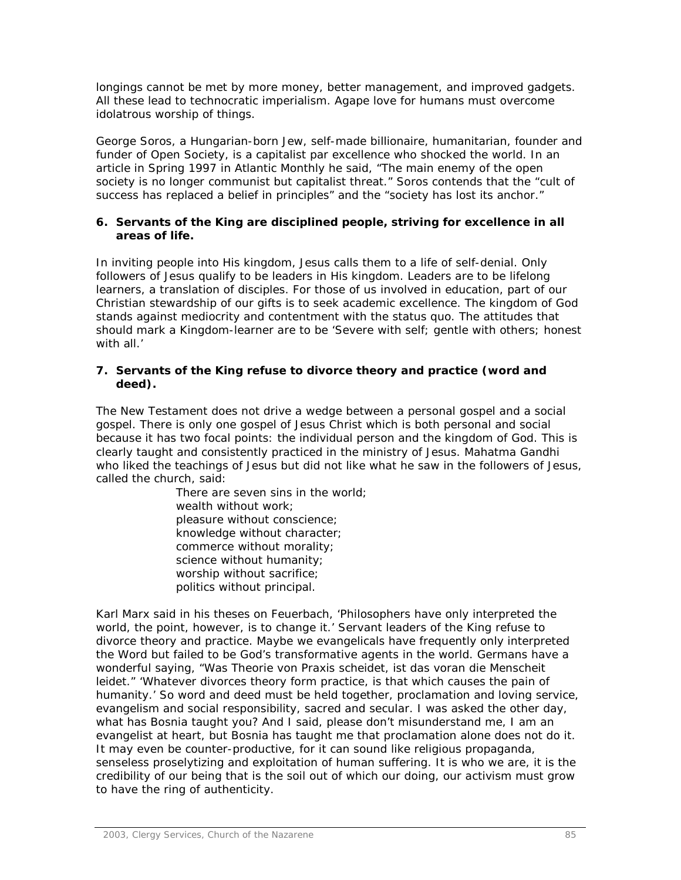longings cannot be met by more money, better management, and improved gadgets. All these lead to technocratic imperialism. Agape love for humans must overcome idolatrous worship of things.

George Soros, a Hungarian-born Jew, self-made billionaire, humanitarian, founder and funder of Open Society, is a capitalist par excellence who shocked the world. In an article in Spring 1997 in Atlantic Monthly he said, "The main enemy of the open society is no longer communist but capitalist threat." Soros contends that the "cult of success has replaced a belief in principles" and the "society has lost its anchor."

**6. Servants of the King are disciplined people, striving for excellence in all areas of life.**

In inviting people into His kingdom, Jesus calls them to a life of self-denial. Only followers of Jesus qualify to be leaders in His kingdom. Leaders are to be lifelong learners, a translation of disciples. For those of us involved in education, part of our Christian stewardship of our gifts is to seek academic excellence. The kingdom of God stands against mediocrity and contentment with the status quo. The attitudes that should mark a Kingdom-learner are to be 'Severe with self; gentle with others; honest with all.'

**7. Servants of the King refuse to divorce theory and practice (word and deed).**

The New Testament does not drive a wedge between a personal gospel and a social gospel. There is only one gospel of Jesus Christ which is both personal and social because it has two focal points: the individual person and the kingdom of God. This is clearly taught and consistently practiced in the ministry of Jesus. Mahatma Gandhi who liked the teachings of Jesus but did not like what he saw in the followers of Jesus, called the church, said:

> There are seven sins in the world;
> wealth without work;
> pleasure without conscience;
> knowledge without character;
> commerce without morality;
> science without humanity;
> worship without sacrifice;
> politics without principal.

Karl Marx said in his theses on Feuerbach, 'Philosophers have only interpreted the world, the point, however, is to change it.' Servant leaders of the King refuse to divorce theory and practice. Maybe we evangelicals have frequently only interpreted the Word but failed to be God's transformative agents in the world. Germans have a wonderful saying, "Was Theorie von Praxis scheidet, ist das voran die Menscheit leidet." 'Whatever divorces theory form practice, is that which causes the pain of humanity.' So word and deed must be held together, proclamation and loving service, evangelism and social responsibility, sacred and secular. I was asked the other day, what has Bosnia taught you? And I said, please don't misunderstand me, I am an evangelist at heart, but Bosnia has taught me that proclamation alone does not do it. It may even be counter-productive, for it can sound like religious propaganda, senseless proselytizing and exploitation of human suffering. It is who we are, it is the credibility of our being that is the soil out of which our doing, our activism must grow to have the ring of authenticity.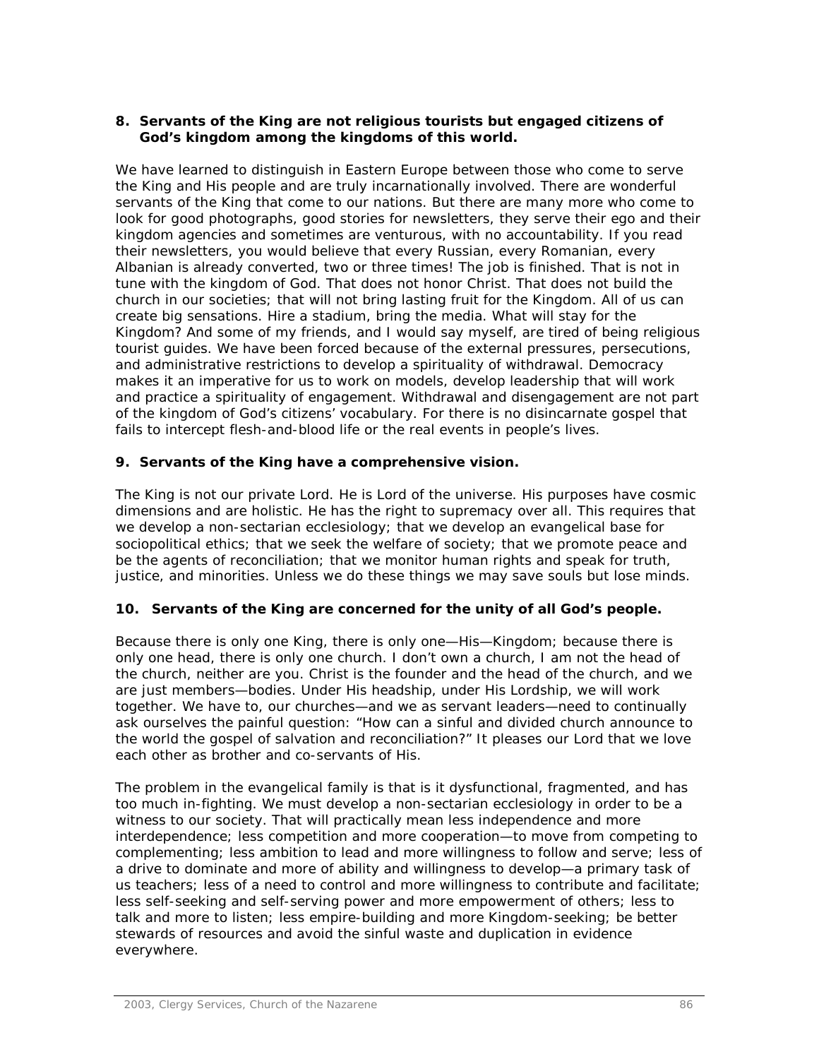**8. Servants of the King are not religious tourists but engaged citizens of God's kingdom among the kingdoms of this world.**

We have learned to distinguish in Eastern Europe between those who come to serve the King and His people and are truly incarnationally involved. There are wonderful servants of the King that come to our nations. But there are many more who come to look for good photographs, good stories for newsletters, they serve their ego and their kingdom agencies and sometimes are venturous, with no accountability. If you read their newsletters, you would believe that every Russian, every Romanian, every Albanian is already converted, two or three times! The job is finished. That is not in tune with the kingdom of God. That does not honor Christ. That does not build the church in our societies; that will not bring lasting fruit for the Kingdom. All of us can create big sensations. Hire a stadium, bring the media. What will stay for the Kingdom? And some of my friends, and I would say myself, are tired of being religious tourist guides. We have been forced because of the external pressures, persecutions, and administrative restrictions to develop a spirituality of withdrawal. Democracy makes it an imperative for us to work on models, develop leadership that will work and practice a spirituality of engagement. Withdrawal and disengagement are not part of the kingdom of God's citizens' vocabulary. For there is no disincarnate gospel that fails to intercept flesh-and-blood life or the real events in people's lives.

**9. Servants of the King have a comprehensive vision.**

The King is not our private Lord. He is Lord of the universe. His purposes have cosmic dimensions and are holistic. He has the right to supremacy over all. This requires that we develop a non-sectarian ecclesiology; that we develop an evangelical base for sociopolitical ethics; that we seek the welfare of society; that we promote peace and be the agents of reconciliation; that we monitor human rights and speak for truth, justice, and minorities. Unless we do these things we may save souls but lose minds.

**10. Servants of the King are concerned for the unity of all God's people.**

Because there is only one King, there is only one—His—Kingdom; because there is only one head, there is only one church. I don't own a church, I am not the head of the church, neither are you. Christ is the founder and the head of the church, and we are just members—bodies. Under His headship, under His Lordship, we will work together. We have to, our churches—and we as servant leaders—need to continually ask ourselves the painful question: "How can a sinful and divided church announce to the world the gospel of salvation and reconciliation?" It pleases our Lord that we love each other as brother and co-servants of His.

The problem in the evangelical family is that is it dysfunctional, fragmented, and has too much in-fighting. We must develop a non-sectarian ecclesiology in order to be a witness to our society. That will practically mean less independence and more interdependence; less competition and more cooperation—to move from competing to complementing; less ambition to lead and more willingness to follow and serve; less of a drive to dominate and more of ability and willingness to develop—a primary task of us teachers; less of a need to control and more willingness to contribute and facilitate; less self-seeking and self-serving power and more empowerment of others; less to talk and more to listen; less empire-building and more Kingdom-seeking; be better stewards of resources and avoid the sinful waste and duplication in evidence everywhere.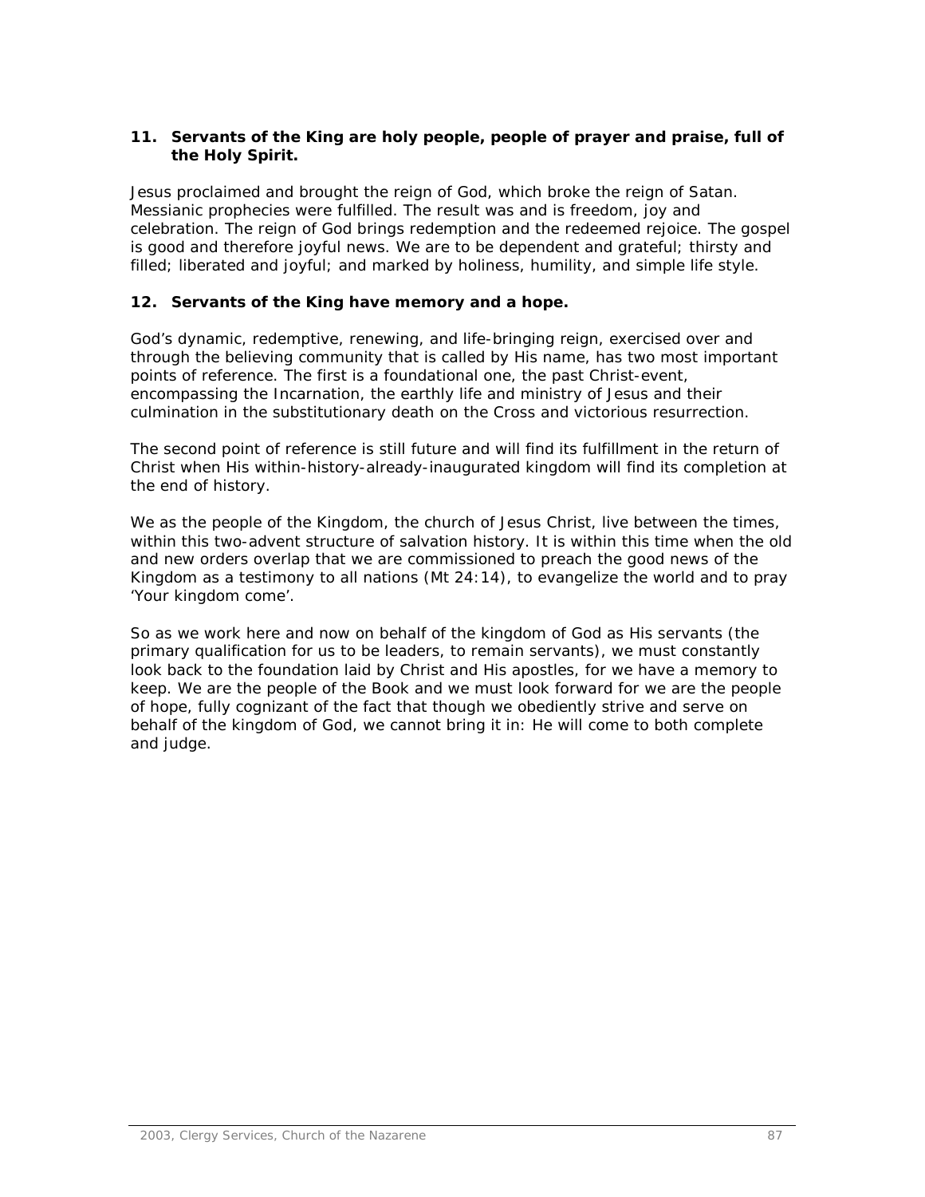**11. Servants of the King are holy people, people of prayer and praise, full of the Holy Spirit.**

Jesus proclaimed and brought the reign of God, which broke the reign of Satan. Messianic prophecies were fulfilled. The result was and is freedom, joy and celebration. The reign of God brings redemption and the redeemed rejoice. The gospel is good and therefore joyful news. We are to be dependent and grateful; thirsty and filled; liberated and joyful; and marked by holiness, humility, and simple life style.

**12. Servants of the King have memory and a hope.**

God's dynamic, redemptive, renewing, and life-bringing reign, exercised over and through the believing community that is called by His name, has two most important points of reference. The first is a foundational one, the past Christ-event, encompassing the Incarnation, the earthly life and ministry of Jesus and their culmination in the substitutionary death on the Cross and victorious resurrection.

The second point of reference is still future and will find its fulfillment in the return of Christ when His within-history-already-inaugurated kingdom will find its completion at the end of history.

We as the people of the Kingdom, the church of Jesus Christ, live between the times, within this two-advent structure of salvation history. It is within this time when the old and new orders overlap that we are commissioned to preach the good news of the Kingdom as a testimony to all nations (Mt 24:14), to evangelize the world and to pray 'Your kingdom come'.

So as we work here and now on behalf of the kingdom of God as His servants (the primary qualification for us to be leaders, to remain servants), we must constantly look back to the foundation laid by Christ and His apostles, for we have a memory to keep. We are the people of the Book and we must look forward for we are the people of hope, fully cognizant of the fact that though we obediently strive and serve on behalf of the kingdom of God, we cannot bring it in: He will come to both complete and judge.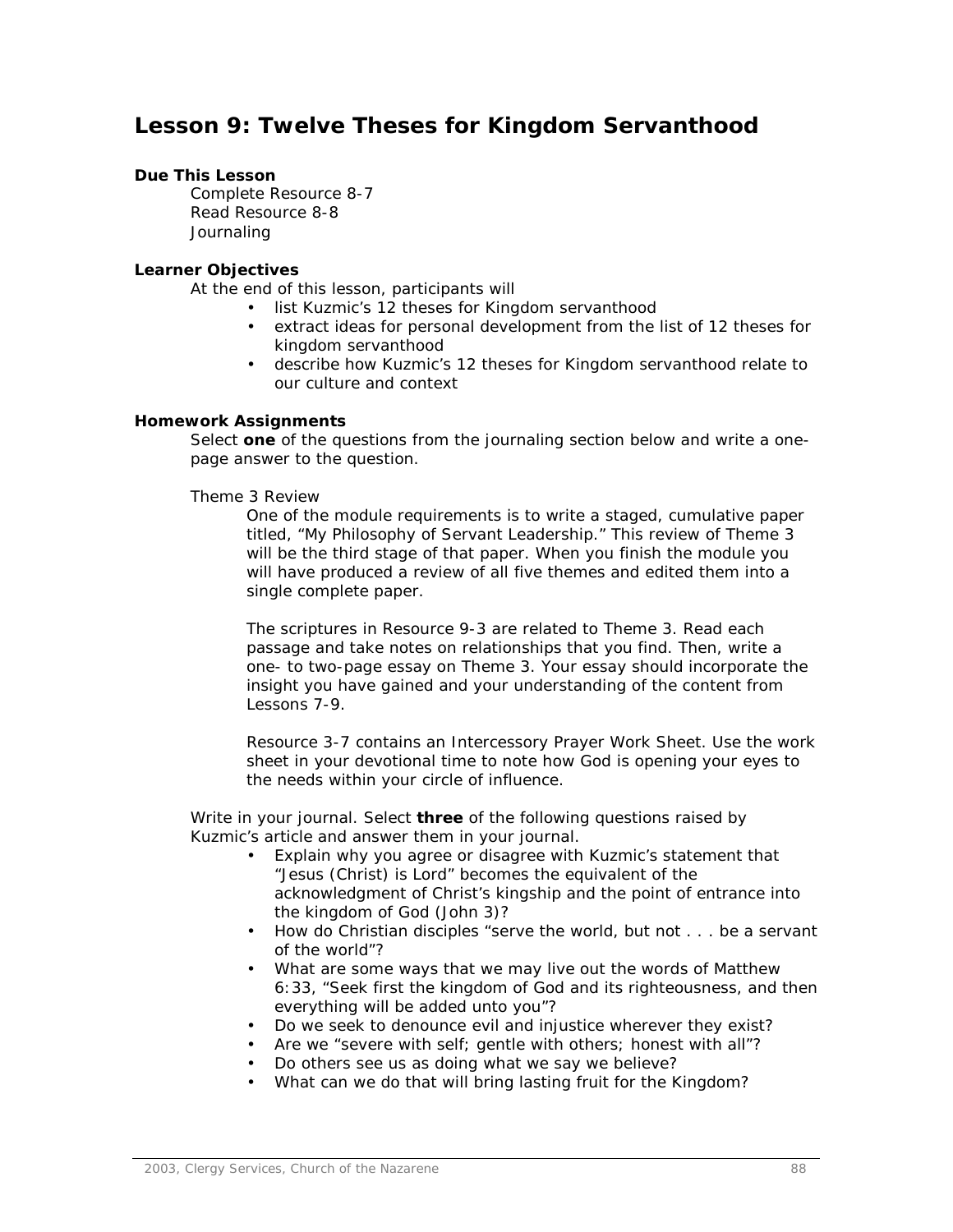# Lesson 9: Twelve Theses for Kingdom Servanthood

**Due This Lesson**

Complete Resource 8-7
Read Resource 8-8
Journaling

**Learner Objectives**

At the end of this lesson, participants will

- list Kuzmic's 12 theses for Kingdom servanthood
- extract ideas for personal development from the list of 12 theses for kingdom servanthood
- describe how Kuzmic's 12 theses for Kingdom servanthood relate to our culture and context

**Homework Assignments**

Select **one** of the questions from the journaling section below and write a one-page answer to the question.

Theme 3 Review

One of the module requirements is to write a staged, cumulative paper titled, "My Philosophy of Servant Leadership." This review of Theme 3 will be the third stage of that paper. When you finish the module you will have produced a review of all five themes and edited them into a single complete paper.

The scriptures in Resource 9-3 are related to Theme 3. Read each passage and take notes on relationships that you find. Then, write a one- to two-page essay on Theme 3. Your essay should incorporate the insight you have gained and your understanding of the content from Lessons 7-9.

Resource 3-7 contains an Intercessory Prayer Work Sheet. Use the work sheet in your devotional time to note how God is opening your eyes to the needs within your circle of influence.

Write in your journal. Select **three** of the following questions raised by Kuzmic's article and answer them in your journal.

- Explain why you agree or disagree with Kuzmic's statement that "Jesus (Christ) is Lord" becomes the equivalent of the acknowledgment of Christ's kingship and the point of entrance into the kingdom of God (John 3)?
- How do Christian disciples "serve the world, but not . . . be a servant of the world"?
- What are some ways that we may live out the words of Matthew 6:33, "Seek first the kingdom of God and its righteousness, and then everything will be added unto you"?
- Do we seek to denounce evil and injustice wherever they exist?
- Are we "severe with self; gentle with others; honest with all"?
- Do others see us as doing what we say we believe?
- What can we do that will bring lasting fruit for the Kingdom?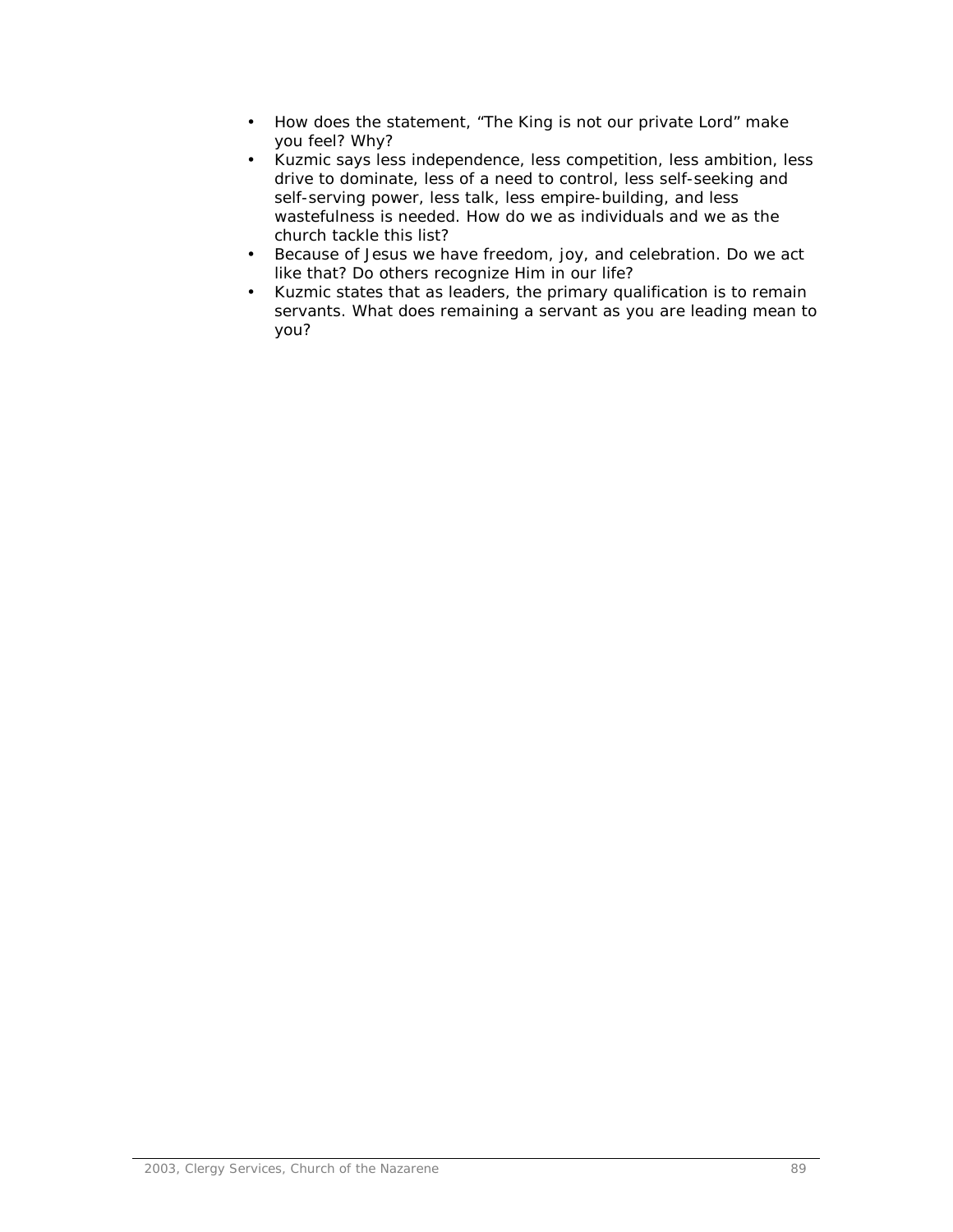- How does the statement, "The King is not our private Lord" make you feel? Why?
- Kuzmic says less independence, less competition, less ambition, less drive to dominate, less of a need to control, less self-seeking and self-serving power, less talk, less empire-building, and less wastefulness is needed. How do we as individuals and we as the church tackle this list?
- Because of Jesus we have freedom, joy, and celebration. Do we act like that? Do others recognize Him in our life?
- Kuzmic states that as leaders, the primary qualification is to remain servants. What does remaining a servant as you are leading mean to you?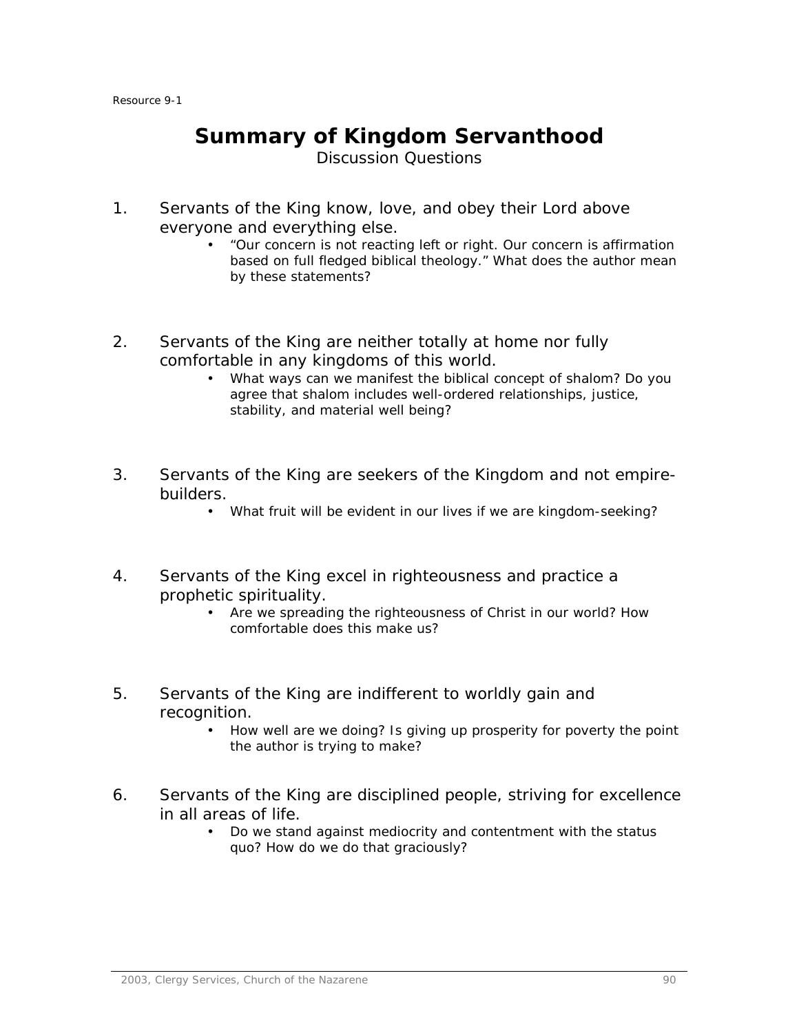Resource 9-1

# Summary of Kingdom Servanthood

Discussion Questions

1. Servants of the King know, love, and obey their Lord above everyone and everything else.
   - “Our concern is not reacting left or right. Our concern is affirmation based on full fledged biblical theology.” What does the author mean by these statements?

2. Servants of the King are neither totally at home nor fully comfortable in any kingdoms of this world.
   - What ways can we manifest the biblical concept of shalom? Do you agree that shalom includes well-ordered relationships, justice, stability, and material well being?

3. Servants of the King are seekers of the Kingdom and not empire-builders.
   - What fruit will be evident in our lives if we are kingdom-seeking?

4. Servants of the King excel in righteousness and practice a prophetic spirituality.
   - Are we spreading the righteousness of Christ in our world? How comfortable does this make us?

5. Servants of the King are indifferent to worldly gain and recognition.
   - How well are we doing? Is giving up prosperity for poverty the point the author is trying to make?

6. Servants of the King are disciplined people, striving for excellence in all areas of life.
   - Do we stand against mediocrity and contentment with the status quo? How do we do that graciously?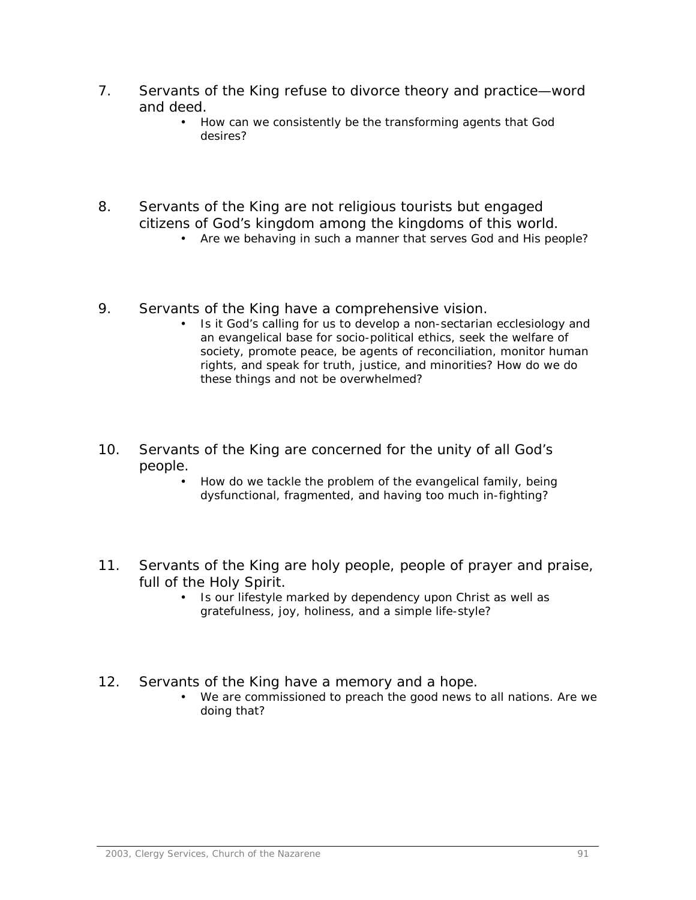7. Servants of the King refuse to divorce theory and practice—word and deed.
    - How can we consistently be the transforming agents that God desires?

8. Servants of the King are not religious tourists but engaged citizens of God's kingdom among the kingdoms of this world.
    - Are we behaving in such a manner that serves God and His people?

9. Servants of the King have a comprehensive vision.
    - Is it God's calling for us to develop a non-sectarian ecclesiology and an evangelical base for socio-political ethics, seek the welfare of society, promote peace, be agents of reconciliation, monitor human rights, and speak for truth, justice, and minorities? How do we do these things and not be overwhelmed?

10. Servants of the King are concerned for the unity of all God's people.
    - How do we tackle the problem of the evangelical family, being dysfunctional, fragmented, and having too much in-fighting?

11. Servants of the King are holy people, people of prayer and praise, full of the Holy Spirit.
    - Is our lifestyle marked by dependency upon Christ as well as gratefulness, joy, holiness, and a simple life-style?

12. Servants of the King have a memory and a hope.
    - We are commissioned to preach the good news to all nations. Are we doing that?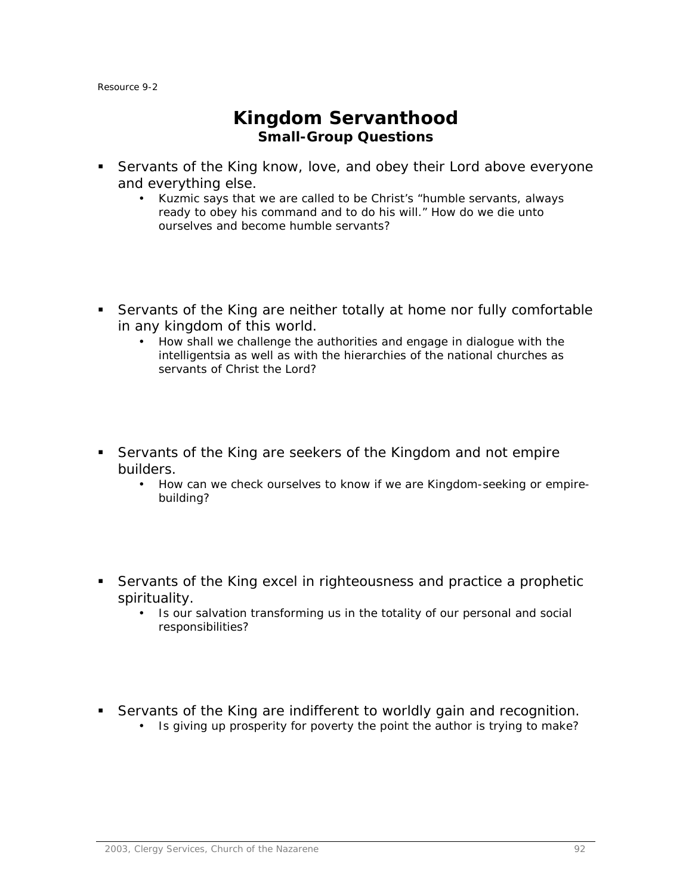Resource 9-2

# Kingdom Servanthood

### Small-Group Questions

- Servants of the King know, love, and obey their Lord above everyone and everything else.
  - Kuzmic says that we are called to be Christ's "humble servants, always ready to obey his command and to do his will." How do we die unto ourselves and become humble servants?

- Servants of the King are neither totally at home nor fully comfortable in any kingdom of this world.
  - How shall we challenge the authorities and engage in dialogue with the intelligentsia as well as with the hierarchies of the national churches as servants of Christ the Lord?

- Servants of the King are seekers of the Kingdom and not empire builders.
  - How can we check ourselves to know if we are Kingdom-seeking or empire-building?

- Servants of the King excel in righteousness and practice a prophetic spirituality.
  - Is our salvation transforming us in the totality of our personal and social responsibilities?

- Servants of the King are indifferent to worldly gain and recognition.
  - Is giving up prosperity for poverty the point the author is trying to make?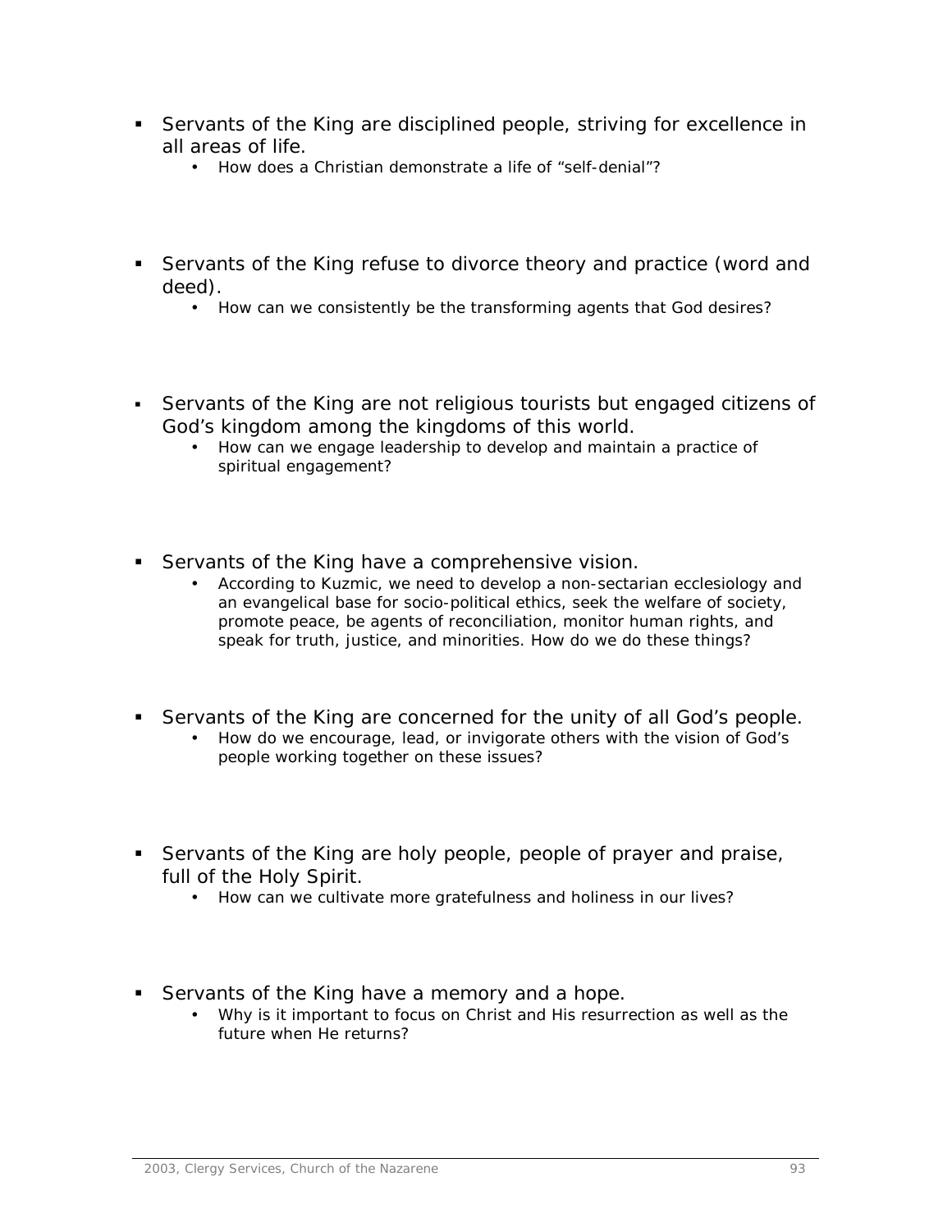- Servants of the King are disciplined people, striving for excellence in all areas of life.
    - *How does a Christian demonstrate a life of "self-denial"?*

- Servants of the King refuse to divorce theory and practice (word and deed).
    - *How can we consistently be the transforming agents that God desires?*

- Servants of the King are not religious tourists but engaged citizens of God's kingdom among the kingdoms of this world.
    - *How can we engage leadership to develop and maintain a practice of spiritual engagement?*

- Servants of the King have a comprehensive vision.
    - *According to Kuzmic, we need to develop a non-sectarian ecclesiology and an evangelical base for socio-political ethics, seek the welfare of society, promote peace, be agents of reconciliation, monitor human rights, and speak for truth, justice, and minorities. How do we do these things?*

- Servants of the King are concerned for the unity of all God's people.
    - *How do we encourage, lead, or invigorate others with the vision of God's people working together on these issues?*

- Servants of the King are holy people, people of prayer and praise, full of the Holy Spirit.
    - *How can we cultivate more gratefulness and holiness in our lives?*

- Servants of the King have a memory and a hope.
    - *Why is it important to focus on Christ and His resurrection as well as the future when He returns?*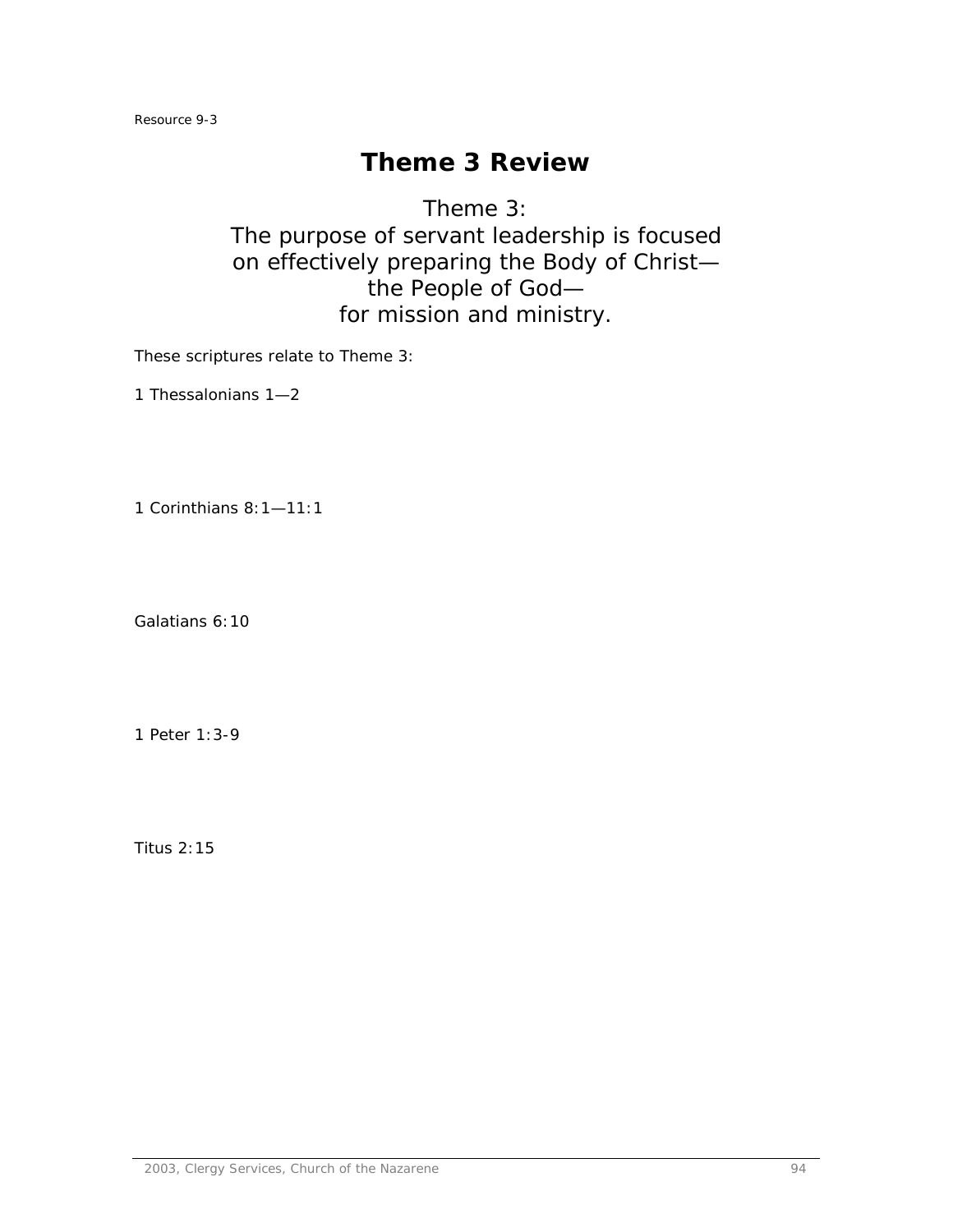Resource 9-3

# Theme 3 Review

Theme 3:
The purpose of servant leadership is focused on effectively preparing the Body of Christ—the People of God—for mission and ministry.

These scriptures relate to Theme 3:

1 Thessalonians 1—2

1 Corinthians 8:1—11:1

Galatians 6:10

1 Peter 1:3-9

Titus 2:15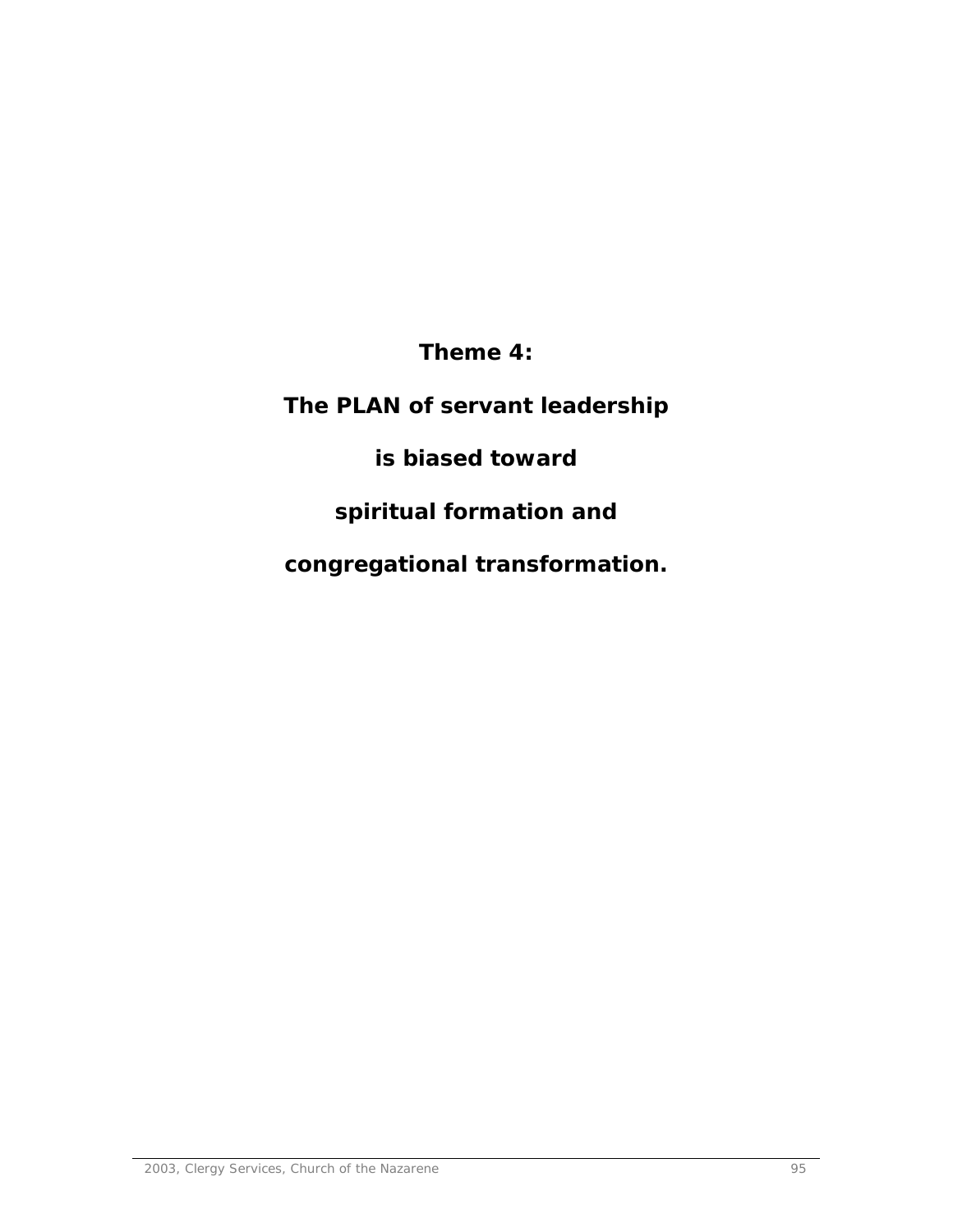# Theme 4:

# The PLAN of servant leadership

# is biased toward

# spiritual formation and

# congregational transformation.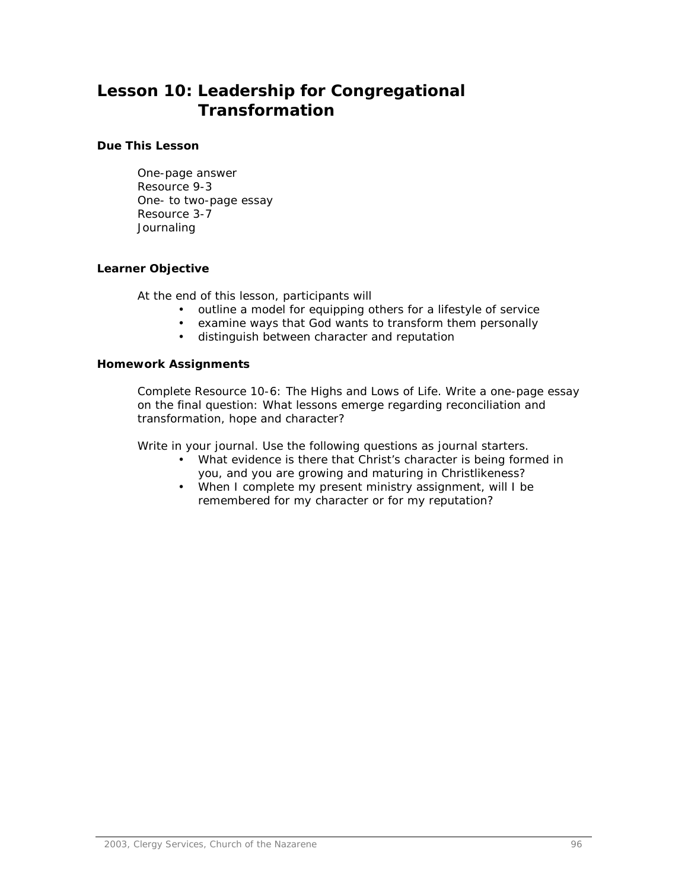# Lesson 10: Leadership for Congregational Transformation

### Due This Lesson

One-page answer
Resource 9-3
One- to two-page essay
Resource 3-7
Journaling

### Learner Objective

At the end of this lesson, participants will

- outline a model for equipping others for a lifestyle of service
- examine ways that God wants to transform them personally
- distinguish between character and reputation

### Homework Assignments

Complete Resource 10-6: The Highs and Lows of Life. Write a one-page essay on the final question: What lessons emerge regarding reconciliation and transformation, hope and character?

Write in your journal. Use the following questions as journal starters.

- What evidence is there that Christ's character is being formed in you, and you are growing and maturing in Christlikeness?
- When I complete my present ministry assignment, will I be remembered for my character or for my reputation?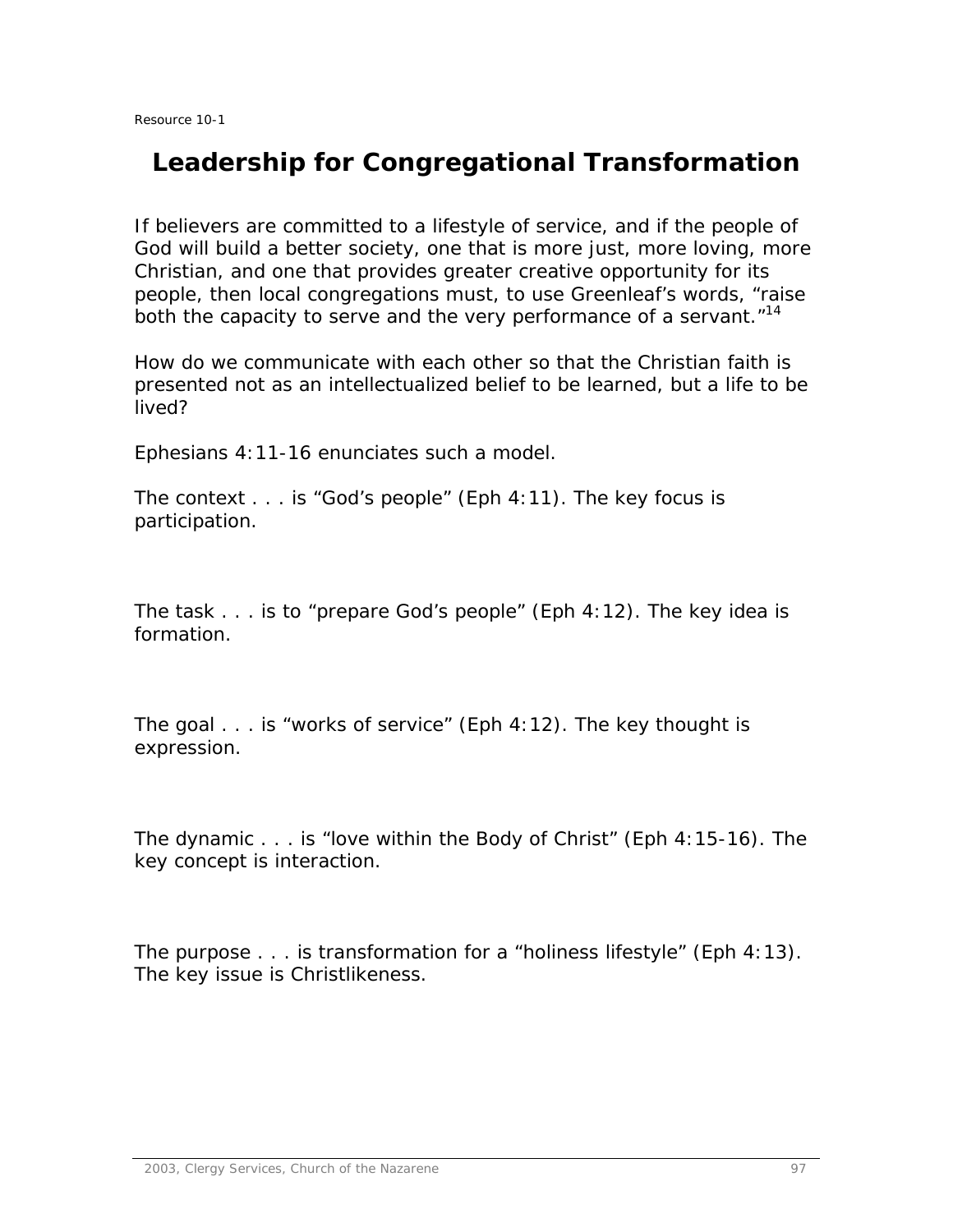Resource 10-1

# Leadership for Congregational Transformation

If believers are committed to a lifestyle of service, and if the people of God will build a better society, one that is more just, more loving, more Christian, and one that provides greater creative opportunity for its people, then local congregations must, to use Greenleaf's words, "raise both the capacity to serve and the very performance of a servant."[14]

How do we communicate with each other so that the Christian faith is presented not as an intellectualized belief to be learned, but a life to be lived?

Ephesians 4:11-16 enunciates such a model.

The context . . . is "God's people" (Eph 4:11). The key focus is participation.

The task . . . is to "prepare God's people" (Eph 4:12). The key idea is formation.

The goal . . . is "works of service" (Eph 4:12). The key thought is expression.

The dynamic . . . is "love within the Body of Christ" (Eph 4:15-16). The key concept is interaction.

The purpose . . . is transformation for a "holiness lifestyle" (Eph 4:13). The key issue is Christlikeness.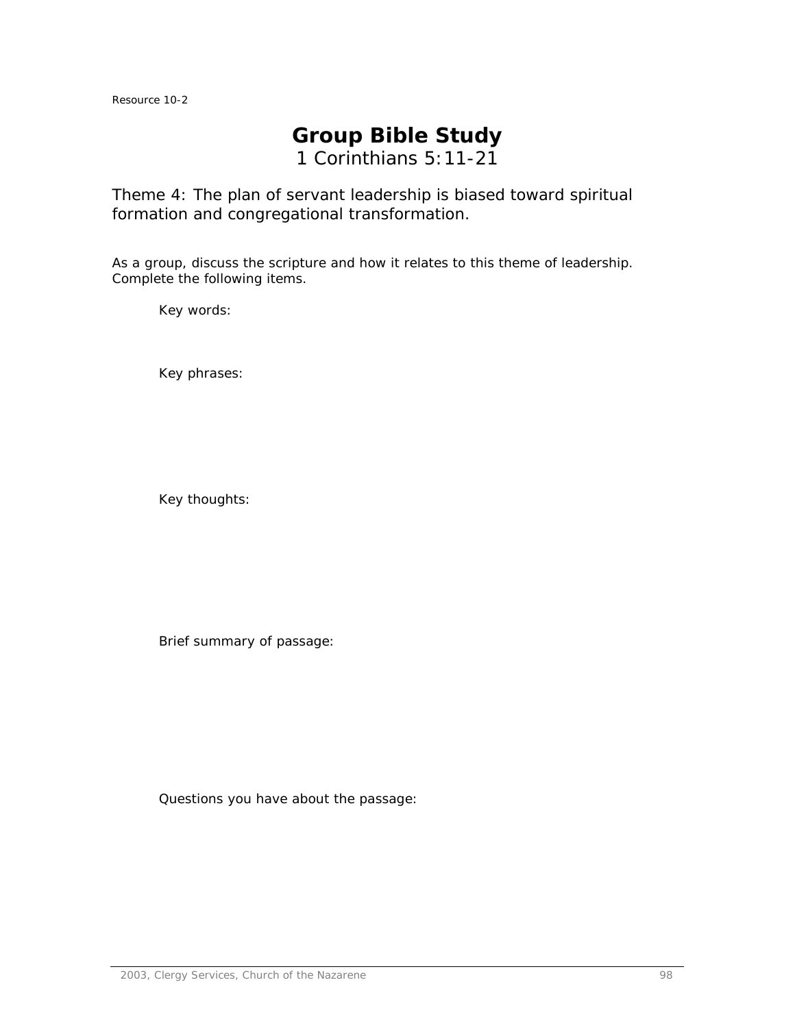Resource 10-2

# Group Bible Study

1 Corinthians 5:11-21

Theme 4: The plan of servant leadership is biased toward spiritual formation and congregational transformation.

As a group, discuss the scripture and how it relates to this theme of leadership. Complete the following items.

Key words:

Key phrases:

Key thoughts:

Brief summary of passage:

Questions you have about the passage: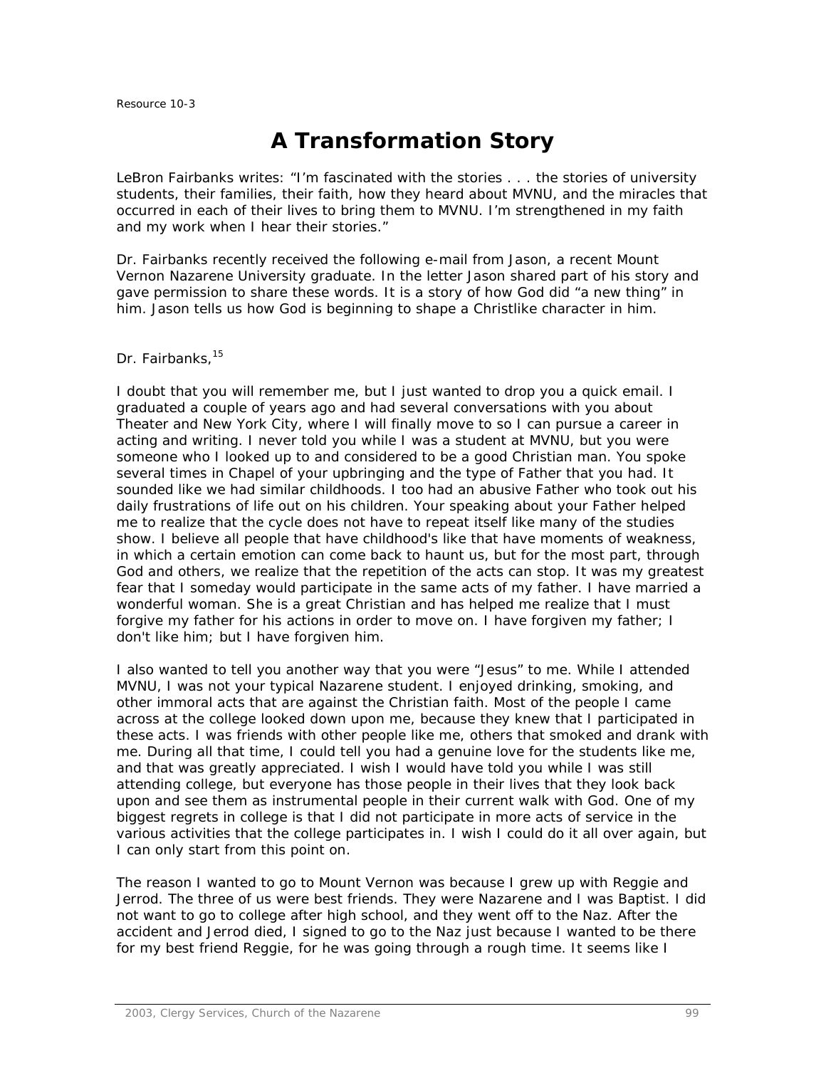Resource 10-3

# A Transformation Story

LeBron Fairbanks writes: "I'm fascinated with the stories . . . the stories of university students, their families, their faith, how they heard about MVNU, and the miracles that occurred in each of their lives to bring them to MVNU. I'm strengthened in my faith and my work when I hear their stories."

Dr. Fairbanks recently received the following e-mail from Jason, a recent Mount Vernon Nazarene University graduate. In the letter Jason shared part of his story and gave permission to share these words. It is a story of how God did "a new thing" in him. Jason tells us how God is beginning to shape a Christlike character in him.

Dr. Fairbanks,[15]

I doubt that you will remember me, but I just wanted to drop you a quick email. I graduated a couple of years ago and had several conversations with you about Theater and New York City, where I will finally move to so I can pursue a career in acting and writing. I never told you while I was a student at MVNU, but you were someone who I looked up to and considered to be a good Christian man. You spoke several times in Chapel of your upbringing and the type of Father that you had. It sounded like we had similar childhoods. I too had an abusive Father who took out his daily frustrations of life out on his children. Your speaking about your Father helped me to realize that the cycle does not have to repeat itself like many of the studies show. I believe all people that have childhood's like that have moments of weakness, in which a certain emotion can come back to haunt us, but for the most part, through God and others, we realize that the repetition of the acts can stop. It was my greatest fear that I someday would participate in the same acts of my father. I have married a wonderful woman. She is a great Christian and has helped me realize that I must forgive my father for his actions in order to move on. I have forgiven my father; I don't like him; but I have forgiven him.

I also wanted to tell you another way that you were "Jesus" to me. While I attended MVNU, I was not your typical Nazarene student. I enjoyed drinking, smoking, and other immoral acts that are against the Christian faith. Most of the people I came across at the college looked down upon me, because they knew that I participated in these acts. I was friends with other people like me, others that smoked and drank with me. During all that time, I could tell you had a genuine love for the students like me, and that was greatly appreciated. I wish I would have told you while I was still attending college, but everyone has those people in their lives that they look back upon and see them as instrumental people in their current walk with God. One of my biggest regrets in college is that I did not participate in more acts of service in the various activities that the college participates in. I wish I could do it all over again, but I can only start from this point on.

The reason I wanted to go to Mount Vernon was because I grew up with Reggie and Jerrod. The three of us were best friends. They were Nazarene and I was Baptist. I did not want to go to college after high school, and they went off to the Naz. After the accident and Jerrod died, I signed to go to the Naz just because I wanted to be there for my best friend Reggie, for he was going through a rough time. It seems like I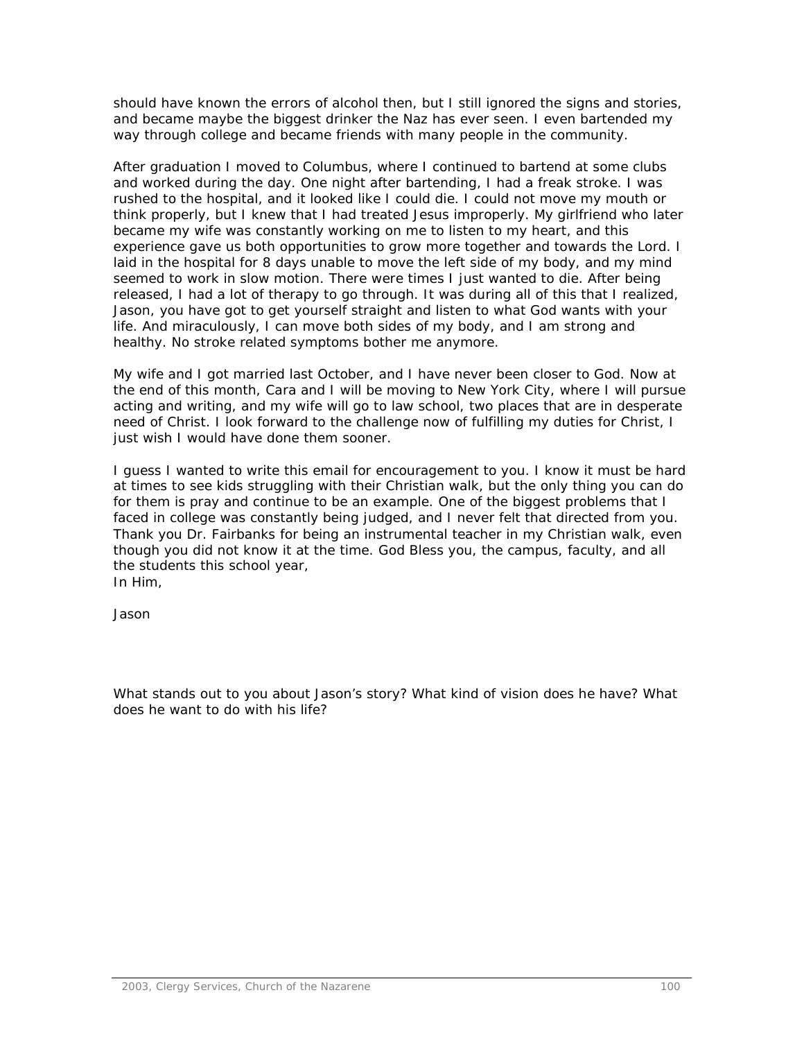should have known the errors of alcohol then, but I still ignored the signs and stories, and became maybe the biggest drinker the Naz has ever seen. I even bartended my way through college and became friends with many people in the community.

After graduation I moved to Columbus, where I continued to bartend at some clubs and worked during the day. One night after bartending, I had a freak stroke. I was rushed to the hospital, and it looked like I could die. I could not move my mouth or think properly, but I knew that I had treated Jesus improperly. My girlfriend who later became my wife was constantly working on me to listen to my heart, and this experience gave us both opportunities to grow more together and towards the Lord. I laid in the hospital for 8 days unable to move the left side of my body, and my mind seemed to work in slow motion. There were times I just wanted to die. After being released, I had a lot of therapy to go through. It was during all of this that I realized, Jason, you have got to get yourself straight and listen to what God wants with your life. And miraculously, I can move both sides of my body, and I am strong and healthy. No stroke related symptoms bother me anymore.

My wife and I got married last October, and I have never been closer to God. Now at the end of this month, Cara and I will be moving to New York City, where I will pursue acting and writing, and my wife will go to law school, two places that are in desperate need of Christ. I look forward to the challenge now of fulfilling my duties for Christ, I just wish I would have done them sooner.

I guess I wanted to write this email for encouragement to you. I know it must be hard at times to see kids struggling with their Christian walk, but the only thing you can do for them is pray and continue to be an example. One of the biggest problems that I faced in college was constantly being judged, and I never felt that directed from you. Thank you Dr. Fairbanks for being an instrumental teacher in my Christian walk, even though you did not know it at the time. God Bless you, the campus, faculty, and all the students this school year,
In Him,

Jason

What stands out to you about Jason's story? What kind of vision does he have? What does he want to do with his life?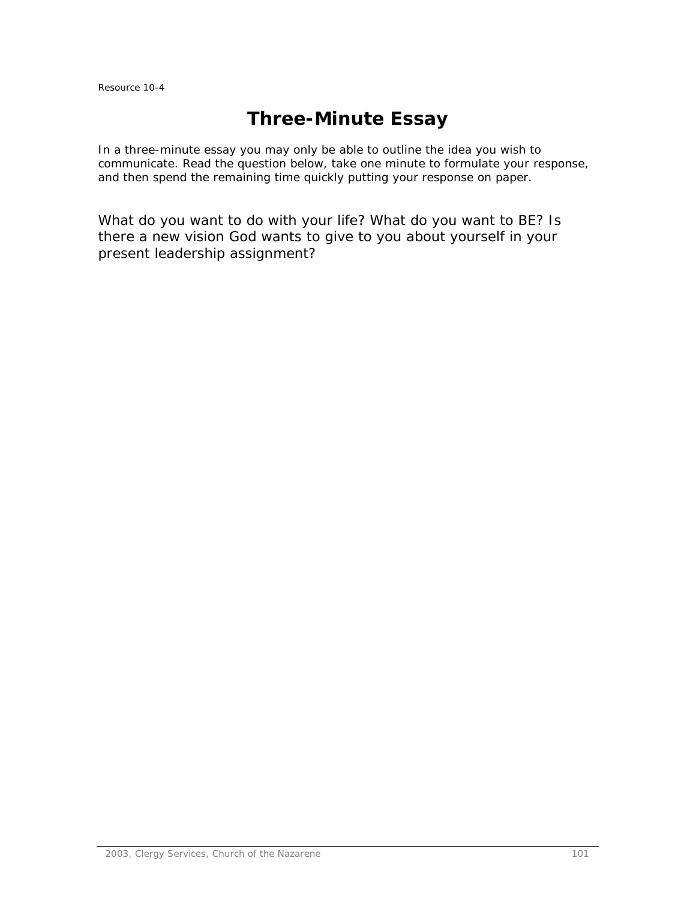Resource 10-4

# Three-Minute Essay

In a three-minute essay you may only be able to outline the idea you wish to communicate. Read the question below, take one minute to formulate your response, and then spend the remaining time quickly putting your response on paper.

What do you want to do with your life? What do you want to BE? Is there a new vision God wants to give to you about yourself in your present leadership assignment?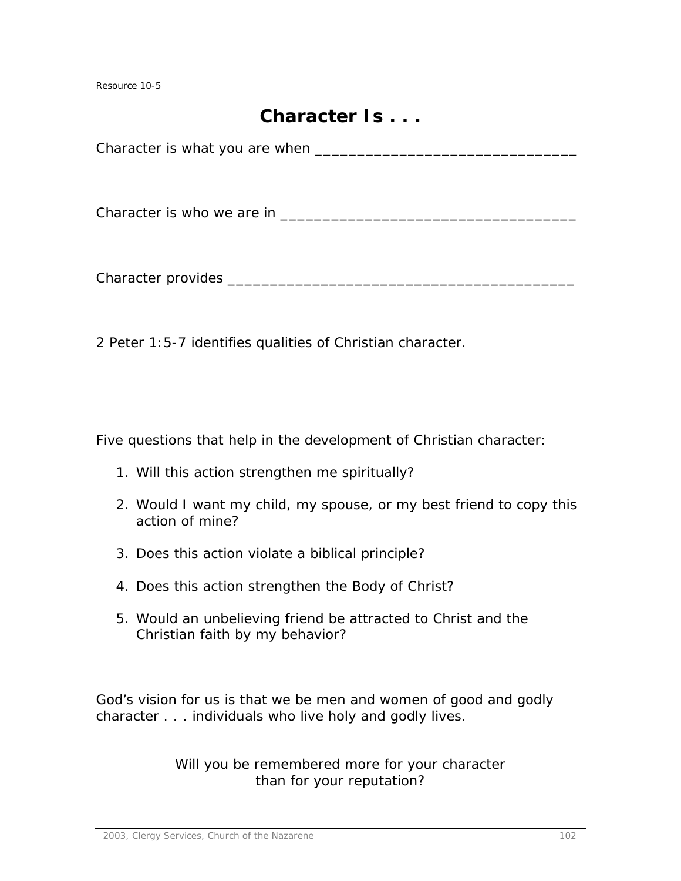Resource 10-5

# Character Is . . .

Character is what you are when ________________________________

Character is who we are in ____________________________________

Character provides ____________________________________________

2 Peter 1:5-7 identifies qualities of Christian character.

Five questions that help in the development of Christian character:

1. Will this action strengthen me spiritually?
2. Would I want my child, my spouse, or my best friend to copy this action of mine?
3. Does this action violate a biblical principle?
4. Does this action strengthen the Body of Christ?
5. Would an unbelieving friend be attracted to Christ and the Christian faith by my behavior?

God's vision for us is that we be men and women of good and godly character . . . individuals who live holy and godly lives.

Will you be remembered more for your character than for your reputation?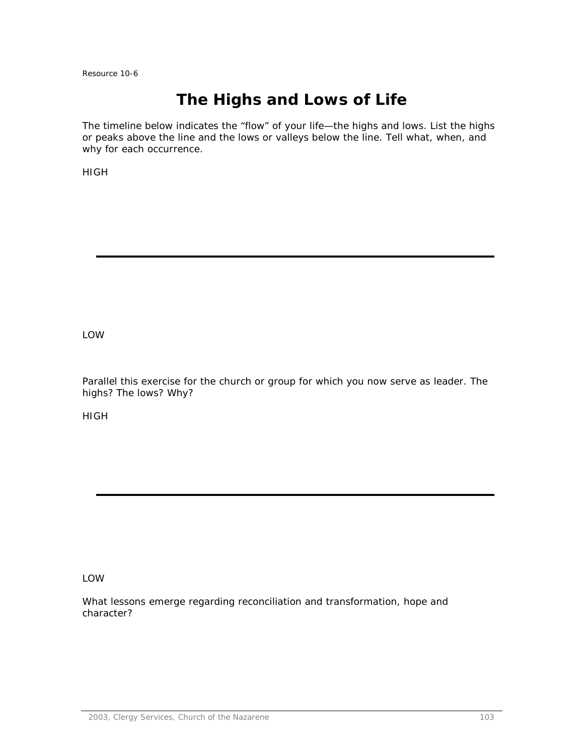Resource 10-6

# The Highs and Lows of Life

The timeline below indicates the "flow" of your life—the highs and lows. List the highs or peaks above the line and the lows or valleys below the line. Tell what, when, and why for each occurrence.

HIGH

---

LOW

Parallel this exercise for the church or group for which you now serve as leader. The highs? The lows? Why?

HIGH

---

LOW

What lessons emerge regarding reconciliation and transformation, hope and character?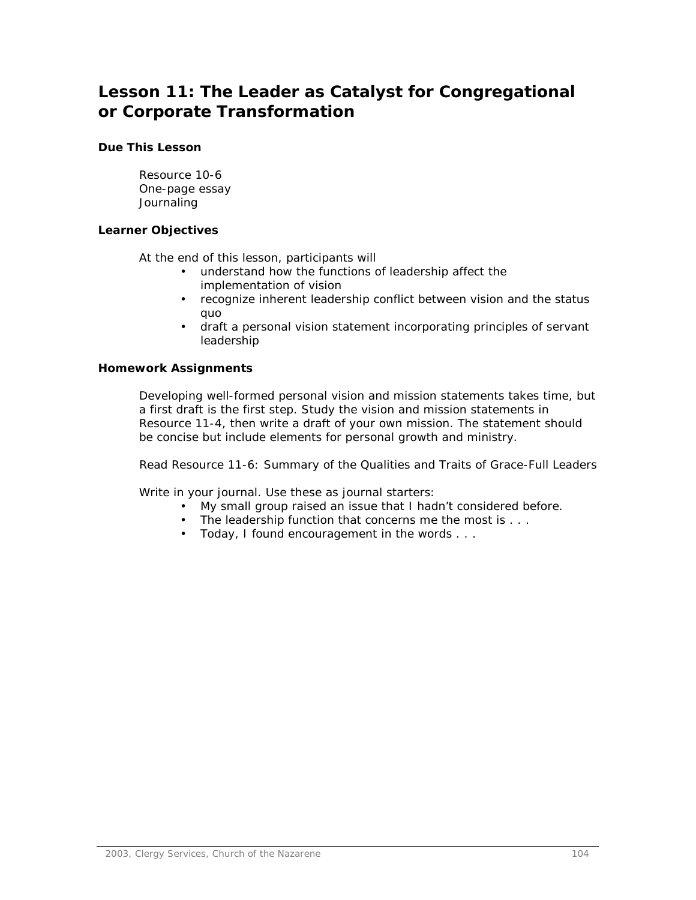# Lesson 11: The Leader as Catalyst for Congregational or Corporate Transformation

### Due This Lesson

Resource 10-6
One-page essay
Journaling

### Learner Objectives

At the end of this lesson, participants will

- understand how the functions of leadership affect the implementation of vision
- recognize inherent leadership conflict between vision and the status quo
- draft a personal vision statement incorporating principles of servant leadership

### Homework Assignments

Developing well-formed personal vision and mission statements takes time, but a first draft is the first step. Study the vision and mission statements in Resource 11-4, then write a draft of your own mission. The statement should be concise but include elements for personal growth and ministry.

Read Resource 11-6: Summary of the Qualities and Traits of Grace-Full Leaders

Write in your journal. Use these as journal starters:

- My small group raised an issue that I hadn't considered before.
- The leadership function that concerns me the most is . . .
- Today, I found encouragement in the words . . .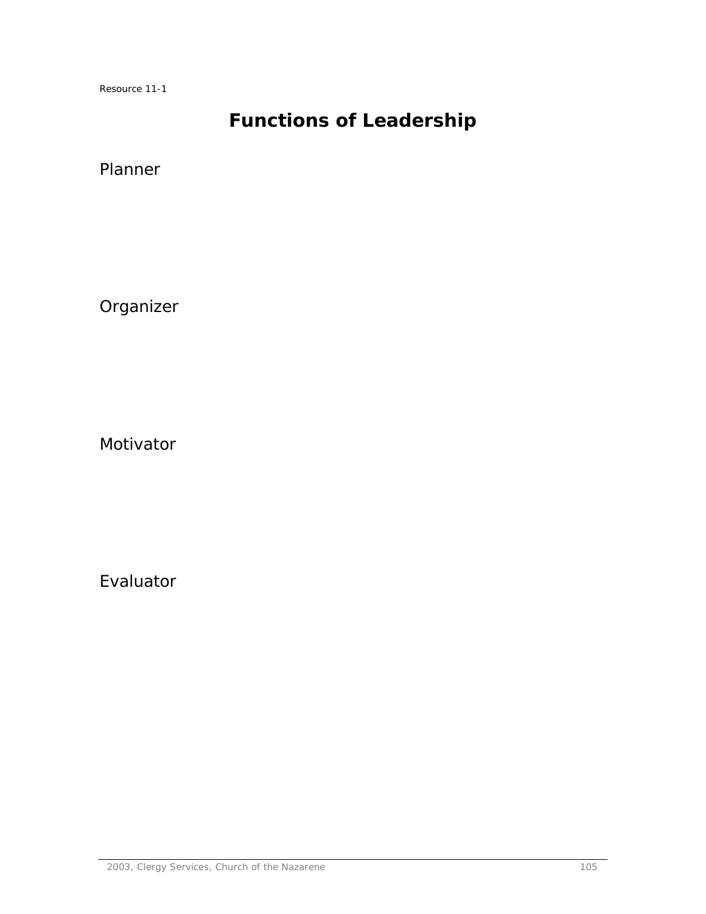Resource 11-1

# Functions of Leadership

Planner

Organizer

Motivator

Evaluator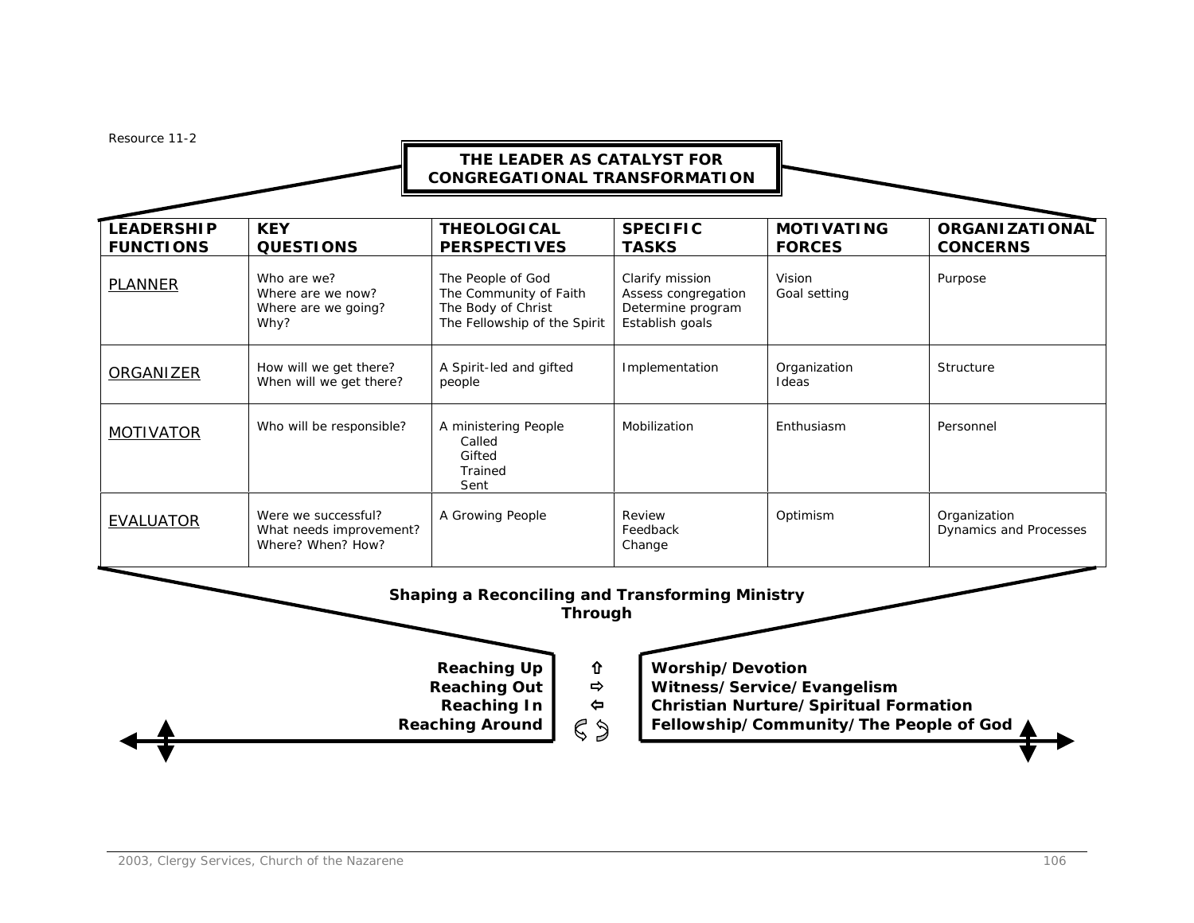Resource 11-2

# THE LEADER AS CATALYST FOR CONGREGATIONAL TRANSFORMATION

| LEADERSHIP FUNCTIONS | KEY QUESTIONS | THEOLOGICAL PERSPECTIVES | SPECIFIC TASKS | MOTIVATING FORCES | ORGANIZATIONAL CONCERNS |
|---|---|---|---|---|---|
| PLANNER | Who are we?<br>Where are we now?<br>Where are we going?<br>Why? | The People of God<br>The Community of Faith<br>The Body of Christ<br>The Fellowship of the Spirit | Clarify mission<br>Assess congregation<br>Determine program<br>Establish goals | Vision<br>Goal setting | Purpose |
| ORGANIZER | How will we get there?<br>When will we get there? | A Spirit-led and gifted people | Implementation | Organization<br>Ideas | Structure |
| MOTIVATOR | Who will be responsible? | A ministering People<br>Called<br>Gifted<br>Trained<br>Sent | Mobilization | Enthusiasm | Personnel |
| EVALUATOR | Were we successful?<br>What needs improvement?<br>Where? When? How? | A Growing People | Review<br>Feedback<br>Change | Optimism | Organization<br>Dynamics and Processes |

**Shaping a Reconciling and Transforming Ministry Through**

| | | |
|---|---|---|
| **Reaching Up** | ⇧ | **Worship/Devotion** |
| **Reaching Out** | ⇨ | **Witness/Service/Evangelism** |
| **Reaching In** | ⇦ | **Christian Nurture/Spiritual Formation** |
| **Reaching Around** | ↻ | **Fellowship/Community/The People of God** |

2003, Clergy Services, Church of the Nazarene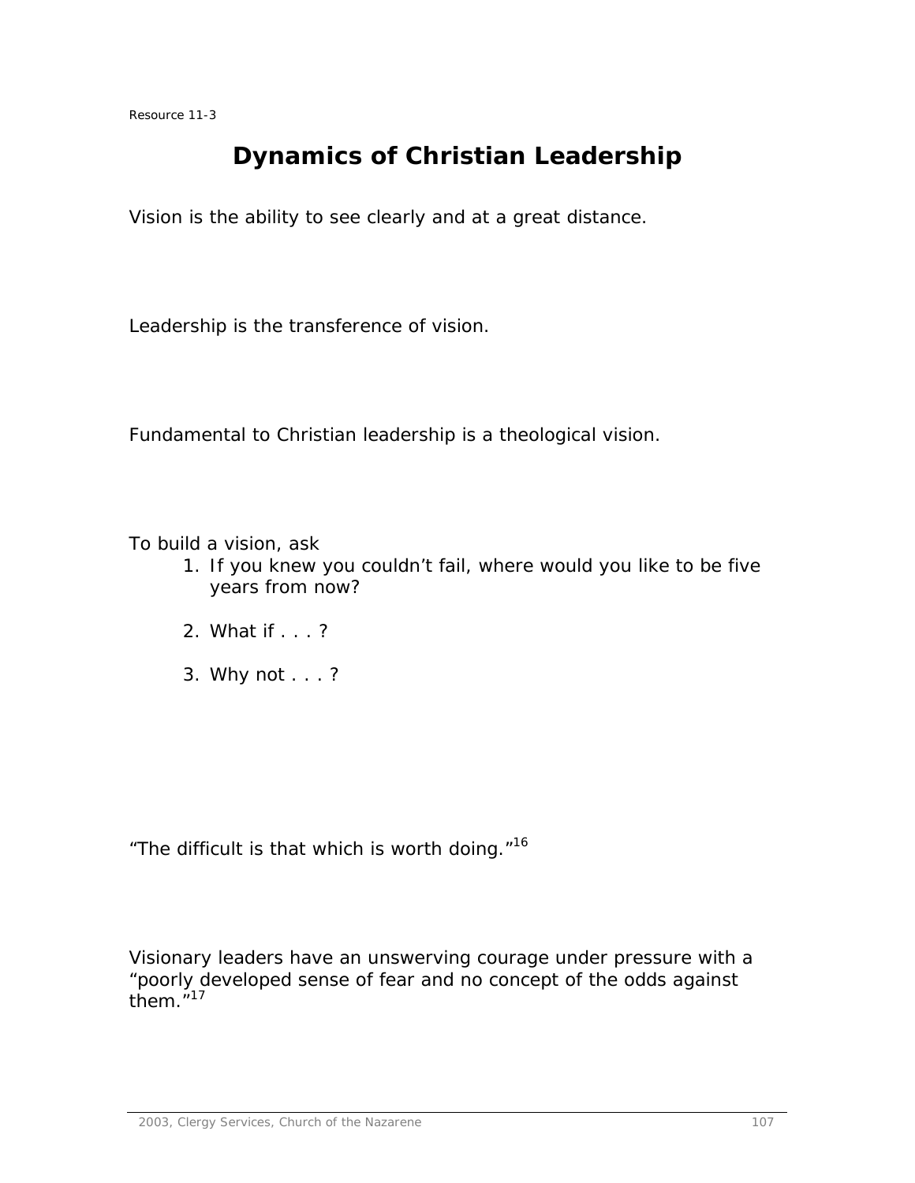Resource 11-3

# Dynamics of Christian Leadership

Vision is the ability to see clearly and at a great distance.

Leadership is the transference of vision.

Fundamental to Christian leadership is a theological vision.

To build a vision, ask

1. If you knew you couldn't fail, where would you like to be five years from now?

2. What if . . . ?

3. Why not . . . ?

"The difficult is that which is worth doing."[16]

Visionary leaders have an unswerving courage under pressure with a "poorly developed sense of fear and no concept of the odds against them."[17]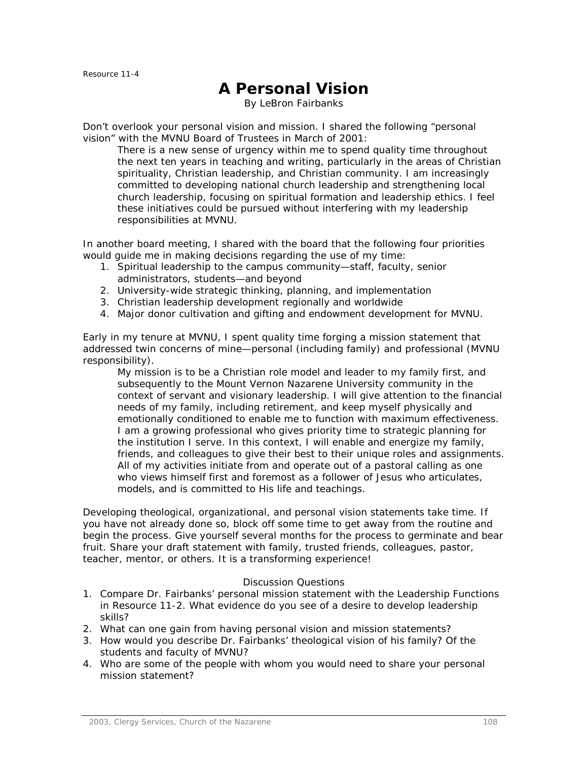Resource 11-4

# A Personal Vision

By LeBron Fairbanks

Don't overlook your personal vision and mission. I shared the following "personal vision" with the MVNU Board of Trustees in March of 2001:

> There is a new sense of urgency within me to spend quality time throughout the next ten years in teaching and writing, particularly in the areas of Christian spirituality, Christian leadership, and Christian community. I am increasingly committed to developing national church leadership and strengthening local church leadership, focusing on spiritual formation and leadership ethics. I feel these initiatives could be pursued without interfering with my leadership responsibilities at MVNU.

In another board meeting, I shared with the board that the following four priorities would guide me in making decisions regarding the use of my time:

1. Spiritual leadership to the campus community—staff, faculty, senior administrators, students—and beyond
2. University-wide strategic thinking, planning, and implementation
3. Christian leadership development regionally and worldwide
4. Major donor cultivation and gifting and endowment development for MVNU.

Early in my tenure at MVNU, I spent quality time forging a mission statement that addressed twin concerns of mine—personal (including family) and professional (MVNU responsibility).

> My mission is to be a Christian role model and leader to my family first, and subsequently to the Mount Vernon Nazarene University community in the context of servant and visionary leadership. I will give attention to the financial needs of my family, including retirement, and keep myself physically and emotionally conditioned to enable me to function with maximum effectiveness. I am a growing professional who gives priority time to strategic planning for the institution I serve. In this context, I will enable and energize my family, friends, and colleagues to give their best to their unique roles and assignments. All of my activities initiate from and operate out of a pastoral calling as one who views himself first and foremost as a follower of Jesus who articulates, models, and is committed to His life and teachings.

Developing theological, organizational, and personal vision statements take time. If you have not already done so, block off some time to get away from the routine and begin the process. Give yourself several months for the process to germinate and bear fruit. Share your draft statement with family, trusted friends, colleagues, pastor, teacher, mentor, or others. It is a transforming experience!

Discussion Questions

1. Compare Dr. Fairbanks' personal mission statement with the Leadership Functions in Resource 11-2. What evidence do you see of a desire to develop leadership skills?
2. What can one gain from having personal vision and mission statements?
3. How would you describe Dr. Fairbanks' theological vision of his family? Of the students and faculty of MVNU?
4. Who are some of the people with whom you would need to share your personal mission statement?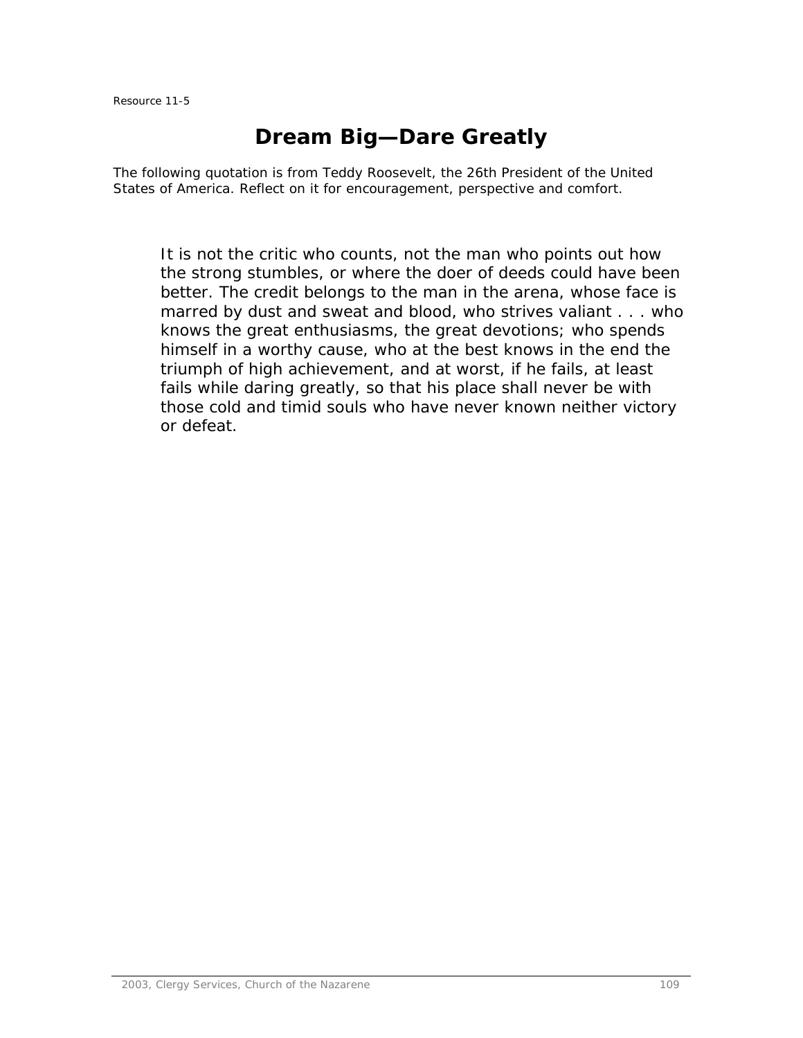Resource 11-5

# Dream Big—Dare Greatly

The following quotation is from Teddy Roosevelt, the 26th President of the United States of America. Reflect on it for encouragement, perspective and comfort.

> It is not the critic who counts, not the man who points out how the strong stumbles, or where the doer of deeds could have been better. The credit belongs to the man in the arena, whose face is marred by dust and sweat and blood, who strives valiant . . . who knows the great enthusiasms, the great devotions; who spends himself in a worthy cause, who at the best knows in the end the triumph of high achievement, and at worst, if he fails, at least fails while daring greatly, so that his place shall never be with those cold and timid souls who have never known neither victory or defeat.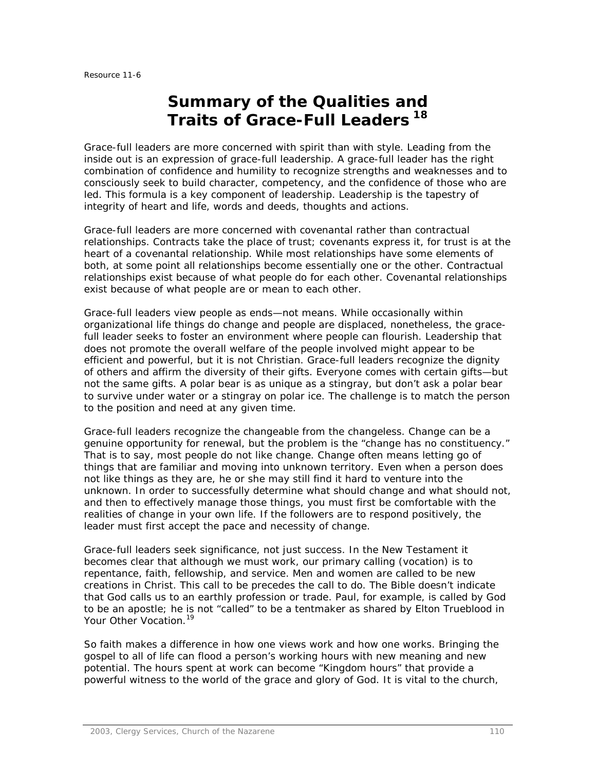Resource 11-6

# Summary of the Qualities and Traits of Grace-Full Leaders [18]

Grace-full leaders are more concerned with spirit than with style. Leading from the inside out is an expression of grace-full leadership. A grace-full leader has the right combination of confidence and humility to recognize strengths and weaknesses and to consciously seek to build character, competency, and the confidence of those who are led. This formula is a key component of leadership. Leadership is the tapestry of integrity of heart and life, words and deeds, thoughts and actions.

Grace-full leaders are more concerned with covenantal rather than contractual relationships. Contracts take the place of trust; covenants express it, for trust is at the heart of a covenantal relationship. While most relationships have some elements of both, at some point all relationships become essentially one or the other. Contractual relationships exist because of what people do for each other. Covenantal relationships exist because of what people are or mean to each other.

Grace-full leaders view people as ends—not means. While occasionally within organizational life things do change and people are displaced, nonetheless, the grace-full leader seeks to foster an environment where people can flourish. Leadership that does not promote the overall welfare of the people involved might appear to be efficient and powerful, but it is not Christian. Grace-full leaders recognize the dignity of others and affirm the diversity of their gifts. Everyone comes with certain gifts—but not the same gifts. A polar bear is as unique as a stingray, but don't ask a polar bear to survive under water or a stingray on polar ice. The challenge is to match the person to the position and need at any given time.

Grace-full leaders recognize the changeable from the changeless. Change can be a genuine opportunity for renewal, but the problem is the "change has no constituency." That is to say, most people do not like change. Change often means letting go of things that are familiar and moving into unknown territory. Even when a person does not like things as they are, he or she may still find it hard to venture into the unknown. In order to successfully determine what should change and what should not, and then to effectively manage those things, you must first be comfortable with the realities of change in your own life. If the followers are to respond positively, the leader must first accept the pace and necessity of change.

Grace-full leaders seek significance, not just success. In the New Testament it becomes clear that although we must work, our primary calling (vocation) is to repentance, faith, fellowship, and service. Men and women are called to be new creations in Christ. This call to be precedes the call to do. The Bible doesn't indicate that God calls us to an earthly profession or trade. Paul, for example, is called by God to be an apostle; he is not "called" to be a tentmaker as shared by Elton Trueblood in *Your Other Vocation.*[19]

So faith makes a difference in how one views work and how one works. Bringing the gospel to all of life can flood a person's working hours with new meaning and new potential. The hours spent at work can become "Kingdom hours" that provide a powerful witness to the world of the grace and glory of God. It is vital to the church,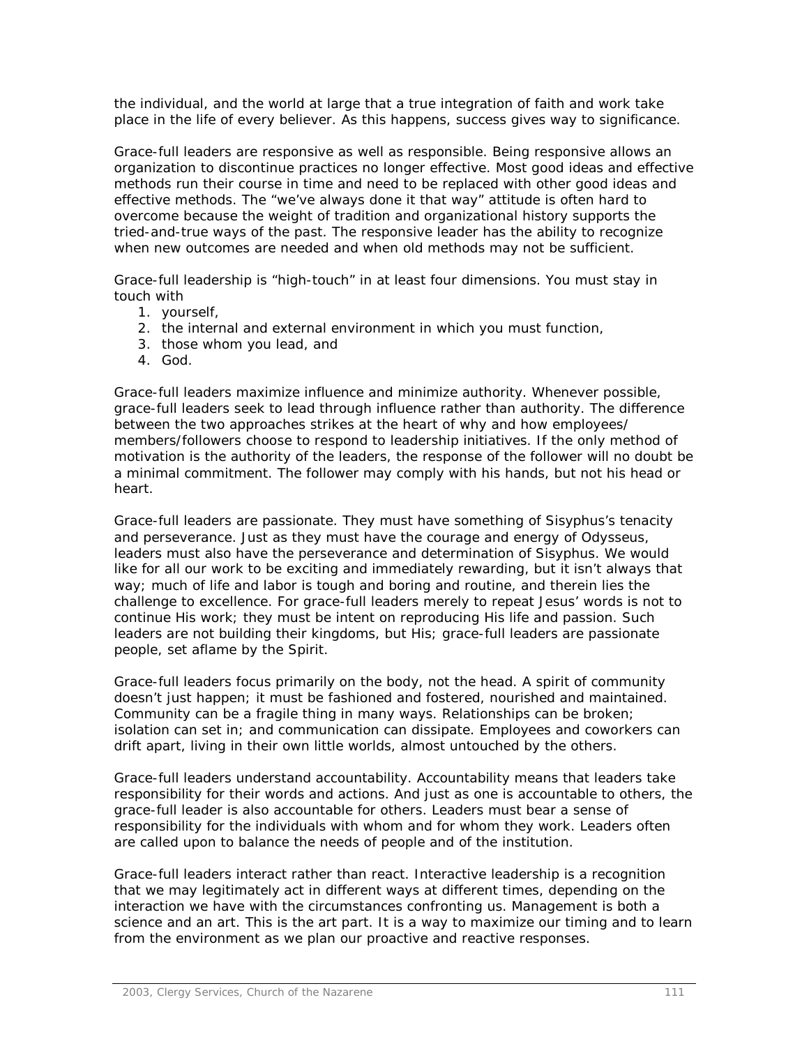the individual, and the world at large that a true integration of faith and work take place in the life of every believer. As this happens, success gives way to significance.

Grace-full leaders are responsive as well as responsible. Being responsive allows an organization to discontinue practices no longer effective. Most good ideas and effective methods run their course in time and need to be replaced with other good ideas and effective methods. The "we've always done it that way" attitude is often hard to overcome because the weight of tradition and organizational history supports the tried-and-true ways of the past. The responsive leader has the ability to recognize when new outcomes are needed and when old methods may not be sufficient.

Grace-full leadership is "high-touch" in at least four dimensions. You must stay in touch with

1. yourself,
2. the internal and external environment in which you must function,
3. those whom you lead, and
4. God.

Grace-full leaders maximize influence and minimize authority. Whenever possible, grace-full leaders seek to lead through influence rather than authority. The difference between the two approaches strikes at the heart of why and how employees/ members/followers choose to respond to leadership initiatives. If the only method of motivation is the authority of the leaders, the response of the follower will no doubt be a minimal commitment. The follower may comply with his hands, but not his head or heart.

Grace-full leaders are passionate. They must have something of Sisyphus's tenacity and perseverance. Just as they must have the courage and energy of Odysseus, leaders must also have the perseverance and determination of Sisyphus. We would like for all our work to be exciting and immediately rewarding, but it isn't always that way; much of life and labor is tough and boring and routine, and therein lies the challenge to excellence. For grace-full leaders merely to repeat Jesus' words is not to continue His work; they must be intent on reproducing His life and passion. Such leaders are not building their kingdoms, but His; grace-full leaders are passionate people, set aflame by the Spirit.

Grace-full leaders focus primarily on the body, not the head. A spirit of community doesn't just happen; it must be fashioned and fostered, nourished and maintained. Community can be a fragile thing in many ways. Relationships can be broken; isolation can set in; and communication can dissipate. Employees and coworkers can drift apart, living in their own little worlds, almost untouched by the others.

Grace-full leaders understand accountability. Accountability means that leaders take responsibility for their words and actions. And just as one is accountable to others, the grace-full leader is also accountable for others. Leaders must bear a sense of responsibility for the individuals with whom and for whom they work. Leaders often are called upon to balance the needs of people and of the institution.

Grace-full leaders interact rather than react. Interactive leadership is a recognition that we may legitimately act in different ways at different times, depending on the interaction we have with the circumstances confronting us. Management is both a science and an art. This is the art part. It is a way to maximize our timing and to learn from the environment as we plan our proactive and reactive responses.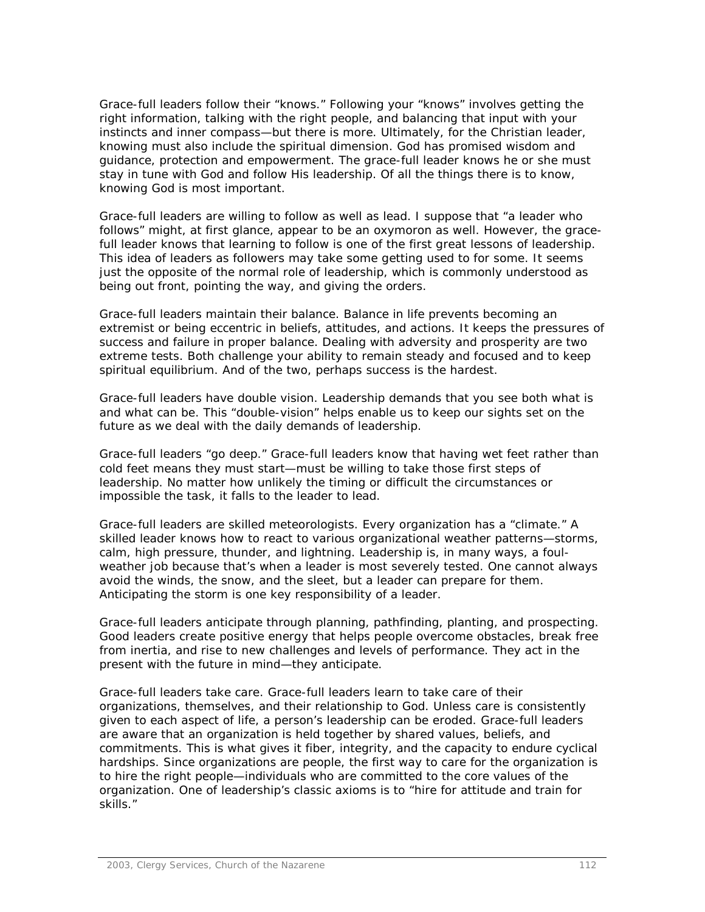Grace-full leaders follow their "knows." Following your "knows" involves getting the right information, talking with the right people, and balancing that input with your instincts and inner compass—but there is more. Ultimately, for the Christian leader, knowing must also include the spiritual dimension. God has promised wisdom and guidance, protection and empowerment. The grace-full leader knows he or she must stay in tune with God and follow His leadership. Of all the things there is to know, knowing God is most important.

Grace-full leaders are willing to follow as well as lead. I suppose that "a leader who follows" might, at first glance, appear to be an oxymoron as well. However, the grace-full leader knows that learning to follow is one of the first great lessons of leadership. This idea of leaders as followers may take some getting used to for some. It seems just the opposite of the normal role of leadership, which is commonly understood as being out front, pointing the way, and giving the orders.

Grace-full leaders maintain their balance. Balance in life prevents becoming an extremist or being eccentric in beliefs, attitudes, and actions. It keeps the pressures of success and failure in proper balance. Dealing with adversity and prosperity are two extreme tests. Both challenge your ability to remain steady and focused and to keep spiritual equilibrium. And of the two, perhaps success is the hardest.

Grace-full leaders have double vision. Leadership demands that you see both what is and what can be. This "double-vision" helps enable us to keep our sights set on the future as we deal with the daily demands of leadership.

Grace-full leaders "go deep." Grace-full leaders know that having wet feet rather than cold feet means they must start—must be willing to take those first steps of leadership. No matter how unlikely the timing or difficult the circumstances or impossible the task, it falls to the leader to lead.

Grace-full leaders are skilled meteorologists. Every organization has a "climate." A skilled leader knows how to react to various organizational weather patterns—storms, calm, high pressure, thunder, and lightning. Leadership is, in many ways, a foul-weather job because that's when a leader is most severely tested. One cannot always avoid the winds, the snow, and the sleet, but a leader can prepare for them. Anticipating the storm is one key responsibility of a leader.

Grace-full leaders anticipate through planning, pathfinding, planting, and prospecting. Good leaders create positive energy that helps people overcome obstacles, break free from inertia, and rise to new challenges and levels of performance. They act in the present with the future in mind—they anticipate.

Grace-full leaders take care. Grace-full leaders learn to take care of their organizations, themselves, and their relationship to God. Unless care is consistently given to each aspect of life, a person's leadership can be eroded. Grace-full leaders are aware that an organization is held together by shared values, beliefs, and commitments. This is what gives it fiber, integrity, and the capacity to endure cyclical hardships. Since organizations are people, the first way to care for the organization is to hire the right people—individuals who are committed to the core values of the organization. One of leadership's classic axioms is to "hire for attitude and train for skills."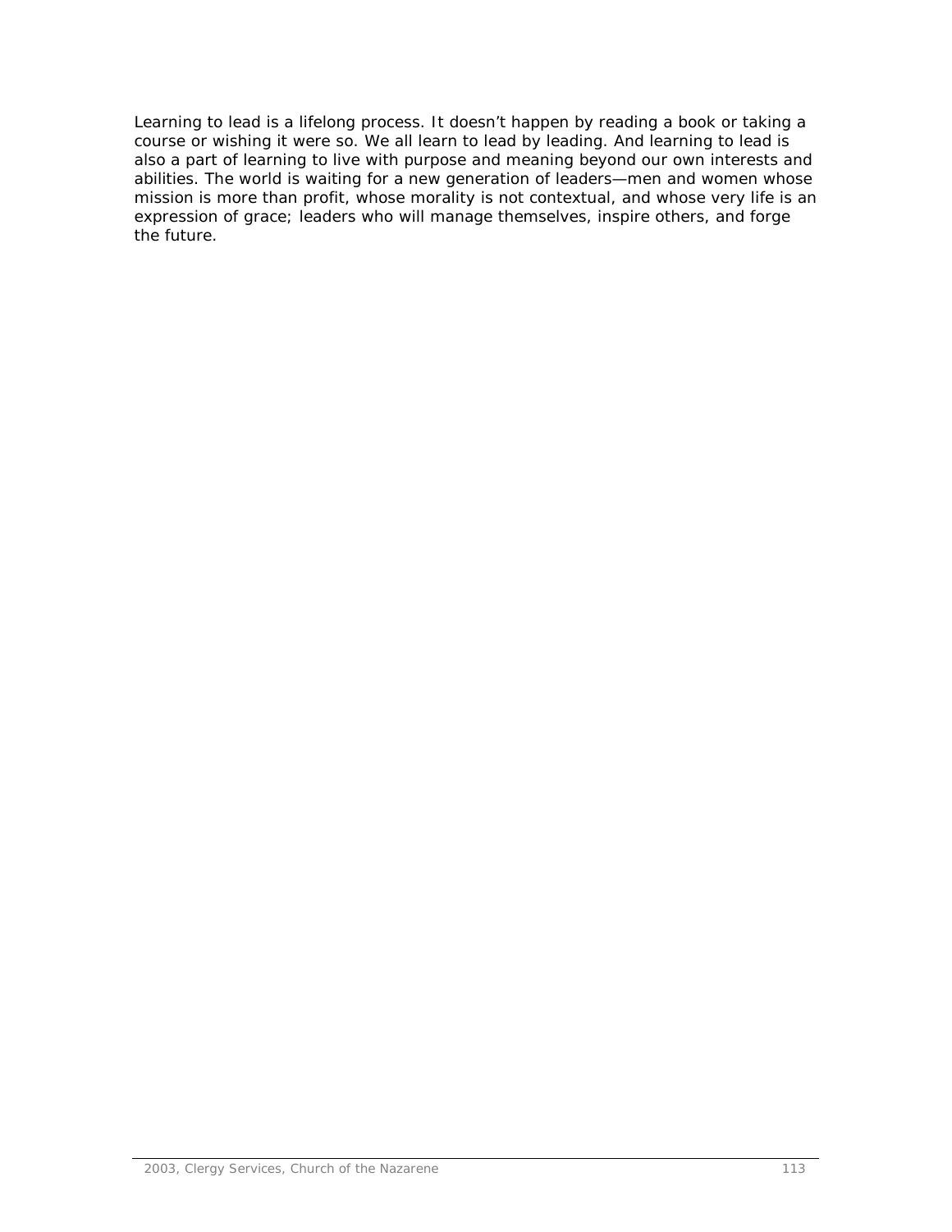Learning to lead is a lifelong process. It doesn't happen by reading a book or taking a course or wishing it were so. We all learn to lead by leading. And learning to lead is also a part of learning to live with purpose and meaning beyond our own interests and abilities. The world is waiting for a new generation of leaders—men and women whose mission is more than profit, whose morality is not contextual, and whose very life is an expression of grace; leaders who will manage themselves, inspire others, and forge the future.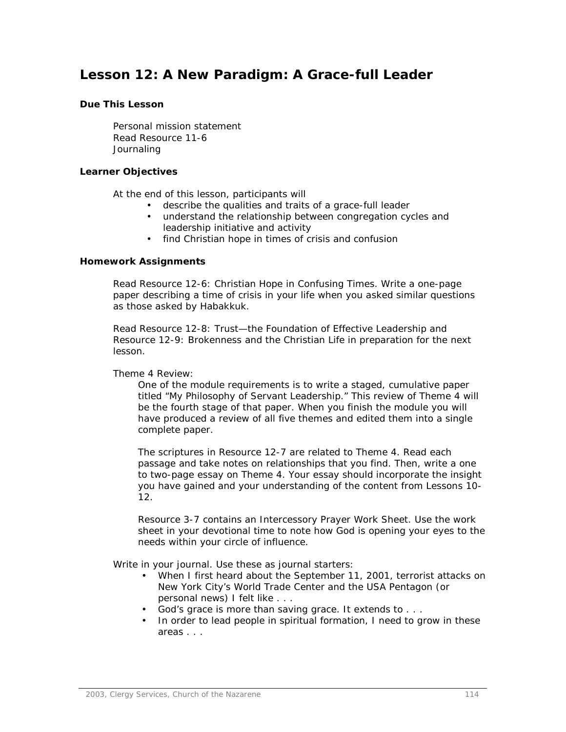# Lesson 12: A New Paradigm: A Grace-full Leader

### Due This Lesson

Personal mission statement
Read Resource 11-6
Journaling

### Learner Objectives

At the end of this lesson, participants will

- describe the qualities and traits of a grace-full leader
- understand the relationship between congregation cycles and leadership initiative and activity
- find Christian hope in times of crisis and confusion

### Homework Assignments

Read Resource 12-6: Christian Hope in Confusing Times. Write a one-page paper describing a time of crisis in your life when you asked similar questions as those asked by Habakkuk.

Read Resource 12-8: Trust—the Foundation of Effective Leadership and Resource 12-9: Brokenness and the Christian Life in preparation for the next lesson.

Theme 4 Review:

One of the module requirements is to write a staged, cumulative paper titled "My Philosophy of Servant Leadership." This review of Theme 4 will be the fourth stage of that paper. When you finish the module you will have produced a review of all five themes and edited them into a single complete paper.

The scriptures in Resource 12-7 are related to Theme 4. Read each passage and take notes on relationships that you find. Then, write a one to two-page essay on Theme 4. Your essay should incorporate the insight you have gained and your understanding of the content from Lessons 10-12.

Resource 3-7 contains an Intercessory Prayer Work Sheet. Use the work sheet in your devotional time to note how God is opening your eyes to the needs within your circle of influence.

Write in your journal. Use these as journal starters:

- When I first heard about the September 11, 2001, terrorist attacks on New York City's World Trade Center and the USA Pentagon (or personal news) I felt like . . .
- God's grace is more than saving grace. It extends to . . .
- In order to lead people in spiritual formation, I need to grow in these areas . . .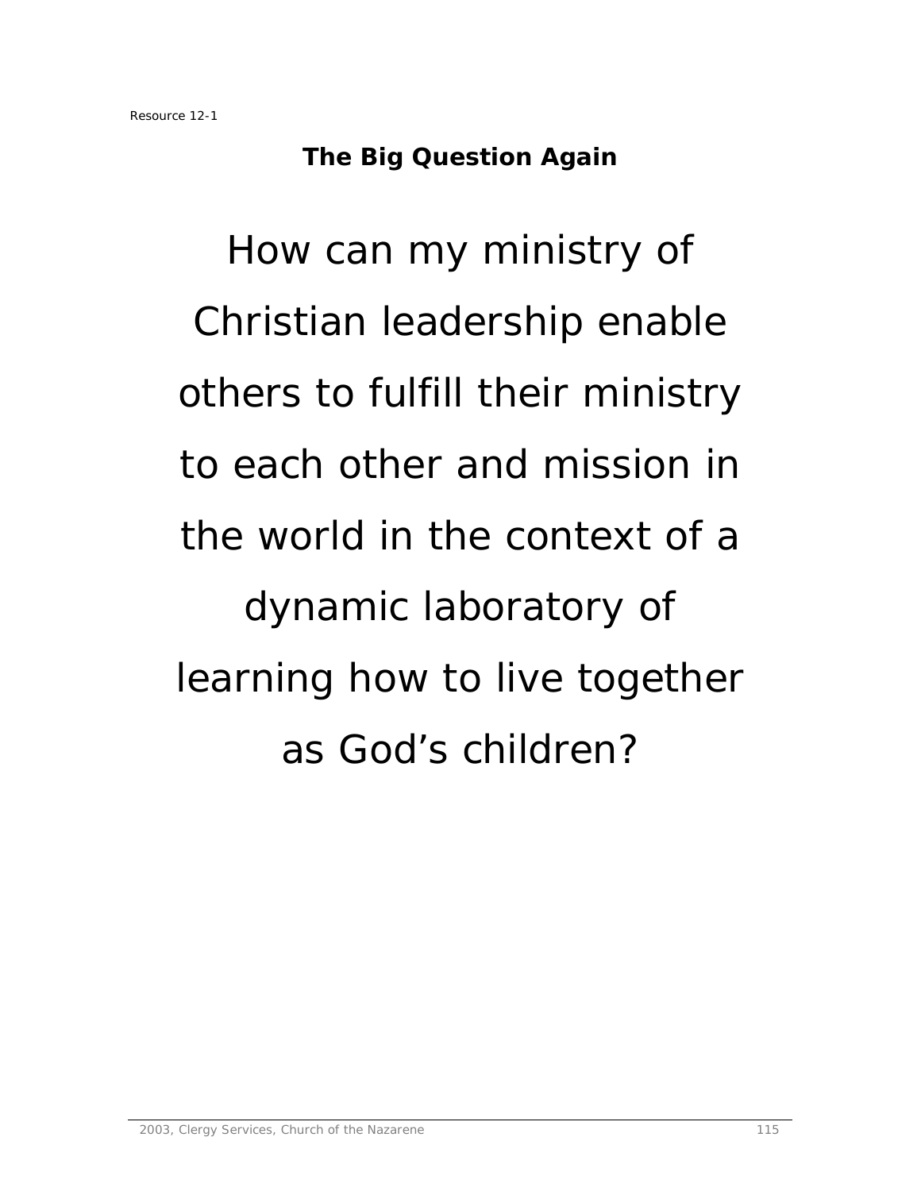Resource 12-1

## The Big Question Again

How can my ministry of Christian leadership enable others to fulfill their ministry to each other and mission in the world in the context of a dynamic laboratory of learning how to live together as God's children?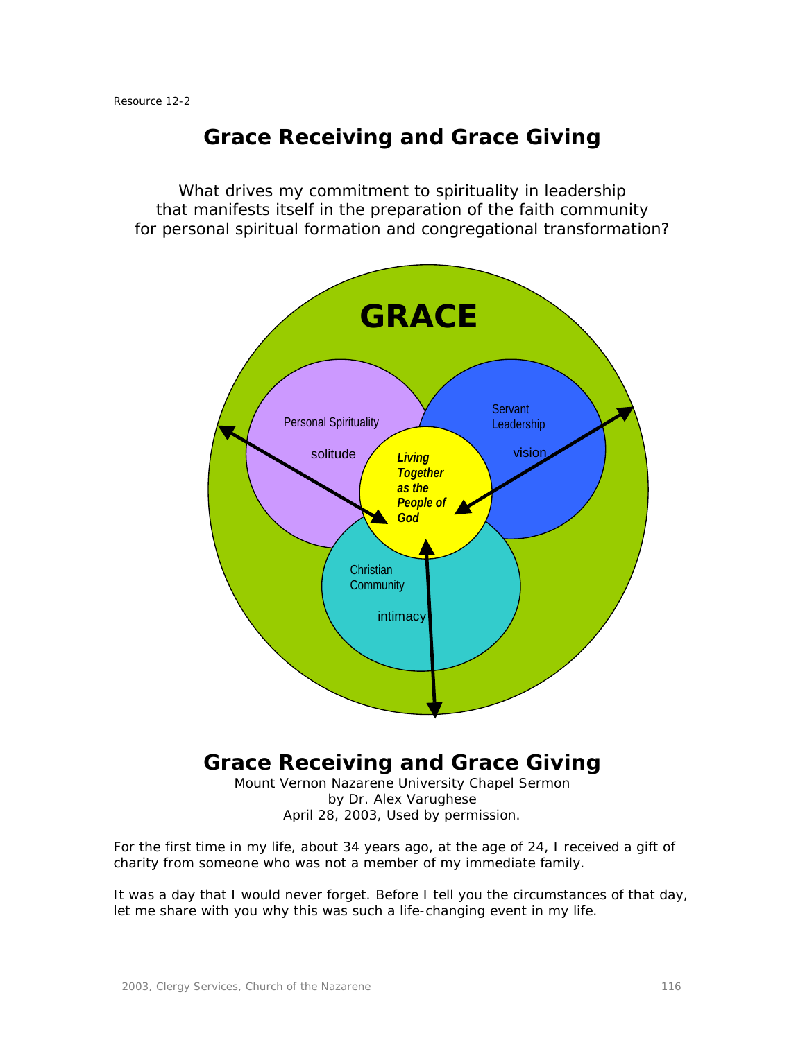Resource 12-2

# Grace Receiving and Grace Giving

What drives my commitment to spirituality in leadership
that manifests itself in the preparation of the faith community
for personal spiritual formation and congregational transformation?

**GRACE**

Personal Spirituality

solitude

Servant Leadership

vision

***Living Together as the People of God***

Christian Community

intimacy

# Grace Receiving and Grace Giving

Mount Vernon Nazarene University Chapel Sermon
by Dr. Alex Varughese
April 28, 2003, Used by permission.

For the first time in my life, about 34 years ago, at the age of 24, I received a gift of charity from someone who was not a member of my immediate family.

It was a day that I would never forget. Before I tell you the circumstances of that day, let me share with you why this was such a life-changing event in my life.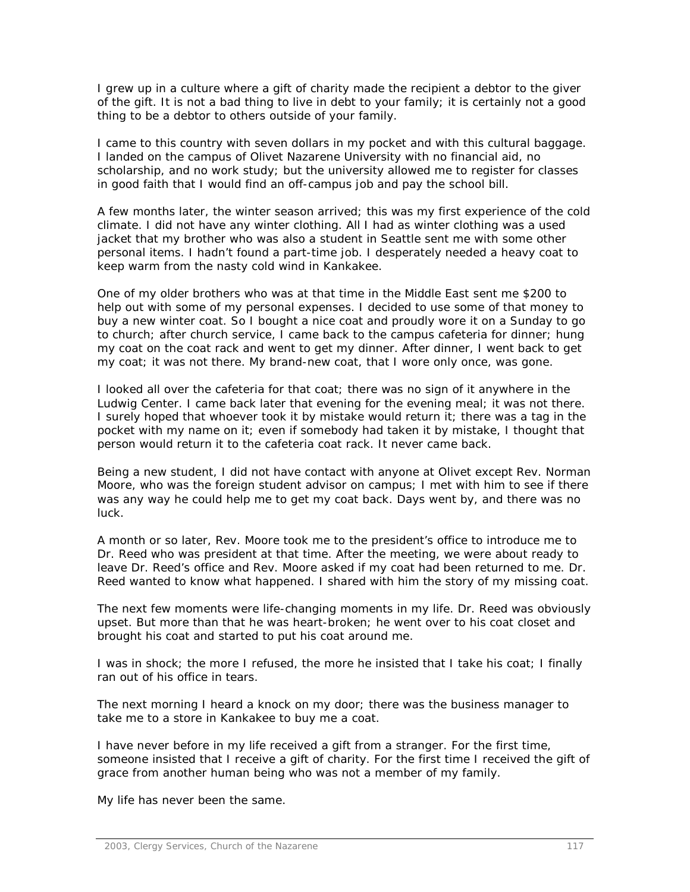I grew up in a culture where a gift of charity made the recipient a debtor to the giver of the gift. It is not a bad thing to live in debt to your family; it is certainly not a good thing to be a debtor to others outside of your family.

I came to this country with seven dollars in my pocket and with this cultural baggage. I landed on the campus of Olivet Nazarene University with no financial aid, no scholarship, and no work study; but the university allowed me to register for classes in good faith that I would find an off-campus job and pay the school bill.

A few months later, the winter season arrived; this was my first experience of the cold climate. I did not have any winter clothing. All I had as winter clothing was a used jacket that my brother who was also a student in Seattle sent me with some other personal items. I hadn't found a part-time job. I desperately needed a heavy coat to keep warm from the nasty cold wind in Kankakee.

One of my older brothers who was at that time in the Middle East sent me $200 to help out with some of my personal expenses. I decided to use some of that money to buy a new winter coat. So I bought a nice coat and proudly wore it on a Sunday to go to church; after church service, I came back to the campus cafeteria for dinner; hung my coat on the coat rack and went to get my dinner. After dinner, I went back to get my coat; it was not there. My brand-new coat, that I wore only once, was gone.

I looked all over the cafeteria for that coat; there was no sign of it anywhere in the Ludwig Center. I came back later that evening for the evening meal; it was not there. I surely hoped that whoever took it by mistake would return it; there was a tag in the pocket with my name on it; even if somebody had taken it by mistake, I thought that person would return it to the cafeteria coat rack. It never came back.

Being a new student, I did not have contact with anyone at Olivet except Rev. Norman Moore, who was the foreign student advisor on campus; I met with him to see if there was any way he could help me to get my coat back. Days went by, and there was no luck.

A month or so later, Rev. Moore took me to the president's office to introduce me to Dr. Reed who was president at that time. After the meeting, we were about ready to leave Dr. Reed's office and Rev. Moore asked if my coat had been returned to me. Dr. Reed wanted to know what happened. I shared with him the story of my missing coat.

The next few moments were life-changing moments in my life. Dr. Reed was obviously upset. But more than that he was heart-broken; he went over to his coat closet and brought his coat and started to put his coat around me.

I was in shock; the more I refused, the more he insisted that I take his coat; I finally ran out of his office in tears.

The next morning I heard a knock on my door; there was the business manager to take me to a store in Kankakee to buy me a coat.

I have never before in my life received a gift from a stranger. For the first time, someone insisted that I receive a gift of charity. For the first time I received the gift of grace from another human being who was not a member of my family.

My life has never been the same.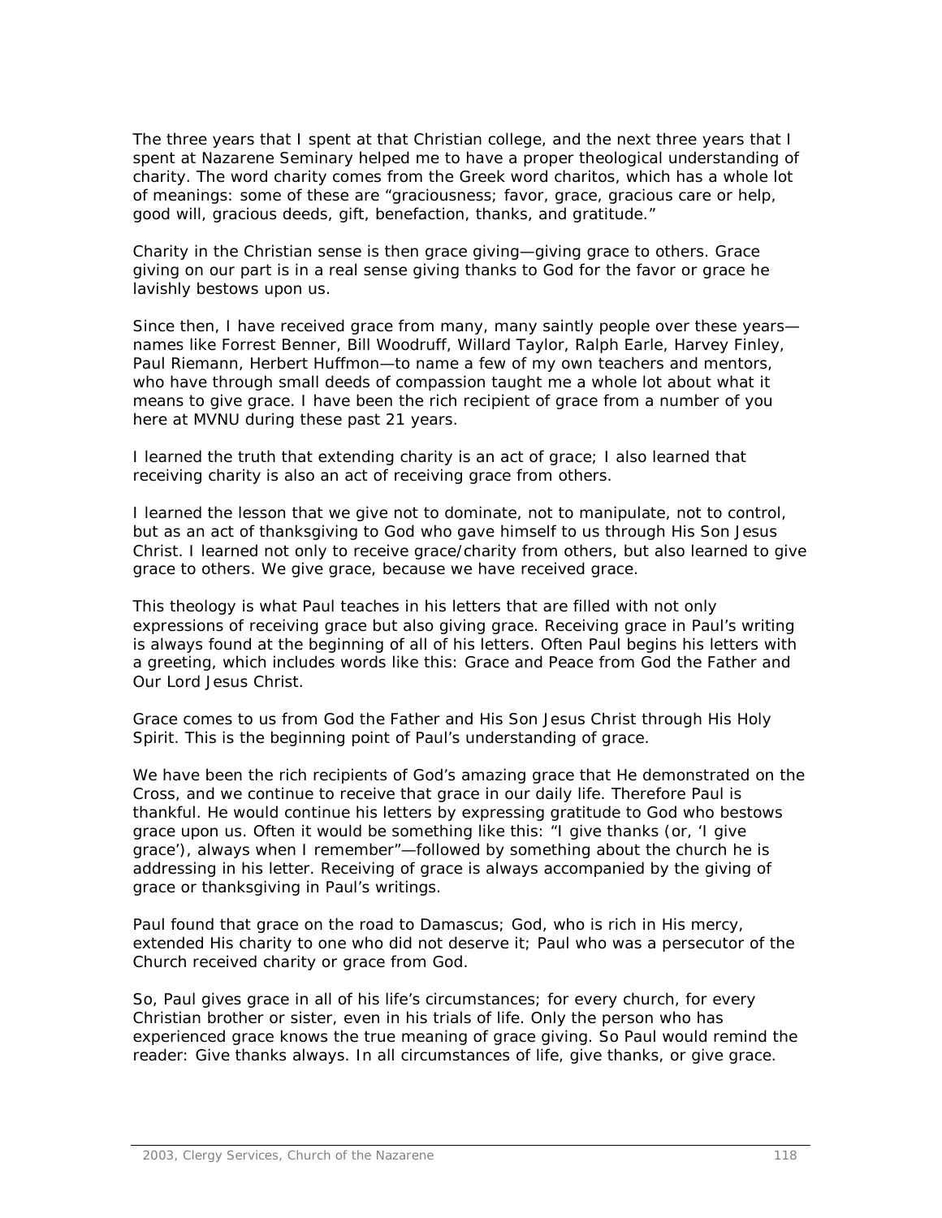The three years that I spent at that Christian college, and the next three years that I spent at Nazarene Seminary helped me to have a proper theological understanding of charity. The word charity comes from the Greek word charitos, which has a whole lot of meanings: some of these are "graciousness; favor, grace, gracious care or help, good will, gracious deeds, gift, benefaction, thanks, and gratitude."

Charity in the Christian sense is then grace giving—giving grace to others. Grace giving on our part is in a real sense giving thanks to God for the favor or grace he lavishly bestows upon us.

Since then, I have received grace from many, many saintly people over these years—names like Forrest Benner, Bill Woodruff, Willard Taylor, Ralph Earle, Harvey Finley, Paul Riemann, Herbert Huffmon—to name a few of my own teachers and mentors, who have through small deeds of compassion taught me a whole lot about what it means to give grace. I have been the rich recipient of grace from a number of you here at MVNU during these past 21 years.

I learned the truth that extending charity is an act of grace; I also learned that receiving charity is also an act of receiving grace from others.

I learned the lesson that we give not to dominate, not to manipulate, not to control, but as an act of thanksgiving to God who gave himself to us through His Son Jesus Christ. I learned not only to receive grace/charity from others, but also learned to give grace to others. We give grace, because we have received grace.

This theology is what Paul teaches in his letters that are filled with not only expressions of receiving grace but also giving grace. Receiving grace in Paul's writing is always found at the beginning of all of his letters. Often Paul begins his letters with a greeting, which includes words like this: Grace and Peace from God the Father and Our Lord Jesus Christ.

Grace comes to us from God the Father and His Son Jesus Christ through His Holy Spirit. This is the beginning point of Paul's understanding of grace.

We have been the rich recipients of God's amazing grace that He demonstrated on the Cross, and we continue to receive that grace in our daily life. Therefore Paul is thankful. He would continue his letters by expressing gratitude to God who bestows grace upon us. Often it would be something like this: "I give thanks (or, 'I give grace'), always when I remember"—followed by something about the church he is addressing in his letter. Receiving of grace is always accompanied by the giving of grace or thanksgiving in Paul's writings.

Paul found that grace on the road to Damascus; God, who is rich in His mercy, extended His charity to one who did not deserve it; Paul who was a persecutor of the Church received charity or grace from God.

So, Paul gives grace in all of his life's circumstances; for every church, for every Christian brother or sister, even in his trials of life. Only the person who has experienced grace knows the true meaning of grace giving. So Paul would remind the reader: Give thanks always. In all circumstances of life, give thanks, or give grace.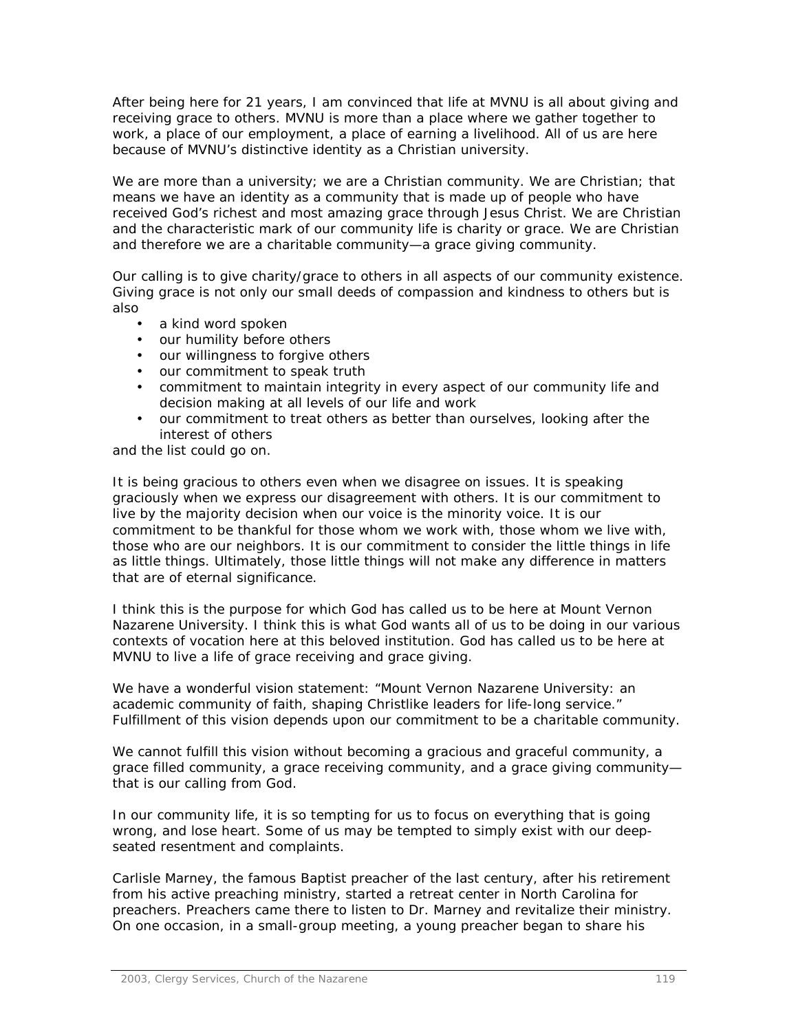After being here for 21 years, I am convinced that life at MVNU is all about giving and receiving grace to others. MVNU is more than a place where we gather together to work, a place of our employment, a place of earning a livelihood. All of us are here because of MVNU's distinctive identity as a Christian university.

We are more than a university; we are a Christian community. We are Christian; that means we have an identity as a community that is made up of people who have received God's richest and most amazing grace through Jesus Christ. We are Christian and the characteristic mark of our community life is charity or grace. We are Christian and therefore we are a charitable community—a grace giving community.

Our calling is to give charity/grace to others in all aspects of our community existence. Giving grace is not only our small deeds of compassion and kindness to others but is also

- a kind word spoken
- our humility before others
- our willingness to forgive others
- our commitment to speak truth
- commitment to maintain integrity in every aspect of our community life and decision making at all levels of our life and work
- our commitment to treat others as better than ourselves, looking after the interest of others

and the list could go on.

It is being gracious to others even when we disagree on issues. It is speaking graciously when we express our disagreement with others. It is our commitment to live by the majority decision when our voice is the minority voice. It is our commitment to be thankful for those whom we work with, those whom we live with, those who are our neighbors. It is our commitment to consider the little things in life as little things. Ultimately, those little things will not make any difference in matters that are of eternal significance.

I think this is the purpose for which God has called us to be here at Mount Vernon Nazarene University. I think this is what God wants all of us to be doing in our various contexts of vocation here at this beloved institution. God has called us to be here at MVNU to live a life of grace receiving and grace giving.

We have a wonderful vision statement: "Mount Vernon Nazarene University: an academic community of faith, shaping Christlike leaders for life-long service." Fulfillment of this vision depends upon our commitment to be a charitable community.

We cannot fulfill this vision without becoming a gracious and graceful community, a grace filled community, a grace receiving community, and a grace giving community—that is our calling from God.

In our community life, it is so tempting for us to focus on everything that is going wrong, and lose heart. Some of us may be tempted to simply exist with our deep-seated resentment and complaints.

Carlisle Marney, the famous Baptist preacher of the last century, after his retirement from his active preaching ministry, started a retreat center in North Carolina for preachers. Preachers came there to listen to Dr. Marney and revitalize their ministry. On one occasion, in a small-group meeting, a young preacher began to share his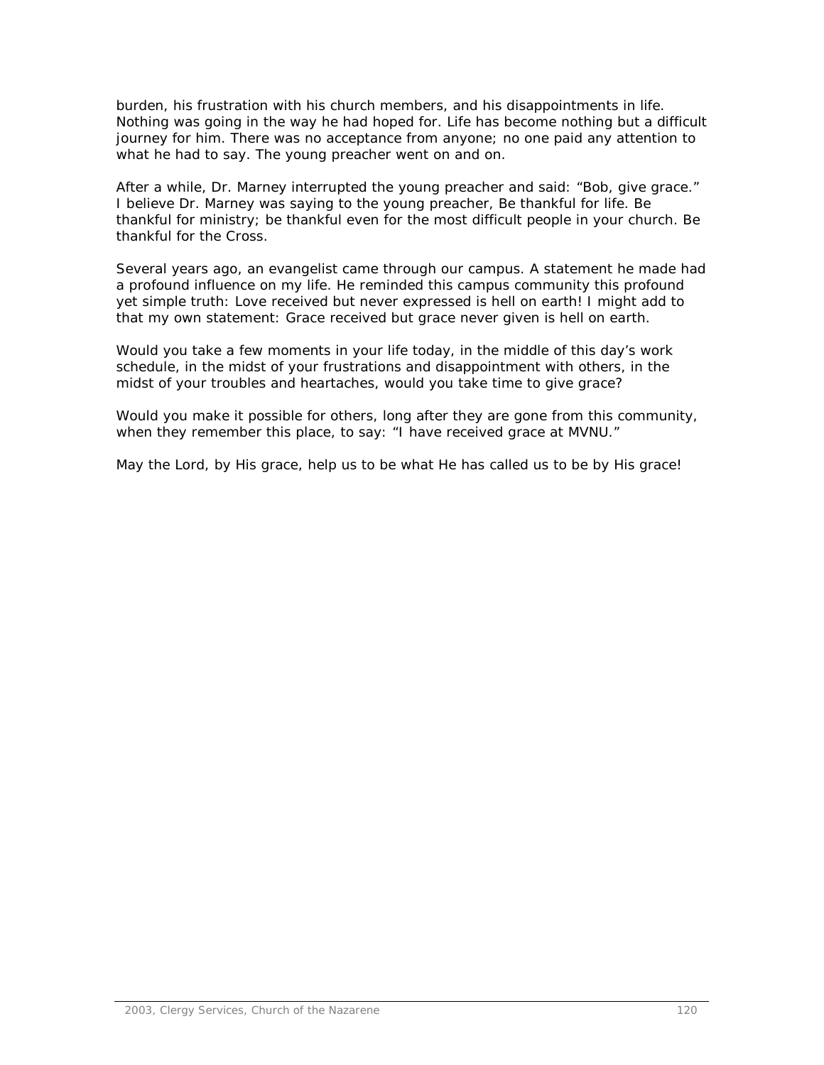burden, his frustration with his church members, and his disappointments in life. Nothing was going in the way he had hoped for. Life has become nothing but a difficult journey for him. There was no acceptance from anyone; no one paid any attention to what he had to say. The young preacher went on and on.

After a while, Dr. Marney interrupted the young preacher and said: "Bob, give grace." I believe Dr. Marney was saying to the young preacher, Be thankful for life. Be thankful for ministry; be thankful even for the most difficult people in your church. Be thankful for the Cross.

Several years ago, an evangelist came through our campus. A statement he made had a profound influence on my life. He reminded this campus community this profound yet simple truth: Love received but never expressed is hell on earth! I might add to that my own statement: Grace received but grace never given is hell on earth.

Would you take a few moments in your life today, in the middle of this day's work schedule, in the midst of your frustrations and disappointment with others, in the midst of your troubles and heartaches, would you take time to give grace?

Would you make it possible for others, long after they are gone from this community, when they remember this place, to say: "I have received grace at MVNU."

May the Lord, by His grace, help us to be what He has called us to be by His grace!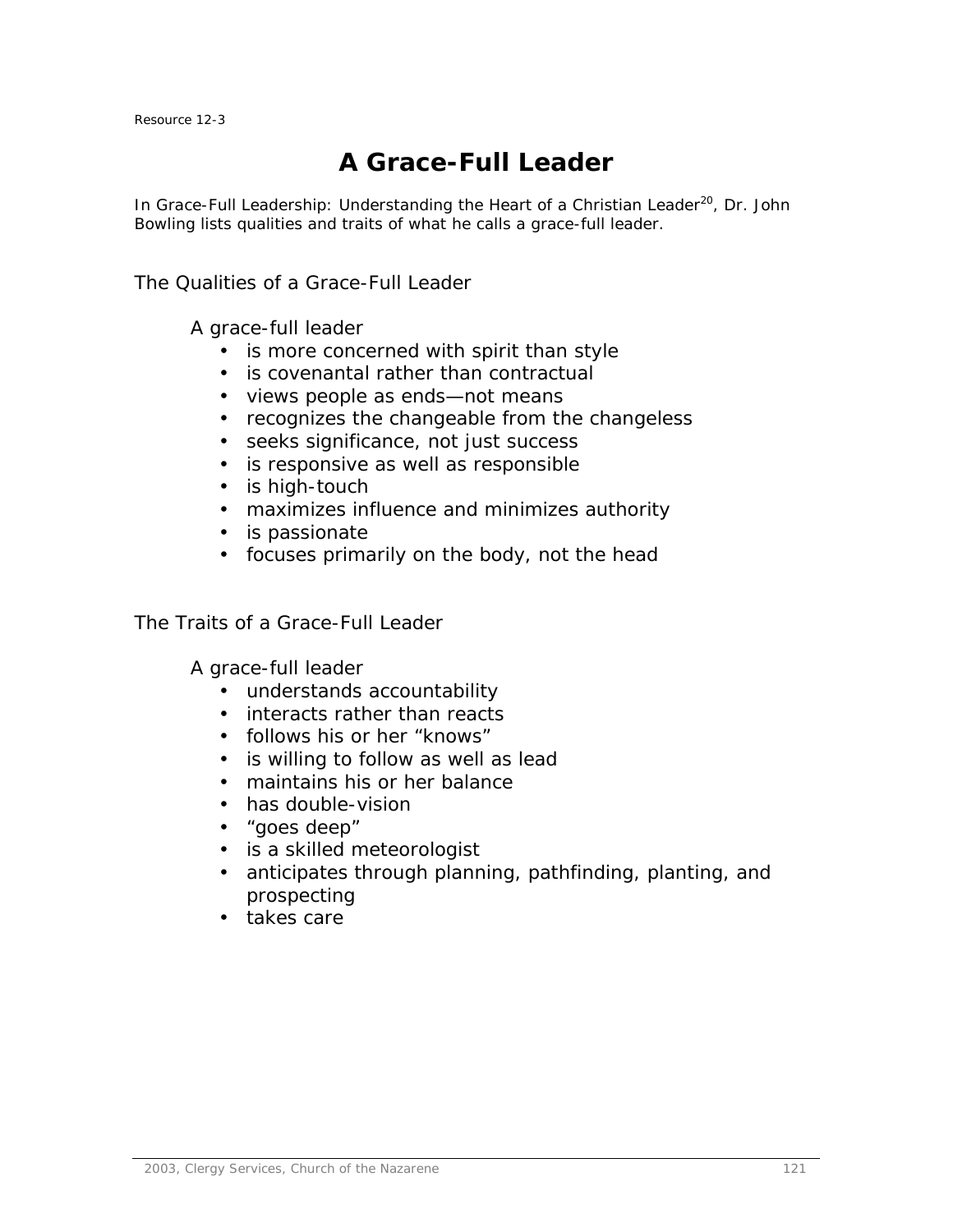Resource 12-3

# A Grace-Full Leader

*In Grace-Full Leadership: Understanding the Heart of a Christian Leader*[20], Dr. John Bowling lists qualities and traits of what he calls a grace-full leader.

## The Qualities of a Grace-Full Leader

A grace-full leader

- is more concerned with spirit than style
- is covenantal rather than contractual
- views people as ends—not means
- recognizes the changeable from the changeless
- seeks significance, not just success
- is responsive as well as responsible
- is high-touch
- maximizes influence and minimizes authority
- is passionate
- focuses primarily on the body, not the head

## The Traits of a Grace-Full Leader

A grace-full leader

- understands accountability
- interacts rather than reacts
- follows his or her "knows"
- is willing to follow as well as lead
- maintains his or her balance
- has double-vision
- "goes deep"
- is a skilled meteorologist
- anticipates through planning, pathfinding, planting, and prospecting
- takes care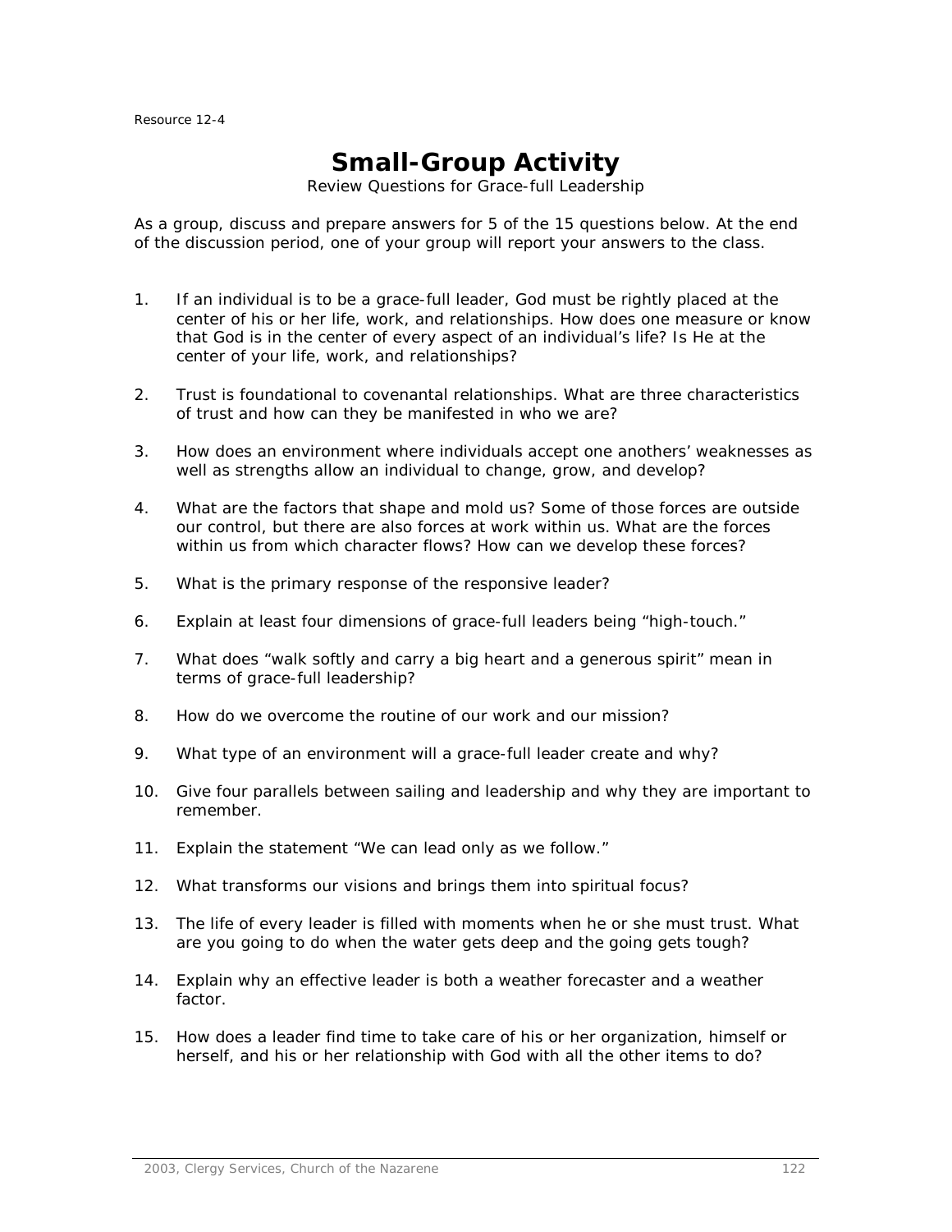Resource 12-4

# Small-Group Activity

Review Questions for Grace-full Leadership

As a group, discuss and prepare answers for 5 of the 15 questions below. At the end of the discussion period, one of your group will report your answers to the class.

1. If an individual is to be a grace-full leader, God must be rightly placed at the center of his or her life, work, and relationships. How does one measure or know that God is in the center of every aspect of an individual's life? Is He at the center of your life, work, and relationships?

2. Trust is foundational to covenantal relationships. What are three characteristics of trust and how can they be manifested in who we are?

3. How does an environment where individuals accept one anothers' weaknesses as well as strengths allow an individual to change, grow, and develop?

4. What are the factors that shape and mold us? Some of those forces are outside our control, but there are also forces at work within us. What are the forces within us from which character flows? How can we develop these forces?

5. What is the primary response of the responsive leader?

6. Explain at least four dimensions of grace-full leaders being "high-touch."

7. What does "walk softly and carry a big heart and a generous spirit" mean in terms of grace-full leadership?

8. How do we overcome the routine of our work and our mission?

9. What type of an environment will a grace-full leader create and why?

10. Give four parallels between sailing and leadership and why they are important to remember.

11. Explain the statement "We can lead only as we follow."

12. What transforms our visions and brings them into spiritual focus?

13. The life of every leader is filled with moments when he or she must trust. What are you going to do when the water gets deep and the going gets tough?

14. Explain why an effective leader is both a weather forecaster and a weather factor.

15. How does a leader find time to take care of his or her organization, himself or herself, and his or her relationship with God with all the other items to do?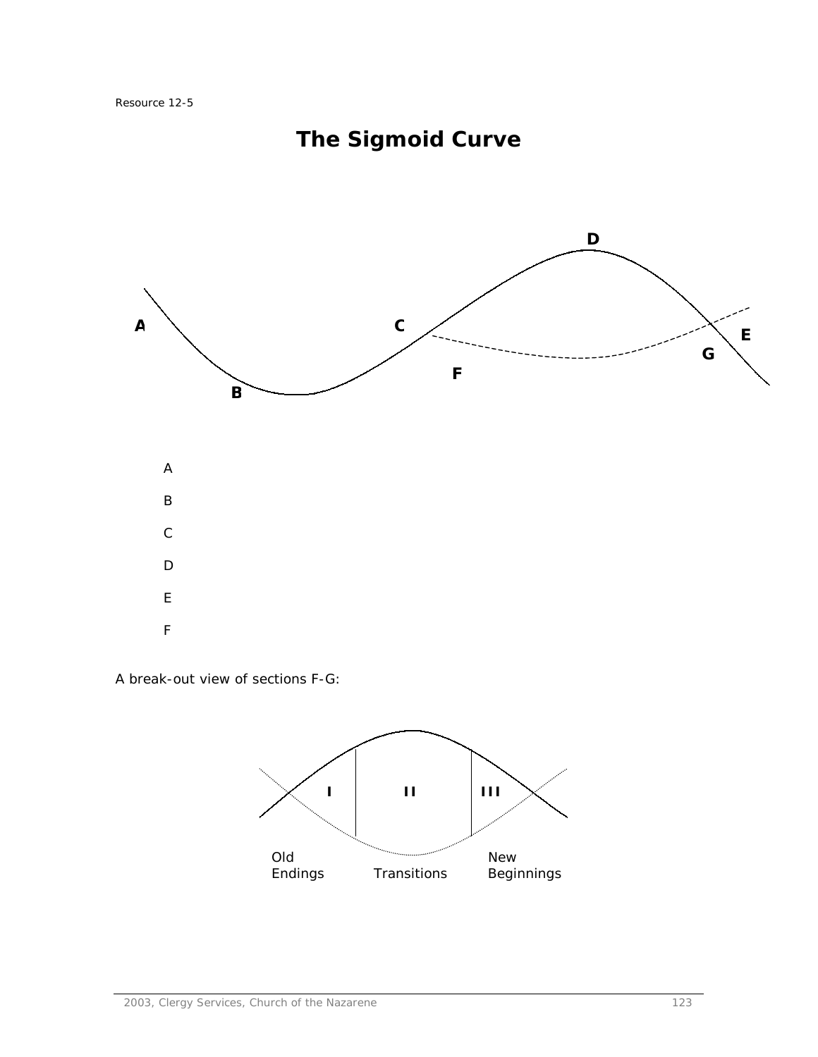Resource 12-5

# The Sigmoid Curve

A

B

C

D

E

F

A break-out view of sections F-G:

Old Endings

Transitions

New Beginnings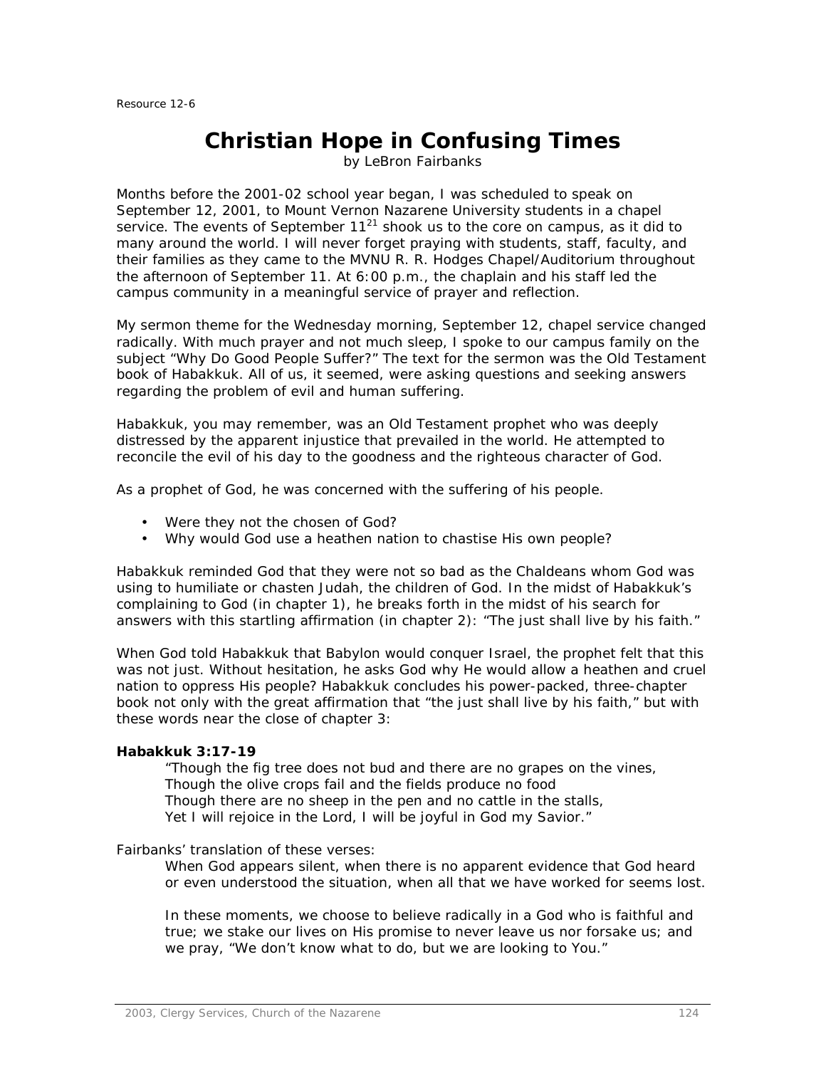Resource 12-6

# Christian Hope in Confusing Times

by LeBron Fairbanks

Months before the 2001-02 school year began, I was scheduled to speak on September 12, 2001, to Mount Vernon Nazarene University students in a chapel service. The events of September 11[21] shook us to the core on campus, as it did to many around the world. I will never forget praying with students, staff, faculty, and their families as they came to the MVNU R. R. Hodges Chapel/Auditorium throughout the afternoon of September 11. At 6:00 p.m., the chaplain and his staff led the campus community in a meaningful service of prayer and reflection.

My sermon theme for the Wednesday morning, September 12, chapel service changed radically. With much prayer and not much sleep, I spoke to our campus family on the subject "Why Do Good People Suffer?" The text for the sermon was the Old Testament book of Habakkuk. All of us, it seemed, were asking questions and seeking answers regarding the problem of evil and human suffering.

Habakkuk, you may remember, was an Old Testament prophet who was deeply distressed by the apparent injustice that prevailed in the world. He attempted to reconcile the evil of his day to the goodness and the righteous character of God.

As a prophet of God, he was concerned with the suffering of his people.

- Were they not the chosen of God?
- Why would God use a heathen nation to chastise His own people?

Habakkuk reminded God that they were not so bad as the Chaldeans whom God was using to humiliate or chasten Judah, the children of God. In the midst of Habakkuk's complaining to God (in chapter 1), he breaks forth in the midst of his search for answers with this startling affirmation (in chapter 2): "The just shall live by his faith."

When God told Habakkuk that Babylon would conquer Israel, the prophet felt that this was not just. Without hesitation, he asks God why He would allow a heathen and cruel nation to oppress His people? Habakkuk concludes his power-packed, three-chapter book not only with the great affirmation that "the just shall live by his faith," but with these words near the close of chapter 3:

**Habakkuk 3:17-19**

> "Though the fig tree does not bud and there are no grapes on the vines,
> Though the olive crops fail and the fields produce no food
> Though there are no sheep in the pen and no cattle in the stalls,
> Yet I will rejoice in the Lord, I will be joyful in God my Savior."

Fairbanks' translation of these verses:

> When God appears silent, when there is no apparent evidence that God heard or even understood the situation, when all that we have worked for seems lost.
>
> In these moments, we choose to believe radically in a God who is faithful and true; we stake our lives on His promise to never leave us nor forsake us; and we pray, "We don't know what to do, but we are looking to You."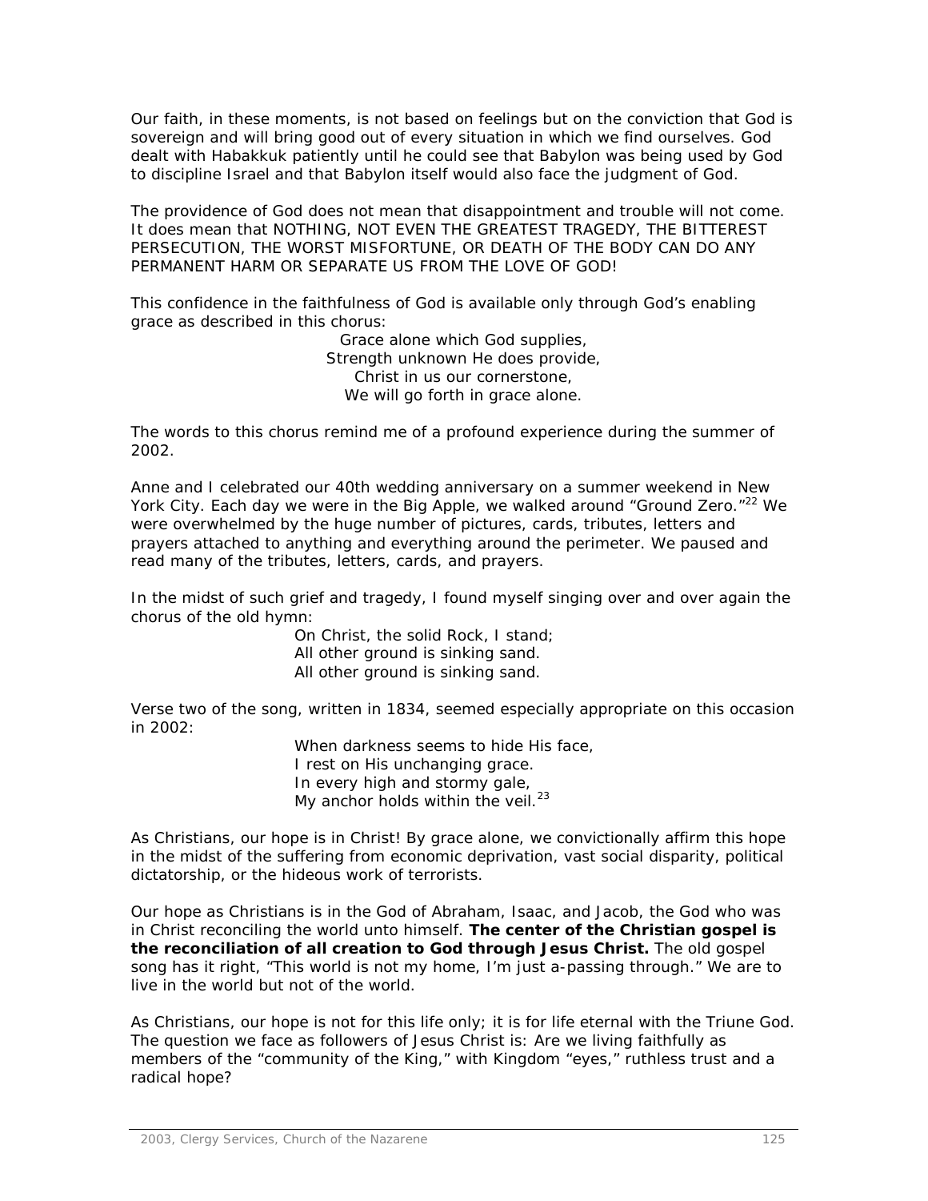Our faith, in these moments, is not based on feelings but on the conviction that God is sovereign and will bring good out of every situation in which we find ourselves. God dealt with Habakkuk patiently until he could see that Babylon was being used by God to discipline Israel and that Babylon itself would also face the judgment of God.

The providence of God does not mean that disappointment and trouble will not come. It does mean that NOTHING, NOT EVEN THE GREATEST TRAGEDY, THE BITTEREST PERSECUTION, THE WORST MISFORTUNE, OR DEATH OF THE BODY CAN DO ANY PERMANENT HARM OR SEPARATE US FROM THE LOVE OF GOD!

This confidence in the faithfulness of God is available only through God's enabling grace as described in this chorus:

Grace alone which God supplies,  
Strength unknown He does provide,  
Christ in us our cornerstone,  
We will go forth in grace alone.

The words to this chorus remind me of a profound experience during the summer of 2002.

Anne and I celebrated our 40th wedding anniversary on a summer weekend in New York City. Each day we were in the Big Apple, we walked around "Ground Zero."[22] We were overwhelmed by the huge number of pictures, cards, tributes, letters and prayers attached to anything and everything around the perimeter. We paused and read many of the tributes, letters, cards, and prayers.

In the midst of such grief and tragedy, I found myself singing over and over again the chorus of the old hymn:

On Christ, the solid Rock, I stand;  
All other ground is sinking sand.  
All other ground is sinking sand.

Verse two of the song, written in 1834, seemed especially appropriate on this occasion in 2002:

When darkness seems to hide His face,  
I rest on His unchanging grace.  
In every high and stormy gale,  
My anchor holds within the veil.[23]

As Christians, our hope is in Christ! By grace alone, we convictionally affirm this hope in the midst of the suffering from economic deprivation, vast social disparity, political dictatorship, or the hideous work of terrorists.

Our hope as Christians is in the God of Abraham, Isaac, and Jacob, the God who was in Christ reconciling the world unto himself. **The center of the Christian gospel is the reconciliation of all creation to God through Jesus Christ.** The old gospel song has it right, "This world is not my home, I'm just a-passing through." We are to live in the world but not of the world.

As Christians, our hope is not for this life only; it is for life eternal with the Triune God. The question we face as followers of Jesus Christ is: Are we living faithfully as members of the "community of the King," with Kingdom "eyes," ruthless trust and a radical hope?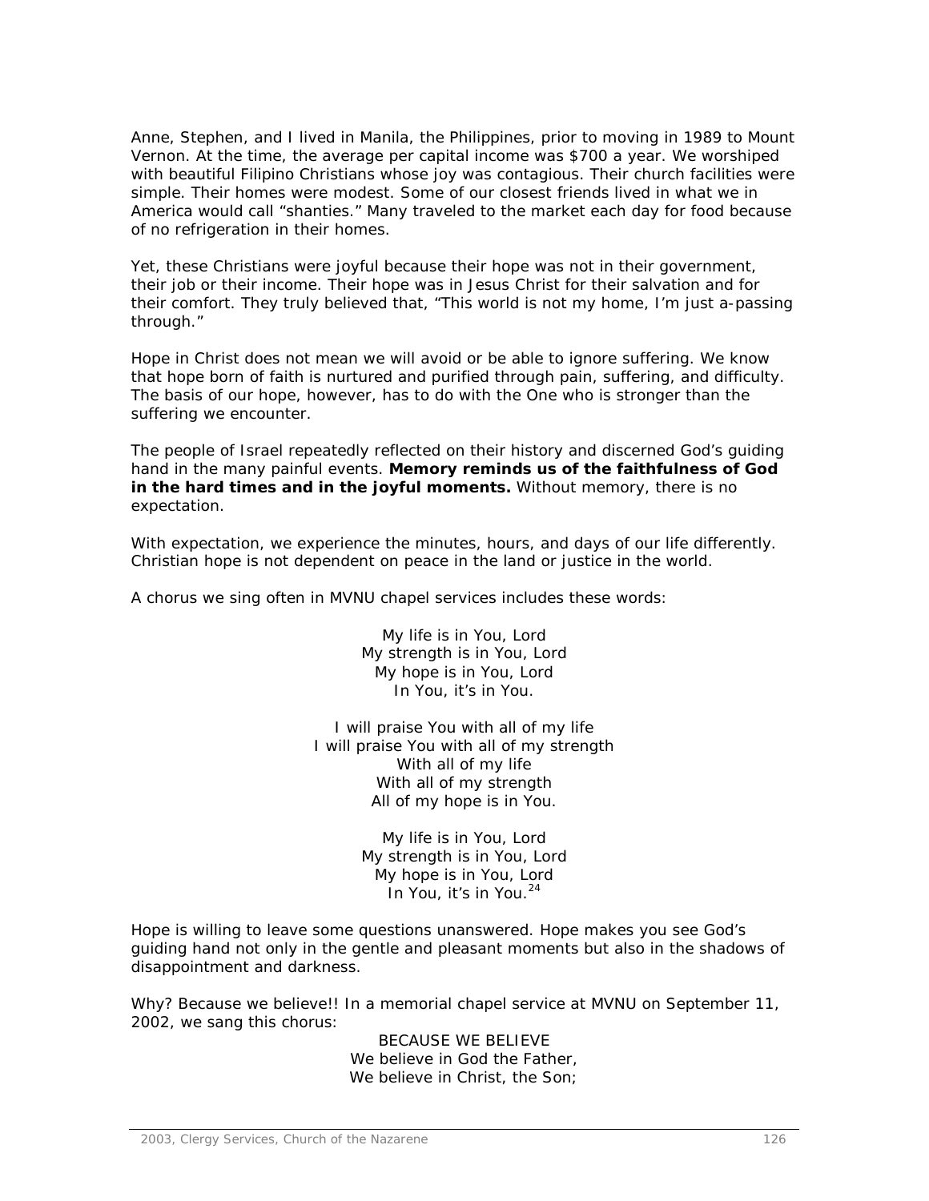Anne, Stephen, and I lived in Manila, the Philippines, prior to moving in 1989 to Mount Vernon. At the time, the average per capital income was $700 a year. We worshiped with beautiful Filipino Christians whose joy was contagious. Their church facilities were simple. Their homes were modest. Some of our closest friends lived in what we in America would call "shanties." Many traveled to the market each day for food because of no refrigeration in their homes.

Yet, these Christians were joyful because their hope was not in their government, their job or their income. Their hope was in Jesus Christ for their salvation and for their comfort. They truly believed that, "This world is not my home, I'm just a-passing through."

Hope in Christ does not mean we will avoid or be able to ignore suffering. We know that hope born of faith is nurtured and purified through pain, suffering, and difficulty. The basis of our hope, however, has to do with the One who is stronger than the suffering we encounter.

The people of Israel repeatedly reflected on their history and discerned God's guiding hand in the many painful events. **Memory reminds us of the faithfulness of God in the hard times and in the joyful moments.** Without memory, there is no expectation.

With expectation, we experience the minutes, hours, and days of our life differently. Christian hope is not dependent on peace in the land or justice in the world.

A chorus we sing often in MVNU chapel services includes these words:

My life is in You, Lord
My strength is in You, Lord
My hope is in You, Lord
In You, it's in You.

I will praise You with all of my life
I will praise You with all of my strength
With all of my life
With all of my strength
All of my hope is in You.

My life is in You, Lord
My strength is in You, Lord
My hope is in You, Lord
In You, it's in You.[24]

Hope is willing to leave some questions unanswered. Hope makes you see God's guiding hand not only in the gentle and pleasant moments but also in the shadows of disappointment and darkness.

Why? Because we believe!! In a memorial chapel service at MVNU on September 11, 2002, we sang this chorus:

BECAUSE WE BELIEVE
We believe in God the Father,
We believe in Christ, the Son;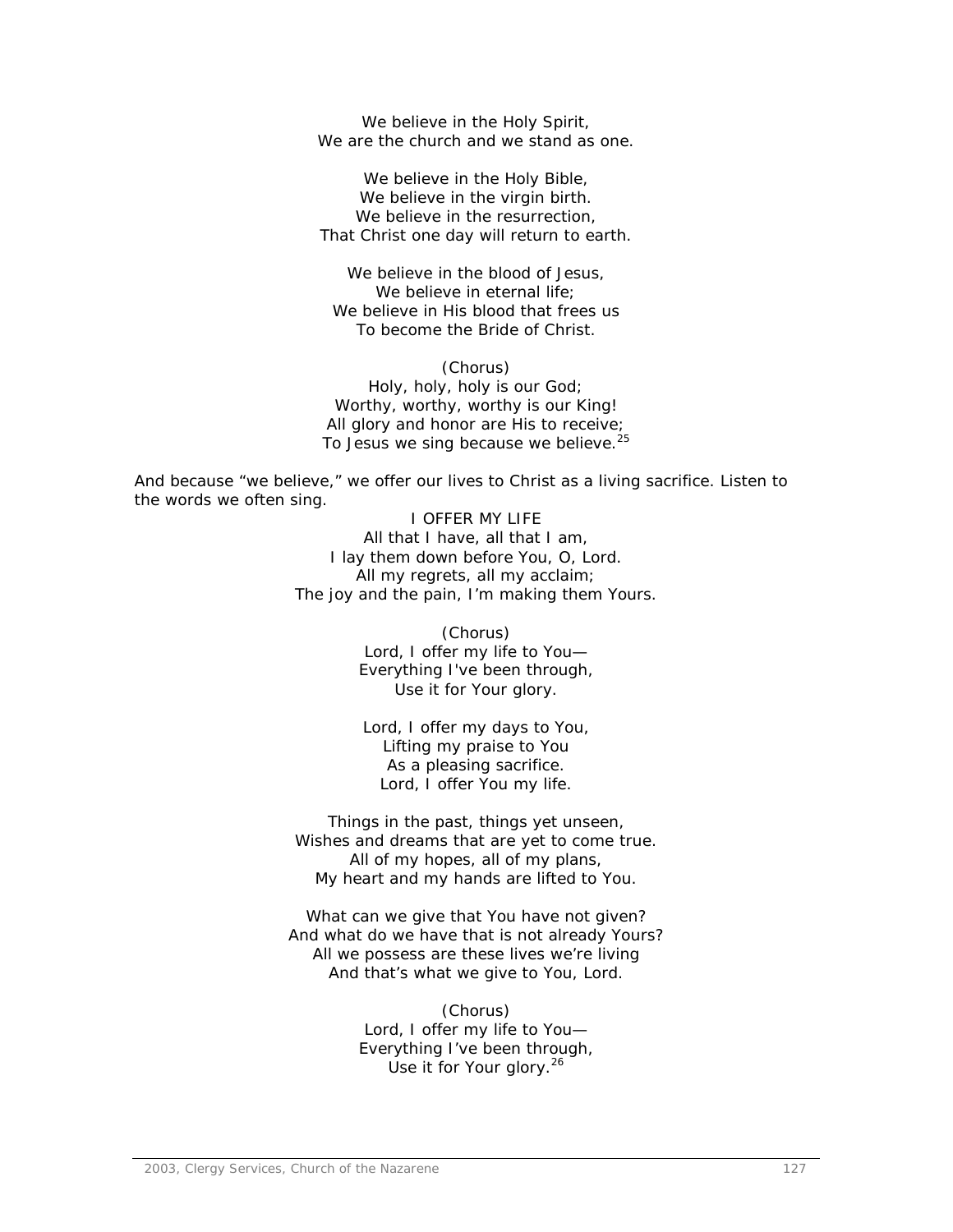We believe in the Holy Spirit,
We are the church and we stand as one.

We believe in the Holy Bible,
We believe in the virgin birth.
We believe in the resurrection,
That Christ one day will return to earth.

We believe in the blood of Jesus,
We believe in eternal life;
We believe in His blood that frees us
To become the Bride of Christ.

*(Chorus)*
*Holy, holy, holy is our God;*
*Worthy, worthy, worthy is our King!*
*All glory and honor are His to receive;*
*To Jesus we sing because we believe.*[25]

And because "we believe," we offer our lives to Christ as a living sacrifice. Listen to the words we often sing.

I OFFER MY LIFE

All that I have, all that I am,
I lay them down before You, O, Lord.
All my regrets, all my acclaim;
The joy and the pain, I'm making them Yours.

*(Chorus)*
*Lord, I offer my life to You—*
*Everything I've been through,*
*Use it for Your glory.*

*Lord, I offer my days to You,*
*Lifting my praise to You*
*As a pleasing sacrifice.*
*Lord, I offer You my life.*

Things in the past, things yet unseen,
Wishes and dreams that are yet to come true.
All of my hopes, all of my plans,
My heart and my hands are lifted to You.

What can we give that You have not given?
And what do we have that is not already Yours?
All we possess are these lives we're living
And that's what we give to You, Lord.

*(Chorus)*
*Lord, I offer my life to You—*
*Everything I've been through,*
*Use it for Your glory.*[26]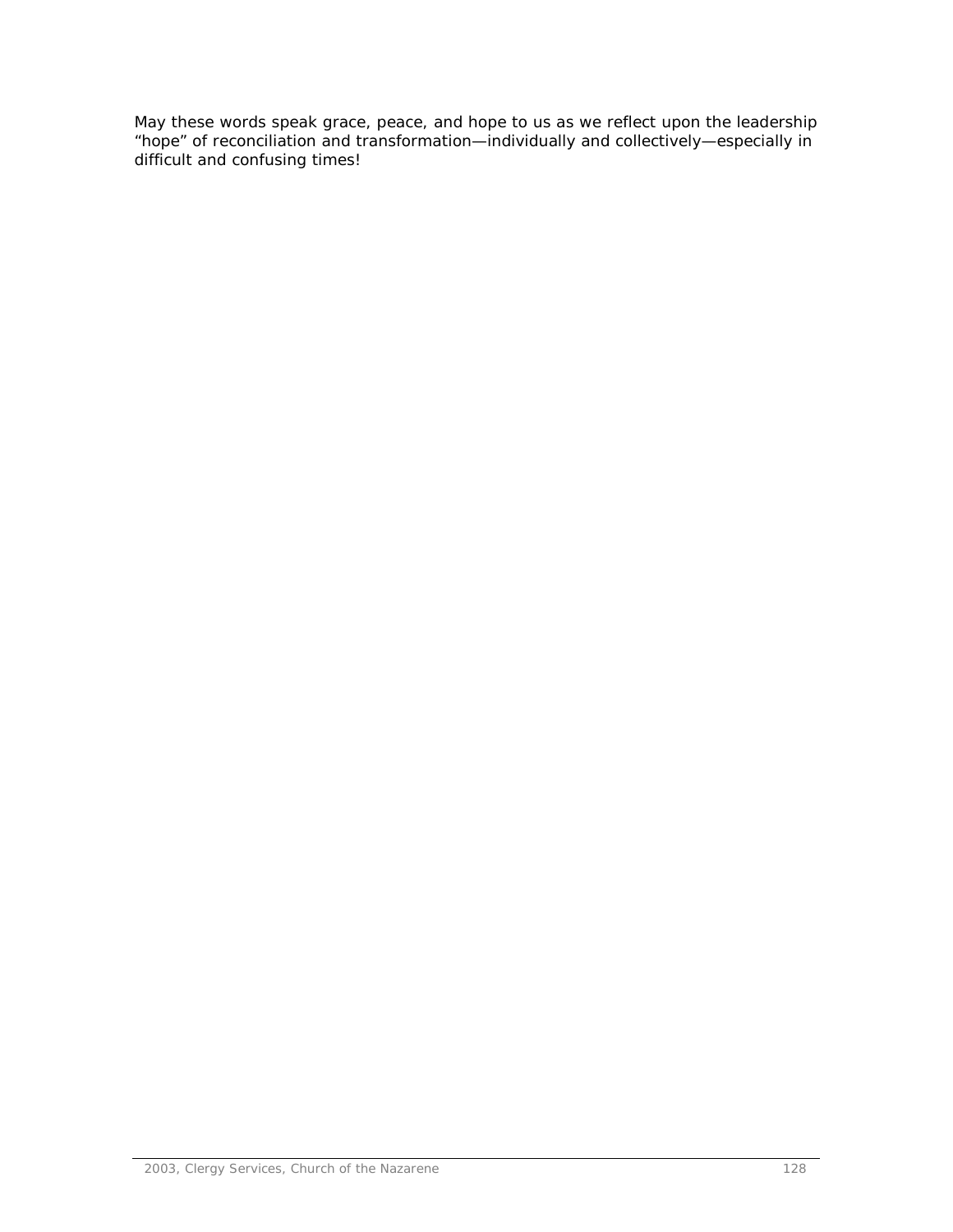May these words speak grace, peace, and hope to us as we reflect upon the leadership "hope" of reconciliation and transformation—individually and collectively—especially in difficult and confusing times!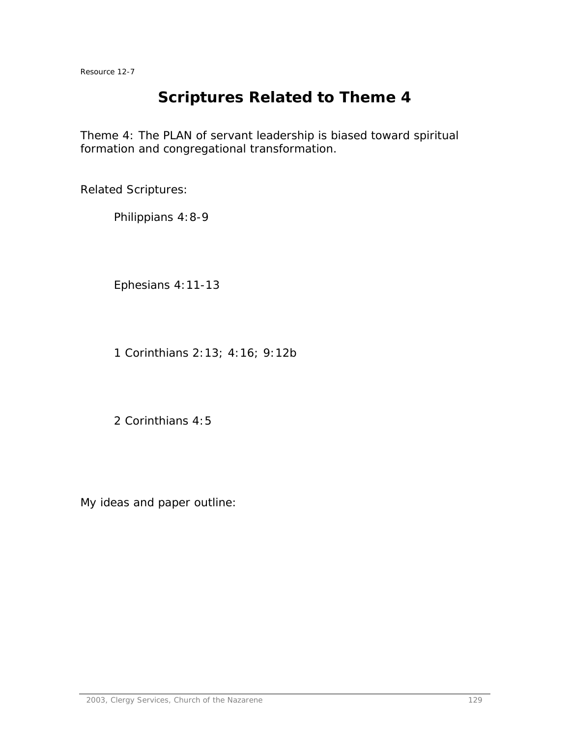Resource 12-7

# Scriptures Related to Theme 4

Theme 4: The PLAN of servant leadership is biased toward spiritual formation and congregational transformation.

Related Scriptures:

Philippians 4:8-9

Ephesians 4:11-13

1 Corinthians 2:13; 4:16; 9:12b

2 Corinthians 4:5

My ideas and paper outline: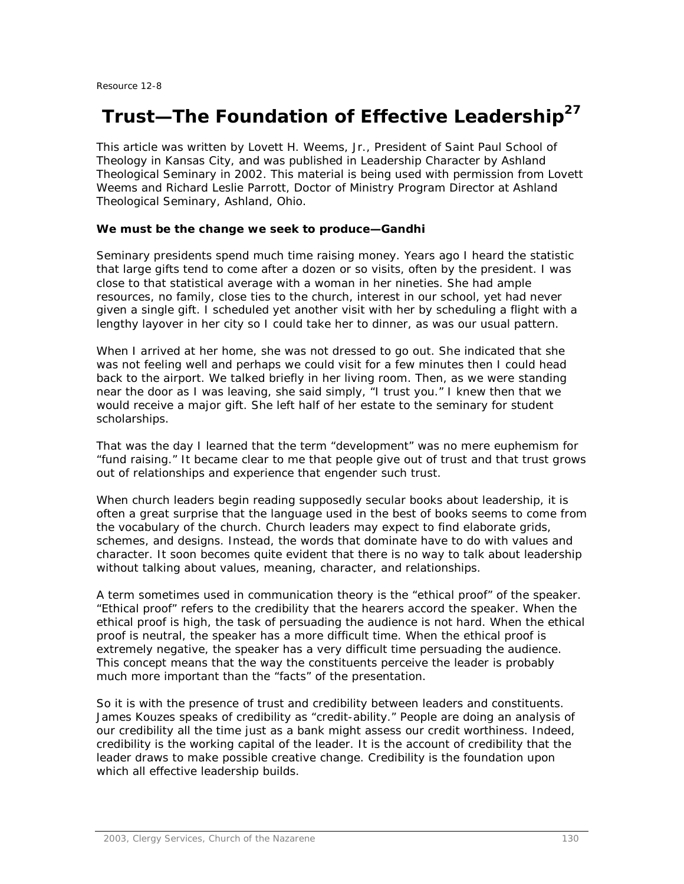Resource 12-8

# Trust—The Foundation of Effective Leadership[27]

This article was written by Lovett H. Weems, Jr., President of Saint Paul School of Theology in Kansas City, and was published in Leadership Character by Ashland Theological Seminary in 2002. This material is being used with permission from Lovett Weems and Richard Leslie Parrott, Doctor of Ministry Program Director at Ashland Theological Seminary, Ashland, Ohio.

**We must be the change we seek to produce—Gandhi**

Seminary presidents spend much time raising money. Years ago I heard the statistic that large gifts tend to come after a dozen or so visits, often by the president. I was close to that statistical average with a woman in her nineties. She had ample resources, no family, close ties to the church, interest in our school, yet had never given a single gift. I scheduled yet another visit with her by scheduling a flight with a lengthy layover in her city so I could take her to dinner, as was our usual pattern.

When I arrived at her home, she was not dressed to go out. She indicated that she was not feeling well and perhaps we could visit for a few minutes then I could head back to the airport. We talked briefly in her living room. Then, as we were standing near the door as I was leaving, she said simply, "I trust you." I knew then that we would receive a major gift. She left half of her estate to the seminary for student scholarships.

That was the day I learned that the term "development" was no mere euphemism for "fund raising." It became clear to me that people give out of trust and that trust grows out of relationships and experience that engender such trust.

When church leaders begin reading supposedly secular books about leadership, it is often a great surprise that the language used in the best of books seems to come from the vocabulary of the church. Church leaders may expect to find elaborate grids, schemes, and designs. Instead, the words that dominate have to do with values and character. It soon becomes quite evident that there is no way to talk about leadership without talking about values, meaning, character, and relationships.

A term sometimes used in communication theory is the "ethical proof" of the speaker. "Ethical proof" refers to the credibility that the hearers accord the speaker. When the ethical proof is high, the task of persuading the audience is not hard. When the ethical proof is neutral, the speaker has a more difficult time. When the ethical proof is extremely negative, the speaker has a very difficult time persuading the audience. This concept means that the way the constituents perceive the leader is probably much more important than the "facts" of the presentation.

So it is with the presence of trust and credibility between leaders and constituents. James Kouzes speaks of credibility as "credit-ability." People are doing an analysis of our credibility all the time just as a bank might assess our credit worthiness. Indeed, credibility is the working capital of the leader. It is the account of credibility that the leader draws to make possible creative change. Credibility is the foundation upon which all effective leadership builds.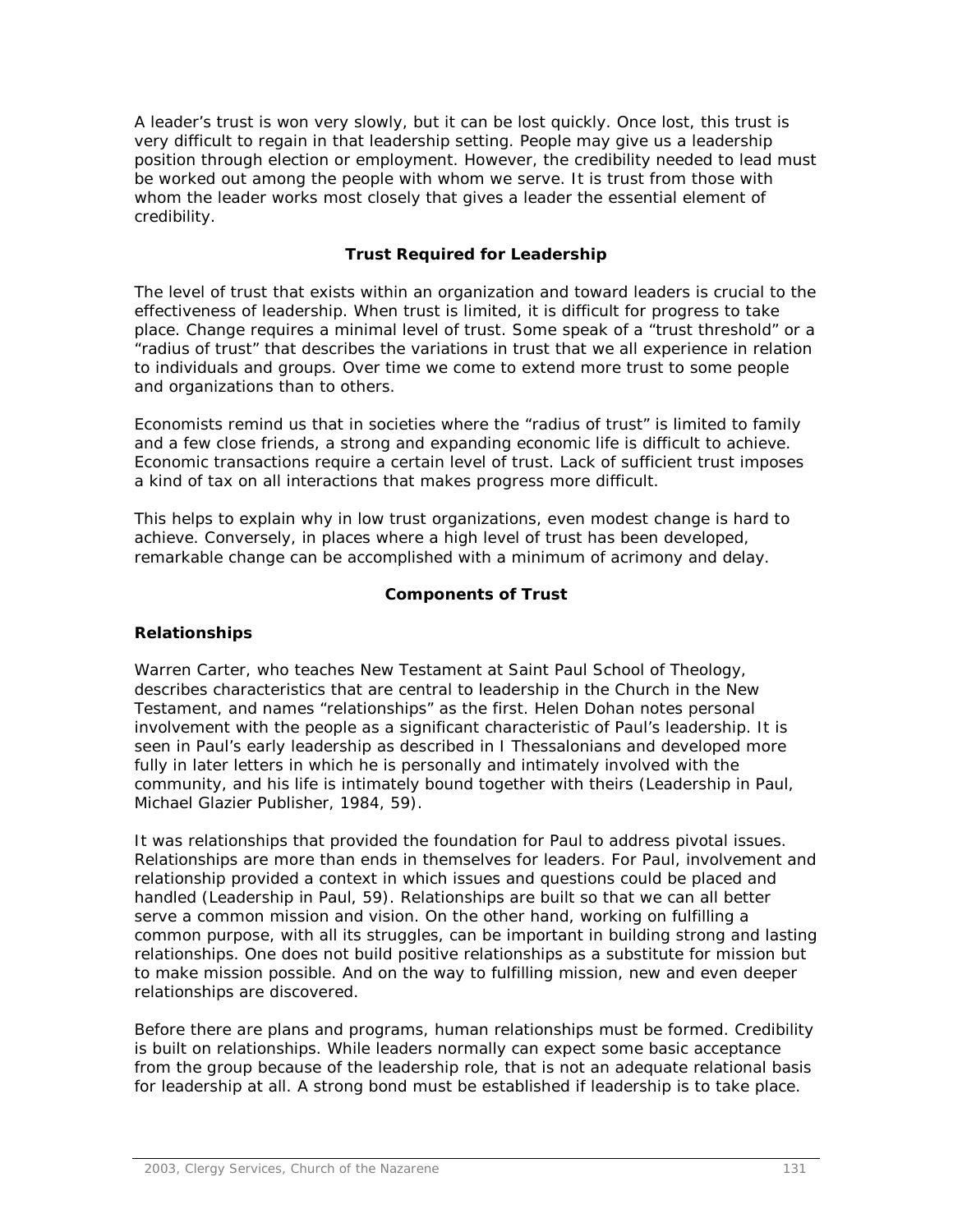A leader's trust is won very slowly, but it can be lost quickly. Once lost, this trust is very difficult to regain in that leadership setting. People may give us a leadership position through election or employment. However, the credibility needed to lead must be worked out among the people with whom we serve. It is trust from those with whom the leader works most closely that gives a leader the essential element of credibility.

## Trust Required for Leadership

The level of trust that exists within an organization and toward leaders is crucial to the effectiveness of leadership. When trust is limited, it is difficult for progress to take place. Change requires a minimal level of trust. Some speak of a "trust threshold" or a "radius of trust" that describes the variations in trust that we all experience in relation to individuals and groups. Over time we come to extend more trust to some people and organizations than to others.

Economists remind us that in societies where the "radius of trust" is limited to family and a few close friends, a strong and expanding economic life is difficult to achieve. Economic transactions require a certain level of trust. Lack of sufficient trust imposes a kind of tax on all interactions that makes progress more difficult.

This helps to explain why in low trust organizations, even modest change is hard to achieve. Conversely, in places where a high level of trust has been developed, remarkable change can be accomplished with a minimum of acrimony and delay.

## Components of Trust

### Relationships

Warren Carter, who teaches New Testament at Saint Paul School of Theology, describes characteristics that are central to leadership in the Church in the New Testament, and names "relationships" as the first. Helen Dohan notes personal involvement with the people as a significant characteristic of Paul's leadership. It is seen in Paul's early leadership as described in I Thessalonians and developed more fully in later letters in which he is personally and intimately involved with the community, and his life is intimately bound together with theirs (Leadership in Paul, Michael Glazier Publisher, 1984, 59).

It was relationships that provided the foundation for Paul to address pivotal issues. Relationships are more than ends in themselves for leaders. For Paul, involvement and relationship provided a context in which issues and questions could be placed and handled (Leadership in Paul, 59). Relationships are built so that we can all better serve a common mission and vision. On the other hand, working on fulfilling a common purpose, with all its struggles, can be important in building strong and lasting relationships. One does not build positive relationships as a substitute for mission but to make mission possible. And on the way to fulfilling mission, new and even deeper relationships are discovered.

Before there are plans and programs, human relationships must be formed. Credibility is built on relationships. While leaders normally can expect some basic acceptance from the group because of the leadership role, that is not an adequate relational basis for leadership at all. A strong bond must be established if leadership is to take place.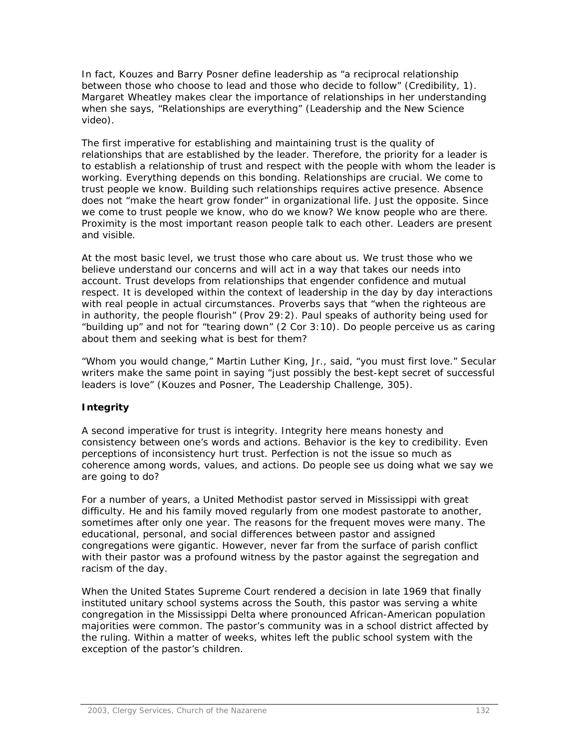In fact, Kouzes and Barry Posner define leadership as “a reciprocal relationship between those who choose to lead and those who decide to follow” (Credibility, 1). Margaret Wheatley makes clear the importance of relationships in her understanding when she says, “Relationships are everything” (Leadership and the New Science video).

The first imperative for establishing and maintaining trust is the quality of relationships that are established by the leader. Therefore, the priority for a leader is to establish a relationship of trust and respect with the people with whom the leader is working. Everything depends on this bonding. Relationships are crucial. We come to trust people we know. Building such relationships requires active presence. Absence does not “make the heart grow fonder” in organizational life. Just the opposite. Since we come to trust people we know, who do we know? We know people who are there. Proximity is the most important reason people talk to each other. Leaders are present and visible.

At the most basic level, we trust those who care about us. We trust those who we believe understand our concerns and will act in a way that takes our needs into account. Trust develops from relationships that engender confidence and mutual respect. It is developed within the context of leadership in the day by day interactions with real people in actual circumstances. Proverbs says that “when the righteous are in authority, the people flourish” (Prov 29:2). Paul speaks of authority being used for “building up” and not for “tearing down” (2 Cor 3:10). Do people perceive us as caring about them and seeking what is best for them?

“Whom you would change,” Martin Luther King, Jr., said, “you must first love.” Secular writers make the same point in saying “just possibly the best-kept secret of successful leaders is love” (Kouzes and Posner, The Leadership Challenge, 305).

**Integrity**

A second imperative for trust is integrity. Integrity here means honesty and consistency between one’s words and actions. Behavior is the key to credibility. Even perceptions of inconsistency hurt trust. Perfection is not the issue so much as coherence among words, values, and actions. Do people see us doing what we say we are going to do?

For a number of years, a United Methodist pastor served in Mississippi with great difficulty. He and his family moved regularly from one modest pastorate to another, sometimes after only one year. The reasons for the frequent moves were many. The educational, personal, and social differences between pastor and assigned congregations were gigantic. However, never far from the surface of parish conflict with their pastor was a profound witness by the pastor against the segregation and racism of the day.

When the United States Supreme Court rendered a decision in late 1969 that finally instituted unitary school systems across the South, this pastor was serving a white congregation in the Mississippi Delta where pronounced African-American population majorities were common. The pastor’s community was in a school district affected by the ruling. Within a matter of weeks, whites left the public school system with the exception of the pastor’s children.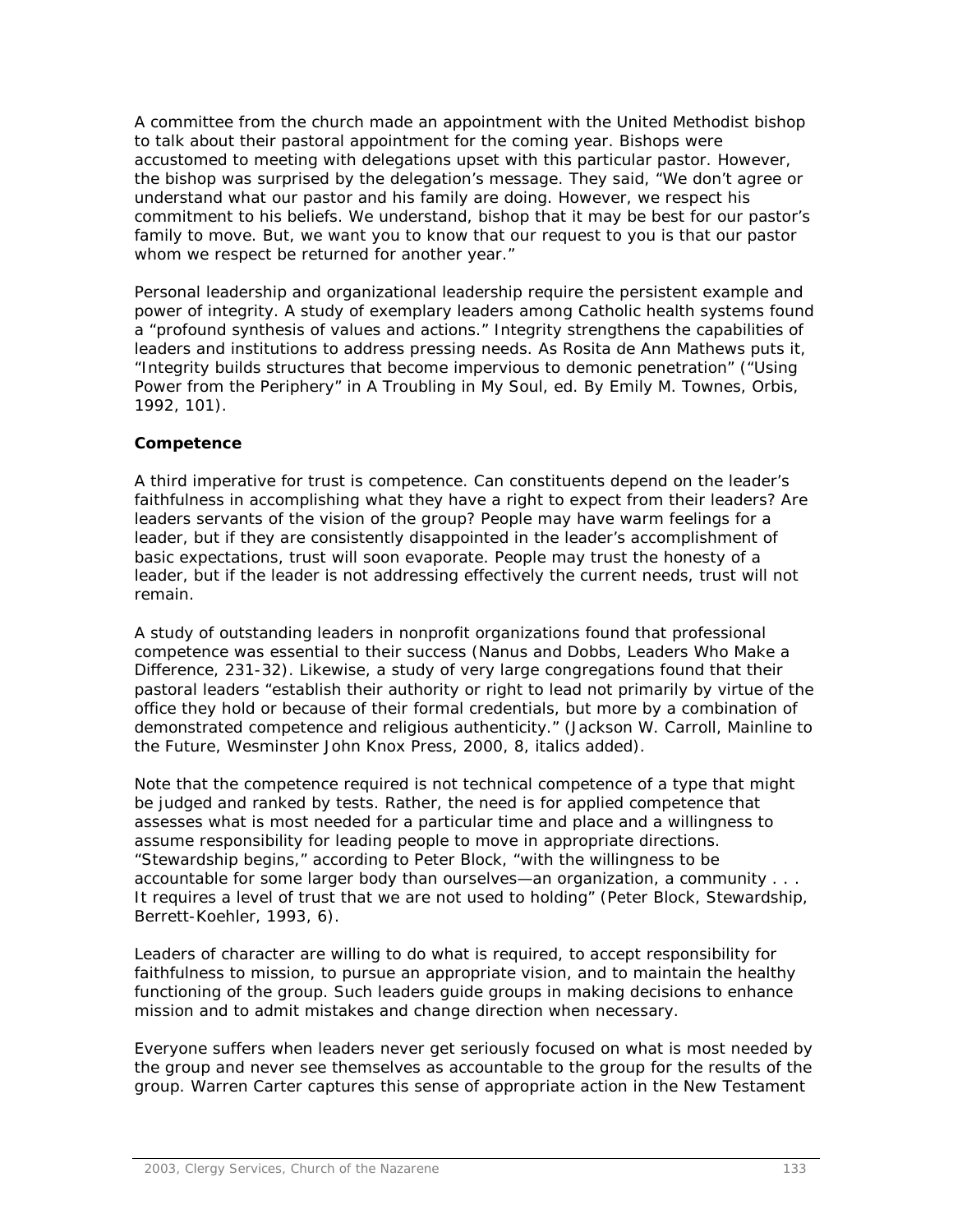A committee from the church made an appointment with the United Methodist bishop to talk about their pastoral appointment for the coming year. Bishops were accustomed to meeting with delegations upset with this particular pastor. However, the bishop was surprised by the delegation's message. They said, "We don't agree or understand what our pastor and his family are doing. However, we respect his commitment to his beliefs. We understand, bishop that it may be best for our pastor's family to move. But, we want you to know that our request to you is that our pastor whom we respect be returned for another year."

Personal leadership and organizational leadership require the persistent example and power of integrity. A study of exemplary leaders among Catholic health systems found a "profound synthesis of values and actions." Integrity strengthens the capabilities of leaders and institutions to address pressing needs. As Rosita de Ann Mathews puts it, "Integrity builds structures that become impervious to demonic penetration" ("Using Power from the Periphery" in A Troubling in My Soul, ed. By Emily M. Townes, Orbis, 1992, 101).

**Competence**

A third imperative for trust is competence. Can constituents depend on the leader's faithfulness in accomplishing what they have a right to expect from their leaders? Are leaders servants of the vision of the group? People may have warm feelings for a leader, but if they are consistently disappointed in the leader's accomplishment of basic expectations, trust will soon evaporate. People may trust the honesty of a leader, but if the leader is not addressing effectively the current needs, trust will not remain.

A study of outstanding leaders in nonprofit organizations found that professional competence was essential to their success (Nanus and Dobbs, Leaders Who Make a Difference, 231-32). Likewise, a study of very large congregations found that their pastoral leaders "establish their authority or right to lead not primarily by virtue of the office they hold or because of their formal credentials, but more by a combination of demonstrated competence and religious authenticity." (Jackson W. Carroll, Mainline to the Future, Wesminster John Knox Press, 2000, 8, italics added).

Note that the competence required is not technical competence of a type that might be judged and ranked by tests. Rather, the need is for applied competence that assesses what is most needed for a particular time and place and a willingness to assume responsibility for leading people to move in appropriate directions. "Stewardship begins," according to Peter Block, "with the willingness to be accountable for some larger body than ourselves—an organization, a community . . . It requires a level of trust that we are not used to holding" (Peter Block, Stewardship, Berrett-Koehler, 1993, 6).

Leaders of character are willing to do what is required, to accept responsibility for faithfulness to mission, to pursue an appropriate vision, and to maintain the healthy functioning of the group. Such leaders guide groups in making decisions to enhance mission and to admit mistakes and change direction when necessary.

Everyone suffers when leaders never get seriously focused on what is most needed by the group and never see themselves as accountable to the group for the results of the group. Warren Carter captures this sense of appropriate action in the New Testament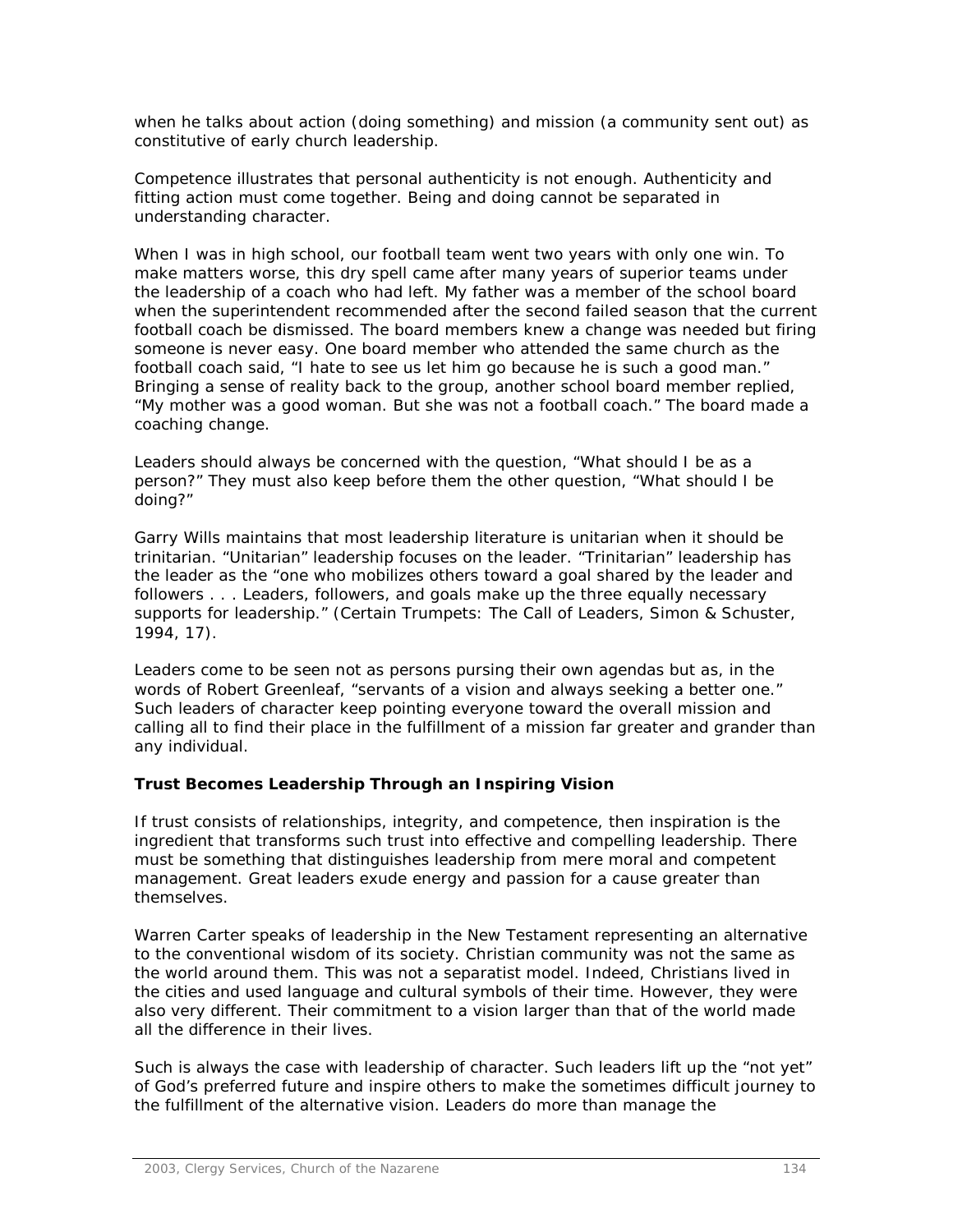when he talks about action (doing something) and mission (a community sent out) as constitutive of early church leadership.

Competence illustrates that personal authenticity is not enough. Authenticity and fitting action must come together. Being and doing cannot be separated in understanding character.

When I was in high school, our football team went two years with only one win. To make matters worse, this dry spell came after many years of superior teams under the leadership of a coach who had left. My father was a member of the school board when the superintendent recommended after the second failed season that the current football coach be dismissed. The board members knew a change was needed but firing someone is never easy. One board member who attended the same church as the football coach said, "I hate to see us let him go because he is such a good man." Bringing a sense of reality back to the group, another school board member replied, "My mother was a good woman. But she was not a football coach." The board made a coaching change.

Leaders should always be concerned with the question, "What should I be as a person?" They must also keep before them the other question, "What should I be doing?"

Garry Wills maintains that most leadership literature is unitarian when it should be trinitarian. "Unitarian" leadership focuses on the leader. "Trinitarian" leadership has the leader as the "one who mobilizes others toward a goal shared by the leader and followers . . . Leaders, followers, and goals make up the three equally necessary supports for leadership." (*Certain Trumpets: The Call of Leaders*, Simon & Schuster, 1994, 17).

Leaders come to be seen not as persons pursing their own agendas but as, in the words of Robert Greenleaf, "servants of a vision and always seeking a better one." Such leaders of character keep pointing everyone toward the overall mission and calling all to find their place in the fulfillment of a mission far greater and grander than any individual.

**Trust Becomes Leadership Through an Inspiring Vision**

If trust consists of relationships, integrity, and competence, then inspiration is the ingredient that transforms such trust into effective and compelling leadership. There must be something that distinguishes leadership from mere moral and competent management. Great leaders exude energy and passion for a cause greater than themselves.

Warren Carter speaks of leadership in the New Testament representing an alternative to the conventional wisdom of its society. Christian community was not the same as the world around them. This was not a separatist model. Indeed, Christians lived in the cities and used language and cultural symbols of their time. However, they were also very different. Their commitment to a vision larger than that of the world made all the difference in their lives.

Such is always the case with leadership of character. Such leaders lift up the "not yet" of God's preferred future and inspire others to make the sometimes difficult journey to the fulfillment of the alternative vision. Leaders do more than manage the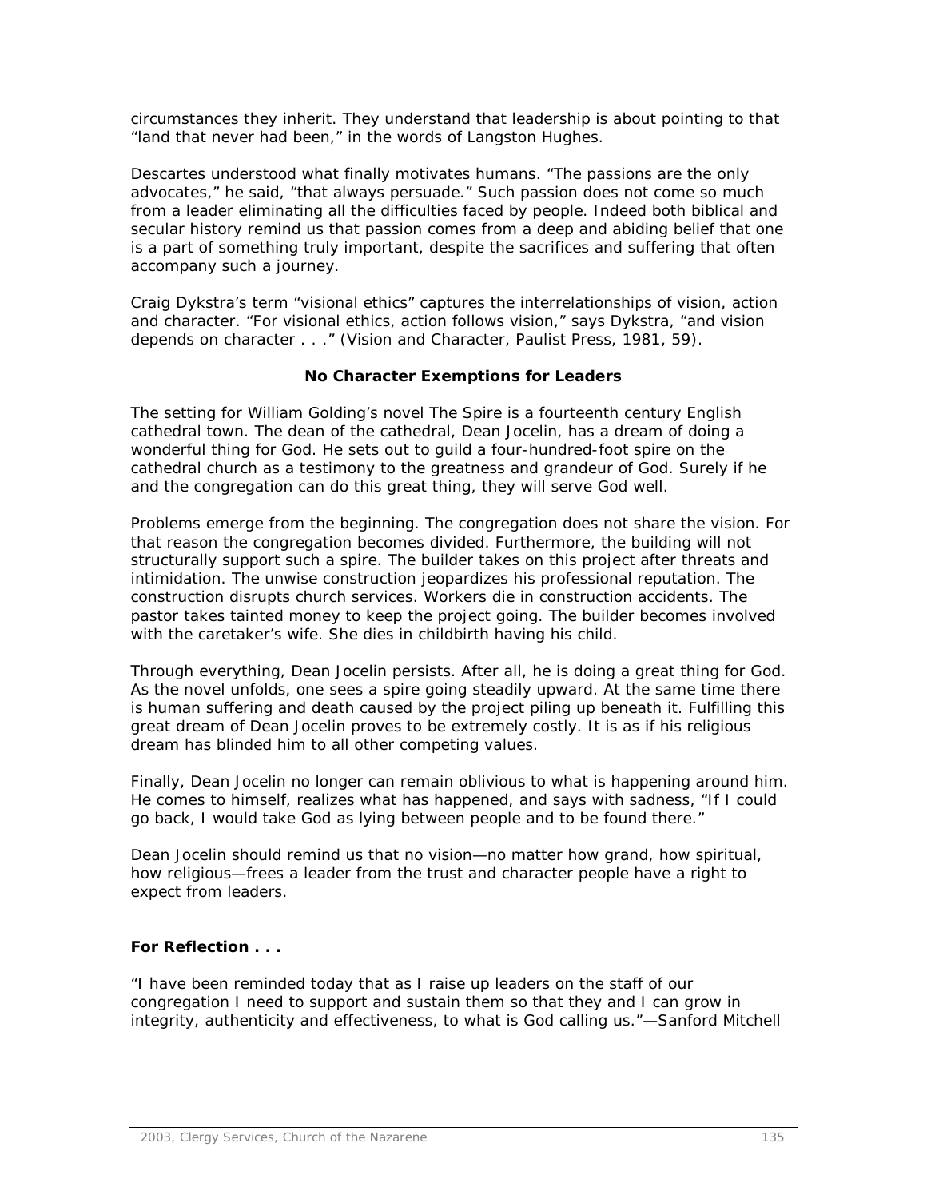circumstances they inherit. They understand that leadership is about pointing to that "land that never had been," in the words of Langston Hughes.

Descartes understood what finally motivates humans. "The passions are the only advocates," he said, "that always persuade." Such passion does not come so much from a leader eliminating all the difficulties faced by people. Indeed both biblical and secular history remind us that passion comes from a deep and abiding belief that one is a part of something truly important, despite the sacrifices and suffering that often accompany such a journey.

Craig Dykstra's term "visional ethics" captures the interrelationships of vision, action and character. "For visional ethics, action follows vision," says Dykstra, "and vision depends on character . . ." (Vision and Character, Paulist Press, 1981, 59).

### No Character Exemptions for Leaders

The setting for William Golding's novel The Spire is a fourteenth century English cathedral town. The dean of the cathedral, Dean Jocelin, has a dream of doing a wonderful thing for God. He sets out to guild a four-hundred-foot spire on the cathedral church as a testimony to the greatness and grandeur of God. Surely if he and the congregation can do this great thing, they will serve God well.

Problems emerge from the beginning. The congregation does not share the vision. For that reason the congregation becomes divided. Furthermore, the building will not structurally support such a spire. The builder takes on this project after threats and intimidation. The unwise construction jeopardizes his professional reputation. The construction disrupts church services. Workers die in construction accidents. The pastor takes tainted money to keep the project going. The builder becomes involved with the caretaker's wife. She dies in childbirth having his child.

Through everything, Dean Jocelin persists. After all, he is doing a great thing for God. As the novel unfolds, one sees a spire going steadily upward. At the same time there is human suffering and death caused by the project piling up beneath it. Fulfilling this great dream of Dean Jocelin proves to be extremely costly. It is as if his religious dream has blinded him to all other competing values.

Finally, Dean Jocelin no longer can remain oblivious to what is happening around him. He comes to himself, realizes what has happened, and says with sadness, "If I could go back, I would take God as lying between people and to be found there."

Dean Jocelin should remind us that no vision—no matter how grand, how spiritual, how religious—frees a leader from the trust and character people have a right to expect from leaders.

#### For Reflection . . .

"I have been reminded today that as I raise up leaders on the staff of our congregation I need to support and sustain them so that they and I can grow in integrity, authenticity and effectiveness, to what is God calling us."—Sanford Mitchell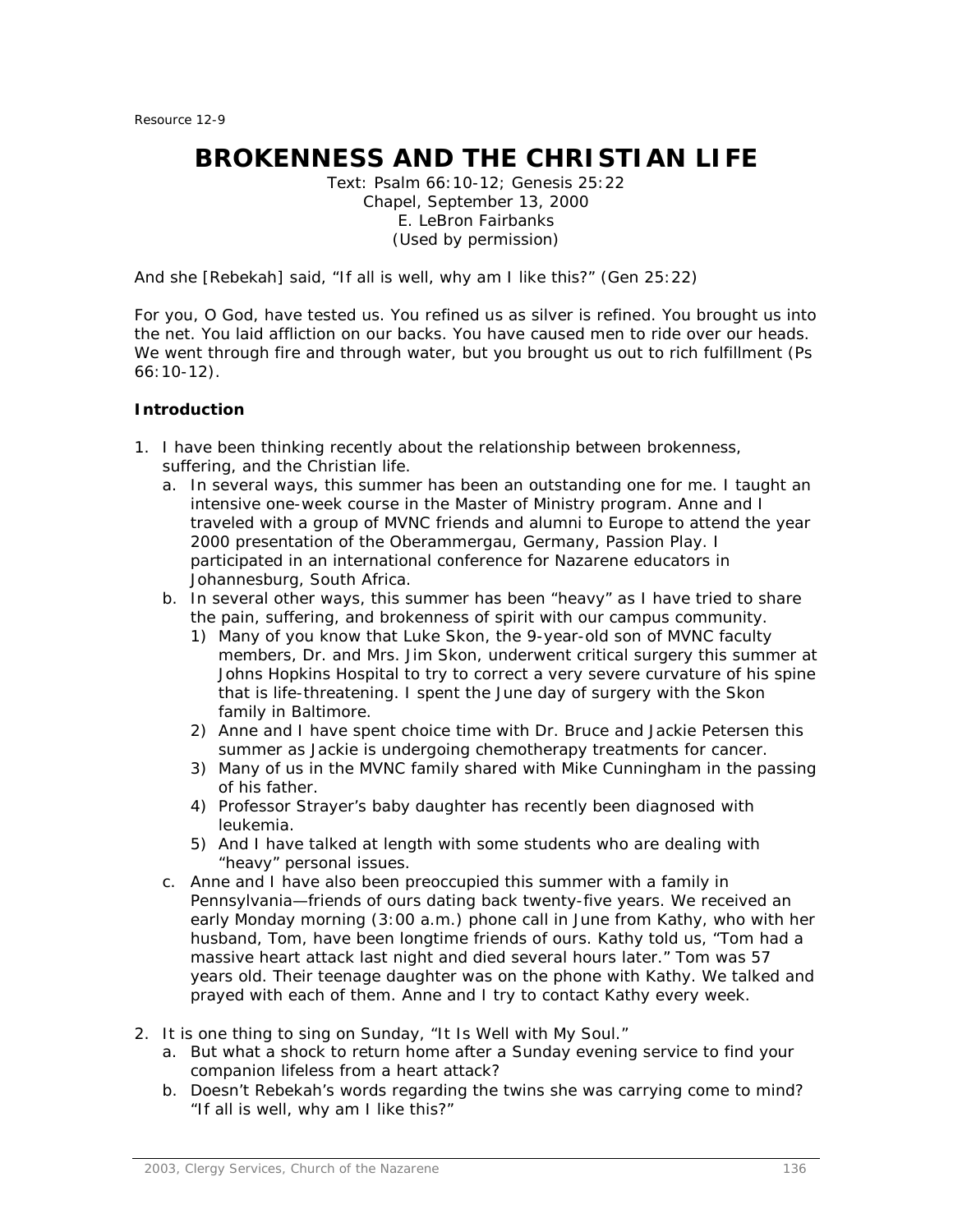Resource 12-9

# BROKENNESS AND THE CHRISTIAN LIFE

Text: Psalm 66:10-12; Genesis 25:22
Chapel, September 13, 2000
E. LeBron Fairbanks
(Used by permission)

And she [Rebekah] said, "If all is well, why am I like this?" (Gen 25:22)

For you, O God, have tested us. You refined us as silver is refined. You brought us into the net. You laid affliction on our backs. You have caused men to ride over our heads. We went through fire and through water, but you brought us out to rich fulfillment (Ps 66:10-12).

**Introduction**

1. I have been thinking recently about the relationship between brokenness, suffering, and the Christian life.
   a. In several ways, this summer has been an outstanding one for me. I taught an intensive one-week course in the Master of Ministry program. Anne and I traveled with a group of MVNC friends and alumni to Europe to attend the year 2000 presentation of the Oberammergau, Germany, Passion Play. I participated in an international conference for Nazarene educators in Johannesburg, South Africa.
   b. In several other ways, this summer has been "heavy" as I have tried to share the pain, suffering, and brokenness of spirit with our campus community.
      1) Many of you know that Luke Skon, the 9-year-old son of MVNC faculty members, Dr. and Mrs. Jim Skon, underwent critical surgery this summer at Johns Hopkins Hospital to try to correct a very severe curvature of his spine that is life-threatening. I spent the June day of surgery with the Skon family in Baltimore.
      2) Anne and I have spent choice time with Dr. Bruce and Jackie Petersen this summer as Jackie is undergoing chemotherapy treatments for cancer.
      3) Many of us in the MVNC family shared with Mike Cunningham in the passing of his father.
      4) Professor Strayer's baby daughter has recently been diagnosed with leukemia.
      5) And I have talked at length with some students who are dealing with "heavy" personal issues.
   c. Anne and I have also been preoccupied this summer with a family in Pennsylvania—friends of ours dating back twenty-five years. We received an early Monday morning (3:00 a.m.) phone call in June from Kathy, who with her husband, Tom, have been longtime friends of ours. Kathy told us, "Tom had a massive heart attack last night and died several hours later." Tom was 57 years old. Their teenage daughter was on the phone with Kathy. We talked and prayed with each of them. Anne and I try to contact Kathy every week.

2. It is one thing to sing on Sunday, "It Is Well with My Soul."
   a. But what a shock to return home after a Sunday evening service to find your companion lifeless from a heart attack?
   b. Doesn't Rebekah's words regarding the twins she was carrying come to mind? "If all is well, why am I like this?"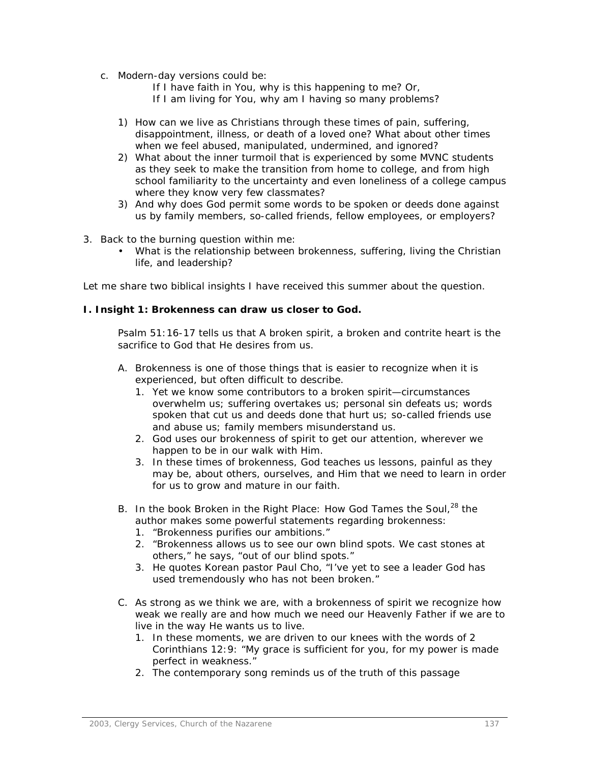c. Modern-day versions could be:

    If I have faith in You, why is this happening to me? Or,
    If I am living for You, why am I having so many problems?

    1) How can we live as Christians through these times of pain, suffering, disappointment, illness, or death of a loved one? What about other times when we feel abused, manipulated, undermined, and ignored?
    2) What about the inner turmoil that is experienced by some MVNC students as they seek to make the transition from home to college, and from high school familiarity to the uncertainty and even loneliness of a college campus where they know very few classmates?
    3) And why does God permit some words to be spoken or deeds done against us by family members, so-called friends, fellow employees, or employers?

3. Back to the burning question within me:
    - What is the relationship between brokenness, suffering, living the Christian life, and leadership?

Let me share two biblical insights I have received this summer about the question.

**I. Insight 1: Brokenness can draw us closer to God.**

Psalm 51:16-17 tells us that A broken spirit, a broken and contrite heart is the sacrifice to God that He desires from us.

A. Brokenness is one of those things that is easier to recognize when it is experienced, but often difficult to describe.
    1. Yet we know some contributors to a broken spirit—circumstances overwhelm us; suffering overtakes us; personal sin defeats us; words spoken that cut us and deeds done that hurt us; so-called friends use and abuse us; family members misunderstand us.
    2. God uses our brokenness of spirit to get our attention, wherever we happen to be in our walk with Him.
    3. In these times of brokenness, God teaches us lessons, painful as they may be, about others, ourselves, and Him that we need to learn in order for us to grow and mature in our faith.

B. In the book Broken in the Right Place: How God Tames the Soul,[28] the author makes some powerful statements regarding brokenness:
    1. "Brokenness purifies our ambitions."
    2. "Brokenness allows us to see our own blind spots. We cast stones at others," he says, "out of our blind spots."
    3. He quotes Korean pastor Paul Cho, "I've yet to see a leader God has used tremendously who has not been broken."

C. As strong as we think we are, with a brokenness of spirit we recognize how weak we really are and how much we need our Heavenly Father if we are to live in the way He wants us to live.
    1. In these moments, we are driven to our knees with the words of 2 Corinthians 12:9: "My grace is sufficient for you, for my power is made perfect in weakness."
    2. The contemporary song reminds us of the truth of this passage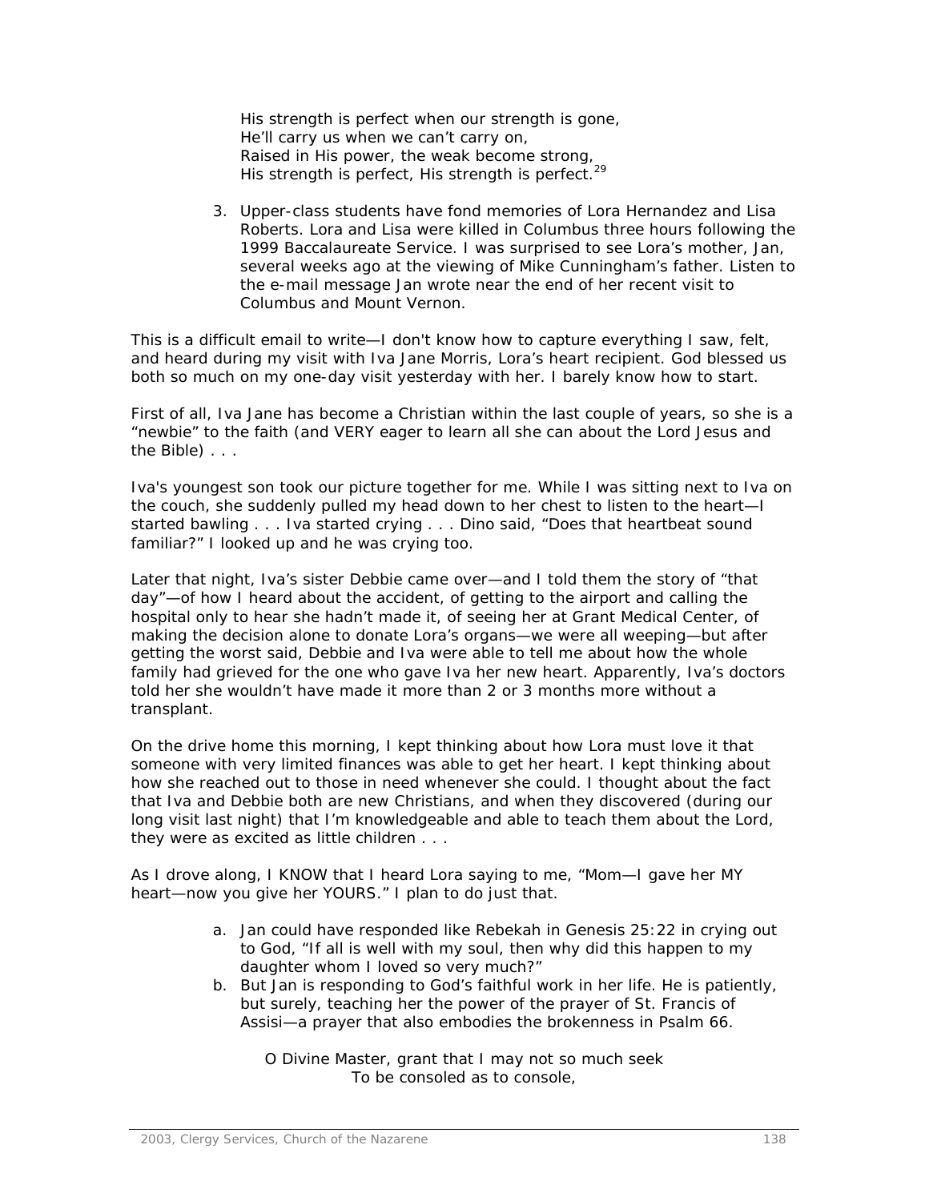His strength is perfect when our strength is gone,
He'll carry us when we can't carry on,
Raised in His power, the weak become strong,
His strength is perfect, His strength is perfect.[29]

3. Upper-class students have fond memories of Lora Hernandez and Lisa Roberts. Lora and Lisa were killed in Columbus three hours following the 1999 Baccalaureate Service. I was surprised to see Lora's mother, Jan, several weeks ago at the viewing of Mike Cunningham's father. Listen to the e-mail message Jan wrote near the end of her recent visit to Columbus and Mount Vernon.

This is a difficult email to write—I don't know how to capture everything I saw, felt, and heard during my visit with Iva Jane Morris, Lora's heart recipient. God blessed us both so much on my one-day visit yesterday with her. I barely know how to start.

First of all, Iva Jane has become a Christian within the last couple of years, so she is a "newbie" to the faith (and VERY eager to learn all she can about the Lord Jesus and the Bible) . . .

Iva's youngest son took our picture together for me. While I was sitting next to Iva on the couch, she suddenly pulled my head down to her chest to listen to the heart—I started bawling . . . Iva started crying . . . Dino said, "Does that heartbeat sound familiar?" I looked up and he was crying too.

Later that night, Iva's sister Debbie came over—and I told them the story of "that day"—of how I heard about the accident, of getting to the airport and calling the hospital only to hear she hadn't made it, of seeing her at Grant Medical Center, of making the decision alone to donate Lora's organs—we were all weeping—but after getting the worst said, Debbie and Iva were able to tell me about how the whole family had grieved for the one who gave Iva her new heart. Apparently, Iva's doctors told her she wouldn't have made it more than 2 or 3 months more without a transplant.

On the drive home this morning, I kept thinking about how Lora must love it that someone with very limited finances was able to get her heart. I kept thinking about how she reached out to those in need whenever she could. I thought about the fact that Iva and Debbie both are new Christians, and when they discovered (during our long visit last night) that I'm knowledgeable and able to teach them about the Lord, they were as excited as little children . . .

As I drove along, I KNOW that I heard Lora saying to me, "Mom—I gave her MY heart—now you give her YOURS." I plan to do just that.

a. Jan could have responded like Rebekah in Genesis 25:22 in crying out to God, "If all is well with my soul, then why did this happen to my daughter whom I loved so very much?"
b. But Jan is responding to God's faithful work in her life. He is patiently, but surely, teaching her the power of the prayer of St. Francis of Assisi—a prayer that also embodies the brokenness in Psalm 66.

O Divine Master, grant that I may not so much seek
To be consoled as to console,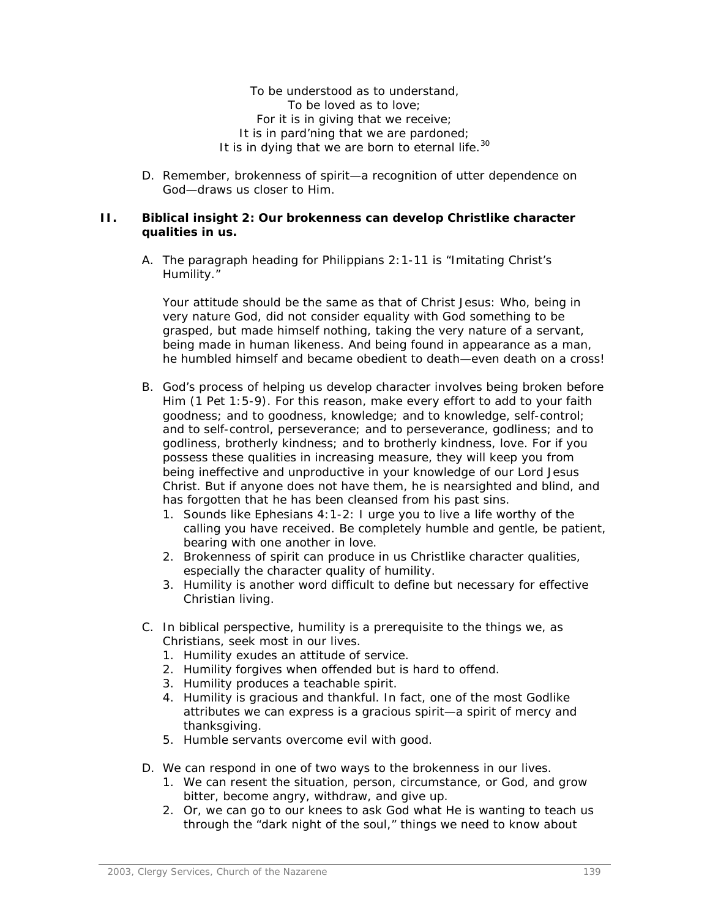To be understood as to understand,  
To be loved as to love;  
For it is in giving that we receive;  
It is in pard'ning that we are pardoned;  
It is in dying that we are born to eternal life.[30]

D. Remember, brokenness of spirit—a recognition of utter dependence on God—draws us closer to Him.

## II. Biblical insight 2: Our brokenness can develop Christlike character qualities in us.

A. The paragraph heading for Philippians 2:1-11 is "Imitating Christ's Humility."

Your attitude should be the same as that of Christ Jesus: Who, being in very nature God, did not consider equality with God something to be grasped, but made himself nothing, taking the very nature of a servant, being made in human likeness. And being found in appearance as a man, he humbled himself and became obedient to death—even death on a cross!

B. God's process of helping us develop character involves being broken before Him (1 Pet 1:5-9). For this reason, make every effort to add to your faith goodness; and to goodness, knowledge; and to knowledge, self-control; and to self-control, perseverance; and to perseverance, godliness; and to godliness, brotherly kindness; and to brotherly kindness, love. For if you possess these qualities in increasing measure, they will keep you from being ineffective and unproductive in your knowledge of our Lord Jesus Christ. But if anyone does not have them, he is nearsighted and blind, and has forgotten that he has been cleansed from his past sins.
   1. Sounds like Ephesians 4:1-2: I urge you to live a life worthy of the calling you have received. Be completely humble and gentle, be patient, bearing with one another in love.
   2. Brokenness of spirit can produce in us Christlike character qualities, especially the character quality of humility.
   3. Humility is another word difficult to define but necessary for effective Christian living.

C. In biblical perspective, humility is a prerequisite to the things we, as Christians, seek most in our lives.
   1. Humility exudes an attitude of service.
   2. Humility forgives when offended but is hard to offend.
   3. Humility produces a teachable spirit.
   4. Humility is gracious and thankful. In fact, one of the most Godlike attributes we can express is a gracious spirit—a spirit of mercy and thanksgiving.
   5. Humble servants overcome evil with good.

D. We can respond in one of two ways to the brokenness in our lives.
   1. We can resent the situation, person, circumstance, or God, and grow bitter, become angry, withdraw, and give up.
   2. Or, we can go to our knees to ask God what He is wanting to teach us through the "dark night of the soul," things we need to know about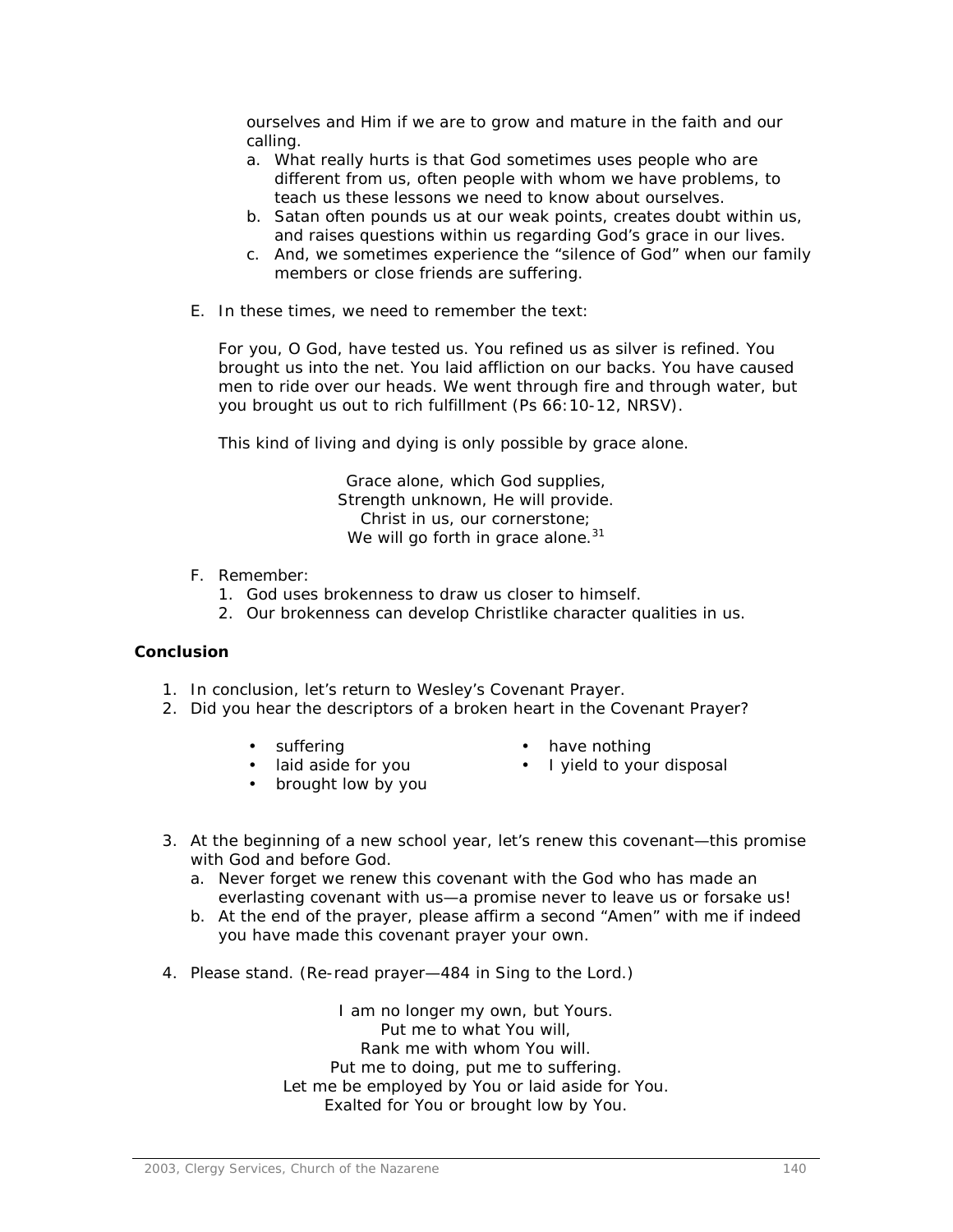ourselves and Him if we are to grow and mature in the faith and our calling.

a. What really hurts is that God sometimes uses people who are different from us, often people with whom we have problems, to teach us these lessons we need to know about ourselves.
b. Satan often pounds us at our weak points, creates doubt within us, and raises questions within us regarding God's grace in our lives.
c. And, we sometimes experience the "silence of God" when our family members or close friends are suffering.

E. In these times, we need to remember the text:

For you, O God, have tested us. You refined us as silver is refined. You brought us into the net. You laid affliction on our backs. You have caused men to ride over our heads. We went through fire and through water, but you brought us out to rich fulfillment (Ps 66:10-12, NRSV).

This kind of living and dying is only possible by grace alone.

Grace alone, which God supplies,
Strength unknown, He will provide.
Christ in us, our cornerstone;
We will go forth in grace alone.[31]

F. Remember:
1. God uses brokenness to draw us closer to himself.
2. Our brokenness can develop Christlike character qualities in us.

**Conclusion**

1. In conclusion, let's return to Wesley's Covenant Prayer.
2. Did you hear the descriptors of a broken heart in the Covenant Prayer?

- suffering
- laid aside for you
- brought low by you
- have nothing
- I yield to your disposal

3. At the beginning of a new school year, let's renew this covenant—this promise with God and before God.
   a. Never forget we renew this covenant with the God who has made an everlasting covenant with us—a promise never to leave us or forsake us!
   b. At the end of the prayer, please affirm a second "Amen" with me if indeed you have made this covenant prayer your own.
4. Please stand. (Re-read prayer—484 in Sing to the Lord.)

I am no longer my own, but Yours.
Put me to what You will,
Rank me with whom You will.
Put me to doing, put me to suffering.
Let me be employed by You or laid aside for You.
Exalted for You or brought low by You.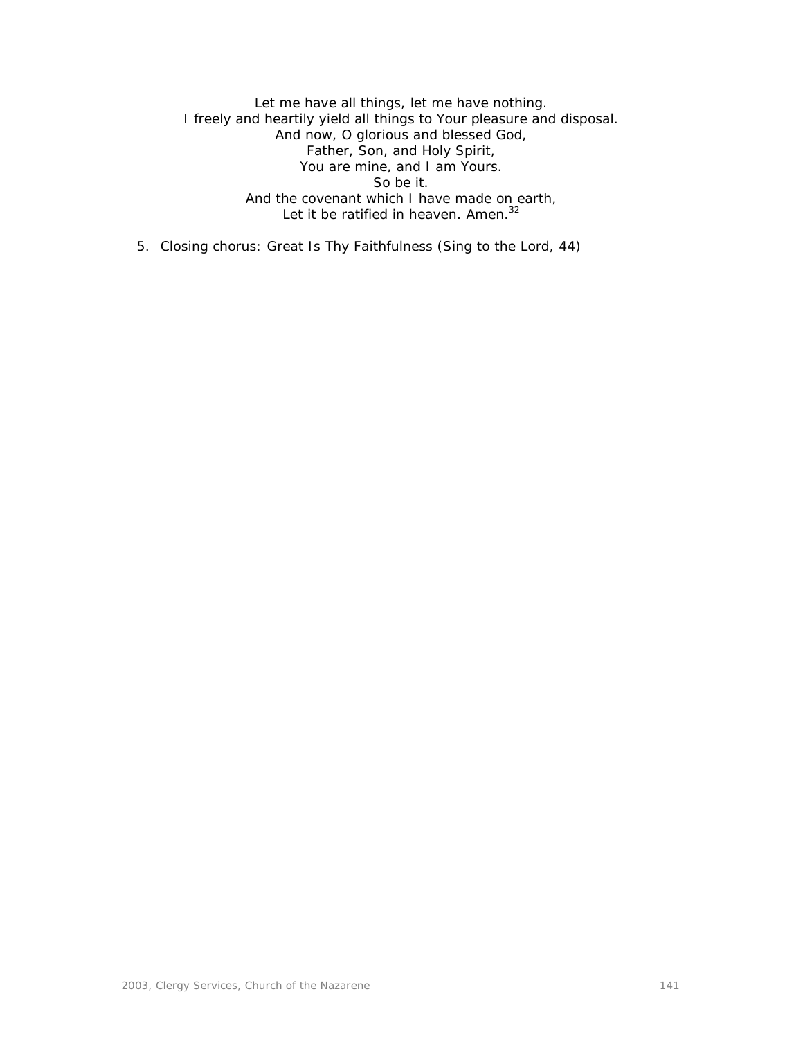Let me have all things, let me have nothing.
I freely and heartily yield all things to Your pleasure and disposal.
And now, O glorious and blessed God,
Father, Son, and Holy Spirit,
You are mine, and I am Yours.
So be it.
And the covenant which I have made on earth,
Let it be ratified in heaven. Amen.[32]

5. Closing chorus: Great Is Thy Faithfulness (Sing to the Lord, 44)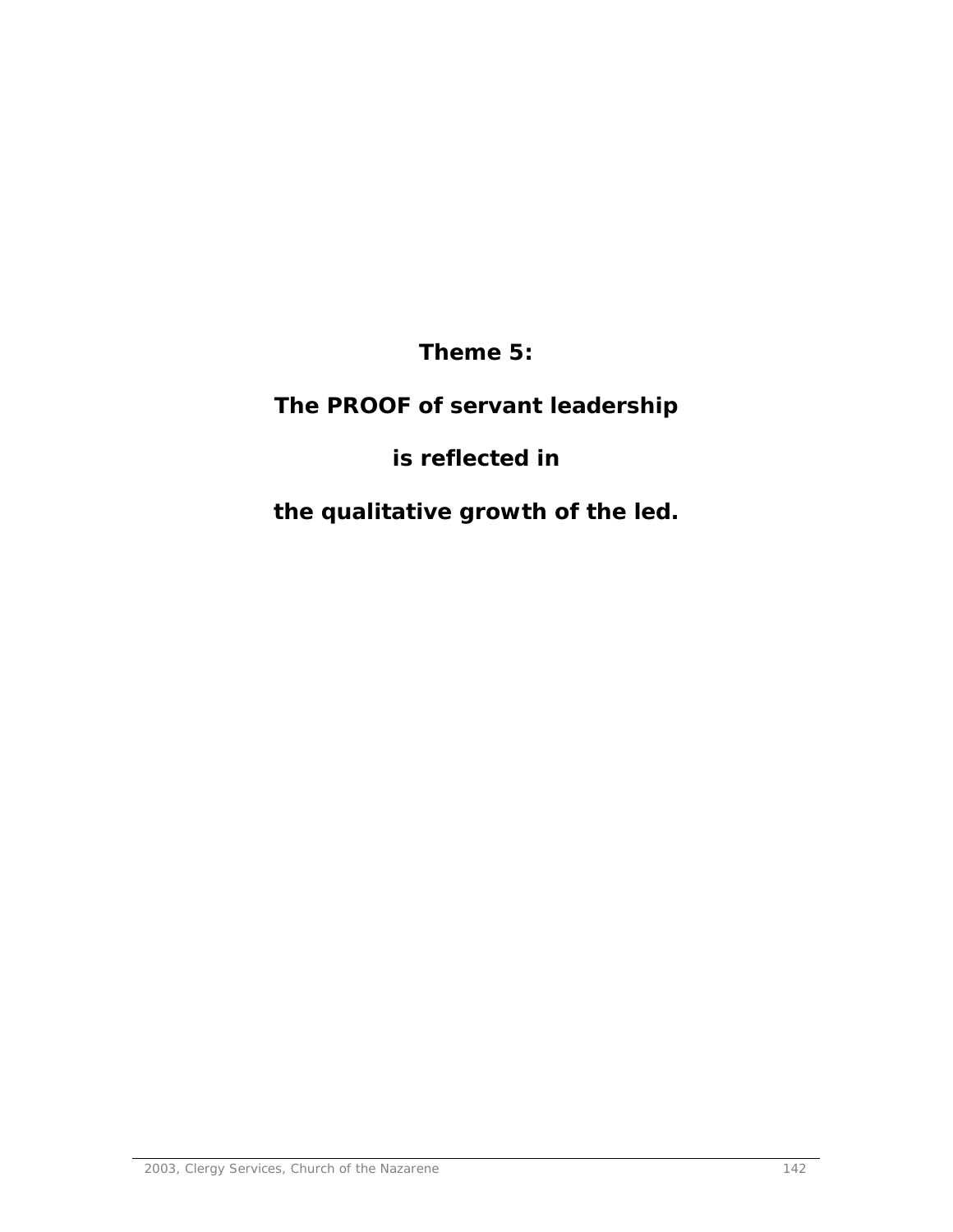**Theme 5:**

**The PROOF of servant leadership**

**is reflected in**

**the qualitative growth of the led.**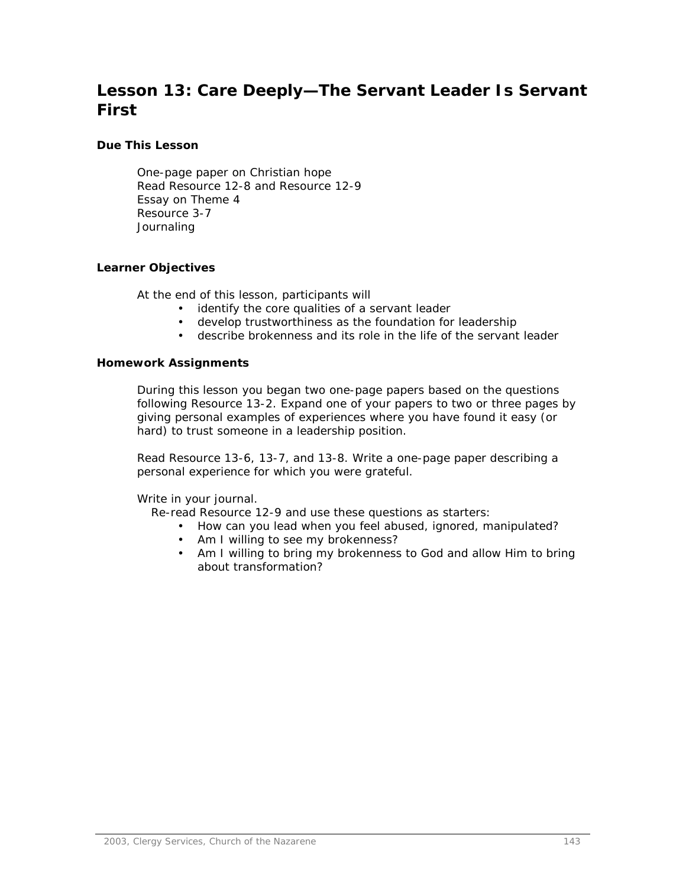# Lesson 13: Care Deeply—The Servant Leader Is Servant First

### Due This Lesson

One-page paper on Christian hope
Read Resource 12-8 and Resource 12-9
Essay on Theme 4
Resource 3-7
Journaling

### Learner Objectives

At the end of this lesson, participants will

- identify the core qualities of a servant leader
- develop trustworthiness as the foundation for leadership
- describe brokenness and its role in the life of the servant leader

### Homework Assignments

During this lesson you began two one-page papers based on the questions following Resource 13-2. Expand one of your papers to two or three pages by giving personal examples of experiences where you have found it easy (or hard) to trust someone in a leadership position.

Read Resource 13-6, 13-7, and 13-8. Write a one-page paper describing a personal experience for which you were grateful.

Write in your journal.

Re-read Resource 12-9 and use these questions as starters:

- How can you lead when you feel abused, ignored, manipulated?
- Am I willing to see my brokenness?
- Am I willing to bring my brokenness to God and allow Him to bring about transformation?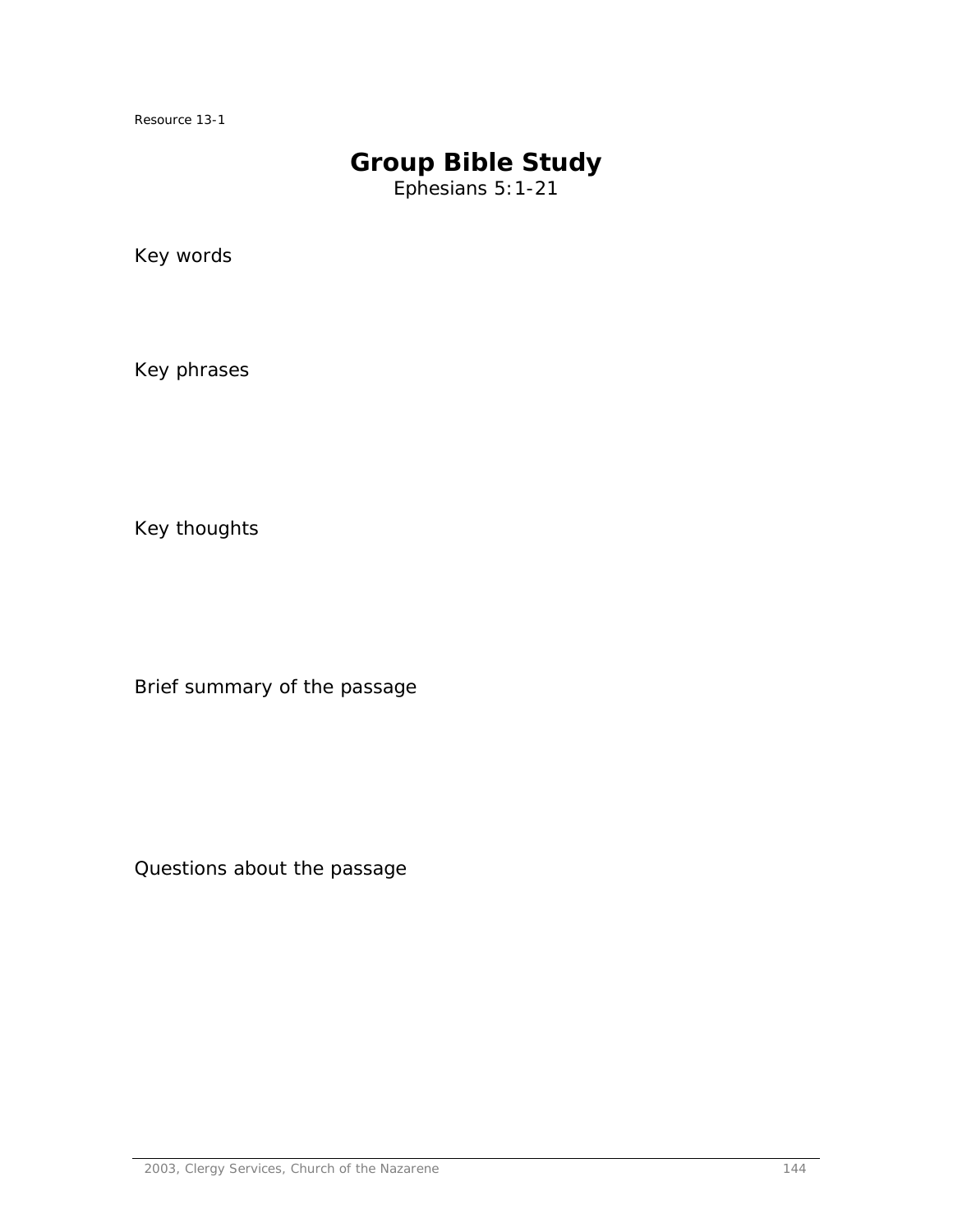Resource 13-1

# Group Bible Study

Ephesians 5:1-21

Key words

Key phrases

Key thoughts

Brief summary of the passage

Questions about the passage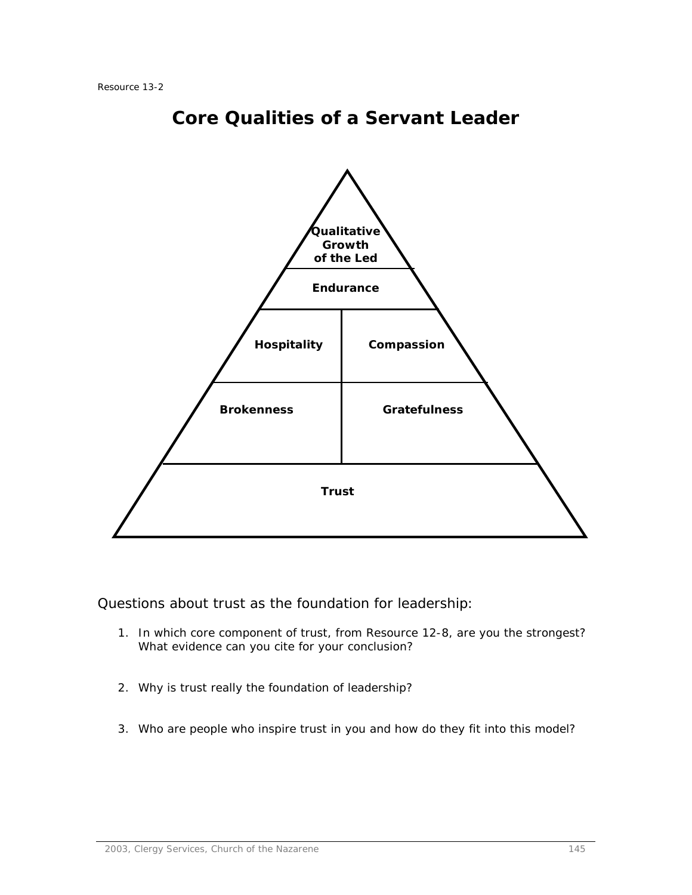Resource 13-2

# Core Qualities of a Servant Leader

**Qualitative Growth of the Led**

**Endurance**

**Hospitality** | **Compassion**

**Brokenness** | **Gratefulness**

**Trust**

Questions about trust as the foundation for leadership:

1. In which core component of trust, from Resource 12-8, are you the strongest? What evidence can you cite for your conclusion?

2. Why is trust really the foundation of leadership?

3. Who are people who inspire trust in you and how do they fit into this model?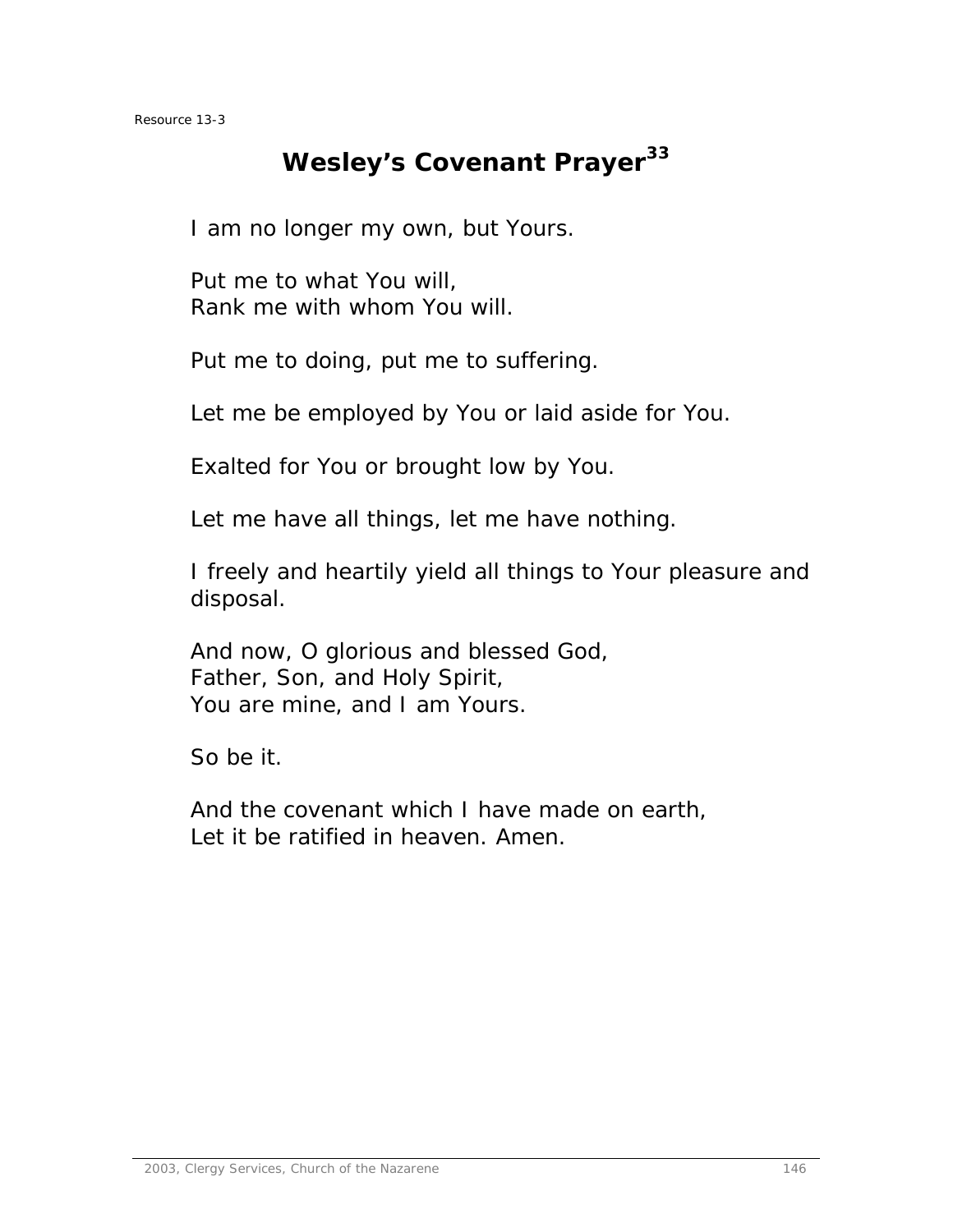Resource 13-3

# Wesley's Covenant Prayer[33]

I am no longer my own, but Yours.

Put me to what You will,
Rank me with whom You will.

Put me to doing, put me to suffering.

Let me be employed by You or laid aside for You.

Exalted for You or brought low by You.

Let me have all things, let me have nothing.

I freely and heartily yield all things to Your pleasure and disposal.

And now, O glorious and blessed God,
Father, Son, and Holy Spirit,
You are mine, and I am Yours.

So be it.

And the covenant which I have made on earth,
Let it be ratified in heaven. Amen.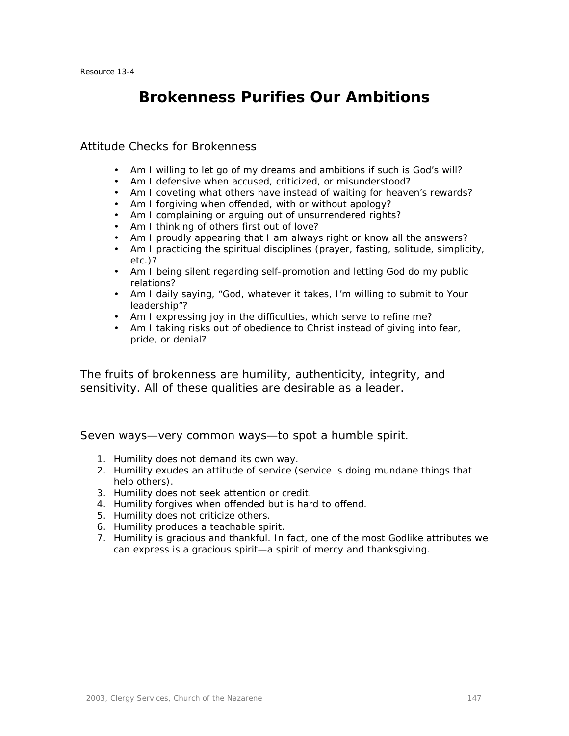Resource 13-4

# Brokenness Purifies Our Ambitions

## Attitude Checks for Brokenness

- Am I willing to let go of my dreams and ambitions if such is God's will?
- Am I defensive when accused, criticized, or misunderstood?
- Am I coveting what others have instead of waiting for heaven's rewards?
- Am I forgiving when offended, with or without apology?
- Am I complaining or arguing out of unsurrendered rights?
- Am I thinking of others first out of love?
- Am I proudly appearing that I am always right or know all the answers?
- Am I practicing the spiritual disciplines (prayer, fasting, solitude, simplicity, etc.)?
- Am I being silent regarding self-promotion and letting God do my public relations?
- Am I daily saying, "God, whatever it takes, I'm willing to submit to Your leadership"?
- Am I expressing joy in the difficulties, which serve to refine me?
- Am I taking risks out of obedience to Christ instead of giving into fear, pride, or denial?

The fruits of brokenness are humility, authenticity, integrity, and sensitivity. All of these qualities are desirable as a leader.

## Seven ways—very common ways—to spot a humble spirit.

1. Humility does not demand its own way.
2. Humility exudes an attitude of service (service is doing mundane things that help others).
3. Humility does not seek attention or credit.
4. Humility forgives when offended but is hard to offend.
5. Humility does not criticize others.
6. Humility produces a teachable spirit.
7. Humility is gracious and thankful. In fact, one of the most Godlike attributes we can express is a gracious spirit—a spirit of mercy and thanksgiving.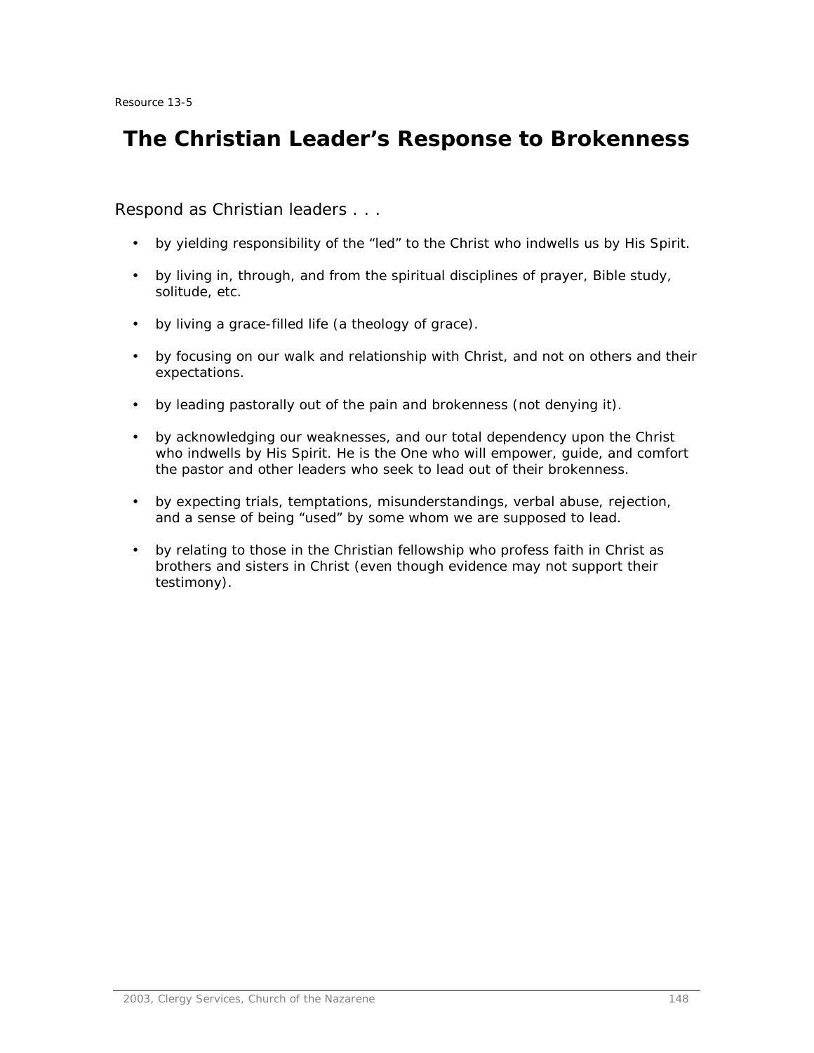Resource 13-5

# The Christian Leader's Response to Brokenness

Respond as Christian leaders . . .

- by yielding responsibility of the "led" to the Christ who indwells us by His Spirit.
- by living in, through, and from the spiritual disciplines of prayer, Bible study, solitude, etc.
- by living a grace-filled life (a theology of grace).
- by focusing on our walk and relationship with Christ, and not on others and their expectations.
- by leading pastorally out of the pain and brokenness (not denying it).
- by acknowledging our weaknesses, and our total dependency upon the Christ who indwells by His Spirit. He is the One who will empower, guide, and comfort the pastor and other leaders who seek to lead out of their brokenness.
- by expecting trials, temptations, misunderstandings, verbal abuse, rejection, and a sense of being "used" by some whom we are supposed to lead.
- by relating to those in the Christian fellowship who profess faith in Christ as brothers and sisters in Christ (even though evidence may not support their testimony).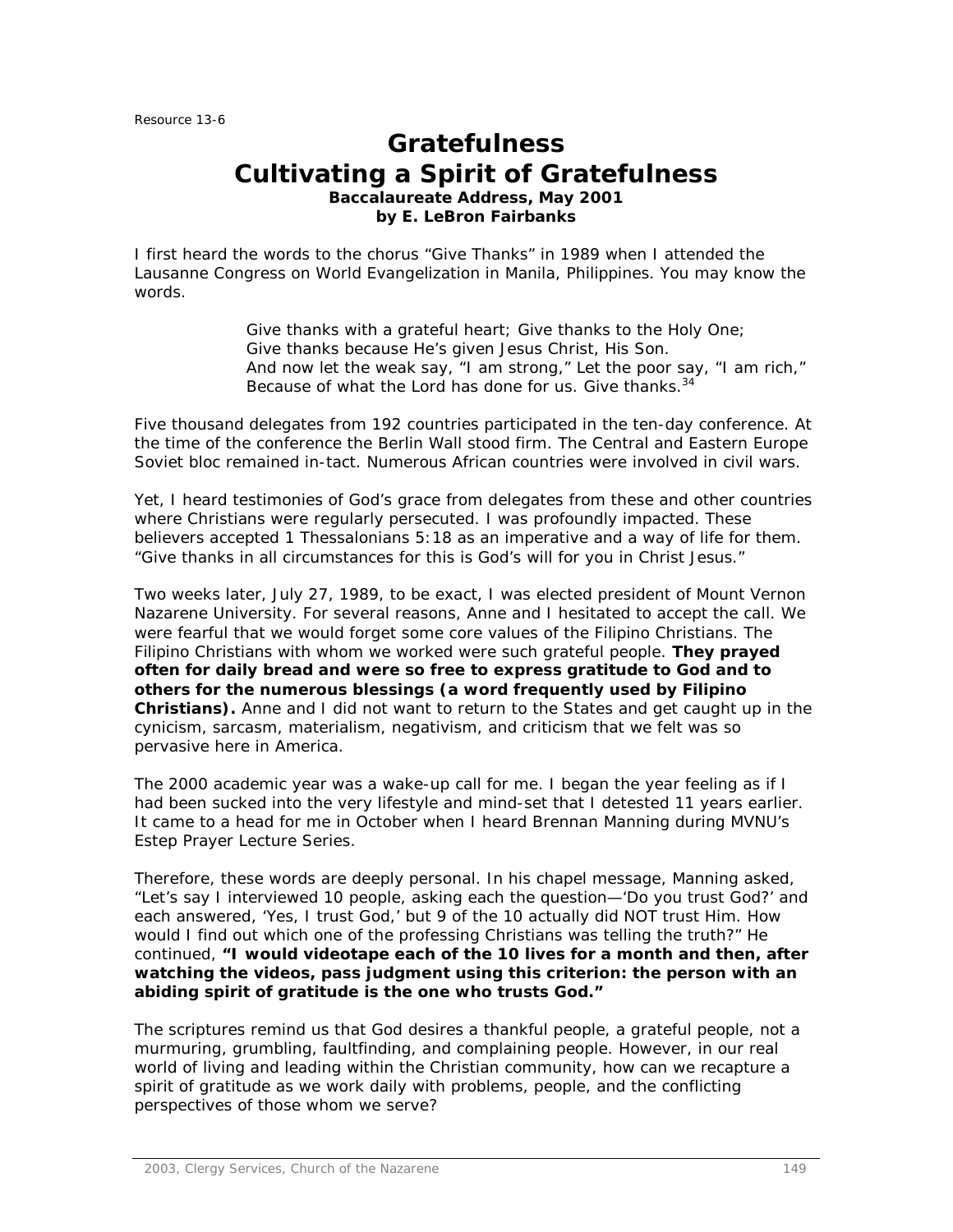Resource 13-6

# Gratefulness
# Cultivating a Spirit of Gratefulness

**Baccalaureate Address, May 2001**
**by E. LeBron Fairbanks**

I first heard the words to the chorus "Give Thanks" in 1989 when I attended the Lausanne Congress on World Evangelization in Manila, Philippines. You may know the words.

> Give thanks with a grateful heart; Give thanks to the Holy One;
> Give thanks because He's given Jesus Christ, His Son.
> And now let the weak say, "I am strong," Let the poor say, "I am rich,"
> Because of what the Lord has done for us. Give thanks.[34]

Five thousand delegates from 192 countries participated in the ten-day conference. At the time of the conference the Berlin Wall stood firm. The Central and Eastern Europe Soviet bloc remained in-tact. Numerous African countries were involved in civil wars.

Yet, I heard testimonies of God's grace from delegates from these and other countries where Christians were regularly persecuted. I was profoundly impacted. These believers accepted 1 Thessalonians 5:18 as an imperative and a way of life for them. "Give thanks in all circumstances for this is God's will for you in Christ Jesus."

Two weeks later, July 27, 1989, to be exact, I was elected president of Mount Vernon Nazarene University. For several reasons, Anne and I hesitated to accept the call. We were fearful that we would forget some core values of the Filipino Christians. The Filipino Christians with whom we worked were such grateful people. **They prayed often for daily bread and were so free to express gratitude to God and to others for the numerous blessings (a word frequently used by Filipino Christians).** Anne and I did not want to return to the States and get caught up in the cynicism, sarcasm, materialism, negativism, and criticism that we felt was so pervasive here in America.

The 2000 academic year was a wake-up call for me. I began the year feeling as if I had been sucked into the very lifestyle and mind-set that I detested 11 years earlier. It came to a head for me in October when I heard Brennan Manning during MVNU's Estep Prayer Lecture Series.

Therefore, these words are deeply personal. In his chapel message, Manning asked, "Let's say I interviewed 10 people, asking each the question—'Do you trust God?' and each answered, 'Yes, I trust God,' but 9 of the 10 actually did NOT trust Him. How would I find out which one of the professing Christians was telling the truth?" He continued, **"I would videotape each of the 10 lives for a month and then, after watching the videos, pass judgment using this criterion: the person with an abiding spirit of gratitude is the one who trusts God."**

The scriptures remind us that God desires a thankful people, a grateful people, not a murmuring, grumbling, faultfinding, and complaining people. However, in our real world of living and leading within the Christian community, how can we recapture a spirit of gratitude as we work daily with problems, people, and the conflicting perspectives of those whom we serve?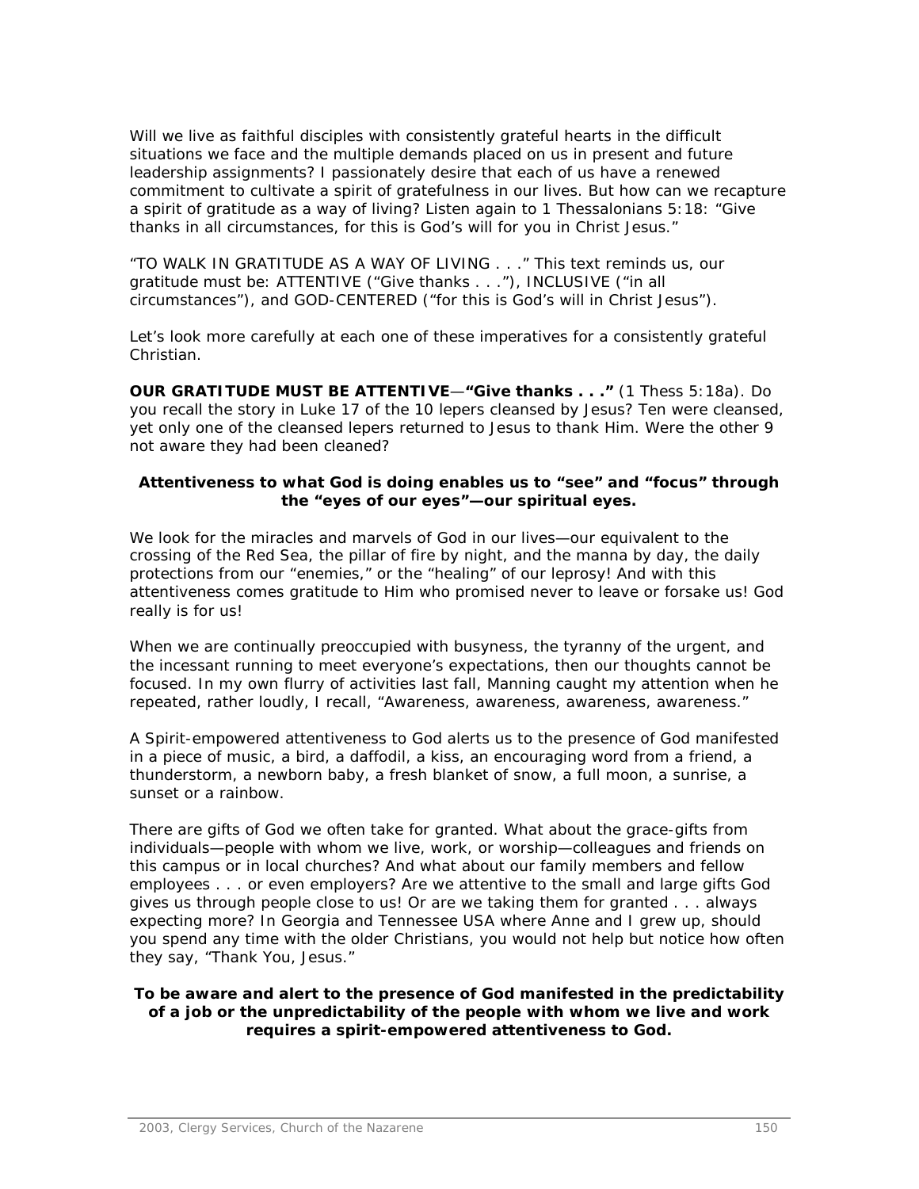Will we live as faithful disciples with consistently grateful hearts in the difficult situations we face and the multiple demands placed on us in present and future leadership assignments? I passionately desire that each of us have a renewed commitment to cultivate a spirit of gratefulness in our lives. But how can we recapture a spirit of gratitude as a way of living? Listen again to 1 Thessalonians 5:18: "Give thanks in all circumstances, for this is God's will for you in Christ Jesus."

"TO WALK IN GRATITUDE AS A WAY OF LIVING . . ." This text reminds us, our gratitude must be: ATTENTIVE ("Give thanks . . ."), INCLUSIVE ("in all circumstances"), and GOD-CENTERED ("for this is God's will in Christ Jesus").

Let's look more carefully at each one of these imperatives for a consistently grateful Christian.

**OUR GRATITUDE MUST BE ATTENTIVE**—**"Give thanks . . ."** (1 Thess 5:18a). Do you recall the story in Luke 17 of the 10 lepers cleansed by Jesus? Ten were cleansed, yet only one of the cleansed lepers returned to Jesus to thank Him. Were the other 9 not aware they had been cleaned?

**Attentiveness to what God is doing enables us to "see" and "focus" through the "eyes of our eyes"—our spiritual eyes.**

We look for the miracles and marvels of God in our lives—our equivalent to the crossing of the Red Sea, the pillar of fire by night, and the manna by day, the daily protections from our "enemies," or the "healing" of our leprosy! And with this attentiveness comes gratitude to Him who promised never to leave or forsake us! God really is for us!

When we are continually preoccupied with busyness, the tyranny of the urgent, and the incessant running to meet everyone's expectations, then our thoughts cannot be focused. In my own flurry of activities last fall, Manning caught my attention when he repeated, rather loudly, I recall, "Awareness, awareness, awareness, awareness."

A Spirit-empowered attentiveness to God alerts us to the presence of God manifested in a piece of music, a bird, a daffodil, a kiss, an encouraging word from a friend, a thunderstorm, a newborn baby, a fresh blanket of snow, a full moon, a sunrise, a sunset or a rainbow.

There are gifts of God we often take for granted. What about the grace-gifts from individuals—people with whom we live, work, or worship—colleagues and friends on this campus or in local churches? And what about our family members and fellow employees . . . or even employers? Are we attentive to the small and large gifts God gives us through people close to us! Or are we taking them for granted . . . always expecting more? In Georgia and Tennessee USA where Anne and I grew up, should you spend any time with the older Christians, you would not help but notice how often they say, "Thank You, Jesus."

**To be aware and alert to the presence of God manifested in the predictability of a job or the unpredictability of the people with whom we live and work requires a spirit-empowered attentiveness to God.**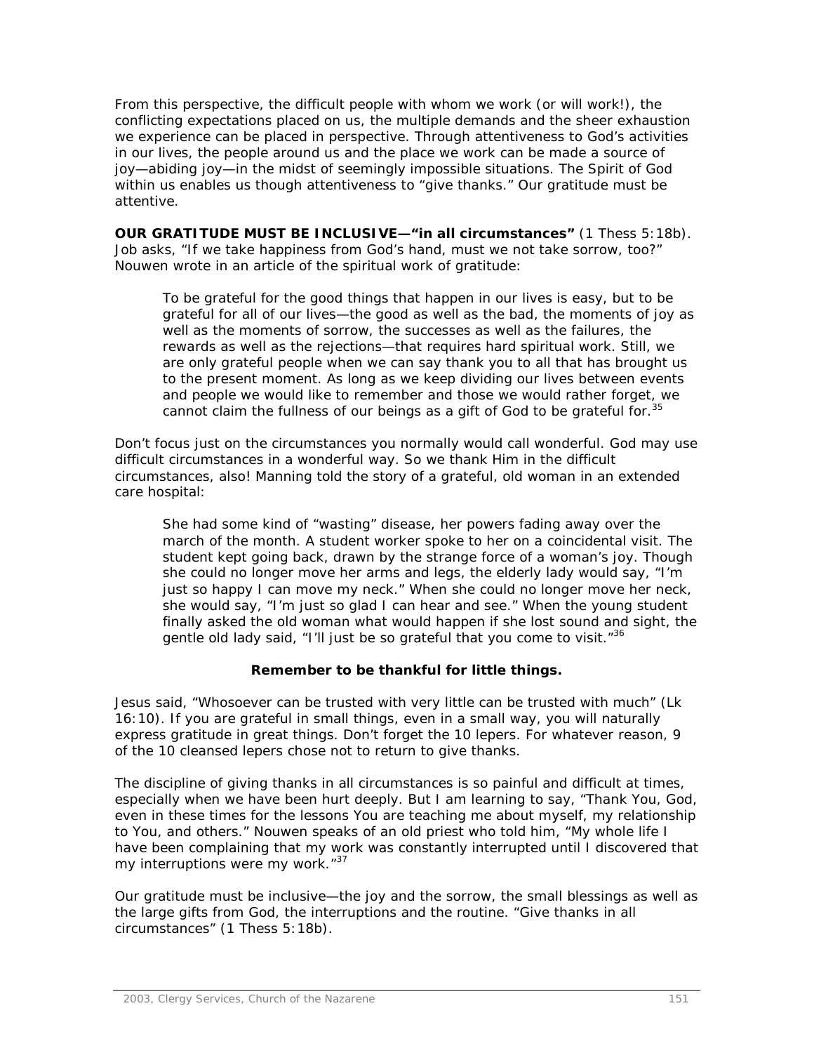From this perspective, the difficult people with whom we work (or will work!), the conflicting expectations placed on us, the multiple demands and the sheer exhaustion we experience can be placed in perspective. Through attentiveness to God's activities in our lives, the people around us and the place we work can be made a source of joy—abiding joy—in the midst of seemingly impossible situations. The Spirit of God within us enables us though attentiveness to "give thanks." Our gratitude must be attentive.

**OUR GRATITUDE MUST BE INCLUSIVE—"in all circumstances"** (1 Thess 5:18b). Job asks, "If we take happiness from God's hand, must we not take sorrow, too?" Nouwen wrote in an article of the spiritual work of gratitude:

> To be grateful for the good things that happen in our lives is easy, but to be grateful for all of our lives—the good as well as the bad, the moments of joy as well as the moments of sorrow, the successes as well as the failures, the rewards as well as the rejections—that requires hard spiritual work. Still, we are only grateful people when we can say thank you to all that has brought us to the present moment. As long as we keep dividing our lives between events and people we would like to remember and those we would rather forget, we cannot claim the fullness of our beings as a gift of God to be grateful for.[35]

Don't focus just on the circumstances you normally would call wonderful. God may use difficult circumstances in a wonderful way. So we thank Him in the difficult circumstances, also! Manning told the story of a grateful, old woman in an extended care hospital:

> She had some kind of "wasting" disease, her powers fading away over the march of the month. A student worker spoke to her on a coincidental visit. The student kept going back, drawn by the strange force of a woman's joy. Though she could no longer move her arms and legs, the elderly lady would say, "I'm just so happy I can move my neck." When she could no longer move her neck, she would say, "I'm just so glad I can hear and see." When the young student finally asked the old woman what would happen if she lost sound and sight, the gentle old lady said, "I'll just be so grateful that you come to visit."[36]

**Remember to be thankful for little things.**

Jesus said, "Whosoever can be trusted with very little can be trusted with much" (Lk 16:10). If you are grateful in small things, even in a small way, you will naturally express gratitude in great things. Don't forget the 10 lepers. For whatever reason, 9 of the 10 cleansed lepers chose not to return to give thanks.

The discipline of giving thanks in all circumstances is so painful and difficult at times, especially when we have been hurt deeply. But I am learning to say, "Thank You, God, even in these times for the lessons You are teaching me about myself, my relationship to You, and others." Nouwen speaks of an old priest who told him, "My whole life I have been complaining that my work was constantly interrupted until I discovered that my interruptions were my work."[37]

Our gratitude must be inclusive—the joy and the sorrow, the small blessings as well as the large gifts from God, the interruptions and the routine. "Give thanks in all circumstances" (1 Thess 5:18b).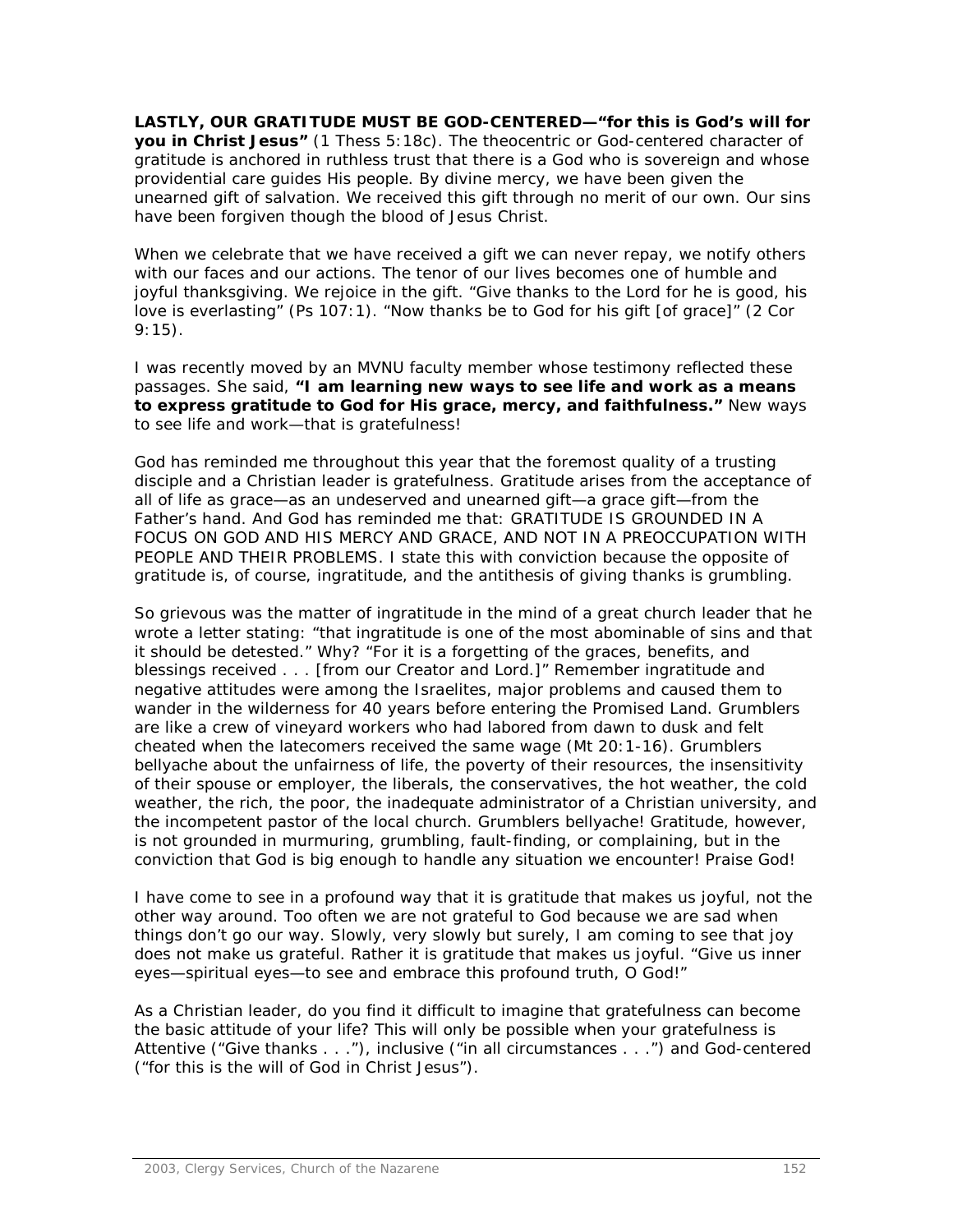**LASTLY, OUR GRATITUDE MUST BE GOD-CENTERED—"for this is God's will for you in Christ Jesus"** (1 Thess 5:18c). The theocentric or God-centered character of gratitude is anchored in ruthless trust that there is a God who is sovereign and whose providential care guides His people. By divine mercy, we have been given the unearned gift of salvation. We received this gift through no merit of our own. Our sins have been forgiven though the blood of Jesus Christ.

When we celebrate that we have received a gift we can never repay, we notify others with our faces and our actions. The tenor of our lives becomes one of humble and joyful thanksgiving. We rejoice in the gift. "Give thanks to the Lord for he is good, his love is everlasting" (Ps 107:1). "Now thanks be to God for his gift [of grace]" (2 Cor 9:15).

I was recently moved by an MVNU faculty member whose testimony reflected these passages. She said, **"I am learning new ways to see life and work as a means to express gratitude to God for His grace, mercy, and faithfulness."** New ways to see life and work—that is gratefulness!

God has reminded me throughout this year that the foremost quality of a trusting disciple and a Christian leader is gratefulness. Gratitude arises from the acceptance of all of life as grace—as an undeserved and unearned gift—a grace gift—from the Father's hand. And God has reminded me that: GRATITUDE IS GROUNDED IN A FOCUS ON GOD AND HIS MERCY AND GRACE, AND NOT IN A PREOCCUPATION WITH PEOPLE AND THEIR PROBLEMS. I state this with conviction because the opposite of gratitude is, of course, ingratitude, and the antithesis of giving thanks is grumbling.

So grievous was the matter of ingratitude in the mind of a great church leader that he wrote a letter stating: "that ingratitude is one of the most abominable of sins and that it should be detested." Why? "For it is a forgetting of the graces, benefits, and blessings received . . . [from our Creator and Lord.]" Remember ingratitude and negative attitudes were among the Israelites, major problems and caused them to wander in the wilderness for 40 years before entering the Promised Land. Grumblers are like a crew of vineyard workers who had labored from dawn to dusk and felt cheated when the latecomers received the same wage (Mt 20:1-16). Grumblers bellyache about the unfairness of life, the poverty of their resources, the insensitivity of their spouse or employer, the liberals, the conservatives, the hot weather, the cold weather, the rich, the poor, the inadequate administrator of a Christian university, and the incompetent pastor of the local church. Grumblers bellyache! Gratitude, however, is not grounded in murmuring, grumbling, fault-finding, or complaining, but in the conviction that God is big enough to handle any situation we encounter! Praise God!

I have come to see in a profound way that it is gratitude that makes us joyful, not the other way around. Too often we are not grateful to God because we are sad when things don't go our way. Slowly, very slowly but surely, I am coming to see that joy does not make us grateful. Rather it is gratitude that makes us joyful. "Give us inner eyes—spiritual eyes—to see and embrace this profound truth, O God!"

As a Christian leader, do you find it difficult to imagine that gratefulness can become the basic attitude of your life? This will only be possible when your gratefulness is Attentive ("Give thanks . . ."), inclusive ("in all circumstances . . .") and God-centered ("for this is the will of God in Christ Jesus").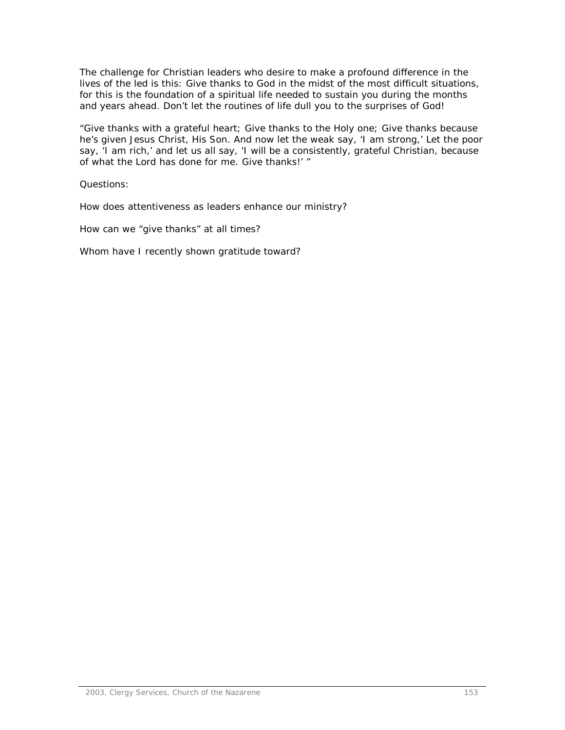The challenge for Christian leaders who desire to make a profound difference in the lives of the led is this: Give thanks to God in the midst of the most difficult situations, for this is the foundation of a spiritual life needed to sustain you during the months and years ahead. Don't let the routines of life dull you to the surprises of God!

"Give thanks with a grateful heart; Give thanks to the Holy one; Give thanks because he's given Jesus Christ, His Son. And now let the weak say, 'I am strong,' Let the poor say, 'I am rich,' and let us all say, 'I will be a consistently, grateful Christian, because of what the Lord has done for me. Give thanks!' "

Questions:

How does attentiveness as leaders enhance our ministry?

How can we "give thanks" at all times?

Whom have I recently shown gratitude toward?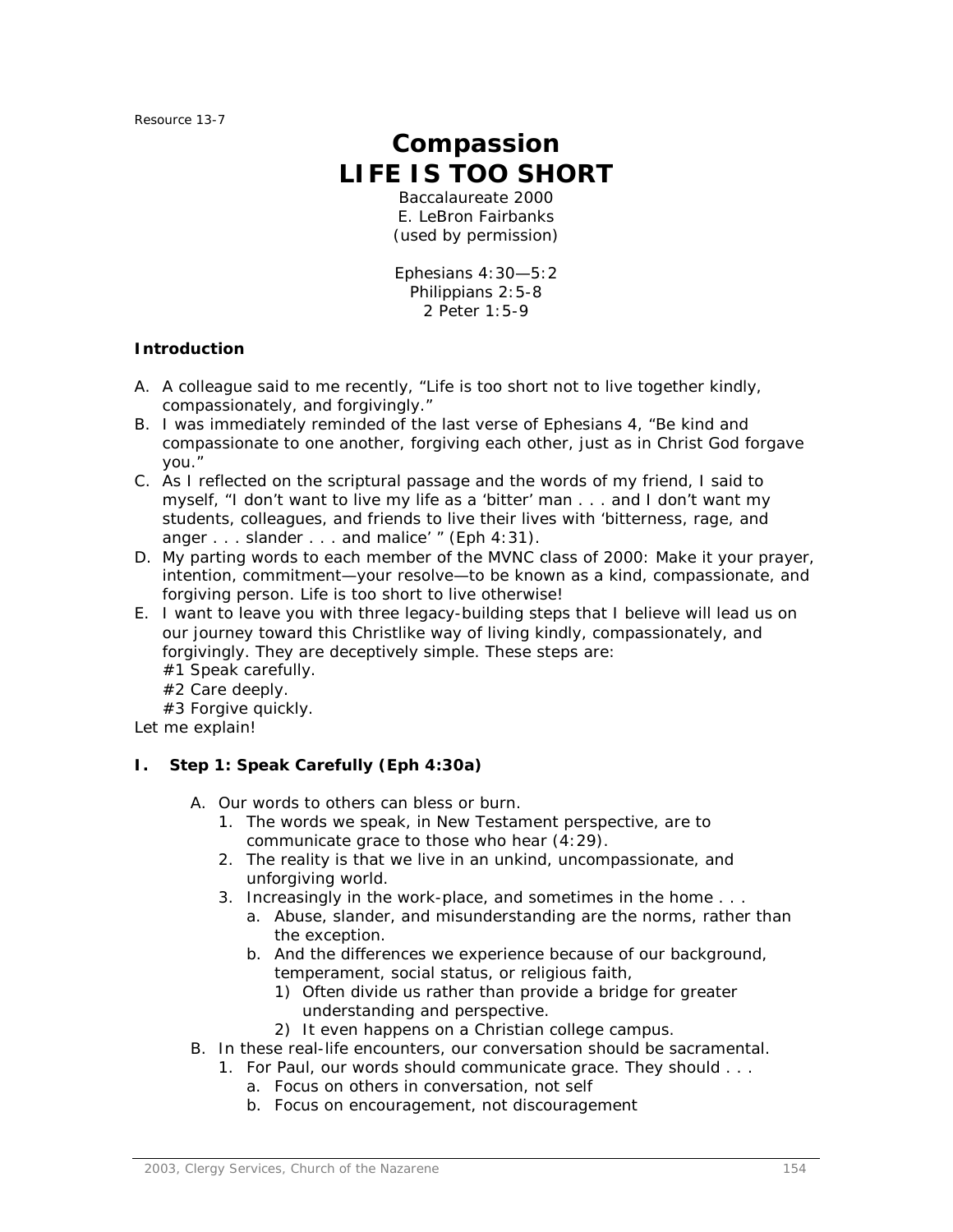Resource 13-7

# Compassion
# LIFE IS TOO SHORT

Baccalaureate 2000
E. LeBron Fairbanks
(used by permission)

Ephesians 4:30—5:2
Philippians 2:5-8
2 Peter 1:5-9

**Introduction**

A. A colleague said to me recently, "Life is too short not to live together kindly, compassionately, and forgivingly."
B. I was immediately reminded of the last verse of Ephesians 4, "Be kind and compassionate to one another, forgiving each other, just as in Christ God forgave you."
C. As I reflected on the scriptural passage and the words of my friend, I said to myself, "I don't want to live my life as a 'bitter' man . . . and I don't want my students, colleagues, and friends to live their lives with 'bitterness, rage, and anger . . . slander . . . and malice' " (Eph 4:31).
D. My parting words to each member of the MVNC class of 2000: Make it your prayer, intention, commitment—your resolve—to be known as a kind, compassionate, and forgiving person. Life is too short to live otherwise!
E. I want to leave you with three legacy-building steps that I believe will lead us on our journey toward this Christlike way of living kindly, compassionately, and forgivingly. They are deceptively simple. These steps are:
   #1 Speak carefully.
   #2 Care deeply.
   #3 Forgive quickly.

Let me explain!

**I. Step 1: Speak Carefully (Eph 4:30a)**

A. Our words to others can bless or burn.
   1. The words we speak, in New Testament perspective, are to communicate grace to those who hear (4:29).
   2. The reality is that we live in an unkind, uncompassionate, and unforgiving world.
   3. Increasingly in the work-place, and sometimes in the home . . .
      a. Abuse, slander, and misunderstanding are the norms, rather than the exception.
      b. And the differences we experience because of our background, temperament, social status, or religious faith,
         1) Often divide us rather than provide a bridge for greater understanding and perspective.
         2) It even happens on a Christian college campus.
B. In these real-life encounters, our conversation should be sacramental.
   1. For Paul, our words should communicate grace. They should . . .
      a. Focus on others in conversation, not self
      b. Focus on encouragement, not discouragement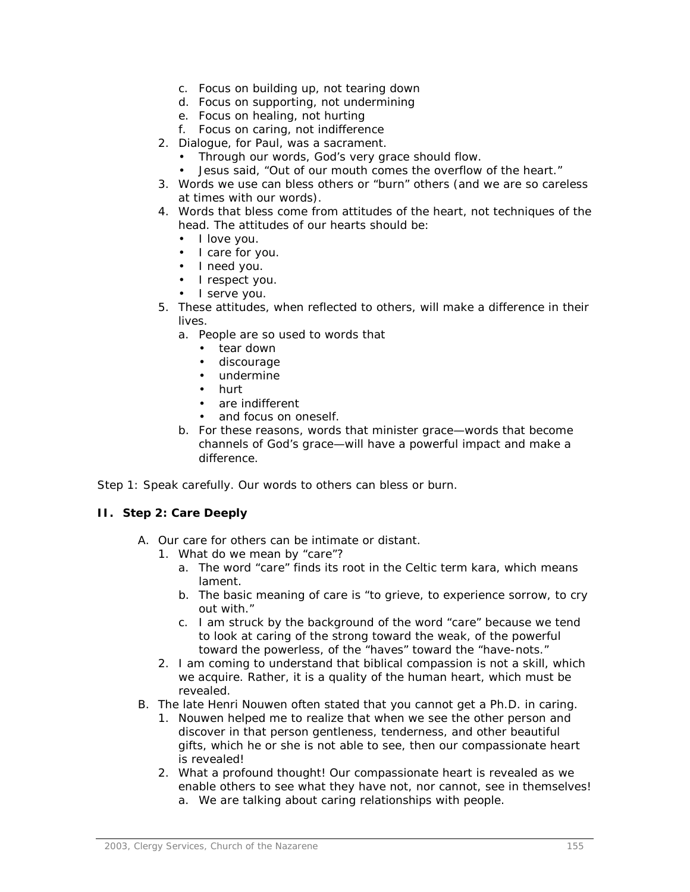c. Focus on building up, not tearing down
   d. Focus on supporting, not undermining
   e. Focus on healing, not hurting
   f. Focus on caring, not indifference
2. Dialogue, for Paul, was a sacrament.
   - Through our words, God's very grace should flow.
   - Jesus said, "Out of our mouth comes the overflow of the heart."
3. Words we use can bless others or "burn" others (and we are so careless at times with our words).
4. Words that bless come from attitudes of the heart, not techniques of the head. The attitudes of our hearts should be:
   - I love you.
   - I care for you.
   - I need you.
   - I respect you.
   - I serve you.
5. These attitudes, when reflected to others, will make a difference in their lives.
   a. People are so used to words that
      - tear down
      - discourage
      - undermine
      - hurt
      - are indifferent
      - and focus on oneself.
   b. For these reasons, words that minister grace—words that become channels of God's grace—will have a powerful impact and make a difference.

Step 1: Speak carefully. Our words to others can bless or burn.

## II. Step 2: Care Deeply

A. Our care for others can be intimate or distant.
   1. What do we mean by "care"?
      a. The word "care" finds its root in the Celtic term kara, which means lament.
      b. The basic meaning of care is "to grieve, to experience sorrow, to cry out with."
      c. I am struck by the background of the word "care" because we tend to look at caring of the strong toward the weak, of the powerful toward the powerless, of the "haves" toward the "have-nots."
   2. I am coming to understand that biblical compassion is not a skill, which we acquire. Rather, it is a quality of the human heart, which must be revealed.

B. The late Henri Nouwen often stated that you cannot get a Ph.D. in caring.
   1. Nouwen helped me to realize that when we see the other person and discover in that person gentleness, tenderness, and other beautiful gifts, which he or she is not able to see, then our compassionate heart is revealed!
   2. What a profound thought! Our compassionate heart is revealed as we enable others to see what they have not, nor cannot, see in themselves!
      a. We are talking about caring relationships with people.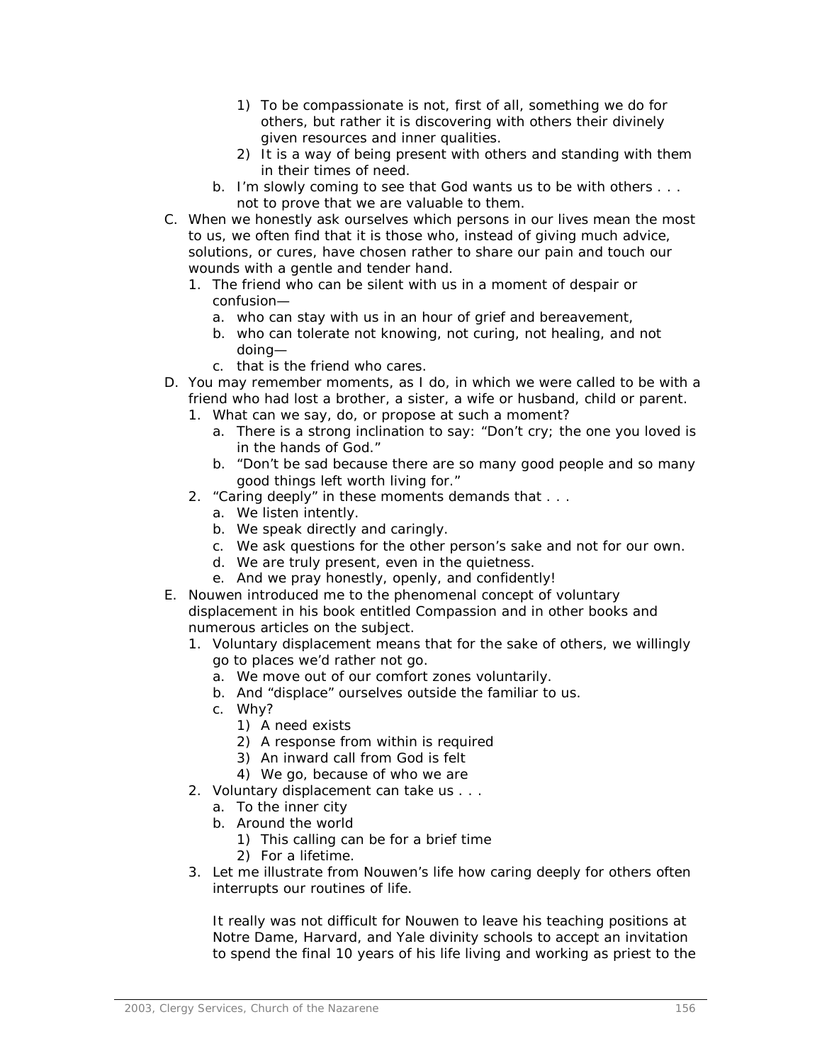1) To be compassionate is not, first of all, something we do for others, but rather it is discovering with others their divinely given resources and inner qualities.
        2) It is a way of being present with others and standing with them in their times of need.
    b. I'm slowly coming to see that God wants us to be with others . . . not to prove that we are valuable to them.

C. When we honestly ask ourselves which persons in our lives mean the most to us, we often find that it is those who, instead of giving much advice, solutions, or cures, have chosen rather to share our pain and touch our wounds with a gentle and tender hand.
    1. The friend who can be silent with us in a moment of despair or confusion—
        a. who can stay with us in an hour of grief and bereavement,
        b. who can tolerate not knowing, not curing, not healing, and not doing—
        c. that is the friend who cares.

D. You may remember moments, as I do, in which we were called to be with a friend who had lost a brother, a sister, a wife or husband, child or parent.
    1. What can we say, do, or propose at such a moment?
        a. There is a strong inclination to say: "Don't cry; the one you loved is in the hands of God."
        b. "Don't be sad because there are so many good people and so many good things left worth living for."
    2. "Caring deeply" in these moments demands that . . .
        a. We listen intently.
        b. We speak directly and caringly.
        c. We ask questions for the other person's sake and not for our own.
        d. We are truly present, even in the quietness.
        e. And we pray honestly, openly, and confidently!

E. Nouwen introduced me to the phenomenal concept of voluntary displacement in his book entitled Compassion and in other books and numerous articles on the subject.
    1. Voluntary displacement means that for the sake of others, we willingly go to places we'd rather not go.
        a. We move out of our comfort zones voluntarily.
        b. And "displace" ourselves outside the familiar to us.
        c. Why?
            1) A need exists
            2) A response from within is required
            3) An inward call from God is felt
            4) We go, because of who we are
    2. Voluntary displacement can take us . . .
        a. To the inner city
        b. Around the world
            1) This calling can be for a brief time
            2) For a lifetime.
    3. Let me illustrate from Nouwen's life how caring deeply for others often interrupts our routines of life.

    It really was not difficult for Nouwen to leave his teaching positions at Notre Dame, Harvard, and Yale divinity schools to accept an invitation to spend the final 10 years of his life living and working as priest to the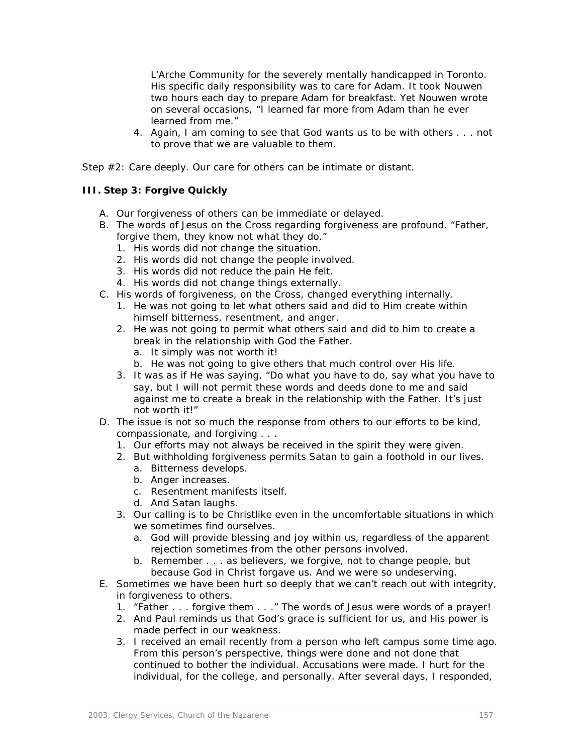L'Arche Community for the severely mentally handicapped in Toronto. His specific daily responsibility was to care for Adam. It took Nouwen two hours each day to prepare Adam for breakfast. Yet Nouwen wrote on several occasions, "I learned far more from Adam than he ever learned from me."

4. Again, I am coming to see that God wants us to be with others . . . not to prove that we are valuable to them.

Step #2: Care deeply. Our care for others can be intimate or distant.

**III. Step 3: Forgive Quickly**

A. Our forgiveness of others can be immediate or delayed.
B. The words of Jesus on the Cross regarding forgiveness are profound. "Father, forgive them, they know not what they do."
   1. His words did not change the situation.
   2. His words did not change the people involved.
   3. His words did not reduce the pain He felt.
   4. His words did not change things externally.
C. His words of forgiveness, on the Cross, changed everything internally.
   1. He was not going to let what others said and did to Him create within himself bitterness, resentment, and anger.
   2. He was not going to permit what others said and did to him to create a break in the relationship with God the Father.
      a. It simply was not worth it!
      b. He was not going to give others that much control over His life.
   3. It was as if He was saying, "Do what you have to do, say what you have to say, but I will not permit these words and deeds done to me and said against me to create a break in the relationship with the Father. It's just not worth it!"
D. The issue is not so much the response from others to our efforts to be kind, compassionate, and forgiving . . .
   1. Our efforts may not always be received in the spirit they were given.
   2. But withholding forgiveness permits Satan to gain a foothold in our lives.
      a. Bitterness develops.
      b. Anger increases.
      c. Resentment manifests itself.
      d. And Satan laughs.
   3. Our calling is to be Christlike even in the uncomfortable situations in which we sometimes find ourselves.
      a. God will provide blessing and joy within us, regardless of the apparent rejection sometimes from the other persons involved.
      b. Remember . . . as believers, we forgive, not to change people, but because God in Christ forgave us. And we were so undeserving.
E. Sometimes we have been hurt so deeply that we can't reach out with integrity, in forgiveness to others.
   1. "Father . . . forgive them . . ." The words of Jesus were words of a prayer!
   2. And Paul reminds us that God's grace is sufficient for us, and His power is made perfect in our weakness.
   3. I received an email recently from a person who left campus some time ago. From this person's perspective, things were done and not done that continued to bother the individual. Accusations were made. I hurt for the individual, for the college, and personally. After several days, I responded,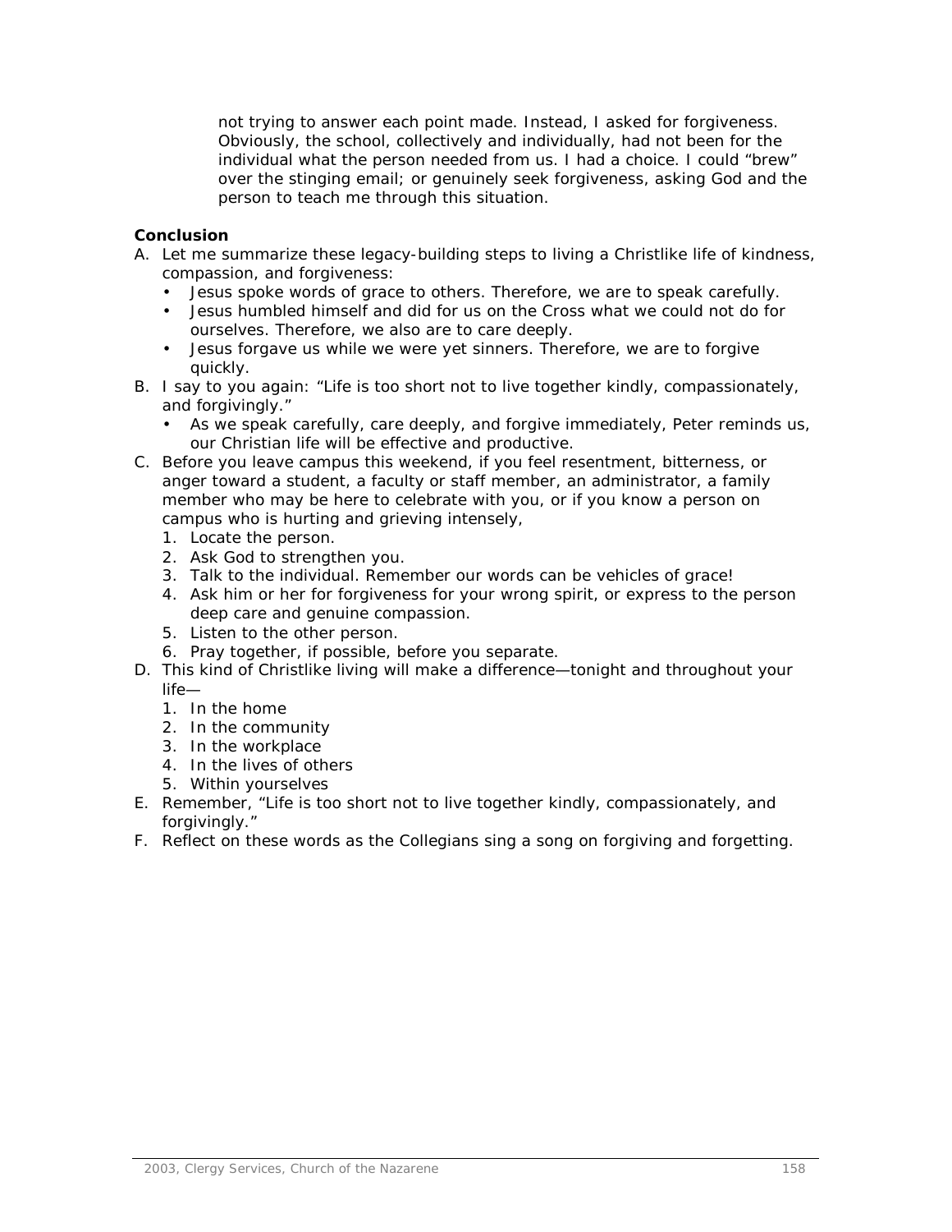not trying to answer each point made. Instead, I asked for forgiveness. Obviously, the school, collectively and individually, had not been for the individual what the person needed from us. I had a choice. I could "brew" over the stinging email; or genuinely seek forgiveness, asking God and the person to teach me through this situation.

**Conclusion**

A. Let me summarize these legacy-building steps to living a Christlike life of kindness, compassion, and forgiveness:
   - Jesus spoke words of grace to others. Therefore, we are to speak carefully.
   - Jesus humbled himself and did for us on the Cross what we could not do for ourselves. Therefore, we also are to care deeply.
   - Jesus forgave us while we were yet sinners. Therefore, we are to forgive quickly.

B. I say to you again: "Life is too short not to live together kindly, compassionately, and forgivingly."
   - As we speak carefully, care deeply, and forgive immediately, Peter reminds us, our Christian life will be effective and productive.

C. Before you leave campus this weekend, if you feel resentment, bitterness, or anger toward a student, a faculty or staff member, an administrator, a family member who may be here to celebrate with you, or if you know a person on campus who is hurting and grieving intensely,
   1. Locate the person.
   2. Ask God to strengthen you.
   3. Talk to the individual. Remember our words can be vehicles of grace!
   4. Ask him or her for forgiveness for your wrong spirit, or express to the person deep care and genuine compassion.
   5. Listen to the other person.
   6. Pray together, if possible, before you separate.

D. This kind of Christlike living will make a difference—tonight and throughout your life—
   1. In the home
   2. In the community
   3. In the workplace
   4. In the lives of others
   5. Within yourselves

E. Remember, "Life is too short not to live together kindly, compassionately, and forgivingly."

F. Reflect on these words as the Collegians sing a song on forgiving and forgetting.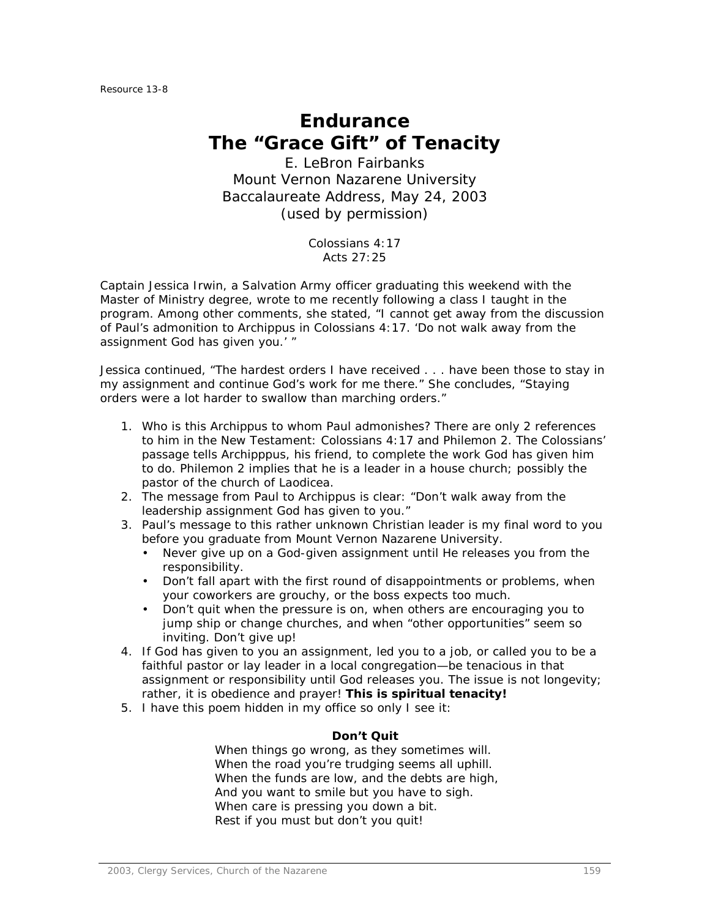Resource 13-8

# Endurance
# The "Grace Gift" of Tenacity

E. LeBron Fairbanks
Mount Vernon Nazarene University
Baccalaureate Address, May 24, 2003
(used by permission)

Colossians 4:17
Acts 27:25

Captain Jessica Irwin, a Salvation Army officer graduating this weekend with the Master of Ministry degree, wrote to me recently following a class I taught in the program. Among other comments, she stated, "I cannot get away from the discussion of Paul's admonition to Archippus in Colossians 4:17. 'Do not walk away from the assignment God has given you.' "

Jessica continued, "The hardest orders I have received . . . have been those to stay in my assignment and continue God's work for me there." She concludes, "Staying orders were a lot harder to swallow than marching orders."

1. Who is this Archippus to whom Paul admonishes? There are only 2 references to him in the New Testament: Colossians 4:17 and Philemon 2. The Colossians' passage tells Archipppus, his friend, to complete the work God has given him to do. Philemon 2 implies that he is a leader in a house church; possibly the pastor of the church of Laodicea.
2. The message from Paul to Archippus is clear: "Don't walk away from the leadership assignment God has given to you."
3. Paul's message to this rather unknown Christian leader is my final word to you before you graduate from Mount Vernon Nazarene University.
   - Never give up on a God-given assignment until He releases you from the responsibility.
   - Don't fall apart with the first round of disappointments or problems, when your coworkers are grouchy, or the boss expects too much.
   - Don't quit when the pressure is on, when others are encouraging you to jump ship or change churches, and when "other opportunities" seem so inviting. Don't give up!
4. If God has given to you an assignment, led you to a job, or called you to be a faithful pastor or lay leader in a local congregation—be tenacious in that assignment or responsibility until God releases you. The issue is not longevity; rather, it is obedience and prayer! **This is spiritual tenacity!**
5. I have this poem hidden in my office so only I see it:

**Don't Quit**

When things go wrong, as they sometimes will.
When the road you're trudging seems all uphill.
When the funds are low, and the debts are high,
And you want to smile but you have to sigh.
When care is pressing you down a bit.
Rest if you must but don't you quit!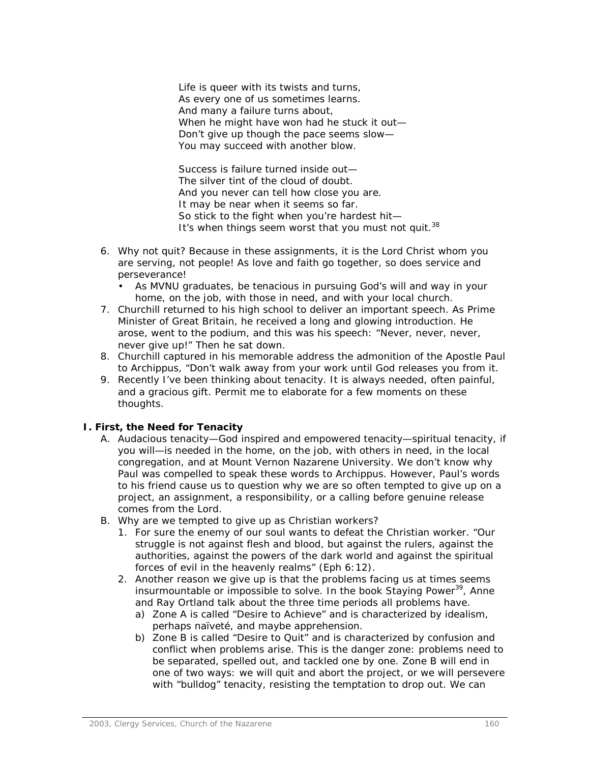Life is queer with its twists and turns,
As every one of us sometimes learns.
And many a failure turns about,
When he might have won had he stuck it out—
Don't give up though the pace seems slow—
You may succeed with another blow.

Success is failure turned inside out—
The silver tint of the cloud of doubt.
And you never can tell how close you are.
It may be near when it seems so far.
So stick to the fight when you're hardest hit—
It's when things seem worst that you must not quit.[38]

6. Why not quit? Because in these assignments, it is the Lord Christ whom you are serving, not people! As love and faith go together, so does service and perseverance!
   - As MVNU graduates, be tenacious in pursuing God's will and way in your home, on the job, with those in need, and with your local church.
7. Churchill returned to his high school to deliver an important speech. As Prime Minister of Great Britain, he received a long and glowing introduction. He arose, went to the podium, and this was his speech: "Never, never, never, never give up!" Then he sat down.
8. Churchill captured in his memorable address the admonition of the Apostle Paul to Archippus, "Don't walk away from your work until God releases you from it.
9. Recently I've been thinking about tenacity. It is always needed, often painful, and a gracious gift. Permit me to elaborate for a few moments on these thoughts.

## I. First, the Need for Tenacity

A. Audacious tenacity—God inspired and empowered tenacity—spiritual tenacity, if you will—is needed in the home, on the job, with others in need, in the local congregation, and at Mount Vernon Nazarene University. We don't know why Paul was compelled to speak these words to Archippus. However, Paul's words to his friend cause us to question why we are so often tempted to give up on a project, an assignment, a responsibility, or a calling before genuine release comes from the Lord.

B. Why are we tempted to give up as Christian workers?
   1. For sure the enemy of our soul wants to defeat the Christian worker. "Our struggle is not against flesh and blood, but against the rulers, against the authorities, against the powers of the dark world and against the spiritual forces of evil in the heavenly realms" (Eph 6:12).
   2. Another reason we give up is that the problems facing us at times seems insurmountable or impossible to solve. In the book Staying Power[39], Anne and Ray Ortland talk about the three time periods all problems have.
      a) Zone A is called "Desire to Achieve" and is characterized by idealism, perhaps naïveté, and maybe apprehension.
      b) Zone B is called "Desire to Quit" and is characterized by confusion and conflict when problems arise. This is the danger zone: problems need to be separated, spelled out, and tackled one by one. Zone B will end in one of two ways: we will quit and abort the project, or we will persevere with "bulldog" tenacity, resisting the temptation to drop out. We can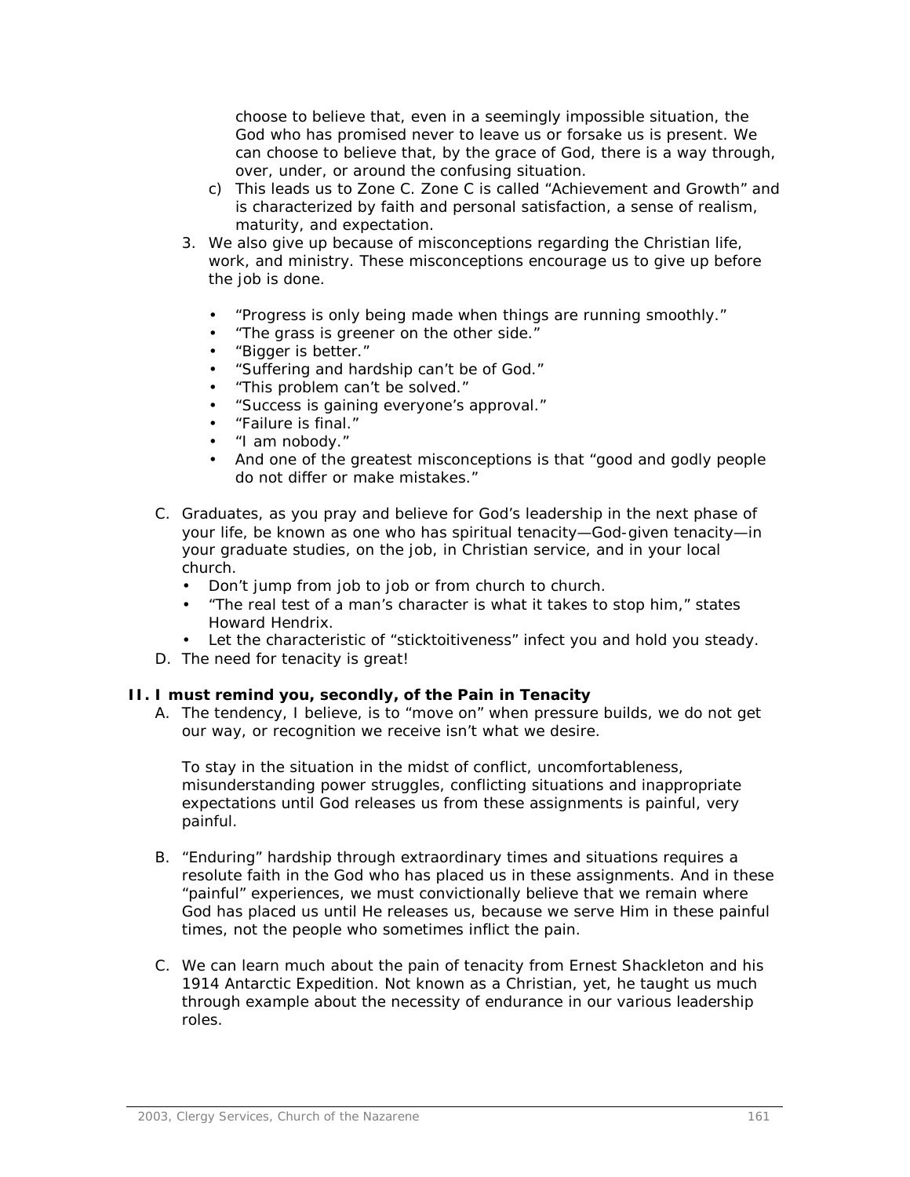choose to believe that, even in a seemingly impossible situation, the God who has promised never to leave us or forsake us is present. We can choose to believe that, by the grace of God, there is a way through, over, under, or around the confusing situation.

c) This leads us to Zone C. Zone C is called "Achievement and Growth" and is characterized by faith and personal satisfaction, a sense of realism, maturity, and expectation.

3. We also give up because of misconceptions regarding the Christian life, work, and ministry. These misconceptions encourage us to give up before the job is done.

   - "Progress is only being made when things are running smoothly."
   - "The grass is greener on the other side."
   - "Bigger is better."
   - "Suffering and hardship can't be of God."
   - "This problem can't be solved."
   - "Success is gaining everyone's approval."
   - "Failure is final."
   - "I am nobody."
   - And one of the greatest misconceptions is that "good and godly people do not differ or make mistakes."

C. Graduates, as you pray and believe for God's leadership in the next phase of your life, be known as one who has spiritual tenacity—God-given tenacity—in your graduate studies, on the job, in Christian service, and in your local church.

- Don't jump from job to job or from church to church.
- "The real test of a man's character is what it takes to stop him," states Howard Hendrix.
- Let the characteristic of "sticktoitiveness" infect you and hold you steady.

D. The need for tenacity is great!

**II. I must remind you, secondly, of the Pain in Tenacity**

A. The tendency, I believe, is to "move on" when pressure builds, we do not get our way, or recognition we receive isn't what we desire.

To stay in the situation in the midst of conflict, uncomfortableness, misunderstanding power struggles, conflicting situations and inappropriate expectations until God releases us from these assignments is painful, very painful.

B. "Enduring" hardship through extraordinary times and situations requires a resolute faith in the God who has placed us in these assignments. And in these "painful" experiences, we must convictionally believe that we remain where God has placed us until He releases us, because we serve Him in these painful times, not the people who sometimes inflict the pain.

C. We can learn much about the pain of tenacity from Ernest Shackleton and his 1914 Antarctic Expedition. Not known as a Christian, yet, he taught us much through example about the necessity of endurance in our various leadership roles.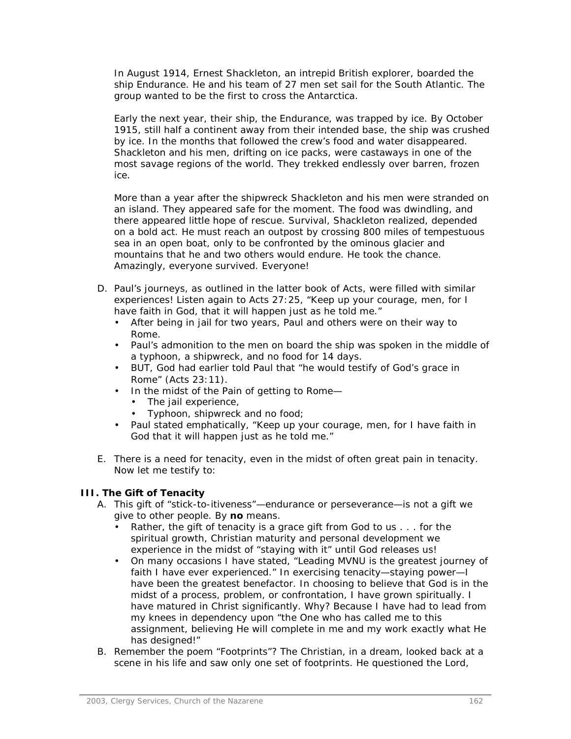In August 1914, Ernest Shackleton, an intrepid British explorer, boarded the ship Endurance. He and his team of 27 men set sail for the South Atlantic. The group wanted to be the first to cross the Antarctica.

Early the next year, their ship, the Endurance, was trapped by ice. By October 1915, still half a continent away from their intended base, the ship was crushed by ice. In the months that followed the crew's food and water disappeared. Shackleton and his men, drifting on ice packs, were castaways in one of the most savage regions of the world. They trekked endlessly over barren, frozen ice.

More than a year after the shipwreck Shackleton and his men were stranded on an island. They appeared safe for the moment. The food was dwindling, and there appeared little hope of rescue. Survival, Shackleton realized, depended on a bold act. He must reach an outpost by crossing 800 miles of tempestuous sea in an open boat, only to be confronted by the ominous glacier and mountains that he and two others would endure. He took the chance. Amazingly, everyone survived. Everyone!

D. Paul's journeys, as outlined in the latter book of Acts, were filled with similar experiences! Listen again to Acts 27:25, "Keep up your courage, men, for I have faith in God, that it will happen just as he told me."
   - After being in jail for two years, Paul and others were on their way to Rome.
   - Paul's admonition to the men on board the ship was spoken in the middle of a typhoon, a shipwreck, and no food for 14 days.
   - BUT, God had earlier told Paul that "he would testify of God's grace in Rome" (Acts 23:11).
   - In the midst of the Pain of getting to Rome—
     - The jail experience,
     - Typhoon, shipwreck and no food;
   - Paul stated emphatically, "Keep up your courage, men, for I have faith in God that it will happen just as he told me."

E. There is a need for tenacity, even in the midst of often great pain in tenacity. Now let me testify to:

### III. The Gift of Tenacity

A. This gift of "stick-to-itiveness"—endurance or perseverance—is not a gift we give to other people. By **no** means.
   - Rather, the gift of tenacity is a grace gift from God to us . . . for the spiritual growth, Christian maturity and personal development we experience in the midst of "staying with it" until God releases us!
   - On many occasions I have stated, "Leading MVNU is the greatest journey of faith I have ever experienced." In exercising tenacity—staying power—I have been the greatest benefactor. In choosing to believe that God is in the midst of a process, problem, or confrontation, I have grown spiritually. I have matured in Christ significantly. Why? Because I have had to lead from my knees in dependency upon "the One who has called me to this assignment, believing He will complete in me and my work exactly what He has designed!"

B. Remember the poem "Footprints"? The Christian, in a dream, looked back at a scene in his life and saw only one set of footprints. He questioned the Lord,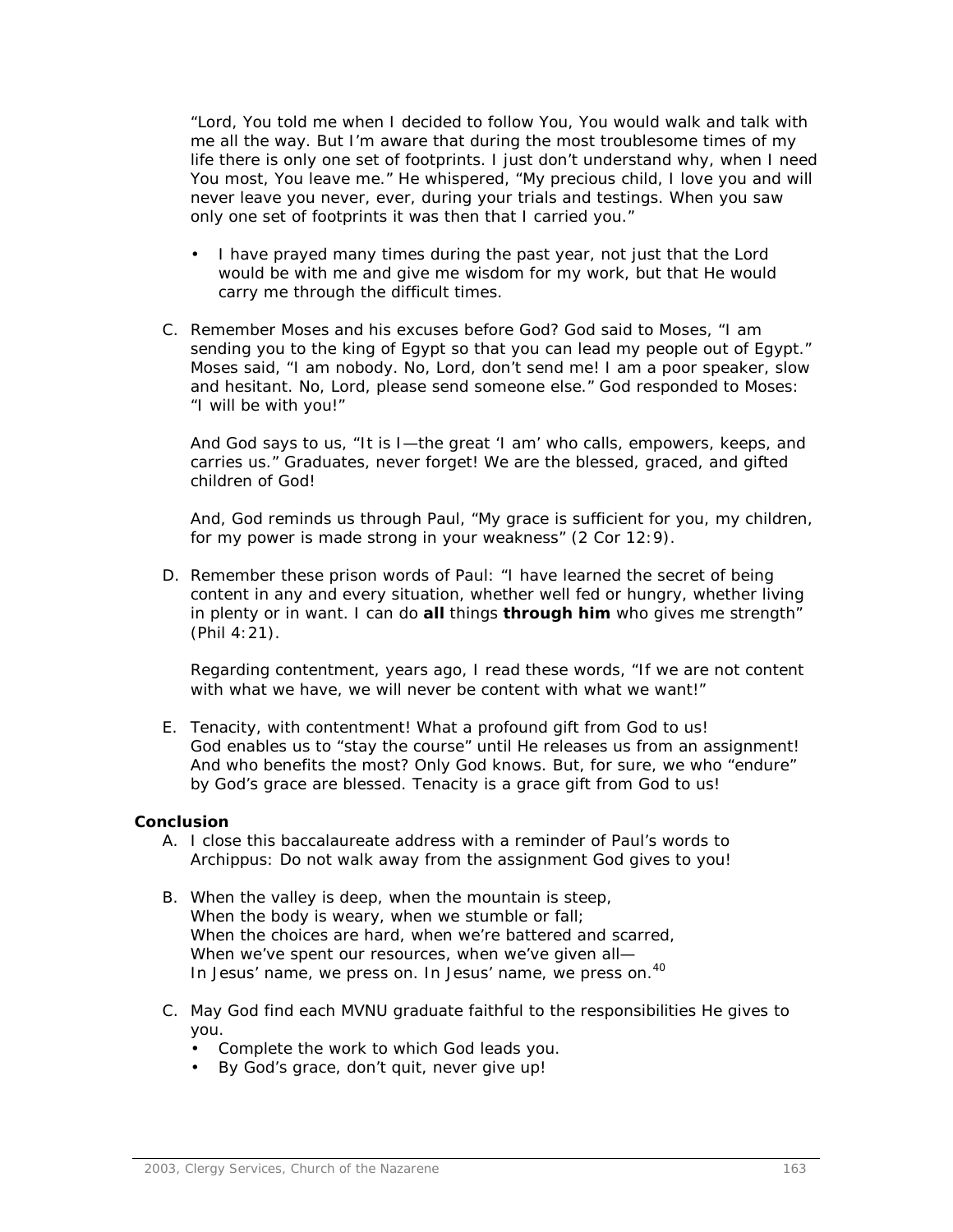"Lord, You told me when I decided to follow You, You would walk and talk with me all the way. But I'm aware that during the most troublesome times of my life there is only one set of footprints. I just don't understand why, when I need You most, You leave me." He whispered, "My precious child, I love you and will never leave you never, ever, during your trials and testings. When you saw only one set of footprints it was then that I carried you."

- I have prayed many times during the past year, not just that the Lord would be with me and give me wisdom for my work, but that He would carry me through the difficult times.

C. Remember Moses and his excuses before God? God said to Moses, "I am sending you to the king of Egypt so that you can lead my people out of Egypt." Moses said, "I am nobody. No, Lord, don't send me! I am a poor speaker, slow and hesitant. No, Lord, please send someone else." God responded to Moses: "I will be with you!"

   And God says to us, "It is I—the great 'I am' who calls, empowers, keeps, and carries us." Graduates, never forget! We are the blessed, graced, and gifted children of God!

   And, God reminds us through Paul, "My grace is sufficient for you, my children, for my power is made strong in your weakness" (2 Cor 12:9).

D. Remember these prison words of Paul: "I have learned the secret of being content in any and every situation, whether well fed or hungry, whether living in plenty or in want. I can do **all** things **through him** who gives me strength" (Phil 4:21).

   Regarding contentment, years ago, I read these words, "If we are not content with what we have, we will never be content with what we want!"

E. Tenacity, with contentment! What a profound gift from God to us! God enables us to "stay the course" until He releases us from an assignment! And who benefits the most? Only God knows. But, for sure, we who "endure" by God's grace are blessed. Tenacity is a grace gift from God to us!

**Conclusion**

A. I close this baccalaureate address with a reminder of Paul's words to Archippus: Do not walk away from the assignment God gives to you!

B. When the valley is deep, when the mountain is steep,
   When the body is weary, when we stumble or fall;
   When the choices are hard, when we're battered and scarred,
   When we've spent our resources, when we've given all—
   In Jesus' name, we press on. In Jesus' name, we press on.[40]

C. May God find each MVNU graduate faithful to the responsibilities He gives to you.
   - Complete the work to which God leads you.
   - By God's grace, don't quit, never give up!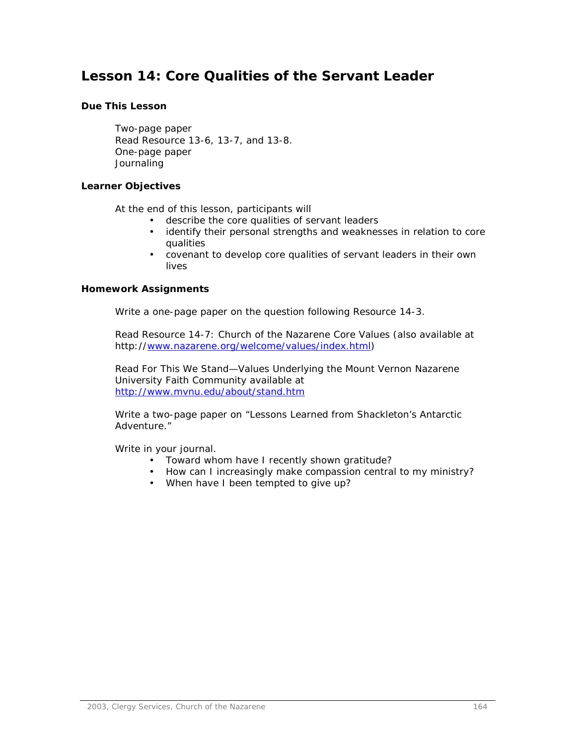# Lesson 14: Core Qualities of the Servant Leader

### Due This Lesson

Two-page paper
Read Resource 13-6, 13-7, and 13-8.
One-page paper
Journaling

### Learner Objectives

At the end of this lesson, participants will

- describe the core qualities of servant leaders
- identify their personal strengths and weaknesses in relation to core qualities
- covenant to develop core qualities of servant leaders in their own lives

### Homework Assignments

Write a one-page paper on the question following Resource 14-3.

Read Resource 14-7: Church of the Nazarene Core Values (also available at http://www.nazarene.org/welcome/values/index.html)

Read For This We Stand—Values Underlying the Mount Vernon Nazarene University Faith Community available at http://www.mvnu.edu/about/stand.htm

Write a two-page paper on "Lessons Learned from Shackleton's Antarctic Adventure."

Write in your journal.

- Toward whom have I recently shown gratitude?
- How can I increasingly make compassion central to my ministry?
- When have I been tempted to give up?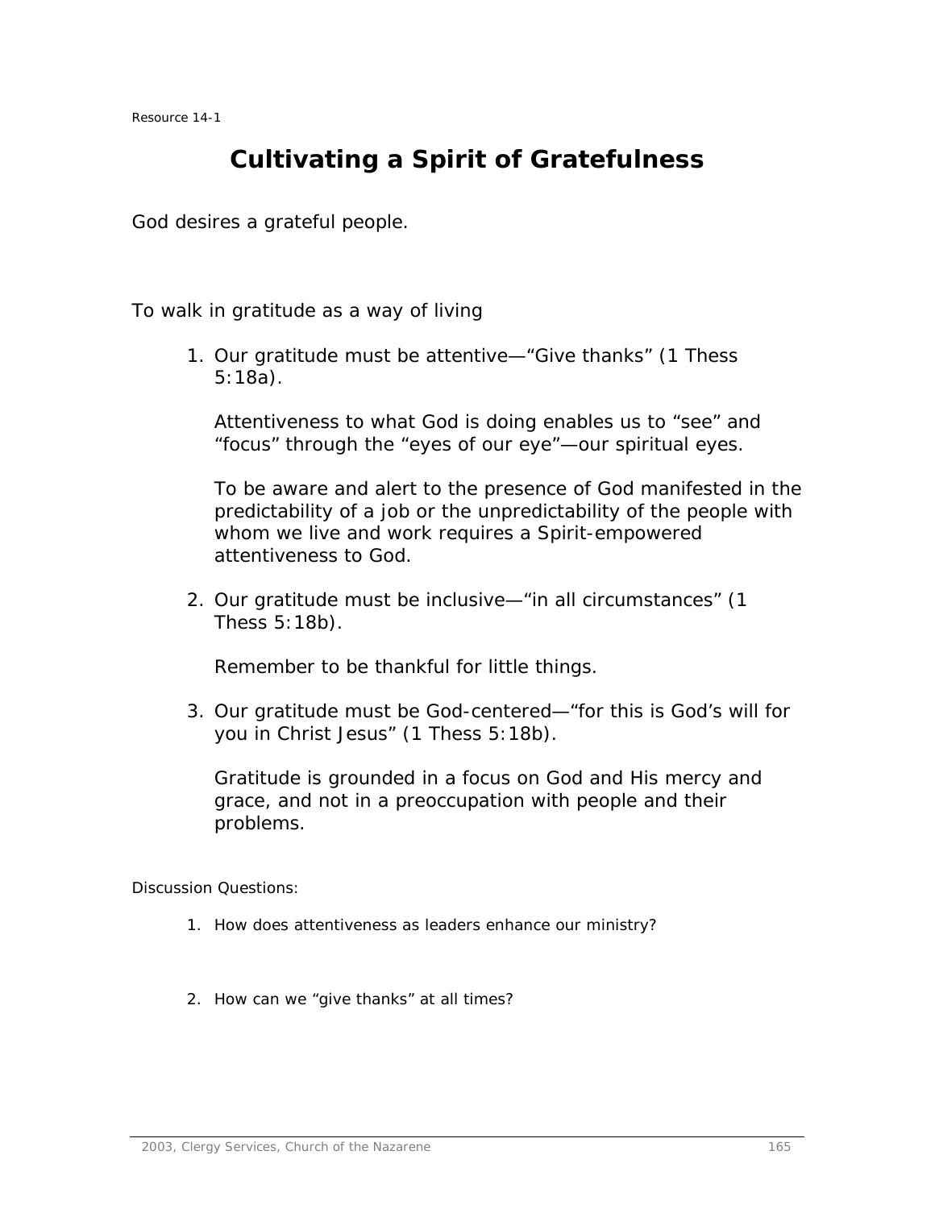Resource 14-1

# Cultivating a Spirit of Gratefulness

God desires a grateful people.

To walk in gratitude as a way of living

1. Our gratitude must be attentive—"Give thanks" (1 Thess 5:18a).

   Attentiveness to what God is doing enables us to "see" and "focus" through the "eyes of our eye"—our spiritual eyes.

   To be aware and alert to the presence of God manifested in the predictability of a job or the unpredictability of the people with whom we live and work requires a Spirit-empowered attentiveness to God.

2. Our gratitude must be inclusive—"in all circumstances" (1 Thess 5:18b).

   Remember to be thankful for little things.

3. Our gratitude must be God-centered—"for this is God's will for you in Christ Jesus" (1 Thess 5:18b).

   Gratitude is grounded in a focus on God and His mercy and grace, and not in a preoccupation with people and their problems.

Discussion Questions:

1. How does attentiveness as leaders enhance our ministry?

2. How can we "give thanks" at all times?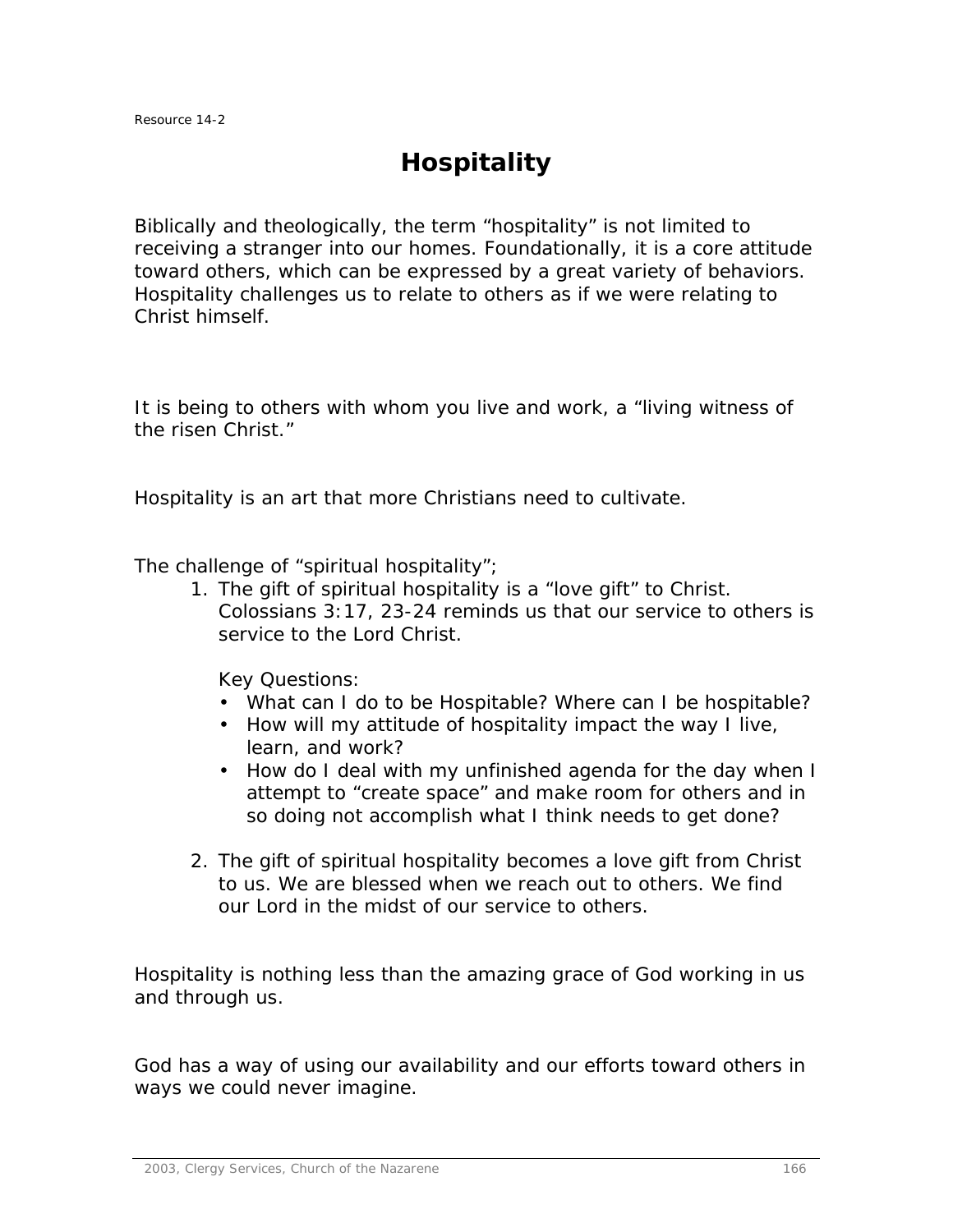Resource 14-2

# Hospitality

Biblically and theologically, the term "hospitality" is not limited to receiving a stranger into our homes. Foundationally, it is a core attitude toward others, which can be expressed by a great variety of behaviors. Hospitality challenges us to relate to others as if we were relating to Christ himself.

It is being to others with whom you live and work, a "living witness of the risen Christ."

Hospitality is an art that more Christians need to cultivate.

The challenge of "spiritual hospitality";

1. The gift of spiritual hospitality is a "love gift" to Christ. Colossians 3:17, 23-24 reminds us that our service to others is service to the Lord Christ.

   Key Questions:
   - What can I do to be Hospitable? Where can I be hospitable?
   - How will my attitude of hospitality impact the way I live, learn, and work?
   - How do I deal with my unfinished agenda for the day when I attempt to "create space" and make room for others and in so doing not accomplish what I think needs to get done?

2. The gift of spiritual hospitality becomes a love gift from Christ to us. We are blessed when we reach out to others. We find our Lord in the midst of our service to others.

Hospitality is nothing less than the amazing grace of God working in us and through us.

God has a way of using our availability and our efforts toward others in ways we could never imagine.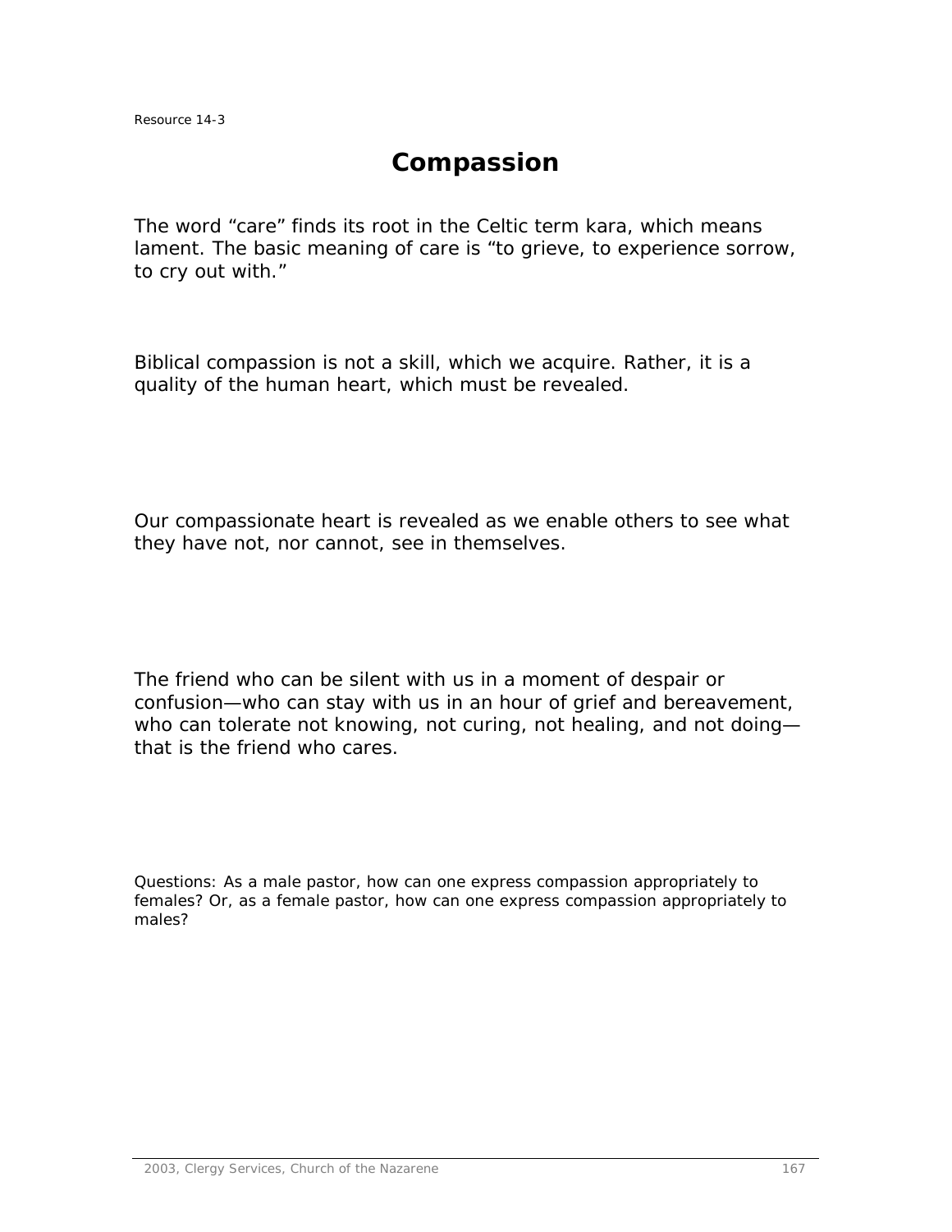Resource 14-3

# Compassion

The word "care" finds its root in the Celtic term kara, which means lament. The basic meaning of care is "to grieve, to experience sorrow, to cry out with."

Biblical compassion is not a skill, which we acquire. Rather, it is a quality of the human heart, which must be revealed.

Our compassionate heart is revealed as we enable others to see what they have not, nor cannot, see in themselves.

The friend who can be silent with us in a moment of despair or confusion—who can stay with us in an hour of grief and bereavement, who can tolerate not knowing, not curing, not healing, and not doing—that is the friend who cares.

Questions: As a male pastor, how can one express compassion appropriately to females? Or, as a female pastor, how can one express compassion appropriately to males?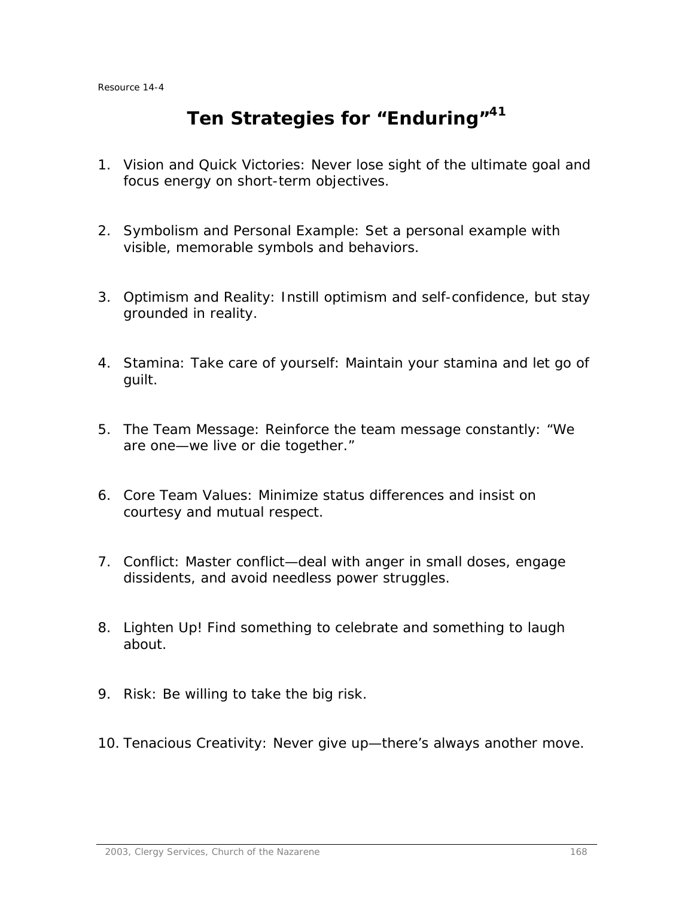Resource 14-4

# Ten Strategies for “Enduring”[41]

1. Vision and Quick Victories: Never lose sight of the ultimate goal and focus energy on short-term objectives.

2. Symbolism and Personal Example: Set a personal example with visible, memorable symbols and behaviors.

3. Optimism and Reality: Instill optimism and self-confidence, but stay grounded in reality.

4. Stamina: Take care of yourself: Maintain your stamina and let go of guilt.

5. The Team Message: Reinforce the team message constantly: “We are one—we live or die together.”

6. Core Team Values: Minimize status differences and insist on courtesy and mutual respect.

7. Conflict: Master conflict—deal with anger in small doses, engage dissidents, and avoid needless power struggles.

8. Lighten Up! Find something to celebrate and something to laugh about.

9. Risk: Be willing to take the big risk.

10. Tenacious Creativity: Never give up—there’s always another move.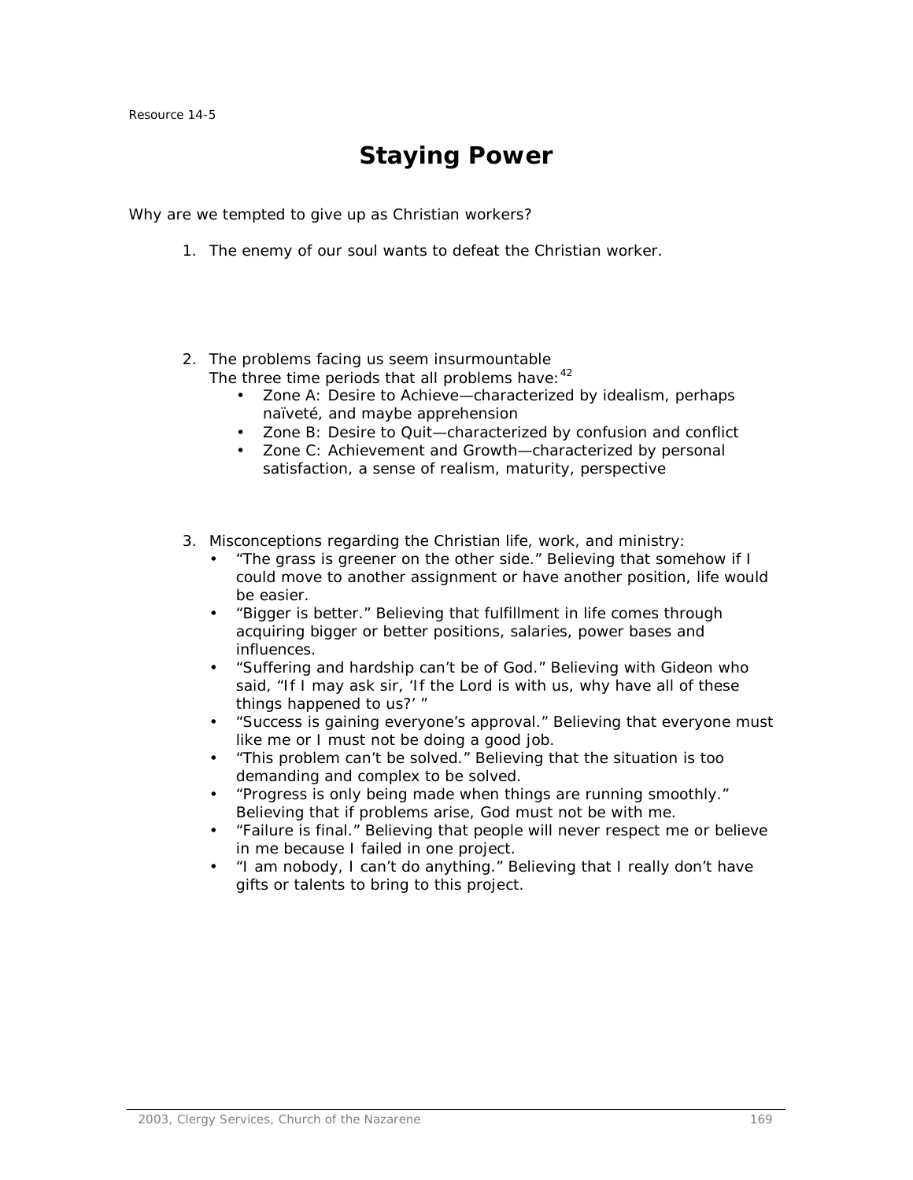Resource 14-5

# Staying Power

Why are we tempted to give up as Christian workers?

1. The enemy of our soul wants to defeat the Christian worker.

2. The problems facing us seem insurmountable
   The three time periods that all problems have:[42]
   - Zone A: Desire to Achieve—characterized by idealism, perhaps naïveté, and maybe apprehension
   - Zone B: Desire to Quit—characterized by confusion and conflict
   - Zone C: Achievement and Growth—characterized by personal satisfaction, a sense of realism, maturity, perspective

3. Misconceptions regarding the Christian life, work, and ministry:
   - "The grass is greener on the other side." Believing that somehow if I could move to another assignment or have another position, life would be easier.
   - "Bigger is better." Believing that fulfillment in life comes through acquiring bigger or better positions, salaries, power bases and influences.
   - "Suffering and hardship can't be of God." Believing with Gideon who said, "If I may ask sir, 'If the Lord is with us, why have all of these things happened to us?' "
   - "Success is gaining everyone's approval." Believing that everyone must like me or I must not be doing a good job.
   - "This problem can't be solved." Believing that the situation is too demanding and complex to be solved.
   - "Progress is only being made when things are running smoothly." Believing that if problems arise, God must not be with me.
   - "Failure is final." Believing that people will never respect me or believe in me because I failed in one project.
   - "I am nobody, I can't do anything." Believing that I really don't have gifts or talents to bring to this project.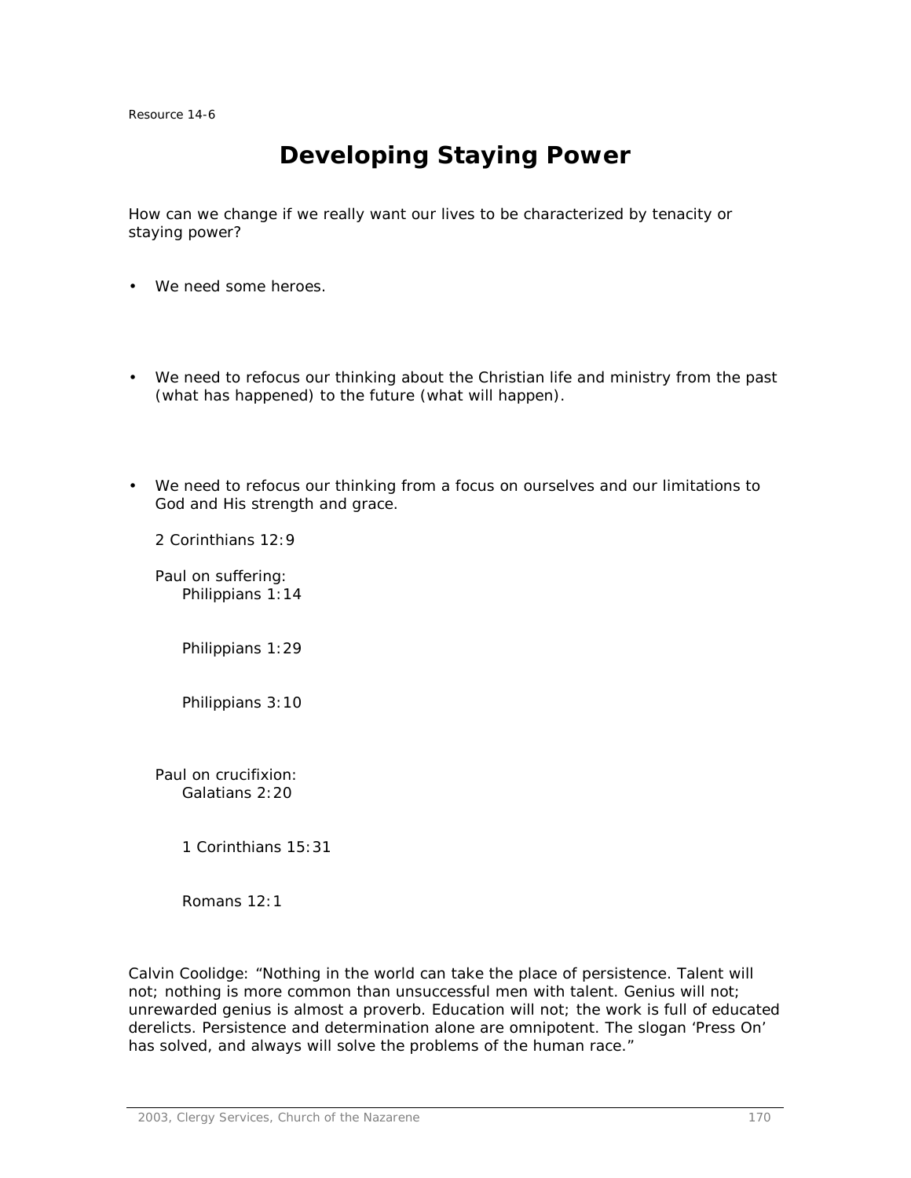Resource 14-6

# Developing Staying Power

How can we change if we really want our lives to be characterized by tenacity or staying power?

- We need some heroes.

- We need to refocus our thinking about the Christian life and ministry from the past (what has happened) to the future (what will happen).

- We need to refocus our thinking from a focus on ourselves and our limitations to God and His strength and grace.

  2 Corinthians 12:9

  Paul on suffering:
  - Philippians 1:14
  - Philippians 1:29
  - Philippians 3:10

  Paul on crucifixion:
  - Galatians 2:20
  - 1 Corinthians 15:31
  - Romans 12:1

Calvin Coolidge: "Nothing in the world can take the place of persistence. Talent will not; nothing is more common than unsuccessful men with talent. Genius will not; unrewarded genius is almost a proverb. Education will not; the work is full of educated derelicts. Persistence and determination alone are omnipotent. The slogan 'Press On' has solved, and always will solve the problems of the human race."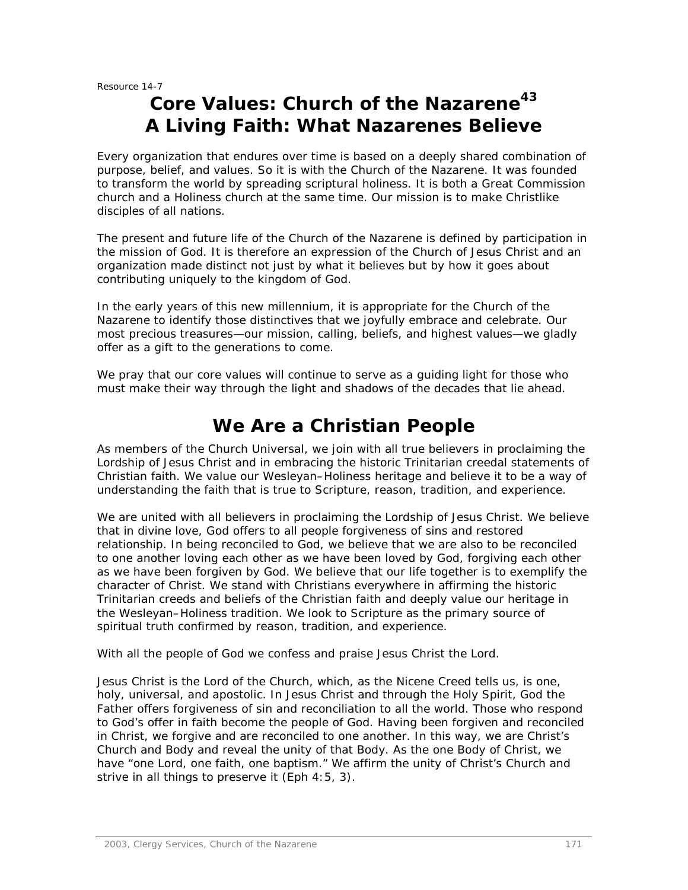Resource 14-7

# Core Values: Church of the Nazarene[43]
# A Living Faith: What Nazarenes Believe

Every organization that endures over time is based on a deeply shared combination of purpose, belief, and values. So it is with the Church of the Nazarene. It was founded to transform the world by spreading scriptural holiness. It is both a Great Commission church and a Holiness church at the same time. Our mission is to make Christlike disciples of all nations.

The present and future life of the Church of the Nazarene is defined by participation in the mission of God. It is therefore an expression of the Church of Jesus Christ and an organization made distinct not just by what it believes but by how it goes about contributing uniquely to the kingdom of God.

In the early years of this new millennium, it is appropriate for the Church of the Nazarene to identify those distinctives that we joyfully embrace and celebrate. Our most precious treasures—our mission, calling, beliefs, and highest values—we gladly offer as a gift to the generations to come.

We pray that our core values will continue to serve as a guiding light for those who must make their way through the light and shadows of the decades that lie ahead.

## We Are a Christian People

As members of the Church Universal, we join with all true believers in proclaiming the Lordship of Jesus Christ and in embracing the historic Trinitarian creedal statements of Christian faith. We value our Wesleyan–Holiness heritage and believe it to be a way of understanding the faith that is true to Scripture, reason, tradition, and experience.

We are united with all believers in proclaiming the Lordship of Jesus Christ. We believe that in divine love, God offers to all people forgiveness of sins and restored relationship. In being reconciled to God, we believe that we are also to be reconciled to one another loving each other as we have been loved by God, forgiving each other as we have been forgiven by God. We believe that our life together is to exemplify the character of Christ. We stand with Christians everywhere in affirming the historic Trinitarian creeds and beliefs of the Christian faith and deeply value our heritage in the Wesleyan–Holiness tradition. We look to Scripture as the primary source of spiritual truth confirmed by reason, tradition, and experience.

With all the people of God we confess and praise Jesus Christ the Lord.

Jesus Christ is the Lord of the Church, which, as the Nicene Creed tells us, is one, holy, universal, and apostolic. In Jesus Christ and through the Holy Spirit, God the Father offers forgiveness of sin and reconciliation to all the world. Those who respond to God's offer in faith become the people of God. Having been forgiven and reconciled in Christ, we forgive and are reconciled to one another. In this way, we are Christ's Church and Body and reveal the unity of that Body. As the one Body of Christ, we have "one Lord, one faith, one baptism." We affirm the unity of Christ's Church and strive in all things to preserve it (Eph 4:5, 3).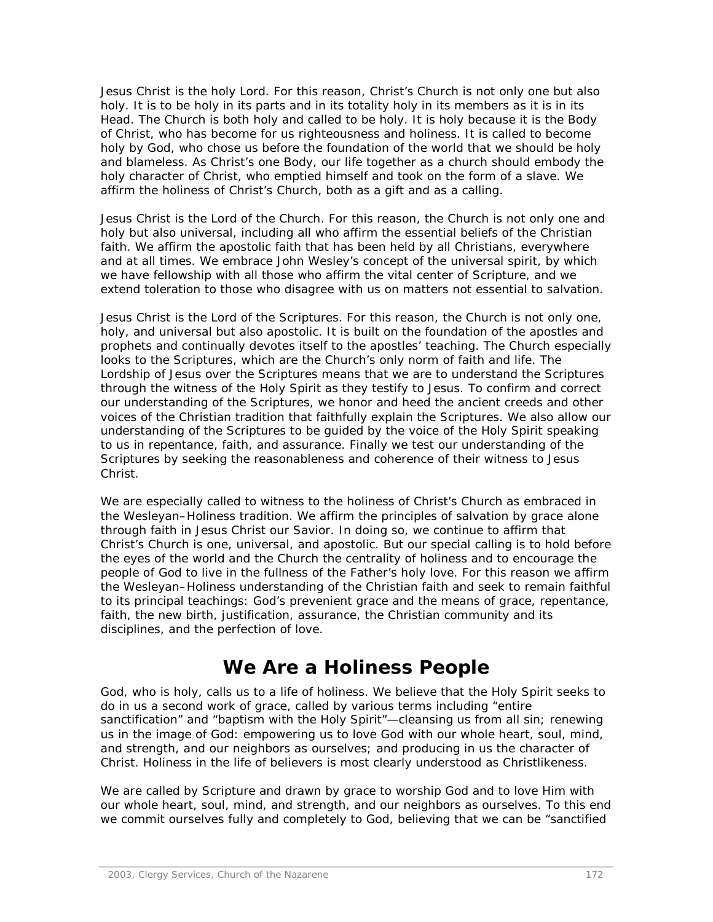Jesus Christ is the holy Lord. For this reason, Christ's Church is not only one but also holy. It is to be holy in its parts and in its totality holy in its members as it is in its Head. The Church is both holy and called to be holy. It is holy because it is the Body of Christ, who has become for us righteousness and holiness. It is called to become holy by God, who chose us before the foundation of the world that we should be holy and blameless. As Christ's one Body, our life together as a church should embody the holy character of Christ, who emptied himself and took on the form of a slave. We affirm the holiness of Christ's Church, both as a gift and as a calling.

Jesus Christ is the Lord of the Church. For this reason, the Church is not only one and holy but also universal, including all who affirm the essential beliefs of the Christian faith. We affirm the apostolic faith that has been held by all Christians, everywhere and at all times. We embrace John Wesley's concept of the universal spirit, by which we have fellowship with all those who affirm the vital center of Scripture, and we extend toleration to those who disagree with us on matters not essential to salvation.

Jesus Christ is the Lord of the Scriptures. For this reason, the Church is not only one, holy, and universal but also apostolic. It is built on the foundation of the apostles and prophets and continually devotes itself to the apostles' teaching. The Church especially looks to the Scriptures, which are the Church's only norm of faith and life. The Lordship of Jesus over the Scriptures means that we are to understand the Scriptures through the witness of the Holy Spirit as they testify to Jesus. To confirm and correct our understanding of the Scriptures, we honor and heed the ancient creeds and other voices of the Christian tradition that faithfully explain the Scriptures. We also allow our understanding of the Scriptures to be guided by the voice of the Holy Spirit speaking to us in repentance, faith, and assurance. Finally we test our understanding of the Scriptures by seeking the reasonableness and coherence of their witness to Jesus Christ.

We are especially called to witness to the holiness of Christ's Church as embraced in the Wesleyan–Holiness tradition. We affirm the principles of salvation by grace alone through faith in Jesus Christ our Savior. In doing so, we continue to affirm that Christ's Church is one, universal, and apostolic. But our special calling is to hold before the eyes of the world and the Church the centrality of holiness and to encourage the people of God to live in the fullness of the Father's holy love. For this reason we affirm the Wesleyan–Holiness understanding of the Christian faith and seek to remain faithful to its principal teachings: God's prevenient grace and the means of grace, repentance, faith, the new birth, justification, assurance, the Christian community and its disciplines, and the perfection of love.

## We Are a Holiness People

God, who is holy, calls us to a life of holiness. We believe that the Holy Spirit seeks to do in us a second work of grace, called by various terms including "entire sanctification" and "baptism with the Holy Spirit"—cleansing us from all sin; renewing us in the image of God: empowering us to love God with our whole heart, soul, mind, and strength, and our neighbors as ourselves; and producing in us the character of Christ. Holiness in the life of believers is most clearly understood as Christlikeness.

We are called by Scripture and drawn by grace to worship God and to love Him with our whole heart, soul, mind, and strength, and our neighbors as ourselves. To this end we commit ourselves fully and completely to God, believing that we can be "sanctified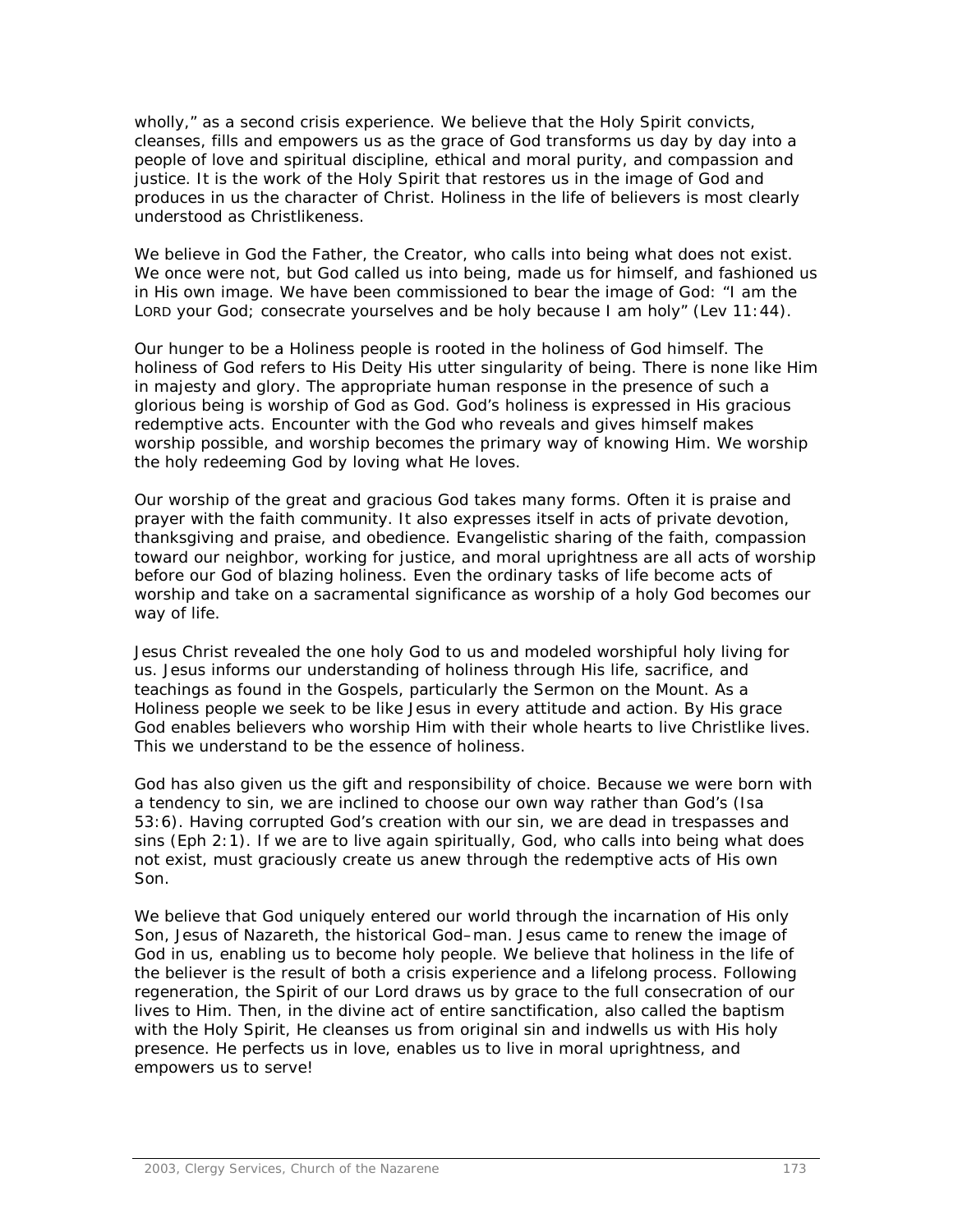wholly," as a second crisis experience. We believe that the Holy Spirit convicts, cleanses, fills and empowers us as the grace of God transforms us day by day into a people of love and spiritual discipline, ethical and moral purity, and compassion and justice. It is the work of the Holy Spirit that restores us in the image of God and produces in us the character of Christ. Holiness in the life of believers is most clearly understood as Christlikeness.

We believe in God the Father, the Creator, who calls into being what does not exist. We once were not, but God called us into being, made us for himself, and fashioned us in His own image. We have been commissioned to bear the image of God: "I am the LORD your God; consecrate yourselves and be holy because I am holy" (Lev 11:44).

Our hunger to be a Holiness people is rooted in the holiness of God himself. The holiness of God refers to His Deity His utter singularity of being. There is none like Him in majesty and glory. The appropriate human response in the presence of such a glorious being is worship of God as God. God's holiness is expressed in His gracious redemptive acts. Encounter with the God who reveals and gives himself makes worship possible, and worship becomes the primary way of knowing Him. We worship the holy redeeming God by loving what He loves.

Our worship of the great and gracious God takes many forms. Often it is praise and prayer with the faith community. It also expresses itself in acts of private devotion, thanksgiving and praise, and obedience. Evangelistic sharing of the faith, compassion toward our neighbor, working for justice, and moral uprightness are all acts of worship before our God of blazing holiness. Even the ordinary tasks of life become acts of worship and take on a sacramental significance as worship of a holy God becomes our way of life.

Jesus Christ revealed the one holy God to us and modeled worshipful holy living for us. Jesus informs our understanding of holiness through His life, sacrifice, and teachings as found in the Gospels, particularly the Sermon on the Mount. As a Holiness people we seek to be like Jesus in every attitude and action. By His grace God enables believers who worship Him with their whole hearts to live Christlike lives. This we understand to be the essence of holiness.

God has also given us the gift and responsibility of choice. Because we were born with a tendency to sin, we are inclined to choose our own way rather than God's (Isa 53:6). Having corrupted God's creation with our sin, we are dead in trespasses and sins (Eph 2:1). If we are to live again spiritually, God, who calls into being what does not exist, must graciously create us anew through the redemptive acts of His own Son.

We believe that God uniquely entered our world through the incarnation of His only Son, Jesus of Nazareth, the historical God–man. Jesus came to renew the image of God in us, enabling us to become holy people. We believe that holiness in the life of the believer is the result of both a crisis experience and a lifelong process. Following regeneration, the Spirit of our Lord draws us by grace to the full consecration of our lives to Him. Then, in the divine act of entire sanctification, also called the baptism with the Holy Spirit, He cleanses us from original sin and indwells us with His holy presence. He perfects us in love, enables us to live in moral uprightness, and empowers us to serve!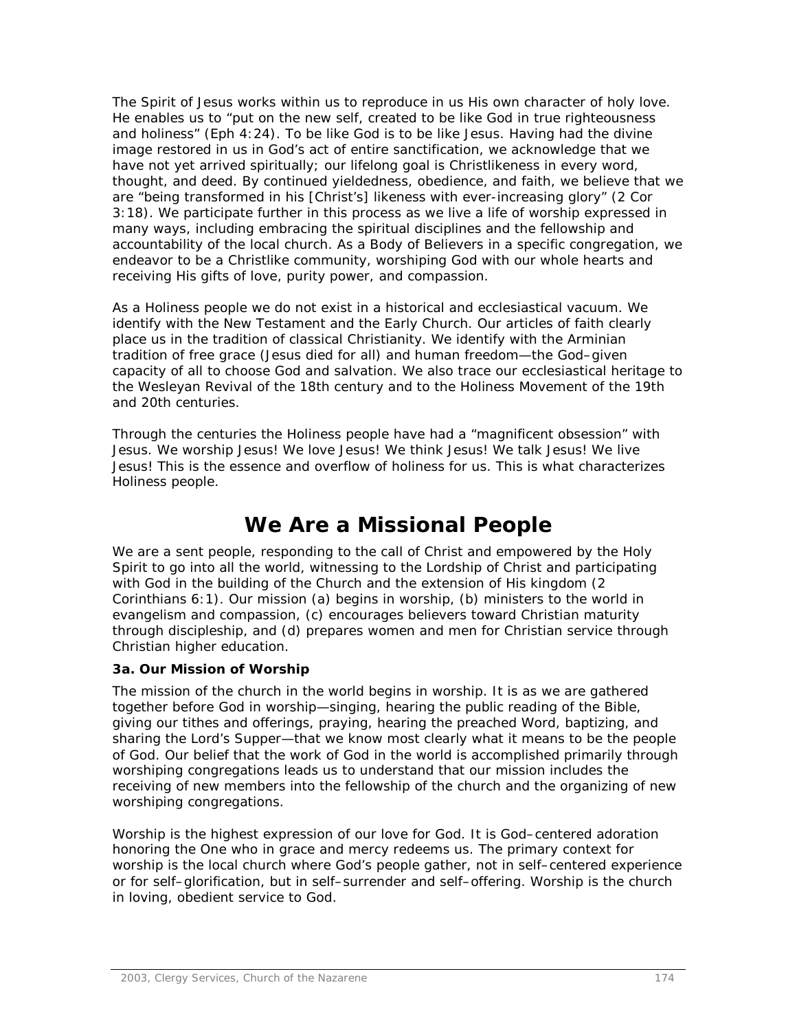The Spirit of Jesus works within us to reproduce in us His own character of holy love. He enables us to "put on the new self, created to be like God in true righteousness and holiness" (Eph 4:24). To be like God is to be like Jesus. Having had the divine image restored in us in God's act of entire sanctification, we acknowledge that we have not yet arrived spiritually; our lifelong goal is Christlikeness in every word, thought, and deed. By continued yieldedness, obedience, and faith, we believe that we are "being transformed in his [Christ's] likeness with ever-increasing glory" (2 Cor 3:18). We participate further in this process as we live a life of worship expressed in many ways, including embracing the spiritual disciplines and the fellowship and accountability of the local church. As a Body of Believers in a specific congregation, we endeavor to be a Christlike community, worshiping God with our whole hearts and receiving His gifts of love, purity power, and compassion.

As a Holiness people we do not exist in a historical and ecclesiastical vacuum. We identify with the New Testament and the Early Church. Our articles of faith clearly place us in the tradition of classical Christianity. We identify with the Arminian tradition of free grace (Jesus died for all) and human freedom—the God–given capacity of all to choose God and salvation. We also trace our ecclesiastical heritage to the Wesleyan Revival of the 18th century and to the Holiness Movement of the 19th and 20th centuries.

Through the centuries the Holiness people have had a "magnificent obsession" with Jesus. We worship Jesus! We love Jesus! We think Jesus! We talk Jesus! We live Jesus! This is the essence and overflow of holiness for us. This is what characterizes Holiness people.

# We Are a Missional People

We are a sent people, responding to the call of Christ and empowered by the Holy Spirit to go into all the world, witnessing to the Lordship of Christ and participating with God in the building of the Church and the extension of His kingdom (2 Corinthians 6:1). Our mission (a) begins in worship, (b) ministers to the world in evangelism and compassion, (c) encourages believers toward Christian maturity through discipleship, and (d) prepares women and men for Christian service through Christian higher education.

**3a. Our Mission of Worship**

The mission of the church in the world begins in worship. It is as we are gathered together before God in worship—singing, hearing the public reading of the Bible, giving our tithes and offerings, praying, hearing the preached Word, baptizing, and sharing the Lord's Supper—that we know most clearly what it means to be the people of God. Our belief that the work of God in the world is accomplished primarily through worshiping congregations leads us to understand that our mission includes the receiving of new members into the fellowship of the church and the organizing of new worshiping congregations.

Worship is the highest expression of our love for God. It is God–centered adoration honoring the One who in grace and mercy redeems us. The primary context for worship is the local church where God's people gather, not in self–centered experience or for self–glorification, but in self–surrender and self–offering. Worship is the church in loving, obedient service to God.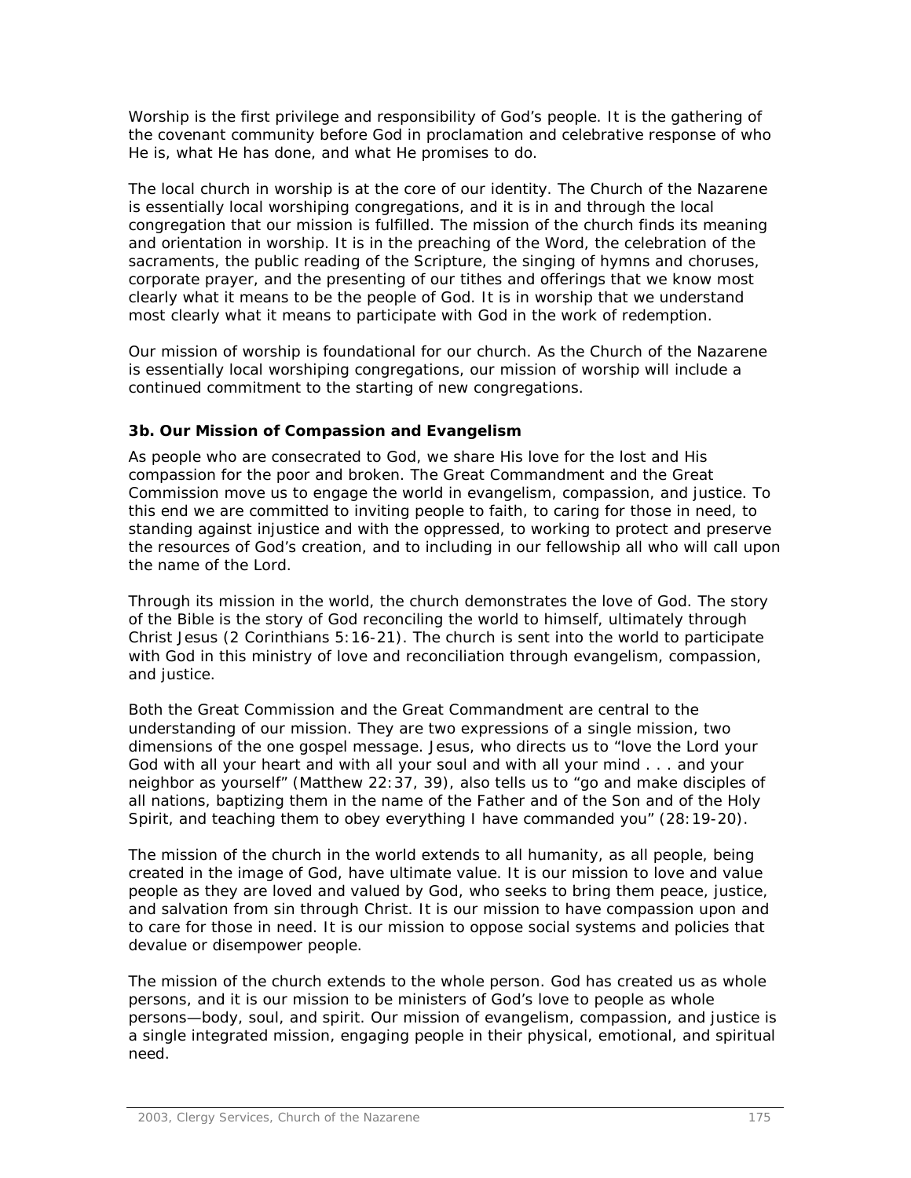Worship is the first privilege and responsibility of God's people. It is the gathering of the covenant community before God in proclamation and celebrative response of who He is, what He has done, and what He promises to do.

The local church in worship is at the core of our identity. The Church of the Nazarene is essentially local worshiping congregations, and it is in and through the local congregation that our mission is fulfilled. The mission of the church finds its meaning and orientation in worship. It is in the preaching of the Word, the celebration of the sacraments, the public reading of the Scripture, the singing of hymns and choruses, corporate prayer, and the presenting of our tithes and offerings that we know most clearly what it means to be the people of God. It is in worship that we understand most clearly what it means to participate with God in the work of redemption.

Our mission of worship is foundational for our church. As the Church of the Nazarene is essentially local worshiping congregations, our mission of worship will include a continued commitment to the starting of new congregations.

### 3b. Our Mission of Compassion and Evangelism

As people who are consecrated to God, we share His love for the lost and His compassion for the poor and broken. The Great Commandment and the Great Commission move us to engage the world in evangelism, compassion, and justice. To this end we are committed to inviting people to faith, to caring for those in need, to standing against injustice and with the oppressed, to working to protect and preserve the resources of God's creation, and to including in our fellowship all who will call upon the name of the Lord.

Through its mission in the world, the church demonstrates the love of God. The story of the Bible is the story of God reconciling the world to himself, ultimately through Christ Jesus (2 Corinthians 5:16-21). The church is sent into the world to participate with God in this ministry of love and reconciliation through evangelism, compassion, and justice.

Both the Great Commission and the Great Commandment are central to the understanding of our mission. They are two expressions of a single mission, two dimensions of the one gospel message. Jesus, who directs us to "love the Lord your God with all your heart and with all your soul and with all your mind . . . and your neighbor as yourself" (Matthew 22:37, 39), also tells us to "go and make disciples of all nations, baptizing them in the name of the Father and of the Son and of the Holy Spirit, and teaching them to obey everything I have commanded you" (28:19-20).

The mission of the church in the world extends to all humanity, as all people, being created in the image of God, have ultimate value. It is our mission to love and value people as they are loved and valued by God, who seeks to bring them peace, justice, and salvation from sin through Christ. It is our mission to have compassion upon and to care for those in need. It is our mission to oppose social systems and policies that devalue or disempower people.

The mission of the church extends to the whole person. God has created us as whole persons, and it is our mission to be ministers of God's love to people as whole persons—body, soul, and spirit. Our mission of evangelism, compassion, and justice is a single integrated mission, engaging people in their physical, emotional, and spiritual need.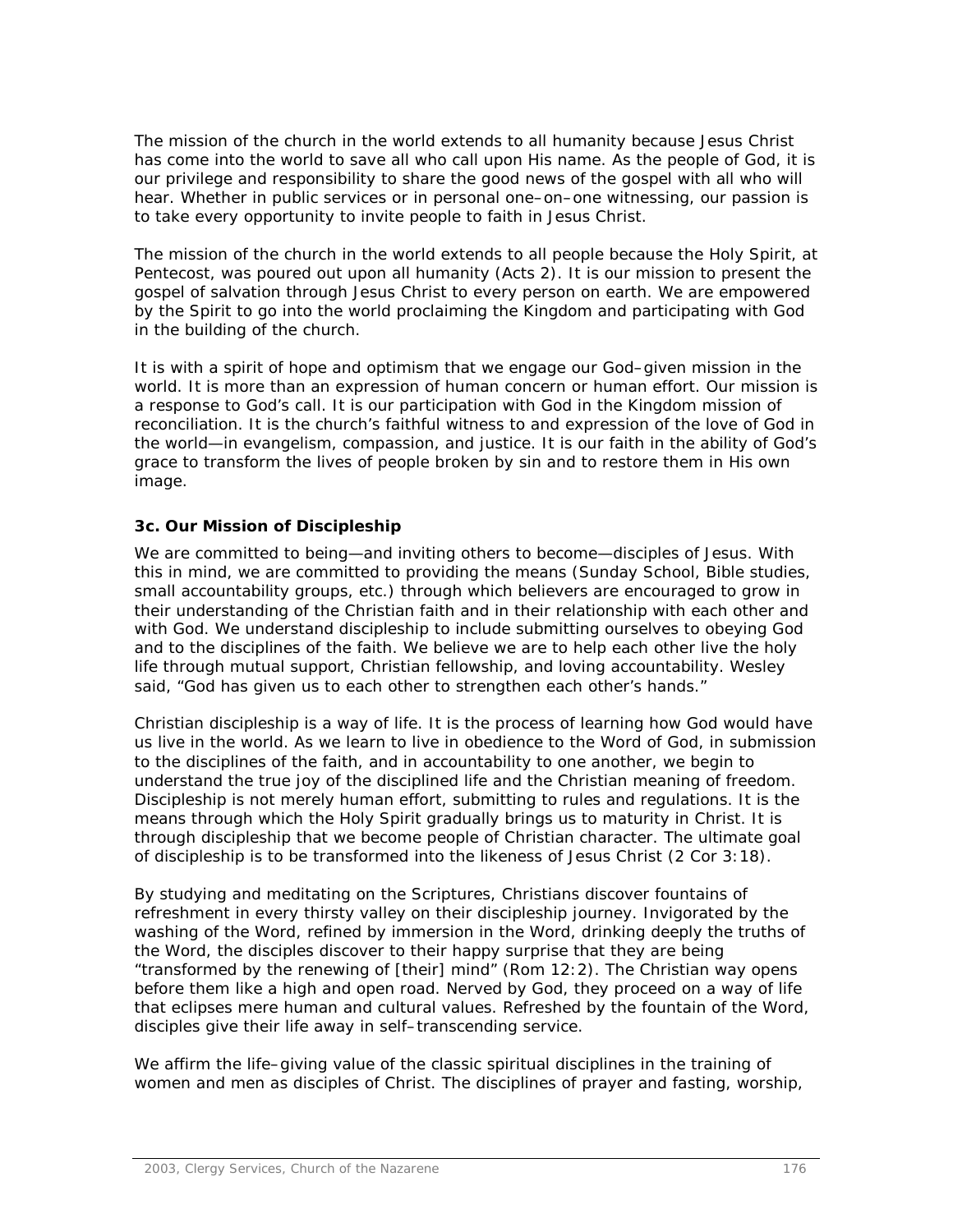The mission of the church in the world extends to all humanity because Jesus Christ has come into the world to save all who call upon His name. As the people of God, it is our privilege and responsibility to share the good news of the gospel with all who will hear. Whether in public services or in personal one–on–one witnessing, our passion is to take every opportunity to invite people to faith in Jesus Christ.

The mission of the church in the world extends to all people because the Holy Spirit, at Pentecost, was poured out upon all humanity (Acts 2). It is our mission to present the gospel of salvation through Jesus Christ to every person on earth. We are empowered by the Spirit to go into the world proclaiming the Kingdom and participating with God in the building of the church.

It is with a spirit of hope and optimism that we engage our God–given mission in the world. It is more than an expression of human concern or human effort. Our mission is a response to God's call. It is our participation with God in the Kingdom mission of reconciliation. It is the church's faithful witness to and expression of the love of God in the world—in evangelism, compassion, and justice. It is our faith in the ability of God's grace to transform the lives of people broken by sin and to restore them in His own image.

### 3c. Our Mission of Discipleship

We are committed to being—and inviting others to become—disciples of Jesus. With this in mind, we are committed to providing the means (Sunday School, Bible studies, small accountability groups, etc.) through which believers are encouraged to grow in their understanding of the Christian faith and in their relationship with each other and with God. We understand discipleship to include submitting ourselves to obeying God and to the disciplines of the faith. We believe we are to help each other live the holy life through mutual support, Christian fellowship, and loving accountability. Wesley said, "God has given us to each other to strengthen each other's hands."

Christian discipleship is a way of life. It is the process of learning how God would have us live in the world. As we learn to live in obedience to the Word of God, in submission to the disciplines of the faith, and in accountability to one another, we begin to understand the true joy of the disciplined life and the Christian meaning of freedom. Discipleship is not merely human effort, submitting to rules and regulations. It is the means through which the Holy Spirit gradually brings us to maturity in Christ. It is through discipleship that we become people of Christian character. The ultimate goal of discipleship is to be transformed into the likeness of Jesus Christ (2 Cor 3:18).

By studying and meditating on the Scriptures, Christians discover fountains of refreshment in every thirsty valley on their discipleship journey. Invigorated by the washing of the Word, refined by immersion in the Word, drinking deeply the truths of the Word, the disciples discover to their happy surprise that they are being "transformed by the renewing of [their] mind" (Rom 12:2). The Christian way opens before them like a high and open road. Nerved by God, they proceed on a way of life that eclipses mere human and cultural values. Refreshed by the fountain of the Word, disciples give their life away in self–transcending service.

We affirm the life–giving value of the classic spiritual disciplines in the training of women and men as disciples of Christ. The disciplines of prayer and fasting, worship,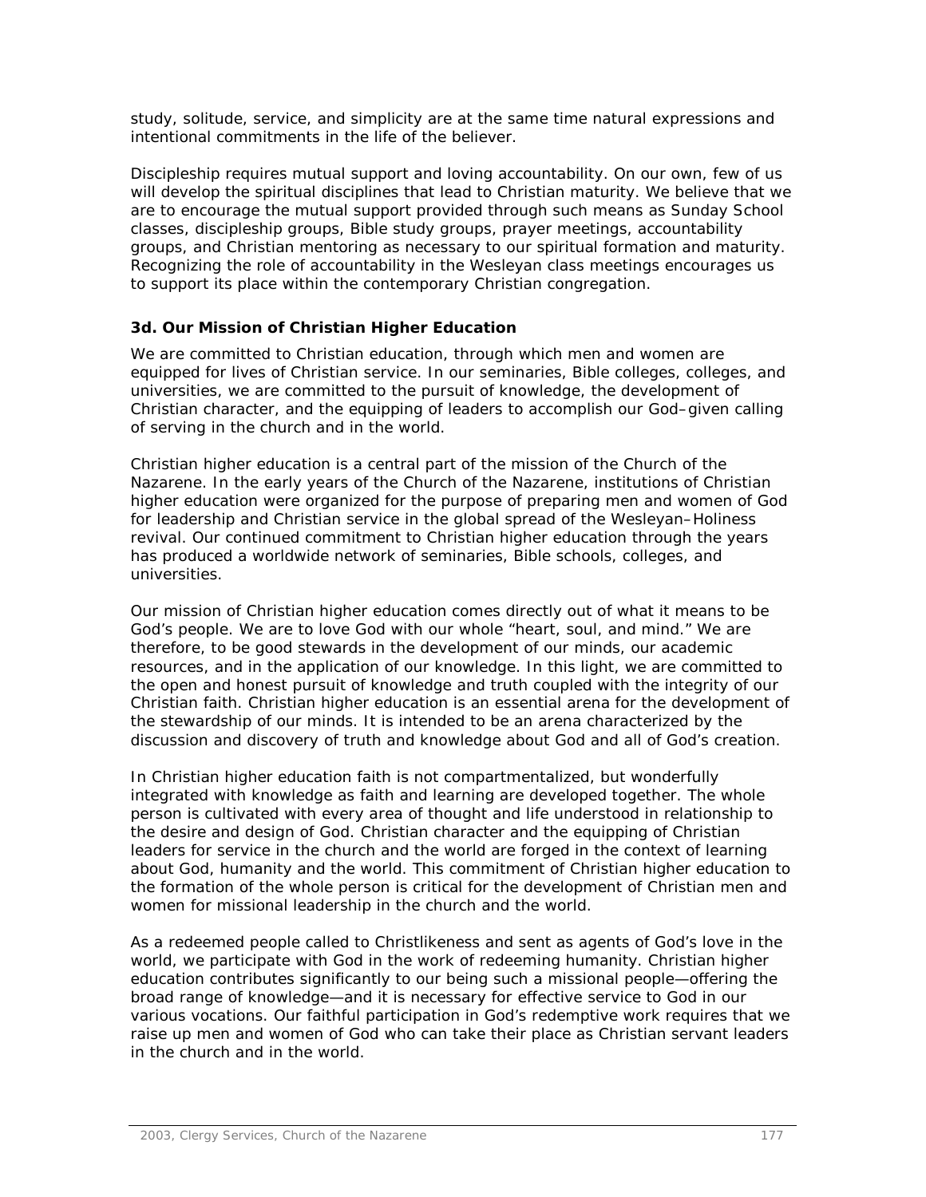study, solitude, service, and simplicity are at the same time natural expressions and intentional commitments in the life of the believer.

Discipleship requires mutual support and loving accountability. On our own, few of us will develop the spiritual disciplines that lead to Christian maturity. We believe that we are to encourage the mutual support provided through such means as Sunday School classes, discipleship groups, Bible study groups, prayer meetings, accountability groups, and Christian mentoring as necessary to our spiritual formation and maturity. Recognizing the role of accountability in the Wesleyan class meetings encourages us to support its place within the contemporary Christian congregation.

### 3d. Our Mission of Christian Higher Education

We are committed to Christian education, through which men and women are equipped for lives of Christian service. In our seminaries, Bible colleges, colleges, and universities, we are committed to the pursuit of knowledge, the development of Christian character, and the equipping of leaders to accomplish our God–given calling of serving in the church and in the world.

Christian higher education is a central part of the mission of the Church of the Nazarene. In the early years of the Church of the Nazarene, institutions of Christian higher education were organized for the purpose of preparing men and women of God for leadership and Christian service in the global spread of the Wesleyan–Holiness revival. Our continued commitment to Christian higher education through the years has produced a worldwide network of seminaries, Bible schools, colleges, and universities.

Our mission of Christian higher education comes directly out of what it means to be God's people. We are to love God with our whole "heart, soul, and mind." We are therefore, to be good stewards in the development of our minds, our academic resources, and in the application of our knowledge. In this light, we are committed to the open and honest pursuit of knowledge and truth coupled with the integrity of our Christian faith. Christian higher education is an essential arena for the development of the stewardship of our minds. It is intended to be an arena characterized by the discussion and discovery of truth and knowledge about God and all of God's creation.

In Christian higher education faith is not compartmentalized, but wonderfully integrated with knowledge as faith and learning are developed together. The whole person is cultivated with every area of thought and life understood in relationship to the desire and design of God. Christian character and the equipping of Christian leaders for service in the church and the world are forged in the context of learning about God, humanity and the world. This commitment of Christian higher education to the formation of the whole person is critical for the development of Christian men and women for missional leadership in the church and the world.

As a redeemed people called to Christlikeness and sent as agents of God's love in the world, we participate with God in the work of redeeming humanity. Christian higher education contributes significantly to our being such a missional people—offering the broad range of knowledge—and it is necessary for effective service to God in our various vocations. Our faithful participation in God's redemptive work requires that we raise up men and women of God who can take their place as Christian servant leaders in the church and in the world.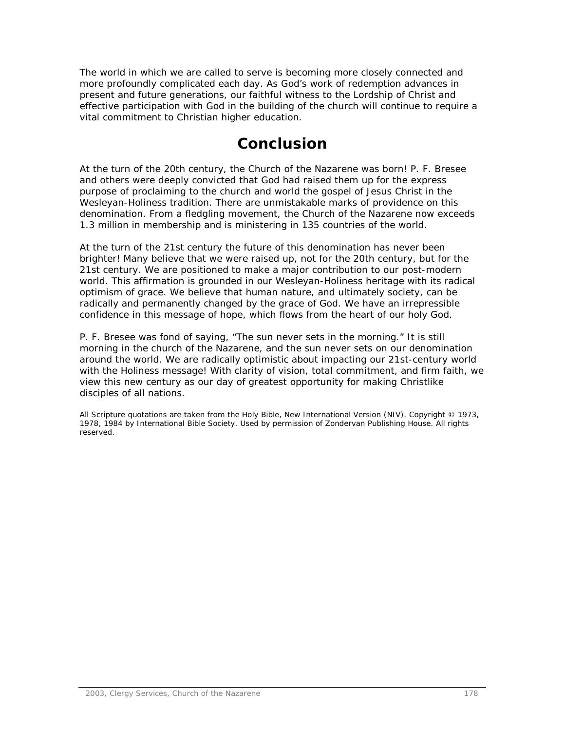The world in which we are called to serve is becoming more closely connected and more profoundly complicated each day. As God's work of redemption advances in present and future generations, our faithful witness to the Lordship of Christ and effective participation with God in the building of the church will continue to require a vital commitment to Christian higher education.

# Conclusion

At the turn of the 20th century, the Church of the Nazarene was born! P. F. Bresee and others were deeply convicted that God had raised them up for the express purpose of proclaiming to the church and world the gospel of Jesus Christ in the Wesleyan-Holiness tradition. There are unmistakable marks of providence on this denomination. From a fledgling movement, the Church of the Nazarene now exceeds 1.3 million in membership and is ministering in 135 countries of the world.

At the turn of the 21st century the future of this denomination has never been brighter! Many believe that we were raised up, not for the 20th century, but for the 21st century. We are positioned to make a major contribution to our post-modern world. This affirmation is grounded in our Wesleyan-Holiness heritage with its radical optimism of grace. We believe that human nature, and ultimately society, can be radically and permanently changed by the grace of God. We have an irrepressible confidence in this message of hope, which flows from the heart of our holy God.

P. F. Bresee was fond of saying, "The sun never sets in the morning." It is still morning in the church of the Nazarene, and the sun never sets on our denomination around the world. We are radically optimistic about impacting our 21st-century world with the Holiness message! With clarity of vision, total commitment, and firm faith, we view this new century as our day of greatest opportunity for making Christlike disciples of all nations.

All Scripture quotations are taken from the Holy Bible, New International Version (NIV). Copyright © 1973, 1978, 1984 by International Bible Society. Used by permission of Zondervan Publishing House. All rights reserved.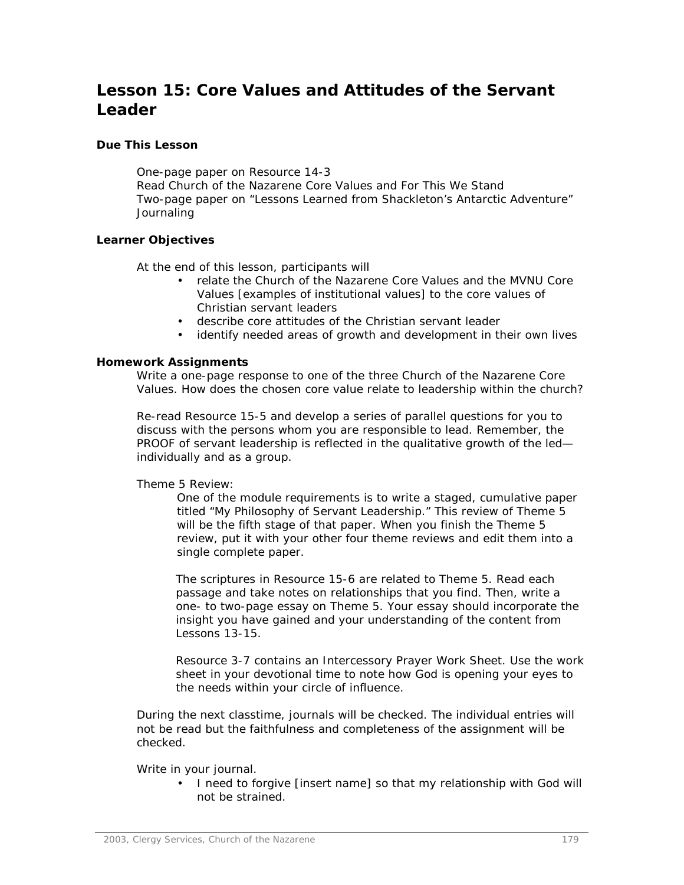# Lesson 15: Core Values and Attitudes of the Servant Leader

### Due This Lesson

One-page paper on Resource 14-3
Read Church of the Nazarene Core Values and For This We Stand
Two-page paper on "Lessons Learned from Shackleton's Antarctic Adventure"
Journaling

### Learner Objectives

At the end of this lesson, participants will

- relate the Church of the Nazarene Core Values and the MVNU Core Values [examples of institutional values] to the core values of Christian servant leaders
- describe core attitudes of the Christian servant leader
- identify needed areas of growth and development in their own lives

### Homework Assignments

Write a one-page response to one of the three Church of the Nazarene Core Values. How does the chosen core value relate to leadership within the church?

Re-read Resource 15-5 and develop a series of parallel questions for you to discuss with the persons whom you are responsible to lead. Remember, the PROOF of servant leadership is reflected in the qualitative growth of the led—individually and as a group.

Theme 5 Review:

> One of the module requirements is to write a staged, cumulative paper titled "My Philosophy of Servant Leadership." This review of Theme 5 will be the fifth stage of that paper. When you finish the Theme 5 review, put it with your other four theme reviews and edit them into a single complete paper.
>
> The scriptures in Resource 15-6 are related to Theme 5. Read each passage and take notes on relationships that you find. Then, write a one- to two-page essay on Theme 5. Your essay should incorporate the insight you have gained and your understanding of the content from Lessons 13-15.
>
> Resource 3-7 contains an Intercessory Prayer Work Sheet. Use the work sheet in your devotional time to note how God is opening your eyes to the needs within your circle of influence.

During the next classtime, journals will be checked. The individual entries will not be read but the faithfulness and completeness of the assignment will be checked.

Write in your journal.

- I need to forgive [insert name] so that my relationship with God will not be strained.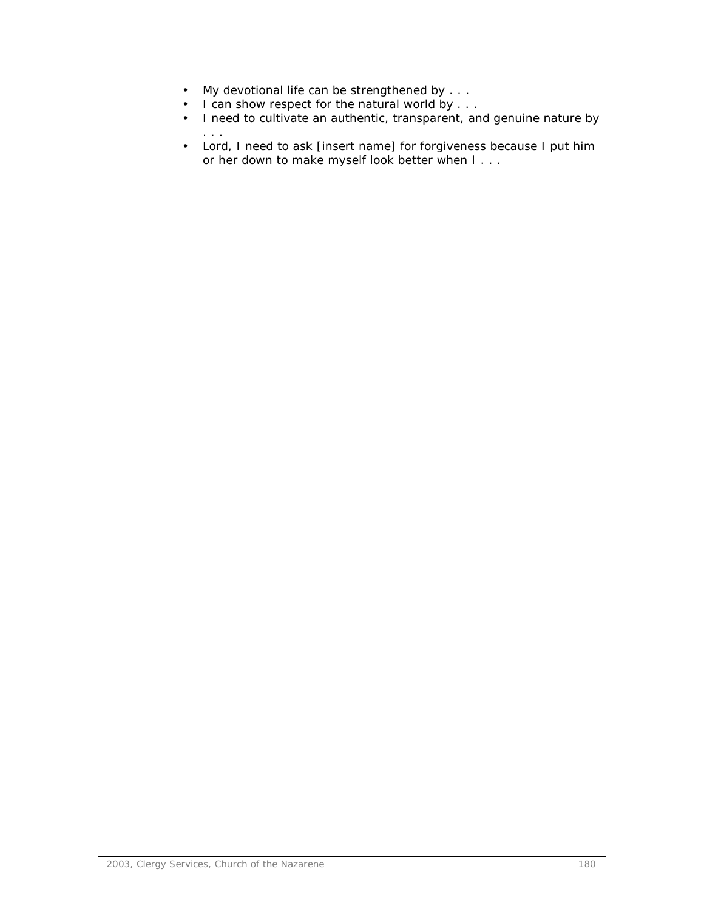- My devotional life can be strengthened by . . .
- I can show respect for the natural world by . . .
- I need to cultivate an authentic, transparent, and genuine nature by . . .
- Lord, I need to ask [insert name] for forgiveness because I put him or her down to make myself look better when I . . .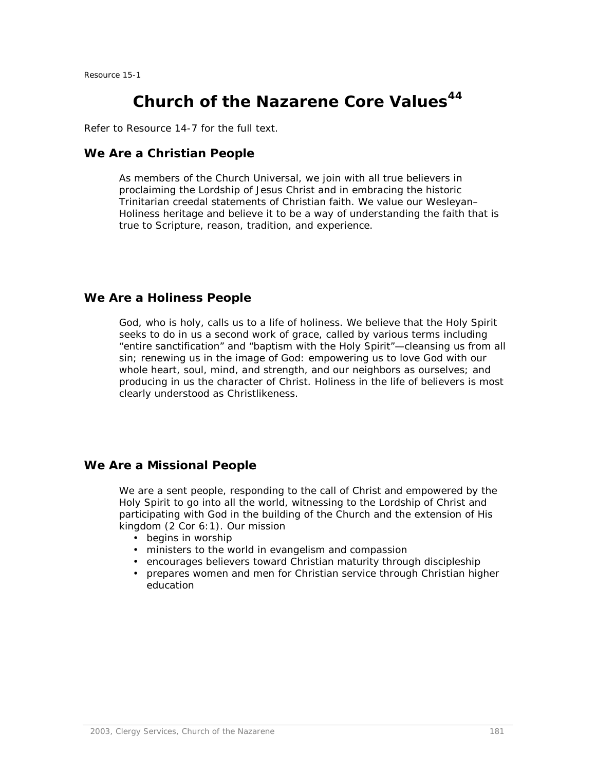Resource 15-1

# Church of the Nazarene Core Values[44]

Refer to Resource 14-7 for the full text.

## We Are a Christian People

As members of the Church Universal, we join with all true believers in proclaiming the Lordship of Jesus Christ and in embracing the historic Trinitarian creedal statements of Christian faith. We value our Wesleyan–Holiness heritage and believe it to be a way of understanding the faith that is true to Scripture, reason, tradition, and experience.

## We Are a Holiness People

God, who is holy, calls us to a life of holiness. We believe that the Holy Spirit seeks to do in us a second work of grace, called by various terms including "entire sanctification" and "baptism with the Holy Spirit"—cleansing us from all sin; renewing us in the image of God: empowering us to love God with our whole heart, soul, mind, and strength, and our neighbors as ourselves; and producing in us the character of Christ. Holiness in the life of believers is most clearly understood as Christlikeness.

## We Are a Missional People

We are a sent people, responding to the call of Christ and empowered by the Holy Spirit to go into all the world, witnessing to the Lordship of Christ and participating with God in the building of the Church and the extension of His kingdom (2 Cor 6:1). Our mission

- begins in worship
- ministers to the world in evangelism and compassion
- encourages believers toward Christian maturity through discipleship
- prepares women and men for Christian service through Christian higher education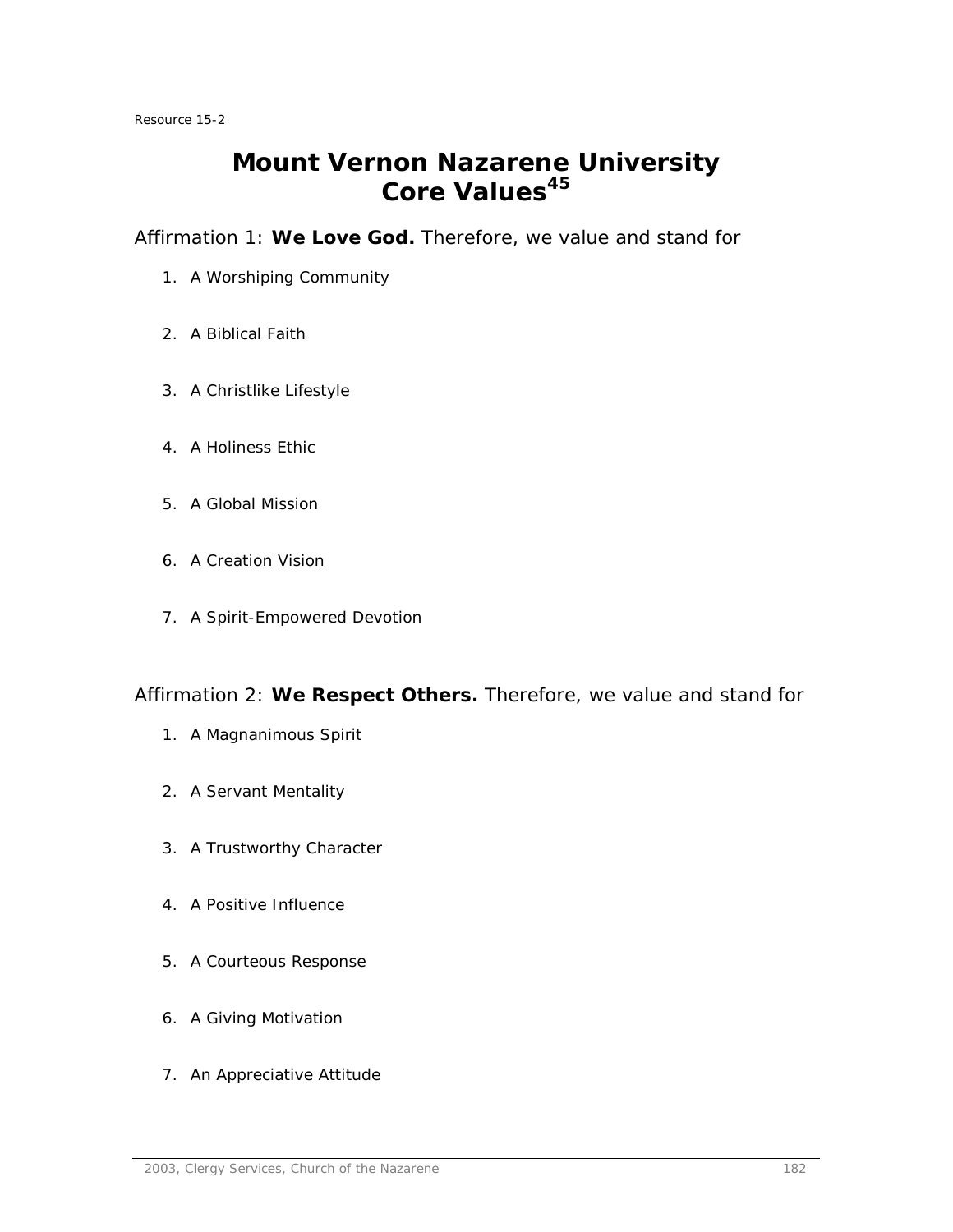Resource 15-2

# Mount Vernon Nazarene University Core Values[45]

Affirmation 1: **We Love God.** Therefore, we value and stand for

1. A Worshiping Community
2. A Biblical Faith
3. A Christlike Lifestyle
4. A Holiness Ethic
5. A Global Mission
6. A Creation Vision
7. A Spirit-Empowered Devotion

Affirmation 2: **We Respect Others.** Therefore, we value and stand for

1. A Magnanimous Spirit
2. A Servant Mentality
3. A Trustworthy Character
4. A Positive Influence
5. A Courteous Response
6. A Giving Motivation
7. An Appreciative Attitude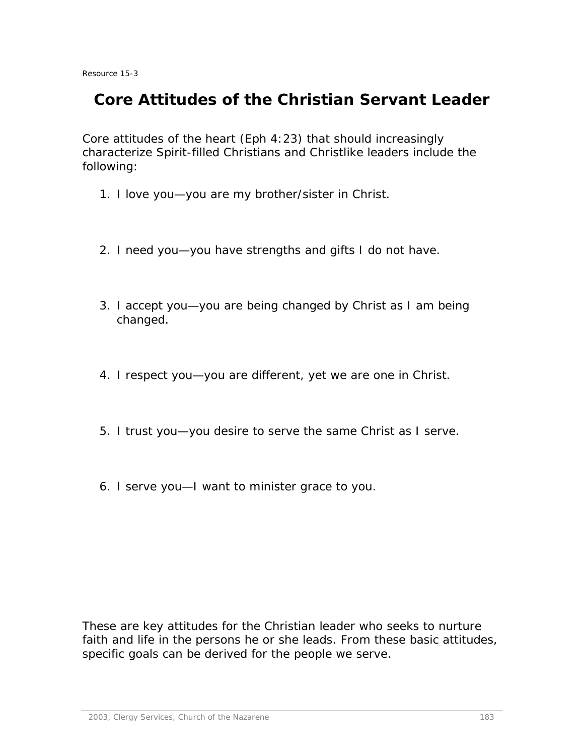Resource 15-3

# Core Attitudes of the Christian Servant Leader

Core attitudes of the heart (Eph 4:23) that should increasingly characterize Spirit-filled Christians and Christlike leaders include the following:

1. I love you—you are my brother/sister in Christ.

2. I need you—you have strengths and gifts I do not have.

3. I accept you—you are being changed by Christ as I am being changed.

4. I respect you—you are different, yet we are one in Christ.

5. I trust you—you desire to serve the same Christ as I serve.

6. I serve you—I want to minister grace to you.

These are key attitudes for the Christian leader who seeks to nurture faith and life in the persons he or she leads. From these basic attitudes, specific goals can be derived for the people we serve.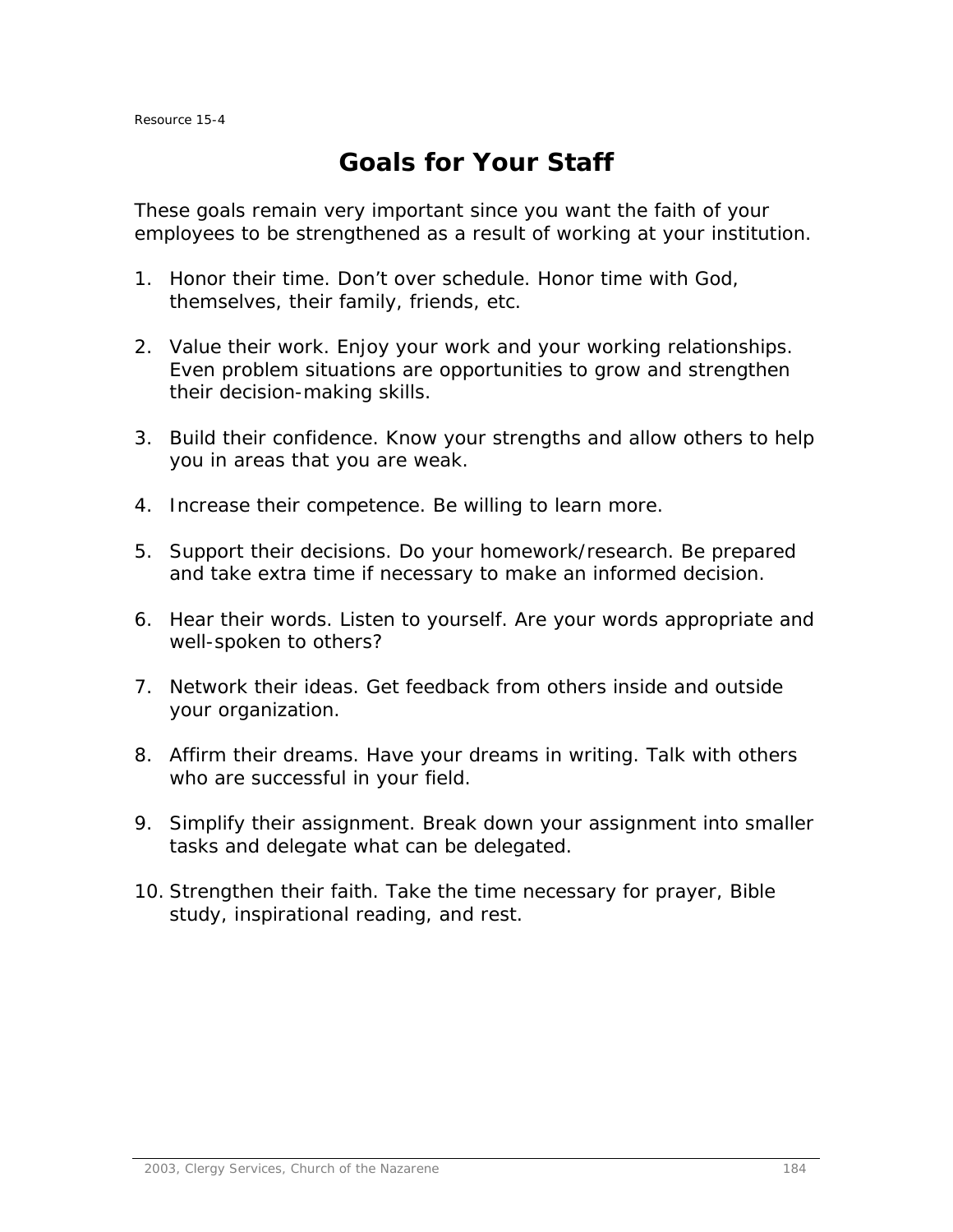Resource 15-4

# Goals for Your Staff

These goals remain very important since you want the faith of your employees to be strengthened as a result of working at your institution.

1. Honor their time. Don't over schedule. Honor time with God, themselves, their family, friends, etc.

2. Value their work. Enjoy your work and your working relationships. Even problem situations are opportunities to grow and strengthen their decision-making skills.

3. Build their confidence. Know your strengths and allow others to help you in areas that you are weak.

4. Increase their competence. Be willing to learn more.

5. Support their decisions. Do your homework/research. Be prepared and take extra time if necessary to make an informed decision.

6. Hear their words. Listen to yourself. Are your words appropriate and well-spoken to others?

7. Network their ideas. Get feedback from others inside and outside your organization.

8. Affirm their dreams. Have your dreams in writing. Talk with others who are successful in your field.

9. Simplify their assignment. Break down your assignment into smaller tasks and delegate what can be delegated.

10. Strengthen their faith. Take the time necessary for prayer, Bible study, inspirational reading, and rest.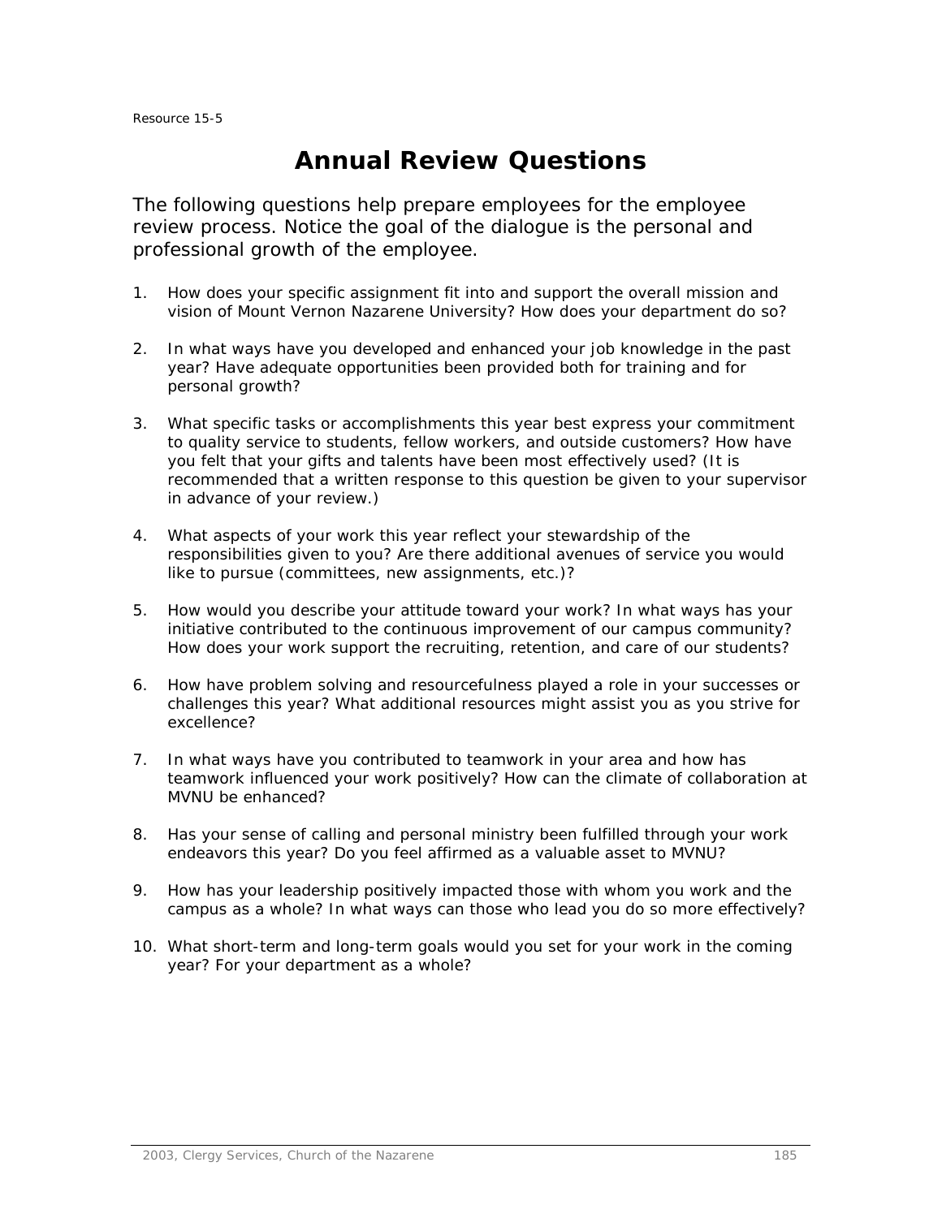Resource 15-5

# Annual Review Questions

The following questions help prepare employees for the employee review process. Notice the goal of the dialogue is the personal and professional growth of the employee.

1. How does your specific assignment fit into and support the overall mission and vision of Mount Vernon Nazarene University? How does your department do so?

2. In what ways have you developed and enhanced your job knowledge in the past year? Have adequate opportunities been provided both for training and for personal growth?

3. What specific tasks or accomplishments this year best express your commitment to quality service to students, fellow workers, and outside customers? How have you felt that your gifts and talents have been most effectively used? (It is recommended that a written response to this question be given to your supervisor in advance of your review.)

4. What aspects of your work this year reflect your stewardship of the responsibilities given to you? Are there additional avenues of service you would like to pursue (committees, new assignments, etc.)?

5. How would you describe your attitude toward your work? In what ways has your initiative contributed to the continuous improvement of our campus community? How does your work support the recruiting, retention, and care of our students?

6. How have problem solving and resourcefulness played a role in your successes or challenges this year? What additional resources might assist you as you strive for excellence?

7. In what ways have you contributed to teamwork in your area and how has teamwork influenced your work positively? How can the climate of collaboration at MVNU be enhanced?

8. Has your sense of calling and personal ministry been fulfilled through your work endeavors this year? Do you feel affirmed as a valuable asset to MVNU?

9. How has your leadership positively impacted those with whom you work and the campus as a whole? In what ways can those who lead you do so more effectively?

10. What short-term and long-term goals would you set for your work in the coming year? For your department as a whole?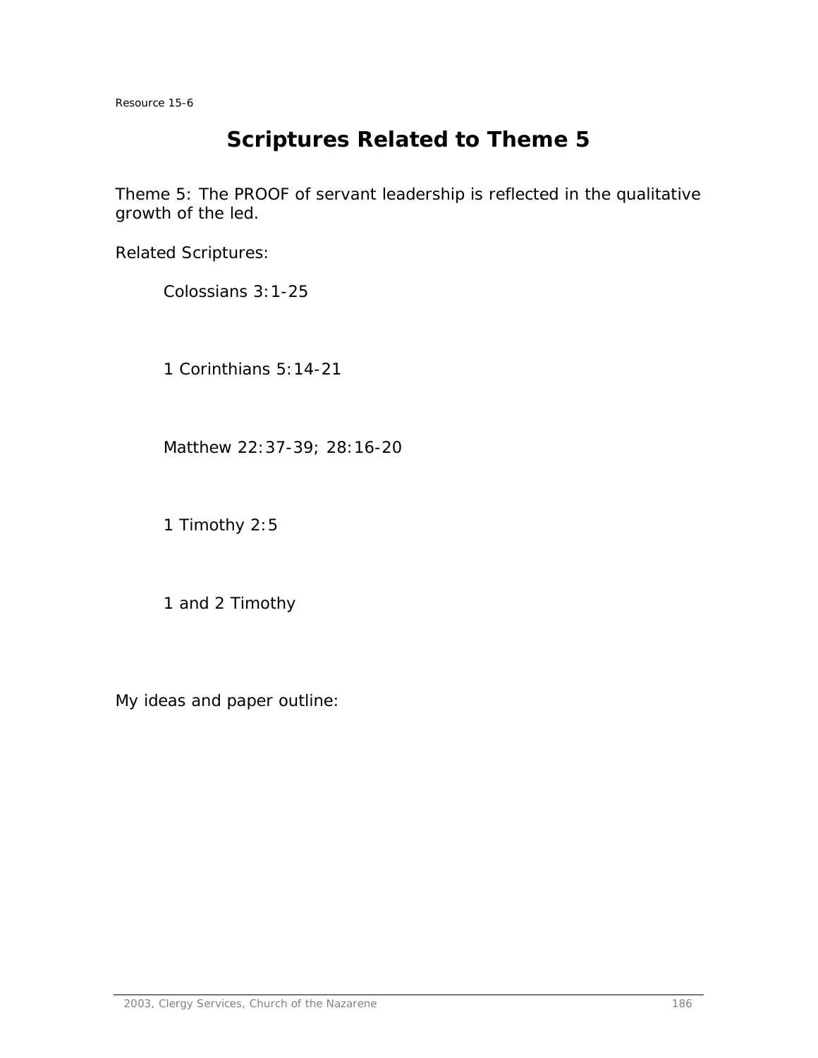Resource 15-6

# Scriptures Related to Theme 5

Theme 5: The PROOF of servant leadership is reflected in the qualitative growth of the led.

Related Scriptures:

Colossians 3:1-25

1 Corinthians 5:14-21

Matthew 22:37-39; 28:16-20

1 Timothy 2:5

1 and 2 Timothy

My ideas and paper outline: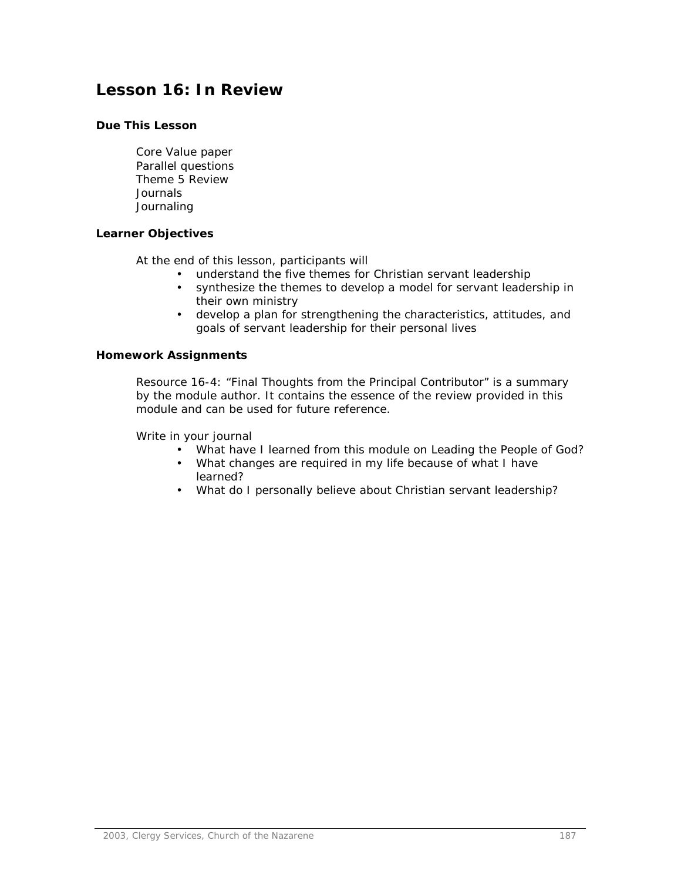# Lesson 16: In Review

### Due This Lesson

Core Value paper
Parallel questions
Theme 5 Review
Journals
Journaling

### Learner Objectives

At the end of this lesson, participants will

- understand the five themes for Christian servant leadership
- synthesize the themes to develop a model for servant leadership in their own ministry
- develop a plan for strengthening the characteristics, attitudes, and goals of servant leadership for their personal lives

### Homework Assignments

Resource 16-4: "Final Thoughts from the Principal Contributor" is a summary by the module author. It contains the essence of the review provided in this module and can be used for future reference.

Write in your journal

- What have I learned from this module on Leading the People of God?
- What changes are required in my life because of what I have learned?
- What do I personally believe about Christian servant leadership?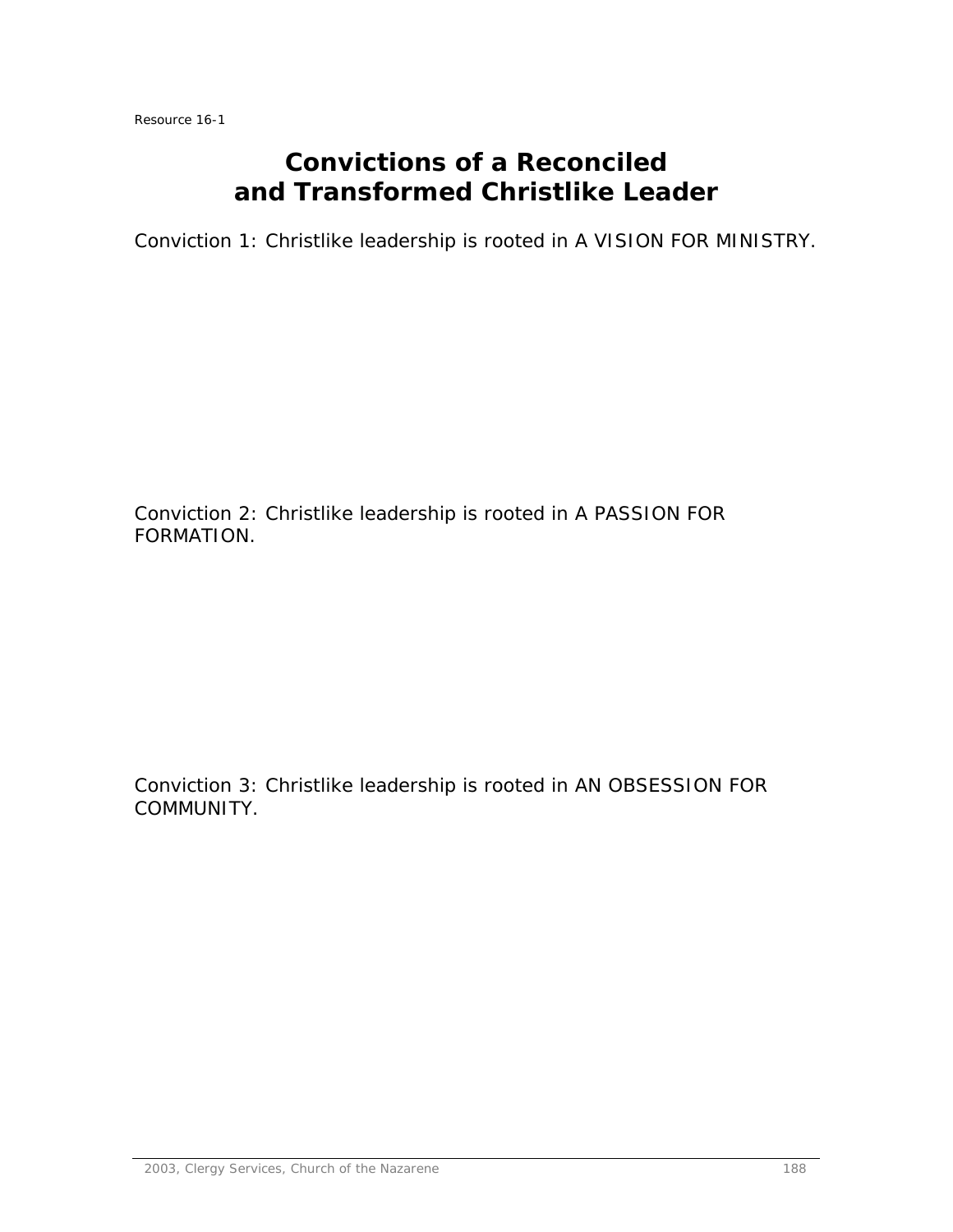Resource 16-1

# Convictions of a Reconciled and Transformed Christlike Leader

Conviction 1: Christlike leadership is rooted in A VISION FOR MINISTRY.

Conviction 2: Christlike leadership is rooted in A PASSION FOR FORMATION.

Conviction 3: Christlike leadership is rooted in AN OBSESSION FOR COMMUNITY.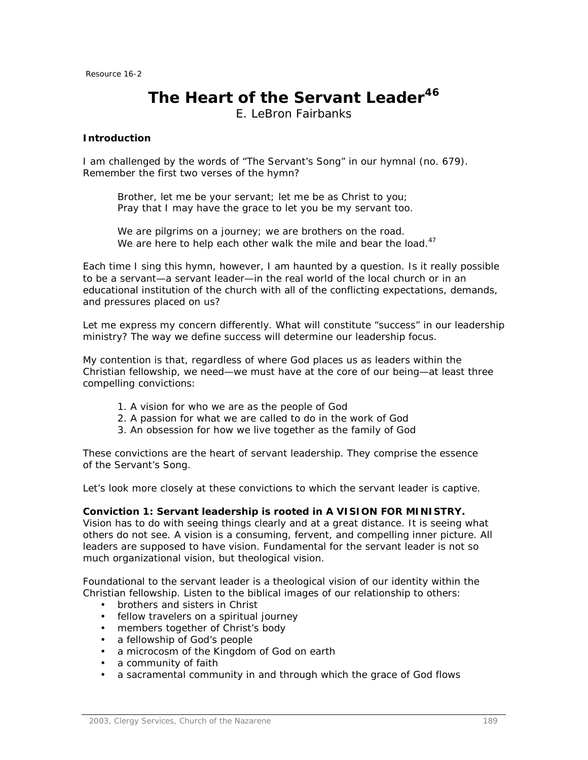Resource 16-2

# The Heart of the Servant Leader[46]

E. LeBron Fairbanks

**Introduction**

I am challenged by the words of "The Servant's Song" in our hymnal (no. 679). Remember the first two verses of the hymn?

> *Brother, let me be your servant; let me be as Christ to you;*
> *Pray that I may have the grace to let you be my servant too.*
>
> *We are pilgrims on a journey; we are brothers on the road.*
> *We are here to help each other walk the mile and bear the load.*[47]

Each time I sing this hymn, however, I am haunted by a question. Is it really possible to be a servant—a servant leader—in the real world of the local church or in an educational institution of the church with all of the conflicting expectations, demands, and pressures placed on us?

Let me express my concern differently. What will constitute "success" in our leadership ministry? The way we define success will determine our leadership focus.

My contention is that, regardless of where God places us as leaders within the Christian fellowship, we need—we must have at the core of our being—at least three compelling convictions:

1. A vision for who we are as the people of God
2. A passion for what we are called to do in the work of God
3. An obsession for how we live together as the family of God

These convictions are the heart of servant leadership. They comprise the essence of the Servant's Song.

Let's look more closely at these convictions to which the servant leader is captive.

**Conviction 1: Servant leadership is rooted in A VISION FOR MINISTRY.** Vision has to do with seeing things clearly and at a great distance. It is seeing what others do not see. A vision is a consuming, fervent, and compelling inner picture. All leaders are supposed to have vision. Fundamental for the servant leader is not so much organizational vision, but theological vision.

Foundational to the servant leader is a theological vision of our identity within the Christian fellowship. Listen to the biblical images of our relationship to others:

- brothers and sisters in Christ
- fellow travelers on a spiritual journey
- members together of Christ's body
- a fellowship of God's people
- a microcosm of the Kingdom of God on earth
- a community of faith
- a sacramental community in and through which the grace of God flows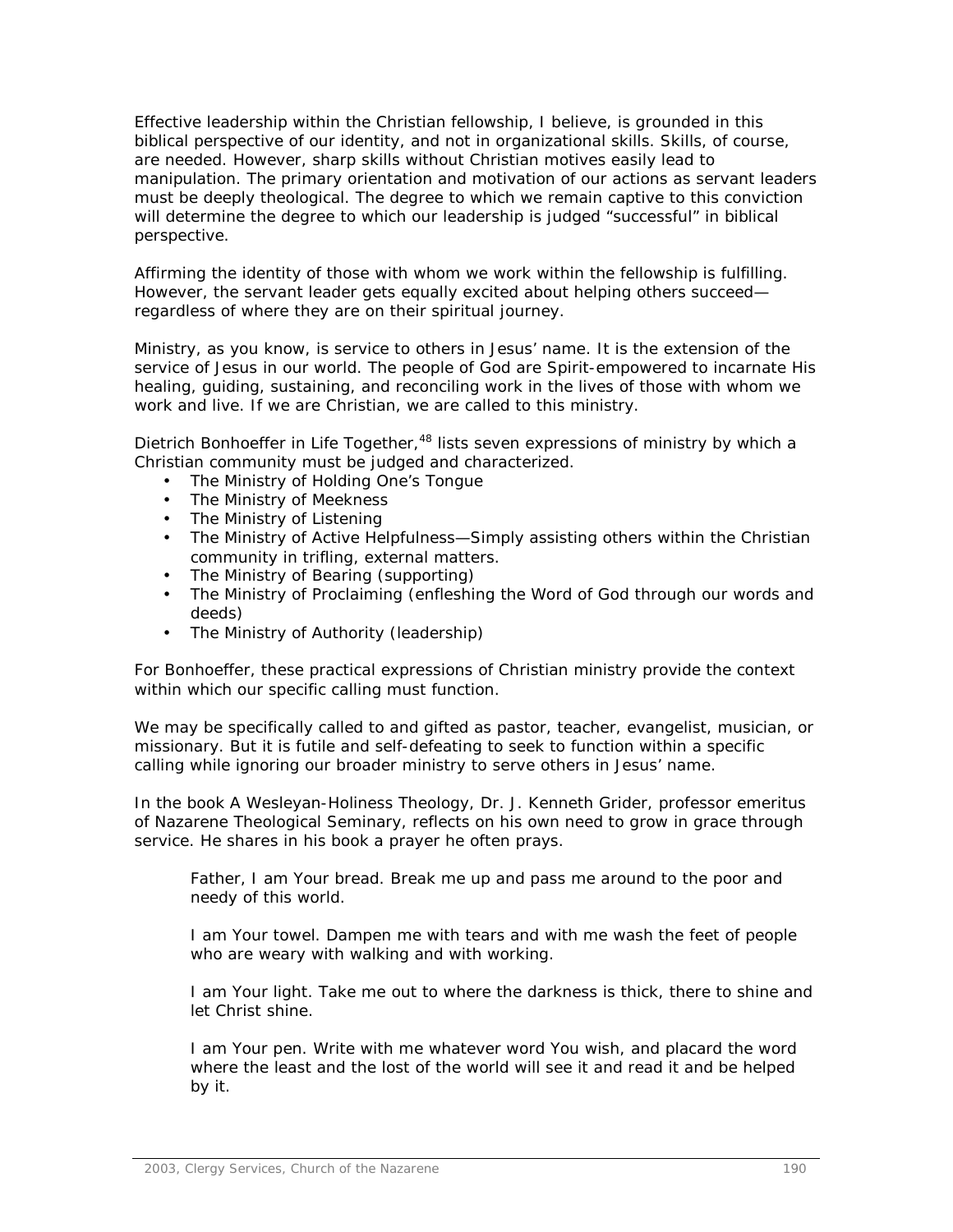Effective leadership within the Christian fellowship, I believe, is grounded in this biblical perspective of our identity, and not in organizational skills. Skills, of course, are needed. However, sharp skills without Christian motives easily lead to manipulation. The primary orientation and motivation of our actions as servant leaders must be deeply theological. The degree to which we remain captive to this conviction will determine the degree to which our leadership is judged "successful" in biblical perspective.

Affirming the identity of those with whom we work within the fellowship is fulfilling. However, the servant leader gets equally excited about helping others succeed—regardless of where they are on their spiritual journey.

Ministry, as you know, is service to others in Jesus' name. It is the extension of the service of Jesus in our world. The people of God are Spirit-empowered to incarnate His healing, guiding, sustaining, and reconciling work in the lives of those with whom we work and live. If we are Christian, we are called to this ministry.

Dietrich Bonhoeffer in Life Together,[48] lists seven expressions of ministry by which a Christian community must be judged and characterized.

- The Ministry of Holding One's Tongue
- The Ministry of Meekness
- The Ministry of Listening
- The Ministry of Active Helpfulness—Simply assisting others within the Christian community in trifling, external matters.
- The Ministry of Bearing (supporting)
- The Ministry of Proclaiming (enfleshing the Word of God through our words and deeds)
- The Ministry of Authority (leadership)

For Bonhoeffer, these practical expressions of Christian ministry provide the context within which our specific calling must function.

We may be specifically called to and gifted as pastor, teacher, evangelist, musician, or missionary. But it is futile and self-defeating to seek to function within a specific calling while ignoring our broader ministry to serve others in Jesus' name.

In the book A Wesleyan-Holiness Theology, Dr. J. Kenneth Grider, professor emeritus of Nazarene Theological Seminary, reflects on his own need to grow in grace through service. He shares in his book a prayer he often prays.

> Father, I am Your bread. Break me up and pass me around to the poor and needy of this world.
>
> I am Your towel. Dampen me with tears and with me wash the feet of people who are weary with walking and with working.
>
> I am Your light. Take me out to where the darkness is thick, there to shine and let Christ shine.
>
> I am Your pen. Write with me whatever word You wish, and placard the word where the least and the lost of the world will see it and read it and be helped by it.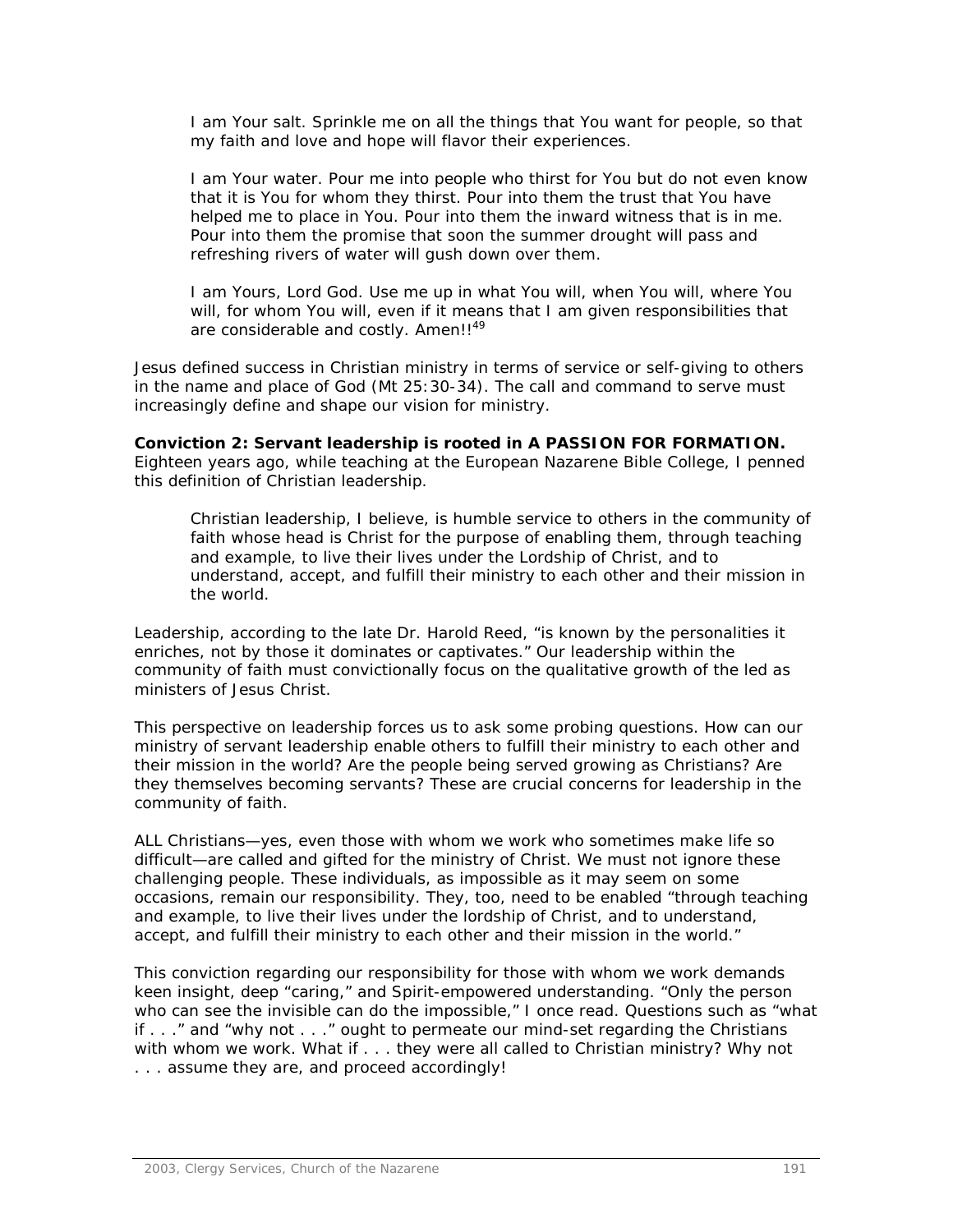> I am Your salt. Sprinkle me on all the things that You want for people, so that my faith and love and hope will flavor their experiences.
>
> I am Your water. Pour me into people who thirst for You but do not even know that it is You for whom they thirst. Pour into them the trust that You have helped me to place in You. Pour into them the inward witness that is in me. Pour into them the promise that soon the summer drought will pass and refreshing rivers of water will gush down over them.
>
> I am Yours, Lord God. Use me up in what You will, when You will, where You will, for whom You will, even if it means that I am given responsibilities that are considerable and costly. Amen!![49]

Jesus defined success in Christian ministry in terms of service or self-giving to others in the name and place of God (Mt 25:30-34). The call and command to serve must increasingly define and shape our vision for ministry.

**Conviction 2: Servant leadership is rooted in A PASSION FOR FORMATION.** Eighteen years ago, while teaching at the European Nazarene Bible College, I penned this definition of Christian leadership.

> Christian leadership, I believe, is humble service to others in the community of faith whose head is Christ for the purpose of enabling them, through teaching and example, to live their lives under the Lordship of Christ, and to understand, accept, and fulfill their ministry to each other and their mission in the world.

Leadership, according to the late Dr. Harold Reed, "is known by the personalities it enriches, not by those it dominates or captivates." Our leadership within the community of faith must convictionally focus on the qualitative growth of the led as ministers of Jesus Christ.

This perspective on leadership forces us to ask some probing questions. How can our ministry of servant leadership enable others to fulfill their ministry to each other and their mission in the world? Are the people being served growing as Christians? Are they themselves becoming servants? These are crucial concerns for leadership in the community of faith.

ALL Christians—yes, even those with whom we work who sometimes make life so difficult—are called and gifted for the ministry of Christ. We must not ignore these challenging people. These individuals, as impossible as it may seem on some occasions, remain our responsibility. They, too, need to be enabled "through teaching and example, to live their lives under the lordship of Christ, and to understand, accept, and fulfill their ministry to each other and their mission in the world."

This conviction regarding our responsibility for those with whom we work demands keen insight, deep "caring," and Spirit-empowered understanding. "Only the person who can see the invisible can do the impossible," I once read. Questions such as "what if . . ." and "why not . . ." ought to permeate our mind-set regarding the Christians with whom we work. What if . . . they were all called to Christian ministry? Why not . . . assume they are, and proceed accordingly!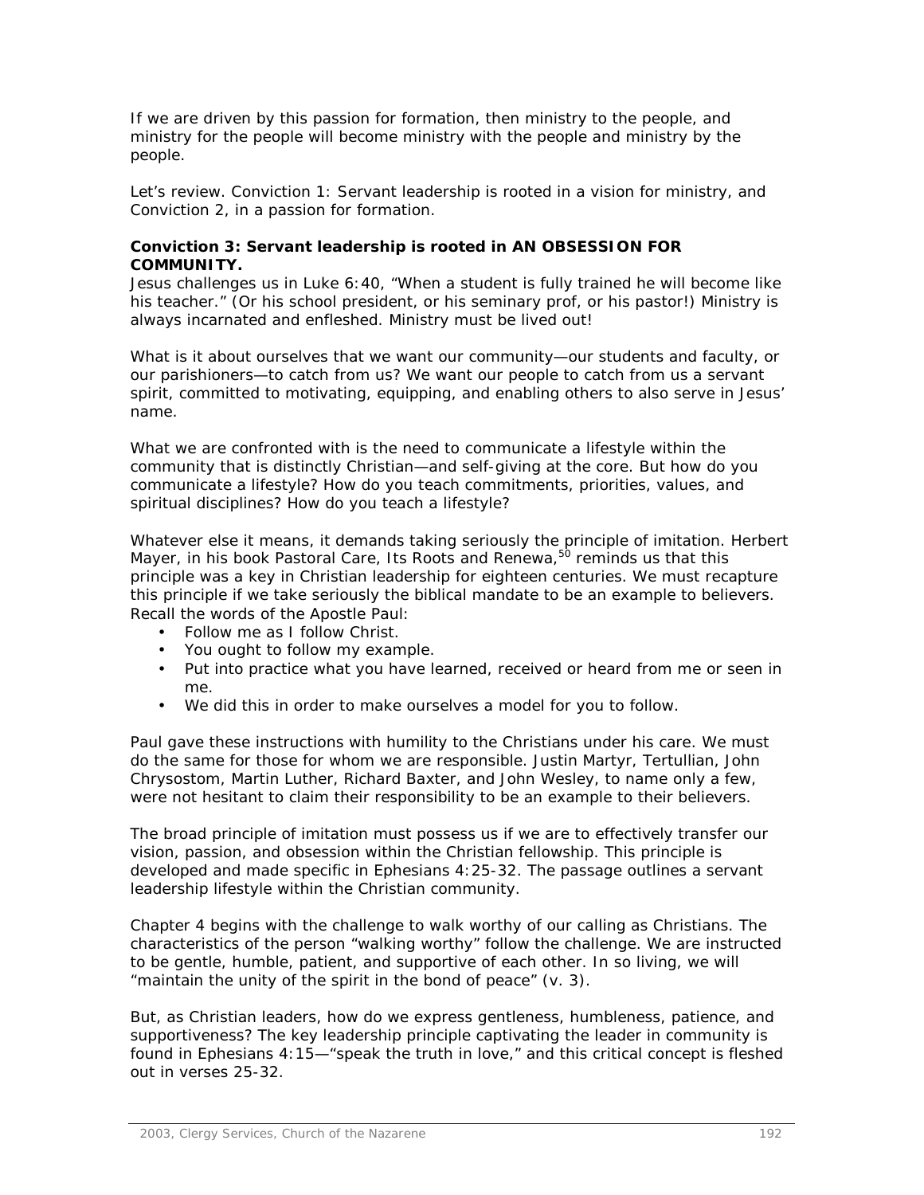If we are driven by this passion for formation, then ministry to the people, and ministry for the people will become ministry with the people and ministry by the people.

Let's review. Conviction 1: Servant leadership is rooted in a vision for ministry, and Conviction 2, in a passion for formation.

**Conviction 3: Servant leadership is rooted in AN OBSESSION FOR COMMUNITY.**

Jesus challenges us in Luke 6:40, "When a student is fully trained he will become like his teacher." (Or his school president, or his seminary prof, or his pastor!) Ministry is always incarnated and enfleshed. Ministry must be lived out!

What is it about ourselves that we want our community—our students and faculty, or our parishioners—to catch from us? We want our people to catch from us a servant spirit, committed to motivating, equipping, and enabling others to also serve in Jesus' name.

What we are confronted with is the need to communicate a lifestyle within the community that is distinctly Christian—and self-giving at the core. But how do you communicate a lifestyle? How do you teach commitments, priorities, values, and spiritual disciplines? How do you teach a lifestyle?

Whatever else it means, it demands taking seriously the principle of imitation. Herbert Mayer, in his book *Pastoral Care, Its Roots and Renewa*,[50] reminds us that this principle was a key in Christian leadership for eighteen centuries. We must recapture this principle if we take seriously the biblical mandate to be an example to believers. Recall the words of the Apostle Paul:

- Follow me as I follow Christ.
- You ought to follow my example.
- Put into practice what you have learned, received or heard from me or seen in me.
- We did this in order to make ourselves a model for you to follow.

Paul gave these instructions with humility to the Christians under his care. We must do the same for those for whom we are responsible. Justin Martyr, Tertullian, John Chrysostom, Martin Luther, Richard Baxter, and John Wesley, to name only a few, were not hesitant to claim their responsibility to be an example to their believers.

The broad principle of imitation must possess us if we are to effectively transfer our vision, passion, and obsession within the Christian fellowship. This principle is developed and made specific in Ephesians 4:25-32. The passage outlines a servant leadership lifestyle within the Christian community.

Chapter 4 begins with the challenge to walk worthy of our calling as Christians. The characteristics of the person "walking worthy" follow the challenge. We are instructed to be gentle, humble, patient, and supportive of each other. In so living, we will "maintain the unity of the spirit in the bond of peace" (v. 3).

But, as Christian leaders, how do we express gentleness, humbleness, patience, and supportiveness? The key leadership principle captivating the leader in community is found in Ephesians 4:15—"speak the truth in love," and this critical concept is fleshed out in verses 25-32.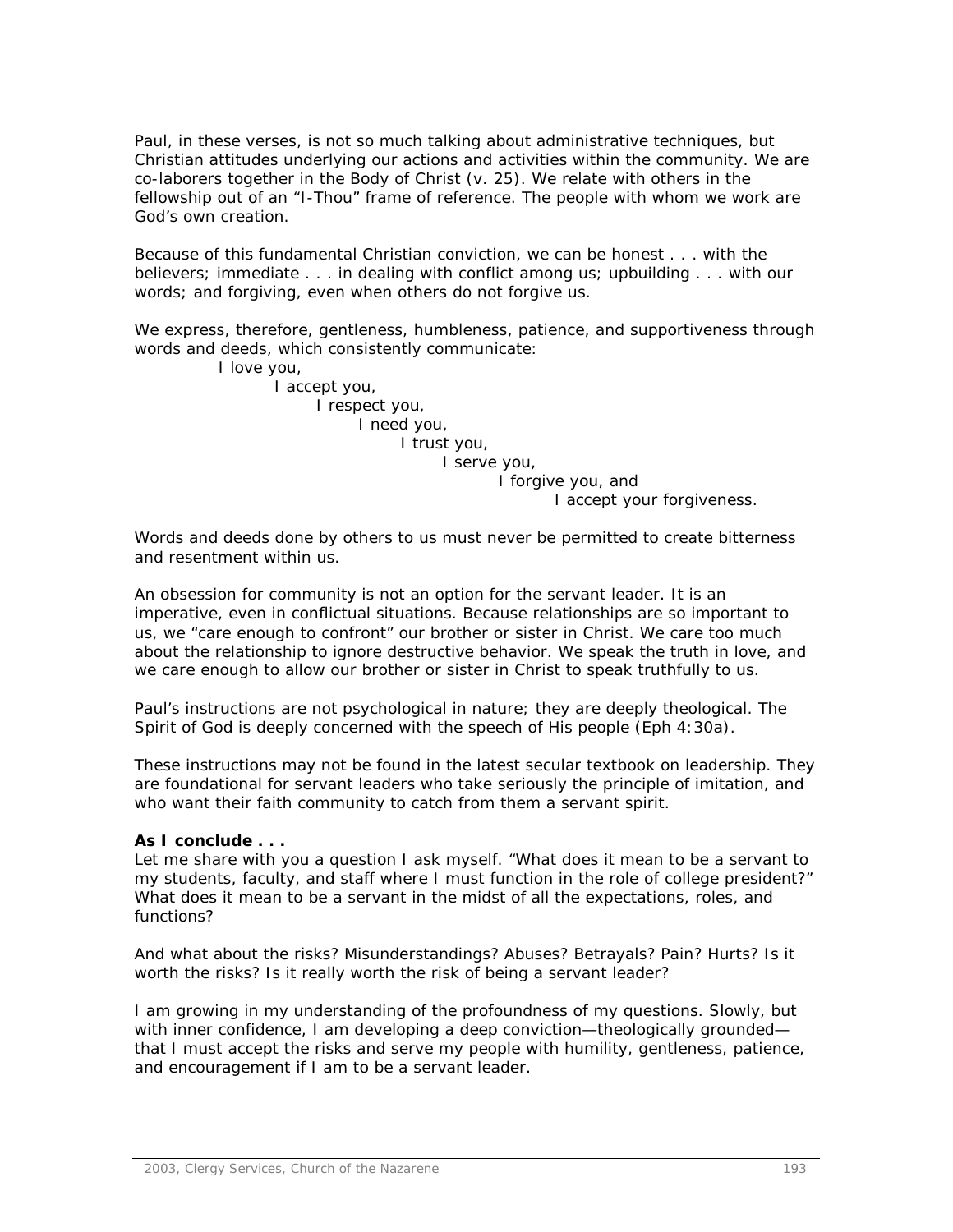Paul, in these verses, is not so much talking about administrative techniques, but Christian attitudes underlying our actions and activities within the community. We are co-laborers together in the Body of Christ (v. 25). We relate with others in the fellowship out of an "I-Thou" frame of reference. The people with whom we work are God's own creation.

Because of this fundamental Christian conviction, we can be honest . . . with the believers; immediate . . . in dealing with conflict among us; upbuilding . . . with our words; and forgiving, even when others do not forgive us.

We express, therefore, gentleness, humbleness, patience, and supportiveness through words and deeds, which consistently communicate:

I love you,
I accept you,
I respect you,
I need you,
I trust you,
I serve you,
I forgive you, and
I accept your forgiveness.

Words and deeds done by others to us must never be permitted to create bitterness and resentment within us.

An obsession for community is not an option for the servant leader. It is an imperative, even in conflictual situations. Because relationships are so important to us, we "care enough to confront" our brother or sister in Christ. We care too much about the relationship to ignore destructive behavior. We speak the truth in love, and we care enough to allow our brother or sister in Christ to speak truthfully to us.

Paul's instructions are not psychological in nature; they are deeply theological. The Spirit of God is deeply concerned with the speech of His people (Eph 4:30a).

These instructions may not be found in the latest secular textbook on leadership. They are foundational for servant leaders who take seriously the principle of imitation, and who want their faith community to catch from them a servant spirit.

**As I conclude . . .**

Let me share with you a question I ask myself. "What does it mean to be a servant to my students, faculty, and staff where I must function in the role of college president?" What does it mean to be a servant in the midst of all the expectations, roles, and functions?

And what about the risks? Misunderstandings? Abuses? Betrayals? Pain? Hurts? Is it worth the risks? Is it really worth the risk of being a servant leader?

I am growing in my understanding of the profoundness of my questions. Slowly, but with inner confidence, I am developing a deep conviction—theologically grounded—that I must accept the risks and serve my people with humility, gentleness, patience, and encouragement if I am to be a servant leader.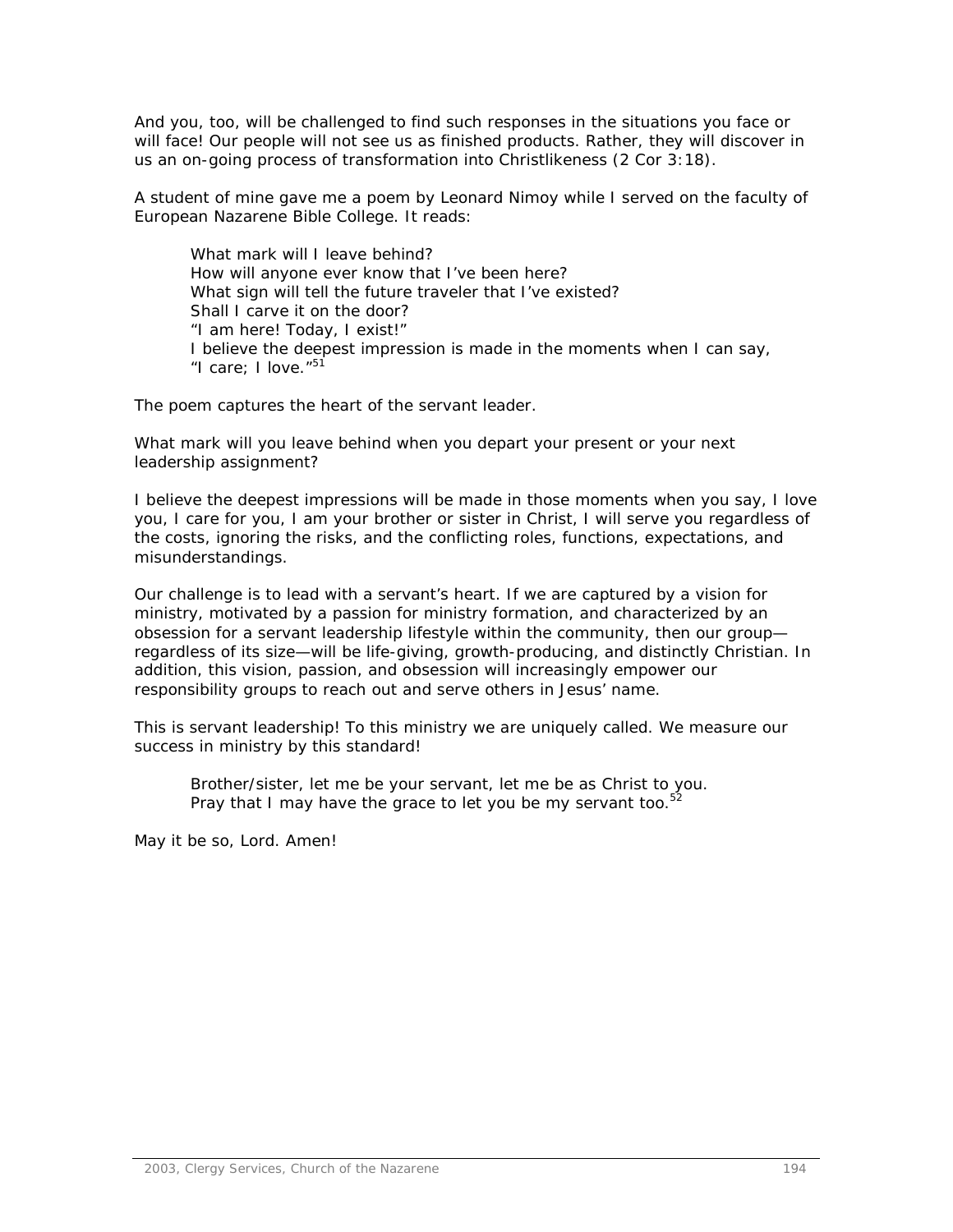And you, too, will be challenged to find such responses in the situations you face or will face! Our people will not see us as finished products. Rather, they will discover in us an on-going process of transformation into Christlikeness (2 Cor 3:18).

A student of mine gave me a poem by Leonard Nimoy while I served on the faculty of European Nazarene Bible College. It reads:

> What mark will I leave behind?
> How will anyone ever know that I've been here?
> What sign will tell the future traveler that I've existed?
> Shall I carve it on the door?
> "I am here! Today, I exist!"
> I believe the deepest impression is made in the moments when I can say,
> "I care; I love."[51]

The poem captures the heart of the servant leader.

What mark will you leave behind when you depart your present or your next leadership assignment?

I believe the deepest impressions will be made in those moments when you say, I love you, I care for you, I am your brother or sister in Christ, I will serve you regardless of the costs, ignoring the risks, and the conflicting roles, functions, expectations, and misunderstandings.

Our challenge is to lead with a servant's heart. If we are captured by a vision for ministry, motivated by a passion for ministry formation, and characterized by an obsession for a servant leadership lifestyle within the community, then our group—regardless of its size—will be life-giving, growth-producing, and distinctly Christian. In addition, this vision, passion, and obsession will increasingly empower our responsibility groups to reach out and serve others in Jesus' name.

This is servant leadership! To this ministry we are uniquely called. We measure our success in ministry by this standard!

> Brother/sister, let me be your servant, let me be as Christ to you.
> Pray that I may have the grace to let you be my servant too.[52]

May it be so, Lord. Amen!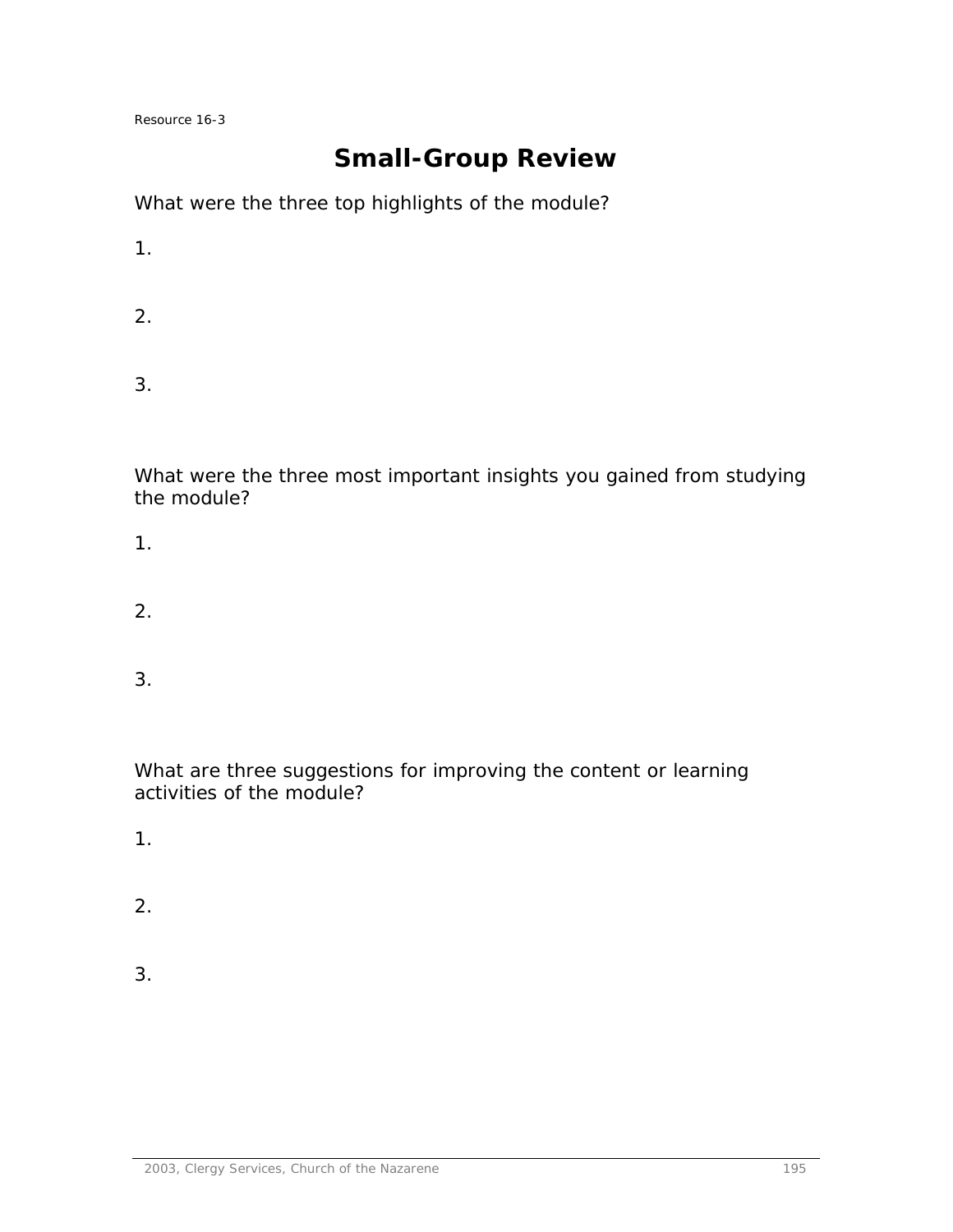Resource 16-3

# Small-Group Review

What were the three top highlights of the module?

1.

2.

3.

What were the three most important insights you gained from studying the module?

1.

2.

3.

What are three suggestions for improving the content or learning activities of the module?

1.

2.

3.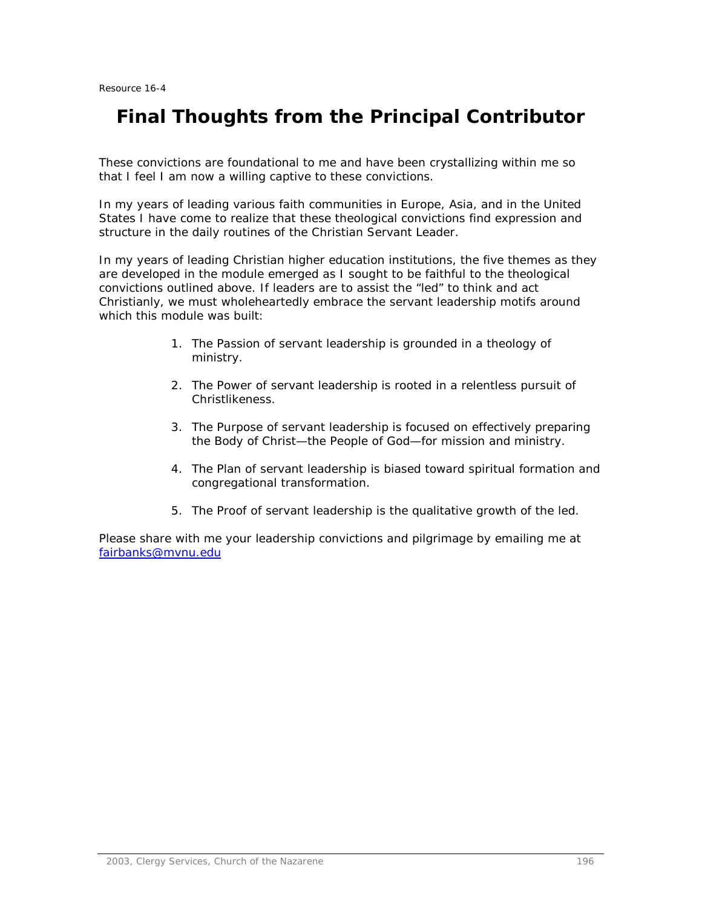Resource 16-4

# Final Thoughts from the Principal Contributor

These convictions are foundational to me and have been crystallizing within me so that I feel I am now a willing captive to these convictions.

In my years of leading various faith communities in Europe, Asia, and in the United States I have come to realize that these theological convictions find expression and structure in the daily routines of the Christian Servant Leader.

In my years of leading Christian higher education institutions, the five themes as they are developed in the module emerged as I sought to be faithful to the theological convictions outlined above. If leaders are to assist the "led" to think and act Christianly, we must wholeheartedly embrace the servant leadership motifs around which this module was built:

1. The Passion of servant leadership is grounded in a theology of ministry.
2. The Power of servant leadership is rooted in a relentless pursuit of Christlikeness.
3. The Purpose of servant leadership is focused on effectively preparing the Body of Christ—the People of God—for mission and ministry.
4. The Plan of servant leadership is biased toward spiritual formation and congregational transformation.
5. The Proof of servant leadership is the qualitative growth of the led.

Please share with me your leadership convictions and pilgrimage by emailing me at fairbanks@mvnu.edu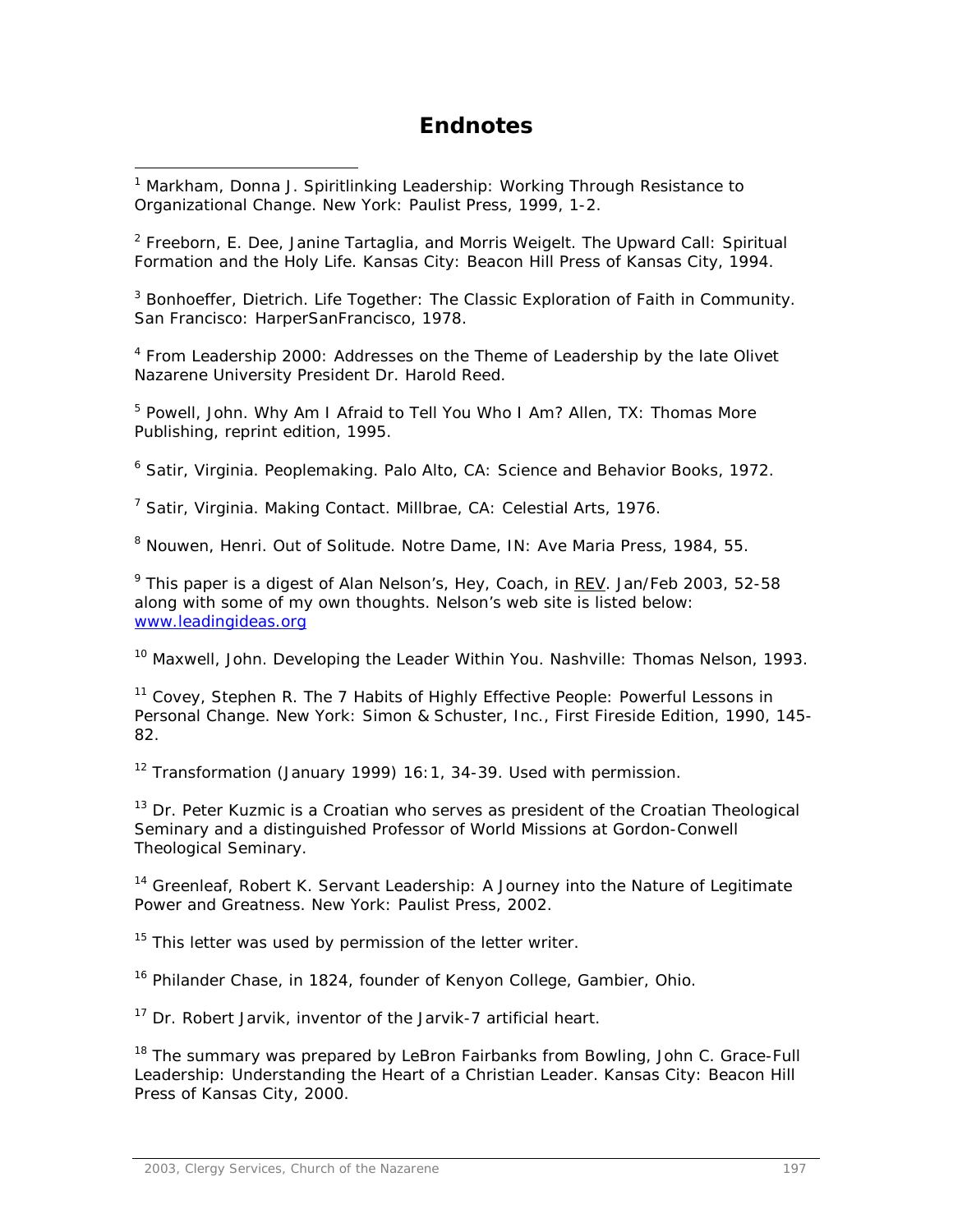# Endnotes

[1] Markham, Donna J. Spiritlinking Leadership: Working Through Resistance to Organizational Change. New York: Paulist Press, 1999, 1-2.

[2] Freeborn, E. Dee, Janine Tartaglia, and Morris Weigelt. The Upward Call: Spiritual Formation and the Holy Life. Kansas City: Beacon Hill Press of Kansas City, 1994.

[3] Bonhoeffer, Dietrich. Life Together: The Classic Exploration of Faith in Community. San Francisco: HarperSanFrancisco, 1978.

[4] From Leadership 2000: Addresses on the Theme of Leadership by the late Olivet Nazarene University President Dr. Harold Reed.

[5] Powell, John. Why Am I Afraid to Tell You Who I Am? Allen, TX: Thomas More Publishing, reprint edition, 1995.

[6] Satir, Virginia. Peoplemaking. Palo Alto, CA: Science and Behavior Books, 1972.

[7] Satir, Virginia. Making Contact. Millbrae, CA: Celestial Arts, 1976.

[8] Nouwen, Henri. Out of Solitude. Notre Dame, IN: Ave Maria Press, 1984, 55.

[9] This paper is a digest of Alan Nelson's, Hey, Coach, in REV. Jan/Feb 2003, 52-58 along with some of my own thoughts. Nelson's web site is listed below: www.leadingideas.org

[10] Maxwell, John. Developing the Leader Within You. Nashville: Thomas Nelson, 1993.

[11] Covey, Stephen R. The 7 Habits of Highly Effective People: Powerful Lessons in Personal Change. New York: Simon & Schuster, Inc., First Fireside Edition, 1990, 145-82.

[12] Transformation (January 1999) 16:1, 34-39. Used with permission.

[13] Dr. Peter Kuzmic is a Croatian who serves as president of the Croatian Theological Seminary and a distinguished Professor of World Missions at Gordon-Conwell Theological Seminary.

[14] Greenleaf, Robert K. Servant Leadership: A Journey into the Nature of Legitimate Power and Greatness. New York: Paulist Press, 2002.

[15] This letter was used by permission of the letter writer.

[16] Philander Chase, in 1824, founder of Kenyon College, Gambier, Ohio.

[17] Dr. Robert Jarvik, inventor of the Jarvik-7 artificial heart.

[18] The summary was prepared by LeBron Fairbanks from Bowling, John C. Grace-Full Leadership: Understanding the Heart of a Christian Leader. Kansas City: Beacon Hill Press of Kansas City, 2000.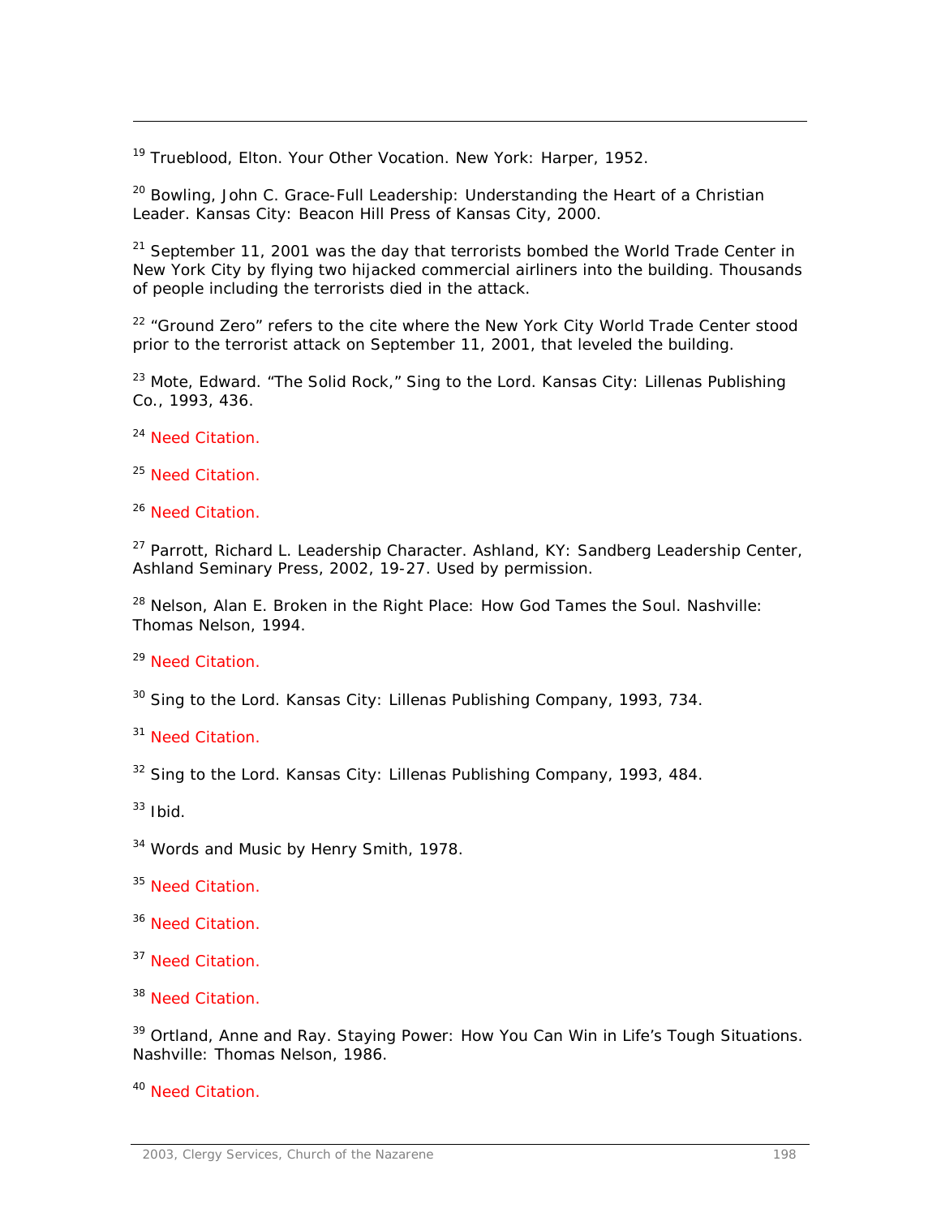[19] Trueblood, Elton. Your Other Vocation. New York: Harper, 1952.

[20] Bowling, John C. Grace-Full Leadership: Understanding the Heart of a Christian Leader. Kansas City: Beacon Hill Press of Kansas City, 2000.

[21] September 11, 2001 was the day that terrorists bombed the World Trade Center in New York City by flying two hijacked commercial airliners into the building. Thousands of people including the terrorists died in the attack.

[22] "Ground Zero" refers to the cite where the New York City World Trade Center stood prior to the terrorist attack on September 11, 2001, that leveled the building.

[23] Mote, Edward. "The Solid Rock," Sing to the Lord. Kansas City: Lillenas Publishing Co., 1993, 436.

[24] Need Citation.

[25] Need Citation.

[26] Need Citation.

[27] Parrott, Richard L. Leadership Character. Ashland, KY: Sandberg Leadership Center, Ashland Seminary Press, 2002, 19-27. Used by permission.

[28] Nelson, Alan E. Broken in the Right Place: How God Tames the Soul. Nashville: Thomas Nelson, 1994.

[29] Need Citation.

[30] Sing to the Lord. Kansas City: Lillenas Publishing Company, 1993, 734.

[31] Need Citation.

[32] Sing to the Lord. Kansas City: Lillenas Publishing Company, 1993, 484.

[33] Ibid.

[34] Words and Music by Henry Smith, 1978.

[35] Need Citation.

[36] Need Citation.

[37] Need Citation.

[38] Need Citation.

[39] Ortland, Anne and Ray. Staying Power: How You Can Win in Life's Tough Situations. Nashville: Thomas Nelson, 1986.

[40] Need Citation.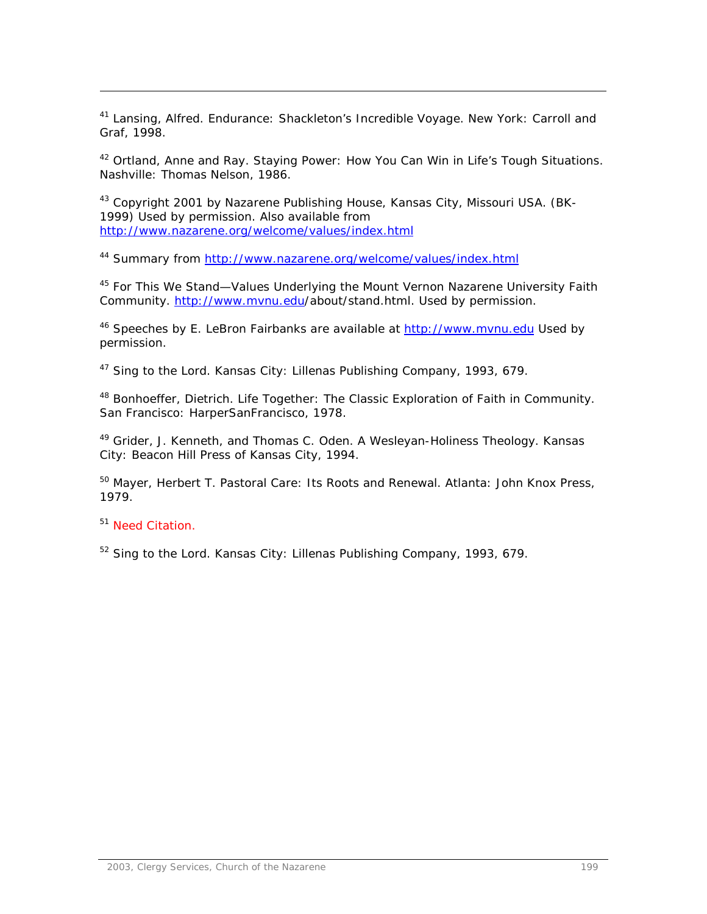[41] Lansing, Alfred. Endurance: Shackleton's Incredible Voyage. New York: Carroll and Graf, 1998.

[42] Ortland, Anne and Ray. Staying Power: How You Can Win in Life's Tough Situations. Nashville: Thomas Nelson, 1986.

[43] Copyright 2001 by Nazarene Publishing House, Kansas City, Missouri USA. (BK-1999) Used by permission. Also available from http://www.nazarene.org/welcome/values/index.html

[44] Summary from http://www.nazarene.org/welcome/values/index.html

[45] For This We Stand—Values Underlying the Mount Vernon Nazarene University Faith Community. http://www.mvnu.edu/about/stand.html. Used by permission.

[46] Speeches by E. LeBron Fairbanks are available at http://www.mvnu.edu Used by permission.

[47] Sing to the Lord. Kansas City: Lillenas Publishing Company, 1993, 679.

[48] Bonhoeffer, Dietrich. Life Together: The Classic Exploration of Faith in Community. San Francisco: HarperSanFrancisco, 1978.

[49] Grider, J. Kenneth, and Thomas C. Oden. A Wesleyan-Holiness Theology. Kansas City: Beacon Hill Press of Kansas City, 1994.

[50] Mayer, Herbert T. Pastoral Care: Its Roots and Renewal. Atlanta: John Knox Press, 1979.

[51] Need Citation.

[52] Sing to the Lord. Kansas City: Lillenas Publishing Company, 1993, 679.